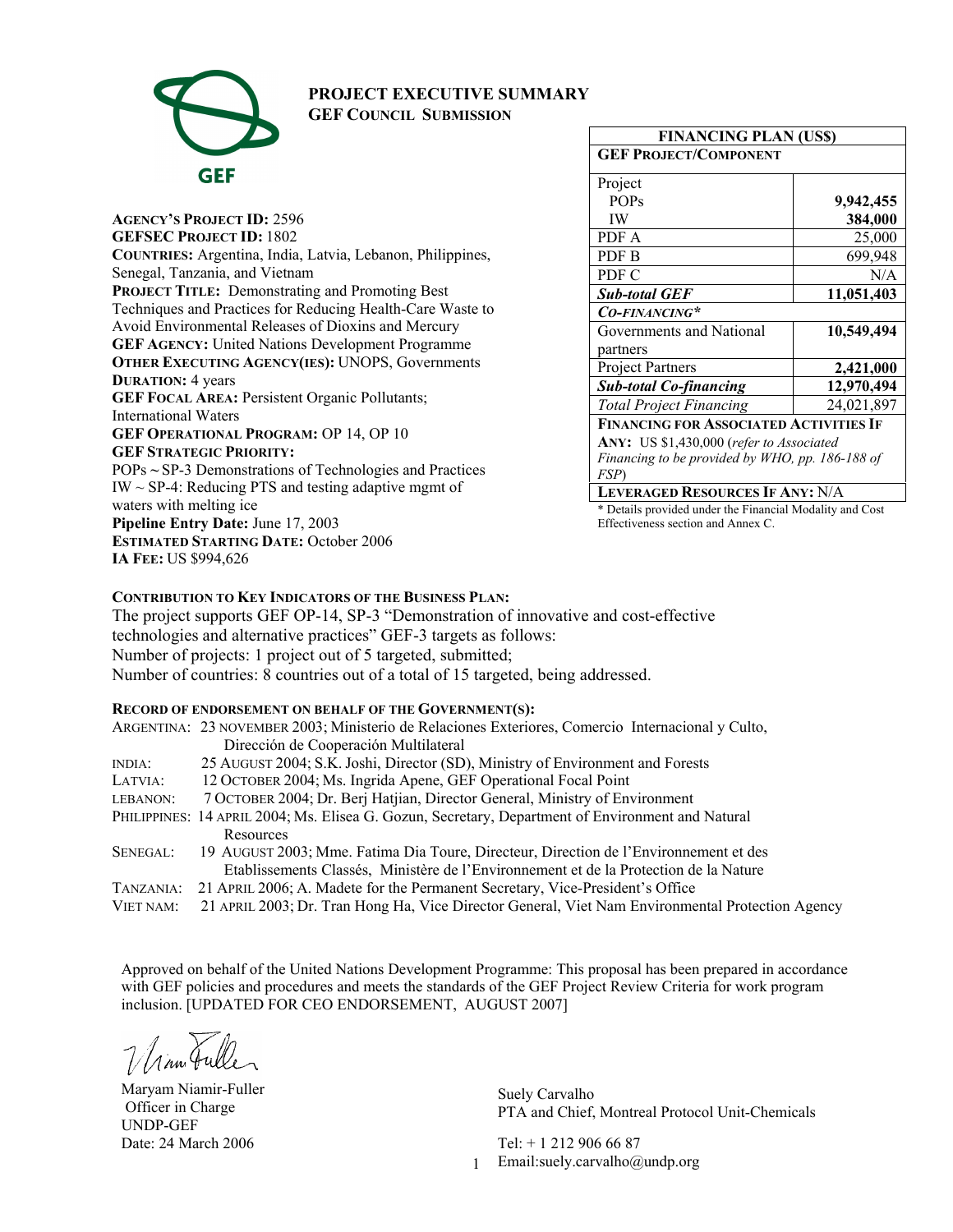# PROJECT EXECUTIVE SUMMARY

## GEF COUNCIL SUBMISSION

**AGENCY'S PROJECT ID:** 2596
**GEFSEC PROJECT ID:** 1802
**COUNTRIES:** Argentina, India, Latvia, Lebanon, Philippines, Senegal, Tanzania, and Vietnam
**PROJECT TITLE:** Demonstrating and Promoting Best Techniques and Practices for Reducing Health-Care Waste to Avoid Environmental Releases of Dioxins and Mercury
**GEF AGENCY:** United Nations Development Programme
**OTHER EXECUTING AGENCY(IES):** UNOPS, Governments
**DURATION:** 4 years
**GEF FOCAL AREA:** Persistent Organic Pollutants; International Waters
**GEF OPERATIONAL PROGRAM:** OP 14, OP 10
**GEF STRATEGIC PRIORITY:**
POPs ~ SP-3 Demonstrations of Technologies and Practices
IW ~ SP-4: Reducing PTS and testing adaptive mgmt of waters with melting ice
**Pipeline Entry Date:** June 17, 2003
**ESTIMATED STARTING DATE:** October 2006
**IA FEE:** US $994,626

| FINANCING PLAN (US$) | |
|---|---|
| **GEF PROJECT/COMPONENT** | |
| Project | |
| POPs | **9,942,455** |
| IW | **384,000** |
| PDF A | 25,000 |
| PDF B | 699,948 |
| PDF C | N/A |
| ***Sub-total GEF*** | **11,051,403** |
| ***CO-FINANCING**** | |
| Governments and National partners | **10,549,494** |
| Project Partners | **2,421,000** |
| ***Sub-total Co-financing*** | **12,970,494** |
| *Total Project Financing* | 24,021,897 |
| **FINANCING FOR ASSOCIATED ACTIVITIES IF ANY:** US $1,430,000 (*refer to Associated Financing to be provided by WHO, pp. 186-188 of FSP*) | |
| **LEVERAGED RESOURCES IF ANY:** N/A | |

\* Details provided under the Financial Modality and Cost Effectiveness section and Annex C.

**CONTRIBUTION TO KEY INDICATORS OF THE BUSINESS PLAN:**

The project supports GEF OP-14, SP-3 "Demonstration of innovative and cost-effective technologies and alternative practices" GEF-3 targets as follows:
Number of projects: 1 project out of 5 targeted, submitted;
Number of countries: 8 countries out of a total of 15 targeted, being addressed.

**RECORD OF ENDORSEMENT ON BEHALF OF THE GOVERNMENT(S):**

ARGENTINA: 23 NOVEMBER 2003; Ministerio de Relaciones Exteriores, Comercio Internacional y Culto, Dirección de Cooperación Multilateral
INDIA: 25 AUGUST 2004; S.K. Joshi, Director (SD), Ministry of Environment and Forests
LATVIA: 12 OCTOBER 2004; Ms. Ingrida Apene, GEF Operational Focal Point
LEBANON: 7 OCTOBER 2004; Dr. Berj Hatjian, Director General, Ministry of Environment
PHILIPPINES: 14 APRIL 2004; Ms. Elisea G. Gozun, Secretary, Department of Environment and Natural Resources
SENEGAL: 19 AUGUST 2003; Mme. Fatima Dia Toure, Directeur, Direction de l'Environnement et des Etablissements Classés, Ministère de l'Environnement et de la Protection de la Nature
TANZANIA: 21 APRIL 2006; A. Madete for the Permanent Secretary, Vice-President's Office
VIET NAM: 21 APRIL 2003; Dr. Tran Hong Ha, Vice Director General, Viet Nam Environmental Protection Agency

Approved on behalf of the United Nations Development Programme: This proposal has been prepared in accordance with GEF policies and procedures and meets the standards of the GEF Project Review Criteria for work program inclusion. [UPDATED FOR CEO ENDORSEMENT, AUGUST 2007]

Maryam Niamir-Fuller
Officer in Charge
UNDP-GEF
Date: 24 March 2006

Suely Carvalho
PTA and Chief, Montreal Protocol Unit-Chemicals

Tel: + 1 212 906 66 87
Email:suely.carvalho@undp.org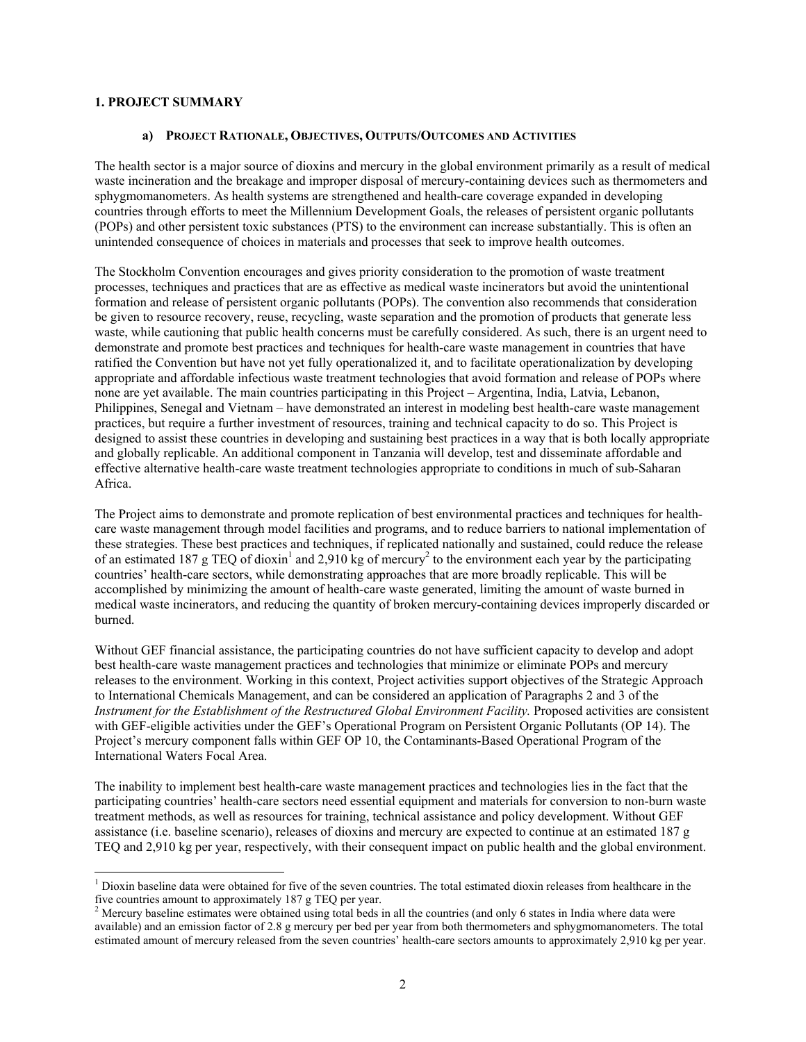## 1. PROJECT SUMMARY

### a) Project Rationale, Objectives, Outputs/Outcomes and Activities

The health sector is a major source of dioxins and mercury in the global environment primarily as a result of medical waste incineration and the breakage and improper disposal of mercury-containing devices such as thermometers and sphygmomanometers. As health systems are strengthened and health-care coverage expanded in developing countries through efforts to meet the Millennium Development Goals, the releases of persistent organic pollutants (POPs) and other persistent toxic substances (PTS) to the environment can increase substantially. This is often an unintended consequence of choices in materials and processes that seek to improve health outcomes.

The Stockholm Convention encourages and gives priority consideration to the promotion of waste treatment processes, techniques and practices that are as effective as medical waste incinerators but avoid the unintentional formation and release of persistent organic pollutants (POPs). The convention also recommends that consideration be given to resource recovery, reuse, recycling, waste separation and the promotion of products that generate less waste, while cautioning that public health concerns must be carefully considered. As such, there is an urgent need to demonstrate and promote best practices and techniques for health-care waste management in countries that have ratified the Convention but have not yet fully operationalized it, and to facilitate operationalization by developing appropriate and affordable infectious waste treatment technologies that avoid formation and release of POPs where none are yet available. The main countries participating in this Project – Argentina, India, Latvia, Lebanon, Philippines, Senegal and Vietnam – have demonstrated an interest in modeling best health-care waste management practices, but require a further investment of resources, training and technical capacity to do so. This Project is designed to assist these countries in developing and sustaining best practices in a way that is both locally appropriate and globally replicable. An additional component in Tanzania will develop, test and disseminate affordable and effective alternative health-care waste treatment technologies appropriate to conditions in much of sub-Saharan Africa.

The Project aims to demonstrate and promote replication of best environmental practices and techniques for health-care waste management through model facilities and programs, and to reduce barriers to national implementation of these strategies. These best practices and techniques, if replicated nationally and sustained, could reduce the release of an estimated 187 g TEQ of dioxin[1] and 2,910 kg of mercury[2] to the environment each year by the participating countries' health-care sectors, while demonstrating approaches that are more broadly replicable. This will be accomplished by minimizing the amount of health-care waste generated, limiting the amount of waste burned in medical waste incinerators, and reducing the quantity of broken mercury-containing devices improperly discarded or burned.

Without GEF financial assistance, the participating countries do not have sufficient capacity to develop and adopt best health-care waste management practices and technologies that minimize or eliminate POPs and mercury releases to the environment. Working in this context, Project activities support objectives of the Strategic Approach to International Chemicals Management, and can be considered an application of Paragraphs 2 and 3 of the *Instrument for the Establishment of the Restructured Global Environment Facility.* Proposed activities are consistent with GEF-eligible activities under the GEF's Operational Program on Persistent Organic Pollutants (OP 14). The Project's mercury component falls within GEF OP 10, the Contaminants-Based Operational Program of the International Waters Focal Area.

The inability to implement best health-care waste management practices and technologies lies in the fact that the participating countries' health-care sectors need essential equipment and materials for conversion to non-burn waste treatment methods, as well as resources for training, technical assistance and policy development. Without GEF assistance (i.e. baseline scenario), releases of dioxins and mercury are expected to continue at an estimated 187 g TEQ and 2,910 kg per year, respectively, with their consequent impact on public health and the global environment.

[1] Dioxin baseline data were obtained for five of the seven countries. The total estimated dioxin releases from healthcare in the five countries amount to approximately 187 g TEQ per year.

[2] Mercury baseline estimates were obtained using total beds in all the countries (and only 6 states in India where data were available) and an emission factor of 2.8 g mercury per bed per year from both thermometers and sphygmomanometers. The total estimated amount of mercury released from the seven countries' health-care sectors amounts to approximately 2,910 kg per year.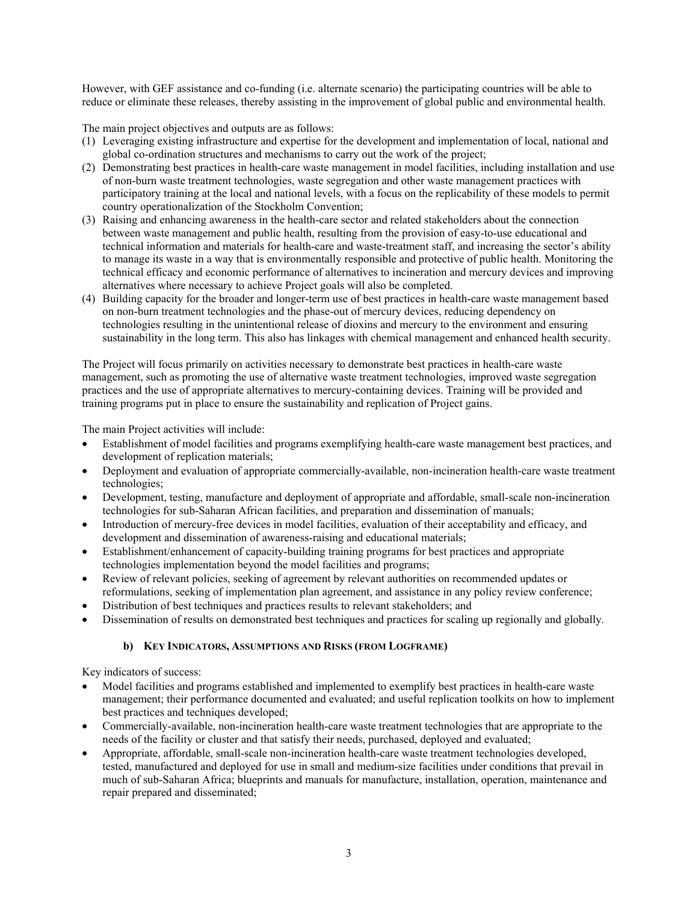However, with GEF assistance and co-funding (i.e. alternate scenario) the participating countries will be able to reduce or eliminate these releases, thereby assisting in the improvement of global public and environmental health.

The main project objectives and outputs are as follows:

(1) Leveraging existing infrastructure and expertise for the development and implementation of local, national and global co-ordination structures and mechanisms to carry out the work of the project;
(2) Demonstrating best practices in health-care waste management in model facilities, including installation and use of non-burn waste treatment technologies, waste segregation and other waste management practices with participatory training at the local and national levels, with a focus on the replicability of these models to permit country operationalization of the Stockholm Convention;
(3) Raising and enhancing awareness in the health-care sector and related stakeholders about the connection between waste management and public health, resulting from the provision of easy-to-use educational and technical information and materials for health-care and waste-treatment staff, and increasing the sector's ability to manage its waste in a way that is environmentally responsible and protective of public health. Monitoring the technical efficacy and economic performance of alternatives to incineration and mercury devices and improving alternatives where necessary to achieve Project goals will also be completed.
(4) Building capacity for the broader and longer-term use of best practices in health-care waste management based on non-burn treatment technologies and the phase-out of mercury devices, reducing dependency on technologies resulting in the unintentional release of dioxins and mercury to the environment and ensuring sustainability in the long term. This also has linkages with chemical management and enhanced health security.

The Project will focus primarily on activities necessary to demonstrate best practices in health-care waste management, such as promoting the use of alternative waste treatment technologies, improved waste segregation practices and the use of appropriate alternatives to mercury-containing devices. Training will be provided and training programs put in place to ensure the sustainability and replication of Project gains.

The main Project activities will include:

- Establishment of model facilities and programs exemplifying health-care waste management best practices, and development of replication materials;
- Deployment and evaluation of appropriate commercially-available, non-incineration health-care waste treatment technologies;
- Development, testing, manufacture and deployment of appropriate and affordable, small-scale non-incineration technologies for sub-Saharan African facilities, and preparation and dissemination of manuals;
- Introduction of mercury-free devices in model facilities, evaluation of their acceptability and efficacy, and development and dissemination of awareness-raising and educational materials;
- Establishment/enhancement of capacity-building training programs for best practices and appropriate technologies implementation beyond the model facilities and programs;
- Review of relevant policies, seeking of agreement by relevant authorities on recommended updates or reformulations, seeking of implementation plan agreement, and assistance in any policy review conference;
- Distribution of best techniques and practices results to relevant stakeholders; and
- Dissemination of results on demonstrated best techniques and practices for scaling up regionally and globally.

### b) Key Indicators, Assumptions and Risks (from Logframe)

Key indicators of success:

- Model facilities and programs established and implemented to exemplify best practices in health-care waste management; their performance documented and evaluated; and useful replication toolkits on how to implement best practices and techniques developed;
- Commercially-available, non-incineration health-care waste treatment technologies that are appropriate to the needs of the facility or cluster and that satisfy their needs, purchased, deployed and evaluated;
- Appropriate, affordable, small-scale non-incineration health-care waste treatment technologies developed, tested, manufactured and deployed for use in small and medium-size facilities under conditions that prevail in much of sub-Saharan Africa; blueprints and manuals for manufacture, installation, operation, maintenance and repair prepared and disseminated;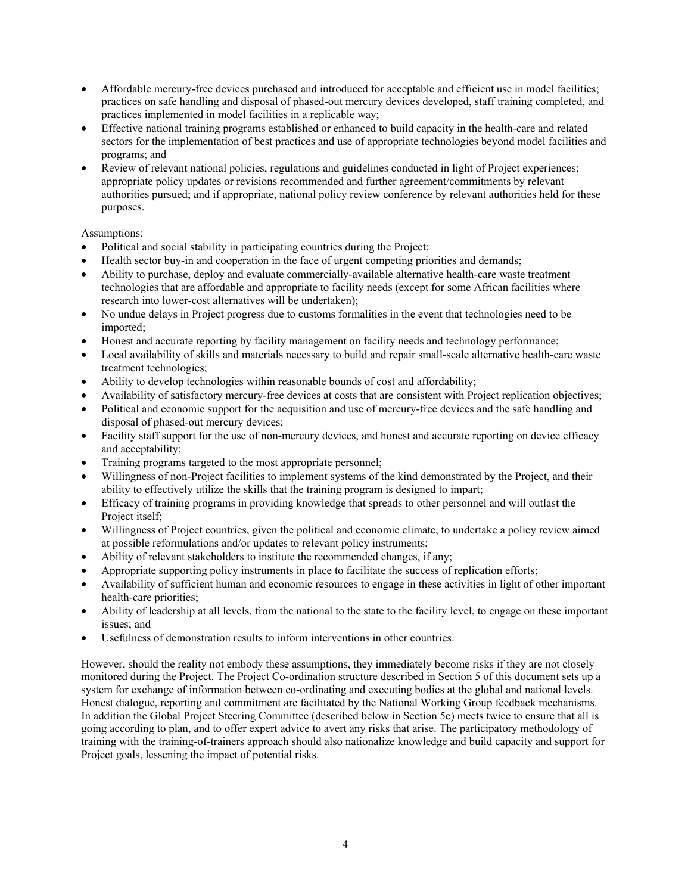- Affordable mercury-free devices purchased and introduced for acceptable and efficient use in model facilities; practices on safe handling and disposal of phased-out mercury devices developed, staff training completed, and practices implemented in model facilities in a replicable way;
- Effective national training programs established or enhanced to build capacity in the health-care and related sectors for the implementation of best practices and use of appropriate technologies beyond model facilities and programs; and
- Review of relevant national policies, regulations and guidelines conducted in light of Project experiences; appropriate policy updates or revisions recommended and further agreement/commitments by relevant authorities pursued; and if appropriate, national policy review conference by relevant authorities held for these purposes.

Assumptions:

- Political and social stability in participating countries during the Project;
- Health sector buy-in and cooperation in the face of urgent competing priorities and demands;
- Ability to purchase, deploy and evaluate commercially-available alternative health-care waste treatment technologies that are affordable and appropriate to facility needs (except for some African facilities where research into lower-cost alternatives will be undertaken);
- No undue delays in Project progress due to customs formalities in the event that technologies need to be imported;
- Honest and accurate reporting by facility management on facility needs and technology performance;
- Local availability of skills and materials necessary to build and repair small-scale alternative health-care waste treatment technologies;
- Ability to develop technologies within reasonable bounds of cost and affordability;
- Availability of satisfactory mercury-free devices at costs that are consistent with Project replication objectives;
- Political and economic support for the acquisition and use of mercury-free devices and the safe handling and disposal of phased-out mercury devices;
- Facility staff support for the use of non-mercury devices, and honest and accurate reporting on device efficacy and acceptability;
- Training programs targeted to the most appropriate personnel;
- Willingness of non-Project facilities to implement systems of the kind demonstrated by the Project, and their ability to effectively utilize the skills that the training program is designed to impart;
- Efficacy of training programs in providing knowledge that spreads to other personnel and will outlast the Project itself;
- Willingness of Project countries, given the political and economic climate, to undertake a policy review aimed at possible reformulations and/or updates to relevant policy instruments;
- Ability of relevant stakeholders to institute the recommended changes, if any;
- Appropriate supporting policy instruments in place to facilitate the success of replication efforts;
- Availability of sufficient human and economic resources to engage in these activities in light of other important health-care priorities;
- Ability of leadership at all levels, from the national to the state to the facility level, to engage on these important issues; and
- Usefulness of demonstration results to inform interventions in other countries.

However, should the reality not embody these assumptions, they immediately become risks if they are not closely monitored during the Project. The Project Co-ordination structure described in Section 5 of this document sets up a system for exchange of information between co-ordinating and executing bodies at the global and national levels. Honest dialogue, reporting and commitment are facilitated by the National Working Group feedback mechanisms. In addition the Global Project Steering Committee (described below in Section 5c) meets twice to ensure that all is going according to plan, and to offer expert advice to avert any risks that arise. The participatory methodology of training with the training-of-trainers approach should also nationalize knowledge and build capacity and support for Project goals, lessening the impact of potential risks.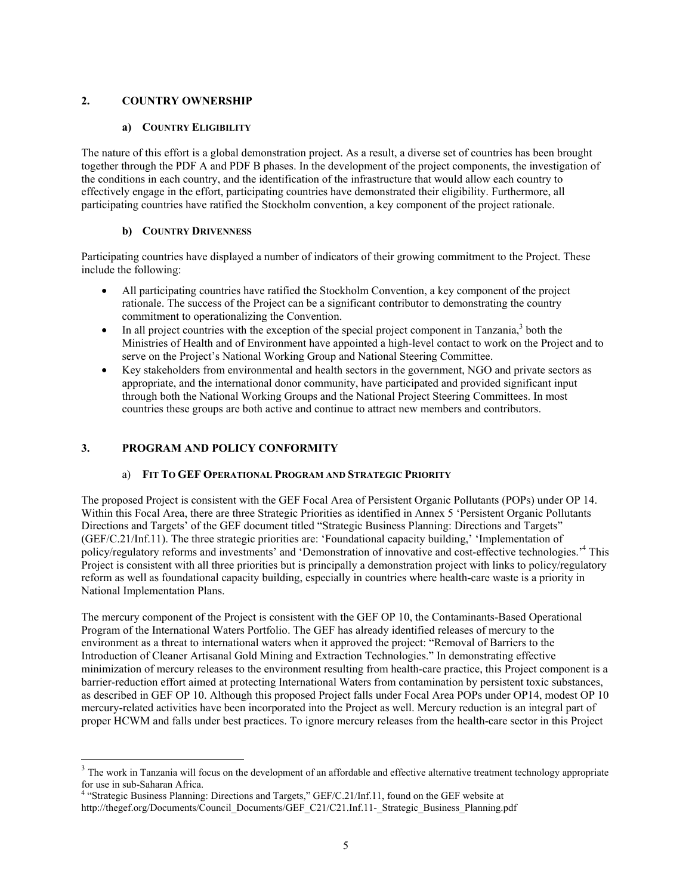## 2. COUNTRY OWNERSHIP

### a) COUNTRY ELIGIBILITY

The nature of this effort is a global demonstration project. As a result, a diverse set of countries has been brought together through the PDF A and PDF B phases. In the development of the project components, the investigation of the conditions in each country, and the identification of the infrastructure that would allow each country to effectively engage in the effort, participating countries have demonstrated their eligibility. Furthermore, all participating countries have ratified the Stockholm convention, a key component of the project rationale.

### b) COUNTRY DRIVENNESS

Participating countries have displayed a number of indicators of their growing commitment to the Project. These include the following:

- All participating countries have ratified the Stockholm Convention, a key component of the project rationale. The success of the Project can be a significant contributor to demonstrating the country commitment to operationalizing the Convention.
- In all project countries with the exception of the special project component in Tanzania,[3] both the Ministries of Health and of Environment have appointed a high-level contact to work on the Project and to serve on the Project's National Working Group and National Steering Committee.
- Key stakeholders from environmental and health sectors in the government, NGO and private sectors as appropriate, and the international donor community, have participated and provided significant input through both the National Working Groups and the National Project Steering Committees. In most countries these groups are both active and continue to attract new members and contributors.

## 3. PROGRAM AND POLICY CONFORMITY

### a) FIT TO GEF OPERATIONAL PROGRAM AND STRATEGIC PRIORITY

The proposed Project is consistent with the GEF Focal Area of Persistent Organic Pollutants (POPs) under OP 14. Within this Focal Area, there are three Strategic Priorities as identified in Annex 5 'Persistent Organic Pollutants Directions and Targets' of the GEF document titled "Strategic Business Planning: Directions and Targets" (GEF/C.21/Inf.11). The three strategic priorities are: 'Foundational capacity building,' 'Implementation of policy/regulatory reforms and investments' and 'Demonstration of innovative and cost-effective technologies.'[4] This Project is consistent with all three priorities but is principally a demonstration project with links to policy/regulatory reform as well as foundational capacity building, especially in countries where health-care waste is a priority in National Implementation Plans.

The mercury component of the Project is consistent with the GEF OP 10, the Contaminants-Based Operational Program of the International Waters Portfolio. The GEF has already identified releases of mercury to the environment as a threat to international waters when it approved the project: "Removal of Barriers to the Introduction of Cleaner Artisanal Gold Mining and Extraction Technologies." In demonstrating effective minimization of mercury releases to the environment resulting from health-care practice, this Project component is a barrier-reduction effort aimed at protecting International Waters from contamination by persistent toxic substances, as described in GEF OP 10. Although this proposed Project falls under Focal Area POPs under OP14, modest OP 10 mercury-related activities have been incorporated into the Project as well. Mercury reduction is an integral part of proper HCWM and falls under best practices. To ignore mercury releases from the health-care sector in this Project

---

[3] The work in Tanzania will focus on the development of an affordable and effective alternative treatment technology appropriate for use in sub-Saharan Africa.

[4] "Strategic Business Planning: Directions and Targets," GEF/C.21/Inf.11, found on the GEF website at http://thegef.org/Documents/Council_Documents/GEF_C21/C21.Inf.11-_Strategic_Business_Planning.pdf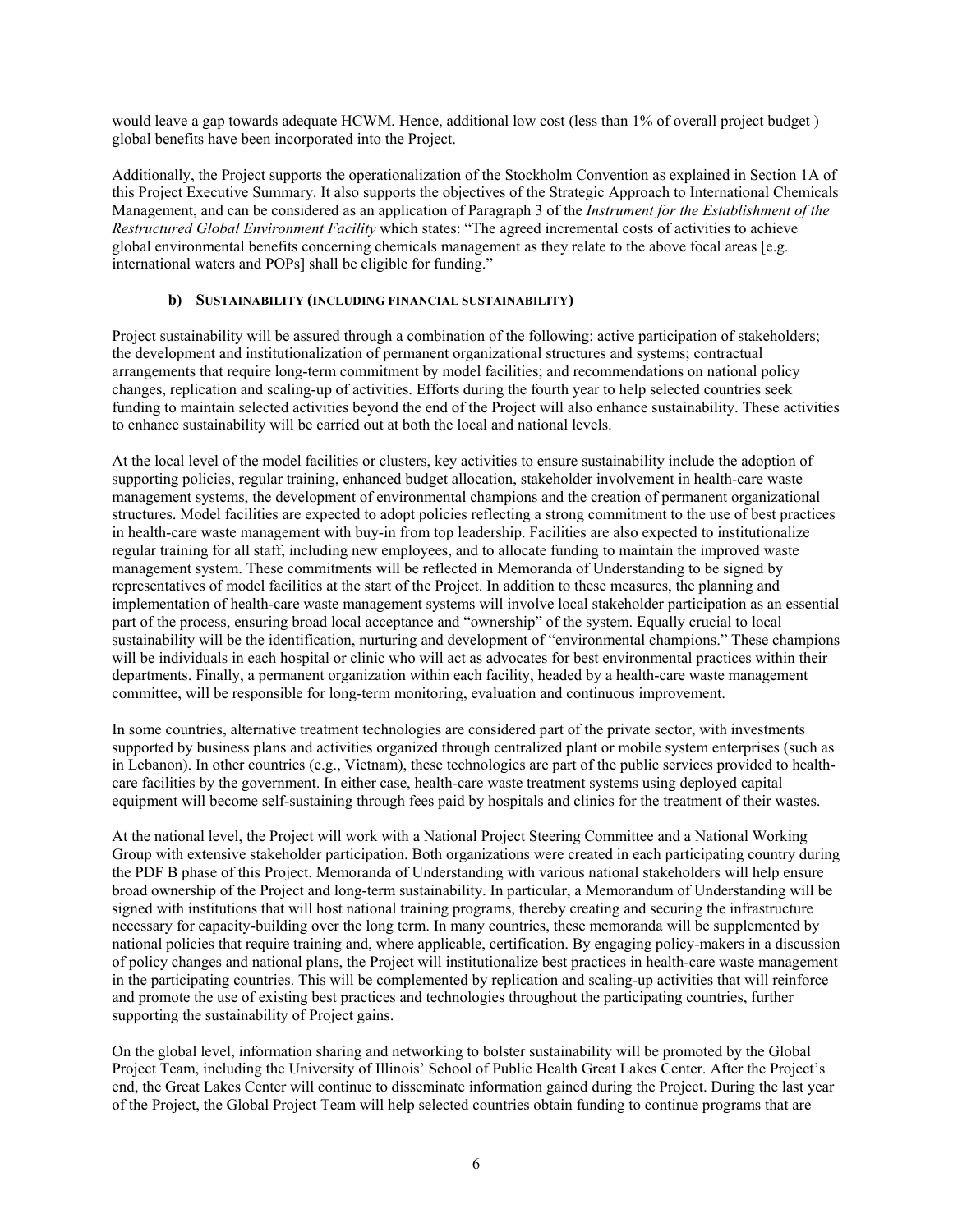would leave a gap towards adequate HCWM. Hence, additional low cost (less than 1% of overall project budget ) global benefits have been incorporated into the Project.

Additionally, the Project supports the operationalization of the Stockholm Convention as explained in Section 1A of this Project Executive Summary. It also supports the objectives of the Strategic Approach to International Chemicals Management, and can be considered as an application of Paragraph 3 of the *Instrument for the Establishment of the Restructured Global Environment Facility* which states: "The agreed incremental costs of activities to achieve global environmental benefits concerning chemicals management as they relate to the above focal areas [e.g. international waters and POPs] shall be eligible for funding."

#### b) SUSTAINABILITY (INCLUDING FINANCIAL SUSTAINABILITY)

Project sustainability will be assured through a combination of the following: active participation of stakeholders; the development and institutionalization of permanent organizational structures and systems; contractual arrangements that require long-term commitment by model facilities; and recommendations on national policy changes, replication and scaling-up of activities. Efforts during the fourth year to help selected countries seek funding to maintain selected activities beyond the end of the Project will also enhance sustainability. These activities to enhance sustainability will be carried out at both the local and national levels.

At the local level of the model facilities or clusters, key activities to ensure sustainability include the adoption of supporting policies, regular training, enhanced budget allocation, stakeholder involvement in health-care waste management systems, the development of environmental champions and the creation of permanent organizational structures. Model facilities are expected to adopt policies reflecting a strong commitment to the use of best practices in health-care waste management with buy-in from top leadership. Facilities are also expected to institutionalize regular training for all staff, including new employees, and to allocate funding to maintain the improved waste management system. These commitments will be reflected in Memoranda of Understanding to be signed by representatives of model facilities at the start of the Project. In addition to these measures, the planning and implementation of health-care waste management systems will involve local stakeholder participation as an essential part of the process, ensuring broad local acceptance and "ownership" of the system. Equally crucial to local sustainability will be the identification, nurturing and development of "environmental champions." These champions will be individuals in each hospital or clinic who will act as advocates for best environmental practices within their departments. Finally, a permanent organization within each facility, headed by a health-care waste management committee, will be responsible for long-term monitoring, evaluation and continuous improvement.

In some countries, alternative treatment technologies are considered part of the private sector, with investments supported by business plans and activities organized through centralized plant or mobile system enterprises (such as in Lebanon). In other countries (e.g., Vietnam), these technologies are part of the public services provided to health-care facilities by the government. In either case, health-care waste treatment systems using deployed capital equipment will become self-sustaining through fees paid by hospitals and clinics for the treatment of their wastes.

At the national level, the Project will work with a National Project Steering Committee and a National Working Group with extensive stakeholder participation. Both organizations were created in each participating country during the PDF B phase of this Project. Memoranda of Understanding with various national stakeholders will help ensure broad ownership of the Project and long-term sustainability. In particular, a Memorandum of Understanding will be signed with institutions that will host national training programs, thereby creating and securing the infrastructure necessary for capacity-building over the long term. In many countries, these memoranda will be supplemented by national policies that require training and, where applicable, certification. By engaging policy-makers in a discussion of policy changes and national plans, the Project will institutionalize best practices in health-care waste management in the participating countries. This will be complemented by replication and scaling-up activities that will reinforce and promote the use of existing best practices and technologies throughout the participating countries, further supporting the sustainability of Project gains.

On the global level, information sharing and networking to bolster sustainability will be promoted by the Global Project Team, including the University of Illinois' School of Public Health Great Lakes Center. After the Project's end, the Great Lakes Center will continue to disseminate information gained during the Project. During the last year of the Project, the Global Project Team will help selected countries obtain funding to continue programs that are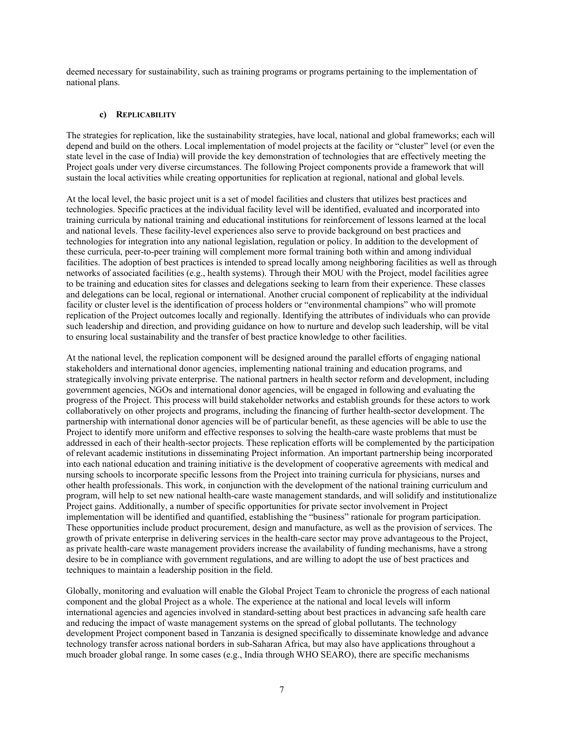deemed necessary for sustainability, such as training programs or programs pertaining to the implementation of national plans.

### c) Replicability

The strategies for replication, like the sustainability strategies, have local, national and global frameworks; each will depend and build on the others. Local implementation of model projects at the facility or "cluster" level (or even the state level in the case of India) will provide the key demonstration of technologies that are effectively meeting the Project goals under very diverse circumstances. The following Project components provide a framework that will sustain the local activities while creating opportunities for replication at regional, national and global levels.

At the local level, the basic project unit is a set of model facilities and clusters that utilizes best practices and technologies. Specific practices at the individual facility level will be identified, evaluated and incorporated into training curricula by national training and educational institutions for reinforcement of lessons learned at the local and national levels. These facility-level experiences also serve to provide background on best practices and technologies for integration into any national legislation, regulation or policy. In addition to the development of these curricula, peer-to-peer training will complement more formal training both within and among individual facilities. The adoption of best practices is intended to spread locally among neighboring facilities as well as through networks of associated facilities (e.g., health systems). Through their MOU with the Project, model facilities agree to be training and education sites for classes and delegations seeking to learn from their experience. These classes and delegations can be local, regional or international. Another crucial component of replicability at the individual facility or cluster level is the identification of process holders or "environmental champions" who will promote replication of the Project outcomes locally and regionally. Identifying the attributes of individuals who can provide such leadership and direction, and providing guidance on how to nurture and develop such leadership, will be vital to ensuring local sustainability and the transfer of best practice knowledge to other facilities.

At the national level, the replication component will be designed around the parallel efforts of engaging national stakeholders and international donor agencies, implementing national training and education programs, and strategically involving private enterprise. The national partners in health sector reform and development, including government agencies, NGOs and international donor agencies, will be engaged in following and evaluating the progress of the Project. This process will build stakeholder networks and establish grounds for these actors to work collaboratively on other projects and programs, including the financing of further health-sector development. The partnership with international donor agencies will be of particular benefit, as these agencies will be able to use the Project to identify more uniform and effective responses to solving the health-care waste problems that must be addressed in each of their health-sector projects. These replication efforts will be complemented by the participation of relevant academic institutions in disseminating Project information. An important partnership being incorporated into each national education and training initiative is the development of cooperative agreements with medical and nursing schools to incorporate specific lessons from the Project into training curricula for physicians, nurses and other health professionals. This work, in conjunction with the development of the national training curriculum and program, will help to set new national health-care waste management standards, and will solidify and institutionalize Project gains. Additionally, a number of specific opportunities for private sector involvement in Project implementation will be identified and quantified, establishing the "business" rationale for program participation. These opportunities include product procurement, design and manufacture, as well as the provision of services. The growth of private enterprise in delivering services in the health-care sector may prove advantageous to the Project, as private health-care waste management providers increase the availability of funding mechanisms, have a strong desire to be in compliance with government regulations, and are willing to adopt the use of best practices and techniques to maintain a leadership position in the field.

Globally, monitoring and evaluation will enable the Global Project Team to chronicle the progress of each national component and the global Project as a whole. The experience at the national and local levels will inform international agencies and agencies involved in standard-setting about best practices in advancing safe health care and reducing the impact of waste management systems on the spread of global pollutants. The technology development Project component based in Tanzania is designed specifically to disseminate knowledge and advance technology transfer across national borders in sub-Saharan Africa, but may also have applications throughout a much broader global range. In some cases (e.g., India through WHO SEARO), there are specific mechanisms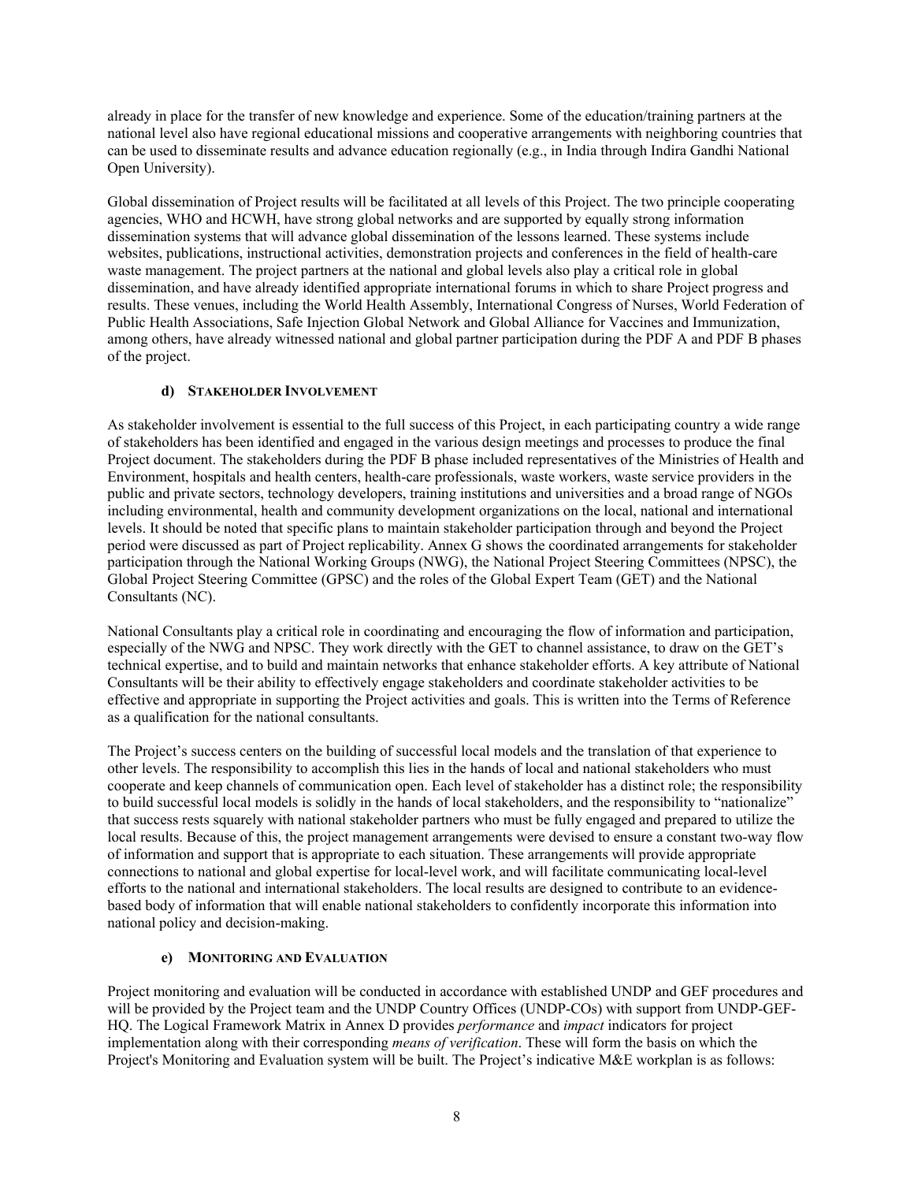already in place for the transfer of new knowledge and experience. Some of the education/training partners at the national level also have regional educational missions and cooperative arrangements with neighboring countries that can be used to disseminate results and advance education regionally (e.g., in India through Indira Gandhi National Open University).

Global dissemination of Project results will be facilitated at all levels of this Project. The two principle cooperating agencies, WHO and HCWH, have strong global networks and are supported by equally strong information dissemination systems that will advance global dissemination of the lessons learned. These systems include websites, publications, instructional activities, demonstration projects and conferences in the field of health-care waste management. The project partners at the national and global levels also play a critical role in global dissemination, and have already identified appropriate international forums in which to share Project progress and results. These venues, including the World Health Assembly, International Congress of Nurses, World Federation of Public Health Associations, Safe Injection Global Network and Global Alliance for Vaccines and Immunization, among others, have already witnessed national and global partner participation during the PDF A and PDF B phases of the project.

### d) STAKEHOLDER INVOLVEMENT

As stakeholder involvement is essential to the full success of this Project, in each participating country a wide range of stakeholders has been identified and engaged in the various design meetings and processes to produce the final Project document. The stakeholders during the PDF B phase included representatives of the Ministries of Health and Environment, hospitals and health centers, health-care professionals, waste workers, waste service providers in the public and private sectors, technology developers, training institutions and universities and a broad range of NGOs including environmental, health and community development organizations on the local, national and international levels. It should be noted that specific plans to maintain stakeholder participation through and beyond the Project period were discussed as part of Project replicability. Annex G shows the coordinated arrangements for stakeholder participation through the National Working Groups (NWG), the National Project Steering Committees (NPSC), the Global Project Steering Committee (GPSC) and the roles of the Global Expert Team (GET) and the National Consultants (NC).

National Consultants play a critical role in coordinating and encouraging the flow of information and participation, especially of the NWG and NPSC. They work directly with the GET to channel assistance, to draw on the GET's technical expertise, and to build and maintain networks that enhance stakeholder efforts. A key attribute of National Consultants will be their ability to effectively engage stakeholders and coordinate stakeholder activities to be effective and appropriate in supporting the Project activities and goals. This is written into the Terms of Reference as a qualification for the national consultants.

The Project's success centers on the building of successful local models and the translation of that experience to other levels. The responsibility to accomplish this lies in the hands of local and national stakeholders who must cooperate and keep channels of communication open. Each level of stakeholder has a distinct role; the responsibility to build successful local models is solidly in the hands of local stakeholders, and the responsibility to "nationalize" that success rests squarely with national stakeholder partners who must be fully engaged and prepared to utilize the local results. Because of this, the project management arrangements were devised to ensure a constant two-way flow of information and support that is appropriate to each situation. These arrangements will provide appropriate connections to national and global expertise for local-level work, and will facilitate communicating local-level efforts to the national and international stakeholders. The local results are designed to contribute to an evidence-based body of information that will enable national stakeholders to confidently incorporate this information into national policy and decision-making.

### e) MONITORING AND EVALUATION

Project monitoring and evaluation will be conducted in accordance with established UNDP and GEF procedures and will be provided by the Project team and the UNDP Country Offices (UNDP-COs) with support from UNDP-GEF-HQ. The Logical Framework Matrix in Annex D provides *performance* and *impact* indicators for project implementation along with their corresponding *means of verification*. These will form the basis on which the Project's Monitoring and Evaluation system will be built. The Project's indicative M&E workplan is as follows: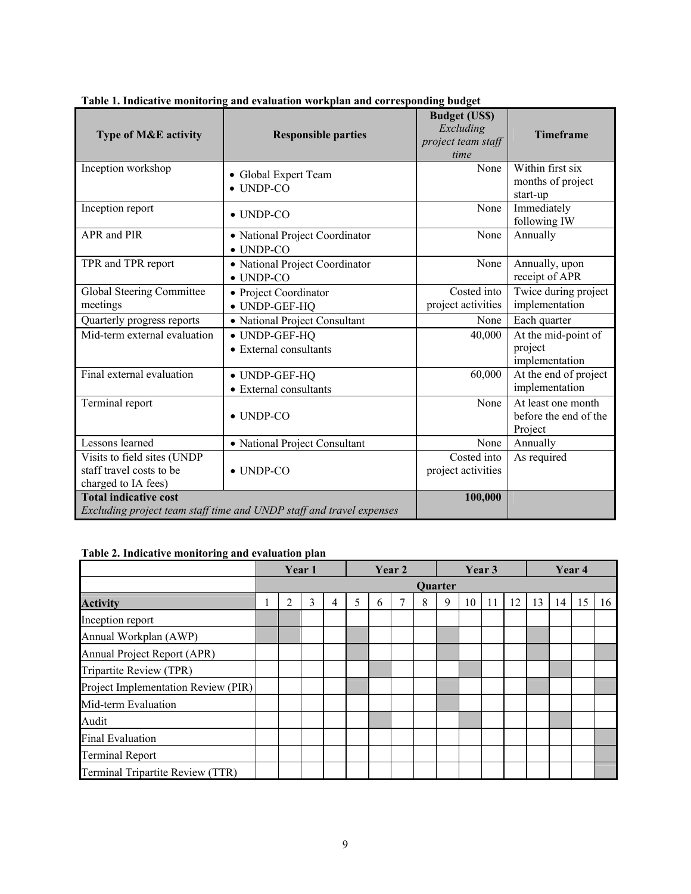**Table 1. Indicative monitoring and evaluation workplan and corresponding budget**

| Type of M&E activity | Responsible parties | Budget (US$) *Excluding project team staff time* | Timeframe |
|---|---|---|---|
| Inception workshop | • Global Expert Team<br>• UNDP-CO | None | Within first six months of project start-up |
| Inception report | • UNDP-CO | None | Immediately following IW |
| APR and PIR | • National Project Coordinator<br>• UNDP-CO | None | Annually |
| TPR and TPR report | • National Project Coordinator<br>• UNDP-CO | None | Annually, upon receipt of APR |
| Global Steering Committee meetings | • Project Coordinator<br>• UNDP-GEF-HQ | Costed into project activities | Twice during project implementation |
| Quarterly progress reports | • National Project Consultant | None | Each quarter |
| Mid-term external evaluation | • UNDP-GEF-HQ<br>• External consultants | 40,000 | At the mid-point of project implementation |
| Final external evaluation | • UNDP-GEF-HQ<br>• External consultants | 60,000 | At the end of project implementation |
| Terminal report | • UNDP-CO | None | At least one month before the end of the Project |
| Lessons learned | • National Project Consultant | None | Annually |
| Visits to field sites (UNDP staff travel costs to be charged to IA fees) | • UNDP-CO | Costed into project activities | As required |
| **Total indicative cost**<br>*Excluding project team staff time and UNDP staff and travel expenses* | | **100,000** | |

**Table 2. Indicative monitoring and evaluation plan**

| | Year 1 | | | | Year 2 | | | | Year 3 | | | | Year 4 | | | |
|---|---|---|---|---|---|---|---|---|---|---|---|---|---|---|---|---|
| | Quarter | | | | | | | | | | | | | | | |
| **Activity** | 1 | 2 | 3 | 4 | 5 | 6 | 7 | 8 | 9 | 10 | 11 | 12 | 13 | 14 | 15 | 16 |
| Inception report | X | X | | | | | | | | | | | | | | |
| Annual Workplan (AWP) | X | X | | | X | | | | X | | | | X | | | |
| Annual Project Report (APR) | | | | | X | | | | X | | | | X | | | X |
| Tripartite Review (TPR) | | | | | | X | | | | X | | | | X | | |
| Project Implementation Review (PIR) | | | | | X | | | | X | | | | X | | | X |
| Mid-term Evaluation | | | | | | | | | X | | | | | | | |
| Audit | | | | | | X | | | | X | | | | X | | |
| Final Evaluation | | | | | | | | | | | | | | | | X |
| Terminal Report | | | | | | | | | | | | | | | | X |
| Terminal Tripartite Review (TTR) | | | | | | | | | | | | | | | | X |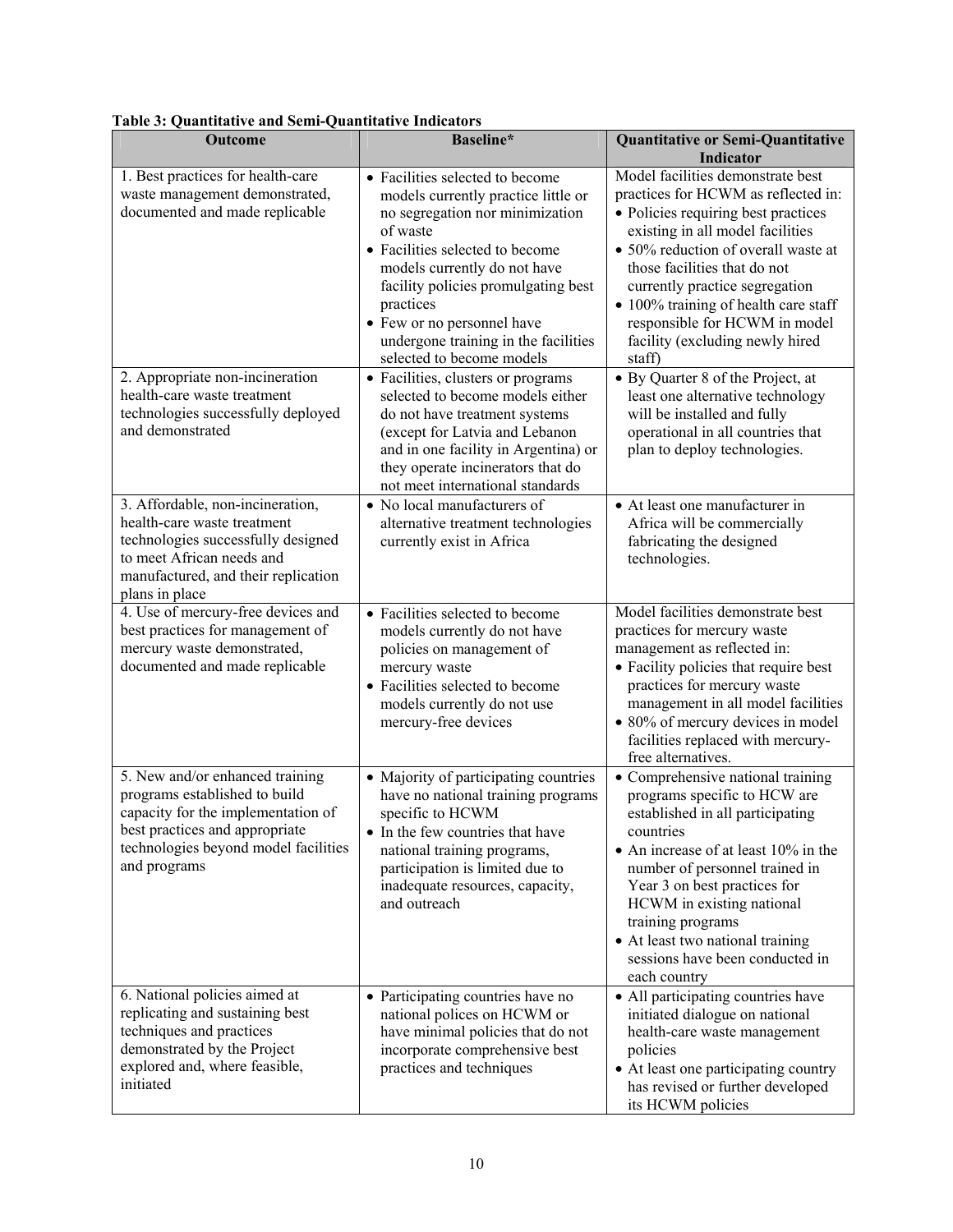**Table 3: Quantitative and Semi-Quantitative Indicators**

| Outcome | Baseline* | Quantitative or Semi-Quantitative Indicator |
|---|---|---|
| 1. Best practices for health-care waste management demonstrated, documented and made replicable | • Facilities selected to become models currently practice little or no segregation nor minimization of waste<br>• Facilities selected to become models currently do not have facility policies promulgating best practices<br>• Few or no personnel have undergone training in the facilities selected to become models | Model facilities demonstrate best practices for HCWM as reflected in:<br>• Policies requiring best practices existing in all model facilities<br>• 50% reduction of overall waste at those facilities that do not currently practice segregation<br>• 100% training of health care staff responsible for HCWM in model facility (excluding newly hired staff) |
| 2. Appropriate non-incineration health-care waste treatment technologies successfully deployed and demonstrated | • Facilities, clusters or programs selected to become models either do not have treatment systems (except for Latvia and Lebanon and in one facility in Argentina) or they operate incinerators that do not meet international standards | • By Quarter 8 of the Project, at least one alternative technology will be installed and fully operational in all countries that plan to deploy technologies. |
| 3. Affordable, non-incineration, health-care waste treatment technologies successfully designed to meet African needs and manufactured, and their replication plans in place | • No local manufacturers of alternative treatment technologies currently exist in Africa | • At least one manufacturer in Africa will be commercially fabricating the designed technologies. |
| 4. Use of mercury-free devices and best practices for management of mercury waste demonstrated, documented and made replicable | • Facilities selected to become models currently do not have policies on management of mercury waste<br>• Facilities selected to become models currently do not use mercury-free devices | Model facilities demonstrate best practices for mercury waste management as reflected in:<br>• Facility policies that require best practices for mercury waste management in all model facilities<br>• 80% of mercury devices in model facilities replaced with mercury-free alternatives. |
| 5. New and/or enhanced training programs established to build capacity for the implementation of best practices and appropriate technologies beyond model facilities and programs | • Majority of participating countries have no national training programs specific to HCWM<br>• In the few countries that have national training programs, participation is limited due to inadequate resources, capacity, and outreach | • Comprehensive national training programs specific to HCW are established in all participating countries<br>• An increase of at least 10% in the number of personnel trained in Year 3 on best practices for HCWM in existing national training programs<br>• At least two national training sessions have been conducted in each country |
| 6. National policies aimed at replicating and sustaining best techniques and practices demonstrated by the Project explored and, where feasible, initiated | • Participating countries have no national polices on HCWM or have minimal policies that do not incorporate comprehensive best practices and techniques | • All participating countries have initiated dialogue on national health-care waste management policies<br>• At least one participating country has revised or further developed its HCWM policies |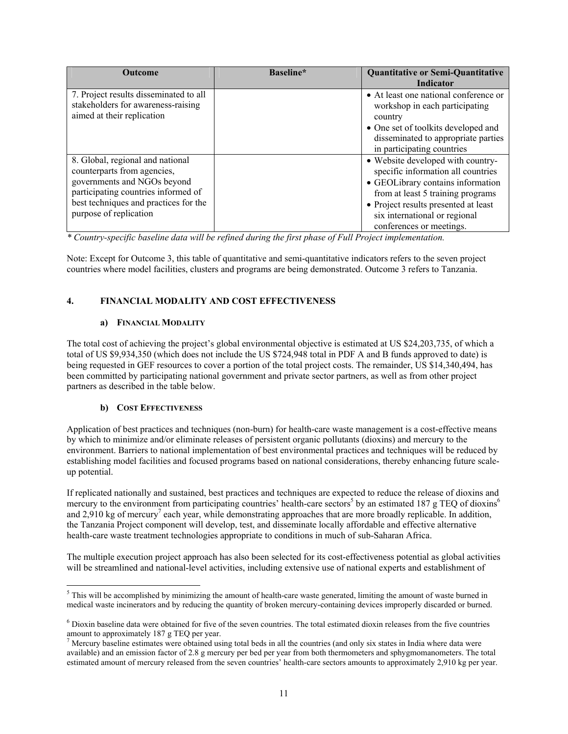| Outcome | Baseline* | Quantitative or Semi-Quantitative Indicator |
|---|---|---|
| 7. Project results disseminated to all stakeholders for awareness-raising aimed at their replication | | • At least one national conference or workshop in each participating country<br>• One set of toolkits developed and disseminated to appropriate parties in participating countries |
| 8. Global, regional and national counterparts from agencies, governments and NGOs beyond participating countries informed of best techniques and practices for the purpose of replication | | • Website developed with country-specific information all countries<br>• GEOLibrary contains information from at least 5 training programs<br>• Project results presented at least six international or regional conferences or meetings. |

*\* Country-specific baseline data will be refined during the first phase of Full Project implementation.*

Note: Except for Outcome 3, this table of quantitative and semi-quantitative indicators refers to the seven project countries where model facilities, clusters and programs are being demonstrated. Outcome 3 refers to Tanzania.

## 4. FINANCIAL MODALITY AND COST EFFECTIVENESS

### a) FINANCIAL MODALITY

The total cost of achieving the project's global environmental objective is estimated at US $24,203,735, of which a total of US $9,934,350 (which does not include the US $724,948 total in PDF A and B funds approved to date) is being requested in GEF resources to cover a portion of the total project costs. The remainder, US $14,340,494, has been committed by participating national government and private sector partners, as well as from other project partners as described in the table below.

### b) COST EFFECTIVENESS

Application of best practices and techniques (non-burn) for health-care waste management is a cost-effective means by which to minimize and/or eliminate releases of persistent organic pollutants (dioxins) and mercury to the environment. Barriers to national implementation of best environmental practices and techniques will be reduced by establishing model facilities and focused programs based on national considerations, thereby enhancing future scale-up potential.

If replicated nationally and sustained, best practices and techniques are expected to reduce the release of dioxins and mercury to the environment from participating countries' health-care sectors[5] by an estimated 187 g TEQ of dioxins[6] and 2,910 kg of mercury[7] each year, while demonstrating approaches that are more broadly replicable. In addition, the Tanzania Project component will develop, test, and disseminate locally affordable and effective alternative health-care waste treatment technologies appropriate to conditions in much of sub-Saharan Africa.

The multiple execution project approach has also been selected for its cost-effectiveness potential as global activities will be streamlined and national-level activities, including extensive use of national experts and establishment of

---

[5] This will be accomplished by minimizing the amount of health-care waste generated, limiting the amount of waste burned in medical waste incinerators and by reducing the quantity of broken mercury-containing devices improperly discarded or burned.

[6] Dioxin baseline data were obtained for five of the seven countries. The total estimated dioxin releases from the five countries amount to approximately 187 g TEQ per year.

[7] Mercury baseline estimates were obtained using total beds in all the countries (and only six states in India where data were available) and an emission factor of 2.8 g mercury per bed per year from both thermometers and sphygmomanometers. The total estimated amount of mercury released from the seven countries' health-care sectors amounts to approximately 2,910 kg per year.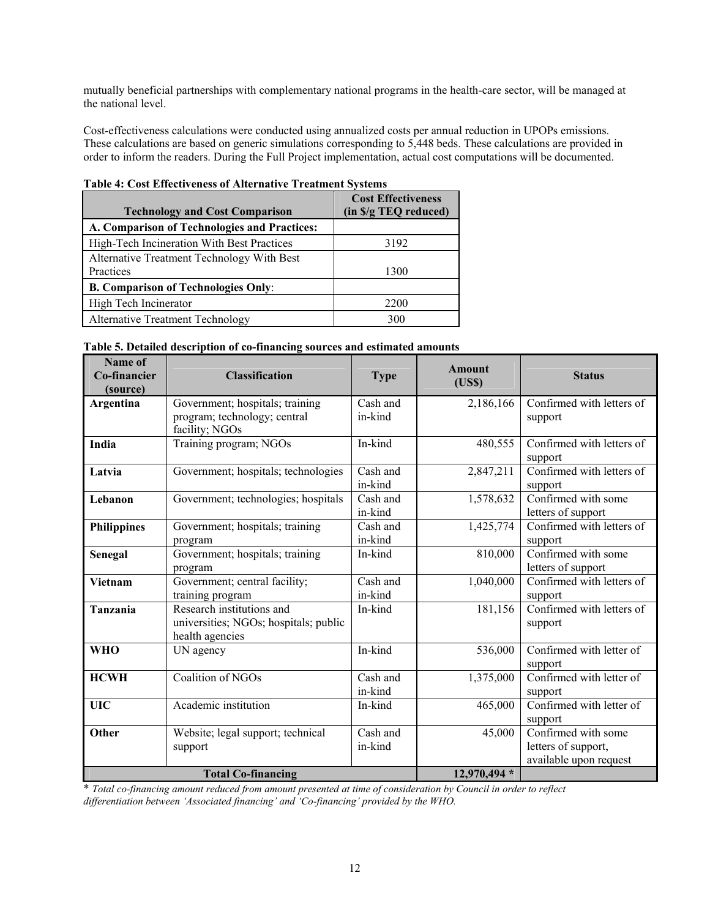mutually beneficial partnerships with complementary national programs in the health-care sector, will be managed at the national level.

Cost-effectiveness calculations were conducted using annualized costs per annual reduction in UPOPs emissions. These calculations are based on generic simulations corresponding to 5,448 beds. These calculations are provided in order to inform the readers. During the Full Project implementation, actual cost computations will be documented.

**Table 4: Cost Effectiveness of Alternative Treatment Systems**

| Technology and Cost Comparison | Cost Effectiveness (in $/g TEQ reduced) |
|---|---|
| **A. Comparison of Technologies and Practices:** | |
| High-Tech Incineration With Best Practices | 3192 |
| Alternative Treatment Technology With Best Practices | 1300 |
| **B. Comparison of Technologies Only**: | |
| High Tech Incinerator | 2200 |
| Alternative Treatment Technology | 300 |

**Table 5. Detailed description of co-financing sources and estimated amounts**

| Name of Co-financier (source) | Classification | Type | Amount (US$) | Status |
|---|---|---|---|---|
| **Argentina** | Government; hospitals; training program; technology; central facility; NGOs | Cash and in-kind | 2,186,166 | Confirmed with letters of support |
| **India** | Training program; NGOs | In-kind | 480,555 | Confirmed with letters of support |
| **Latvia** | Government; hospitals; technologies | Cash and in-kind | 2,847,211 | Confirmed with letters of support |
| **Lebanon** | Government; technologies; hospitals | Cash and in-kind | 1,578,632 | Confirmed with some letters of support |
| **Philippines** | Government; hospitals; training program | Cash and in-kind | 1,425,774 | Confirmed with letters of support |
| **Senegal** | Government; hospitals; training program | In-kind | 810,000 | Confirmed with some letters of support |
| **Vietnam** | Government; central facility; training program | Cash and in-kind | 1,040,000 | Confirmed with letters of support |
| **Tanzania** | Research institutions and universities; NGOs; hospitals; public health agencies | In-kind | 181,156 | Confirmed with letters of support |
| **WHO** | UN agency | In-kind | 536,000 | Confirmed with letter of support |
| **HCWH** | Coalition of NGOs | Cash and in-kind | 1,375,000 | Confirmed with letter of support |
| **UIC** | Academic institution | In-kind | 465,000 | Confirmed with letter of support |
| **Other** | Website; legal support; technical support | Cash and in-kind | 45,000 | Confirmed with some letters of support, available upon request |
| **Total Co-financing** | | | **12,970,494 *** | |

* *Total co-financing amount reduced from amount presented at time of consideration by Council in order to reflect differentiation between 'Associated financing' and 'Co-financing' provided by the WHO.*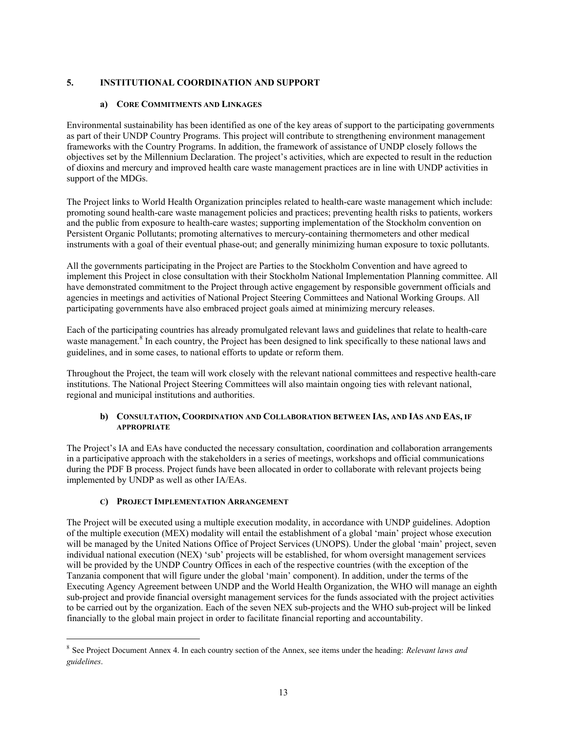## 5. INSTITUTIONAL COORDINATION AND SUPPORT

### a) CORE COMMITMENTS AND LINKAGES

Environmental sustainability has been identified as one of the key areas of support to the participating governments as part of their UNDP Country Programs. This project will contribute to strengthening environment management frameworks with the Country Programs. In addition, the framework of assistance of UNDP closely follows the objectives set by the Millennium Declaration. The project's activities, which are expected to result in the reduction of dioxins and mercury and improved health care waste management practices are in line with UNDP activities in support of the MDGs.

The Project links to World Health Organization principles related to health-care waste management which include: promoting sound health-care waste management policies and practices; preventing health risks to patients, workers and the public from exposure to health-care wastes; supporting implementation of the Stockholm convention on Persistent Organic Pollutants; promoting alternatives to mercury-containing thermometers and other medical instruments with a goal of their eventual phase-out; and generally minimizing human exposure to toxic pollutants.

All the governments participating in the Project are Parties to the Stockholm Convention and have agreed to implement this Project in close consultation with their Stockholm National Implementation Planning committee. All have demonstrated commitment to the Project through active engagement by responsible government officials and agencies in meetings and activities of National Project Steering Committees and National Working Groups. All participating governments have also embraced project goals aimed at minimizing mercury releases.

Each of the participating countries has already promulgated relevant laws and guidelines that relate to health-care waste management.[8] In each country, the Project has been designed to link specifically to these national laws and guidelines, and in some cases, to national efforts to update or reform them.

Throughout the Project, the team will work closely with the relevant national committees and respective health-care institutions. The National Project Steering Committees will also maintain ongoing ties with relevant national, regional and municipal institutions and authorities.

### b) CONSULTATION, COORDINATION AND COLLABORATION BETWEEN IAS, AND IAS AND EAS, IF APPROPRIATE

The Project's IA and EAs have conducted the necessary consultation, coordination and collaboration arrangements in a participative approach with the stakeholders in a series of meetings, workshops and official communications during the PDF B process. Project funds have been allocated in order to collaborate with relevant projects being implemented by UNDP as well as other IA/EAs.

### C) PROJECT IMPLEMENTATION ARRANGEMENT

The Project will be executed using a multiple execution modality, in accordance with UNDP guidelines. Adoption of the multiple execution (MEX) modality will entail the establishment of a global 'main' project whose execution will be managed by the United Nations Office of Project Services (UNOPS). Under the global 'main' project, seven individual national execution (NEX) 'sub' projects will be established, for whom oversight management services will be provided by the UNDP Country Offices in each of the respective countries (with the exception of the Tanzania component that will figure under the global 'main' component). In addition, under the terms of the Executing Agency Agreement between UNDP and the World Health Organization, the WHO will manage an eighth sub-project and provide financial oversight management services for the funds associated with the project activities to be carried out by the organization. Each of the seven NEX sub-projects and the WHO sub-project will be linked financially to the global main project in order to facilitate financial reporting and accountability.

---

[8] See Project Document Annex 4. In each country section of the Annex, see items under the heading: *Relevant laws and guidelines*.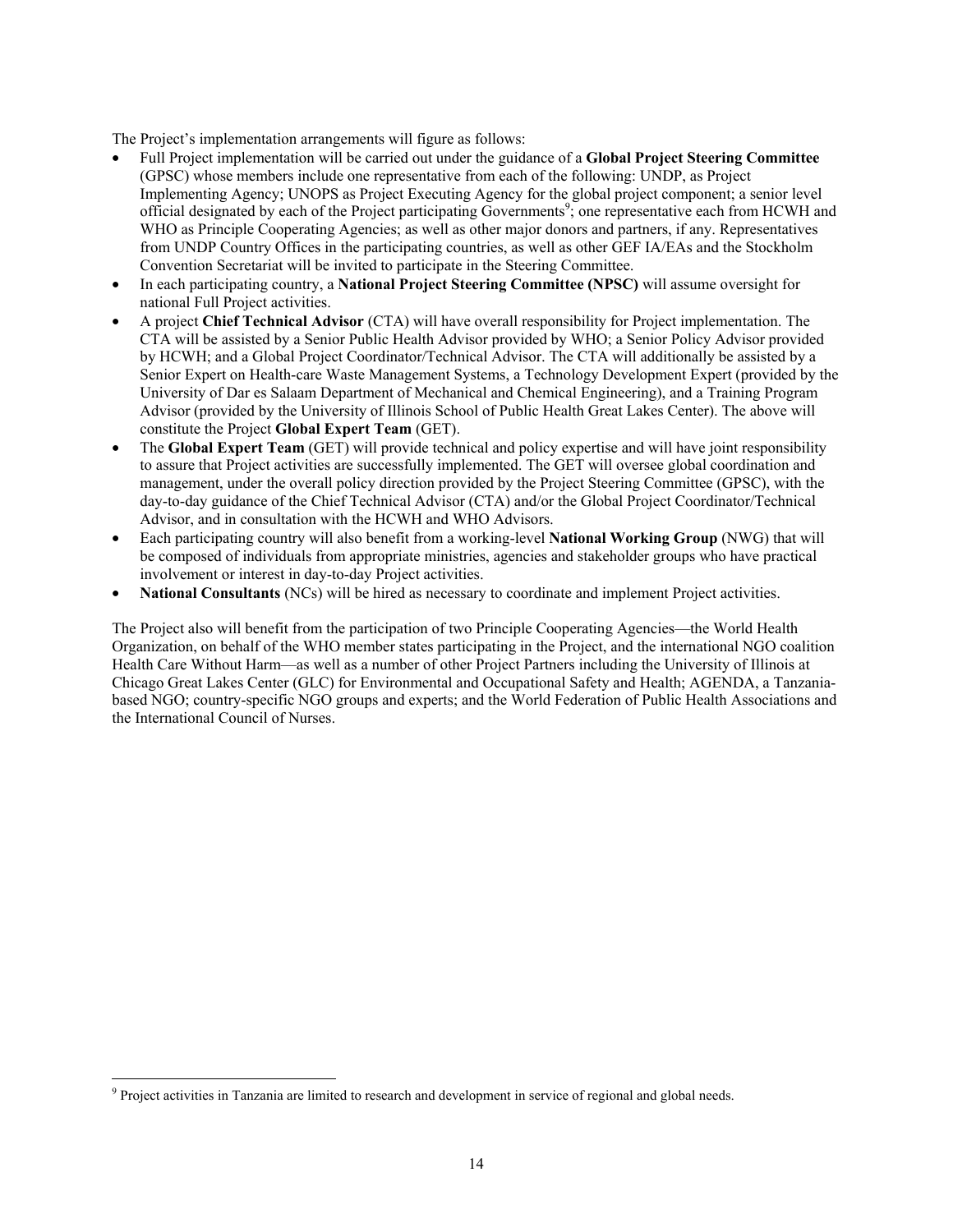The Project's implementation arrangements will figure as follows:

- Full Project implementation will be carried out under the guidance of a **Global Project Steering Committee** (GPSC) whose members include one representative from each of the following: UNDP, as Project Implementing Agency; UNOPS as Project Executing Agency for the global project component; a senior level official designated by each of the Project participating Governments[9]; one representative each from HCWH and WHO as Principle Cooperating Agencies; as well as other major donors and partners, if any. Representatives from UNDP Country Offices in the participating countries, as well as other GEF IA/EAs and the Stockholm Convention Secretariat will be invited to participate in the Steering Committee.
- In each participating country, a **National Project Steering Committee (NPSC)** will assume oversight for national Full Project activities.
- A project **Chief Technical Advisor** (CTA) will have overall responsibility for Project implementation. The CTA will be assisted by a Senior Public Health Advisor provided by WHO; a Senior Policy Advisor provided by HCWH; and a Global Project Coordinator/Technical Advisor. The CTA will additionally be assisted by a Senior Expert on Health-care Waste Management Systems, a Technology Development Expert (provided by the University of Dar es Salaam Department of Mechanical and Chemical Engineering), and a Training Program Advisor (provided by the University of Illinois School of Public Health Great Lakes Center). The above will constitute the Project **Global Expert Team** (GET).
- The **Global Expert Team** (GET) will provide technical and policy expertise and will have joint responsibility to assure that Project activities are successfully implemented. The GET will oversee global coordination and management, under the overall policy direction provided by the Project Steering Committee (GPSC), with the day-to-day guidance of the Chief Technical Advisor (CTA) and/or the Global Project Coordinator/Technical Advisor, and in consultation with the HCWH and WHO Advisors.
- Each participating country will also benefit from a working-level **National Working Group** (NWG) that will be composed of individuals from appropriate ministries, agencies and stakeholder groups who have practical involvement or interest in day-to-day Project activities.
- **National Consultants** (NCs) will be hired as necessary to coordinate and implement Project activities.

The Project also will benefit from the participation of two Principle Cooperating Agencies—the World Health Organization, on behalf of the WHO member states participating in the Project, and the international NGO coalition Health Care Without Harm—as well as a number of other Project Partners including the University of Illinois at Chicago Great Lakes Center (GLC) for Environmental and Occupational Safety and Health; AGENDA, a Tanzania-based NGO; country-specific NGO groups and experts; and the World Federation of Public Health Associations and the International Council of Nurses.

[9] Project activities in Tanzania are limited to research and development in service of regional and global needs.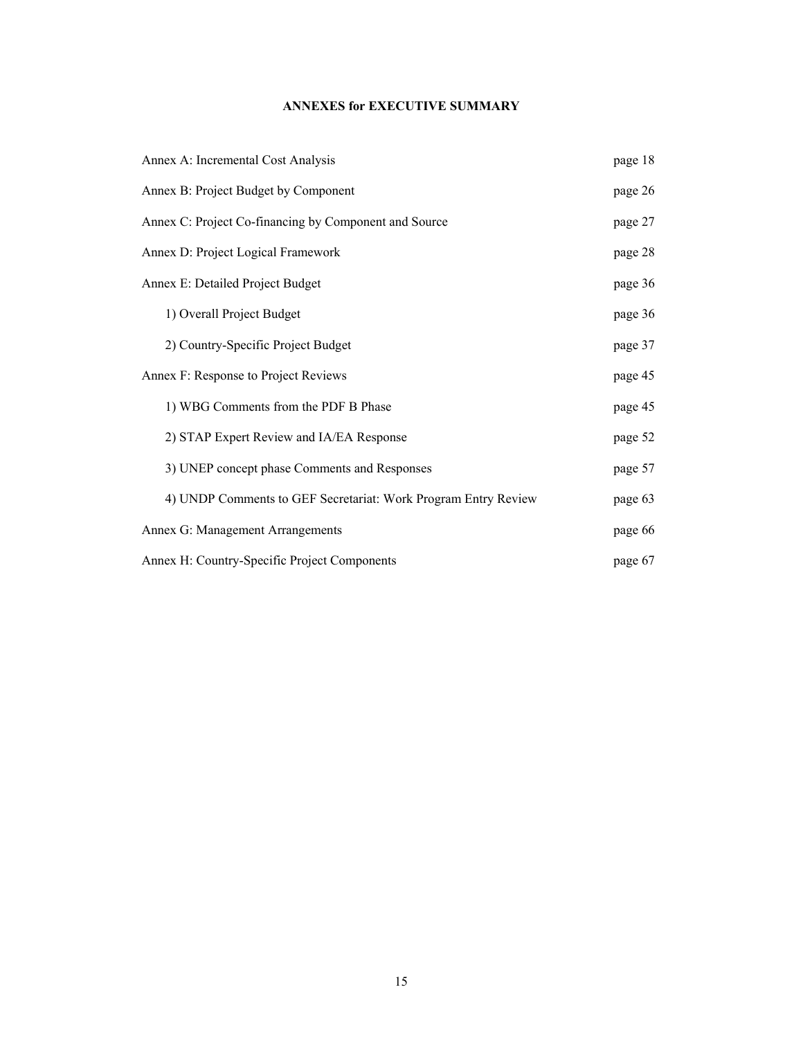## ANNEXES for EXECUTIVE SUMMARY

| | |
|---|---|
| Annex A: Incremental Cost Analysis | page 18 |
| Annex B: Project Budget by Component | page 26 |
| Annex C: Project Co-financing by Component and Source | page 27 |
| Annex D: Project Logical Framework | page 28 |
| Annex E: Detailed Project Budget | page 36 |
| 1) Overall Project Budget | page 36 |
| 2) Country-Specific Project Budget | page 37 |
| Annex F: Response to Project Reviews | page 45 |
| 1) WBG Comments from the PDF B Phase | page 45 |
| 2) STAP Expert Review and IA/EA Response | page 52 |
| 3) UNEP concept phase Comments and Responses | page 57 |
| 4) UNDP Comments to GEF Secretariat: Work Program Entry Review | page 63 |
| Annex G: Management Arrangements | page 66 |
| Annex H: Country-Specific Project Components | page 67 |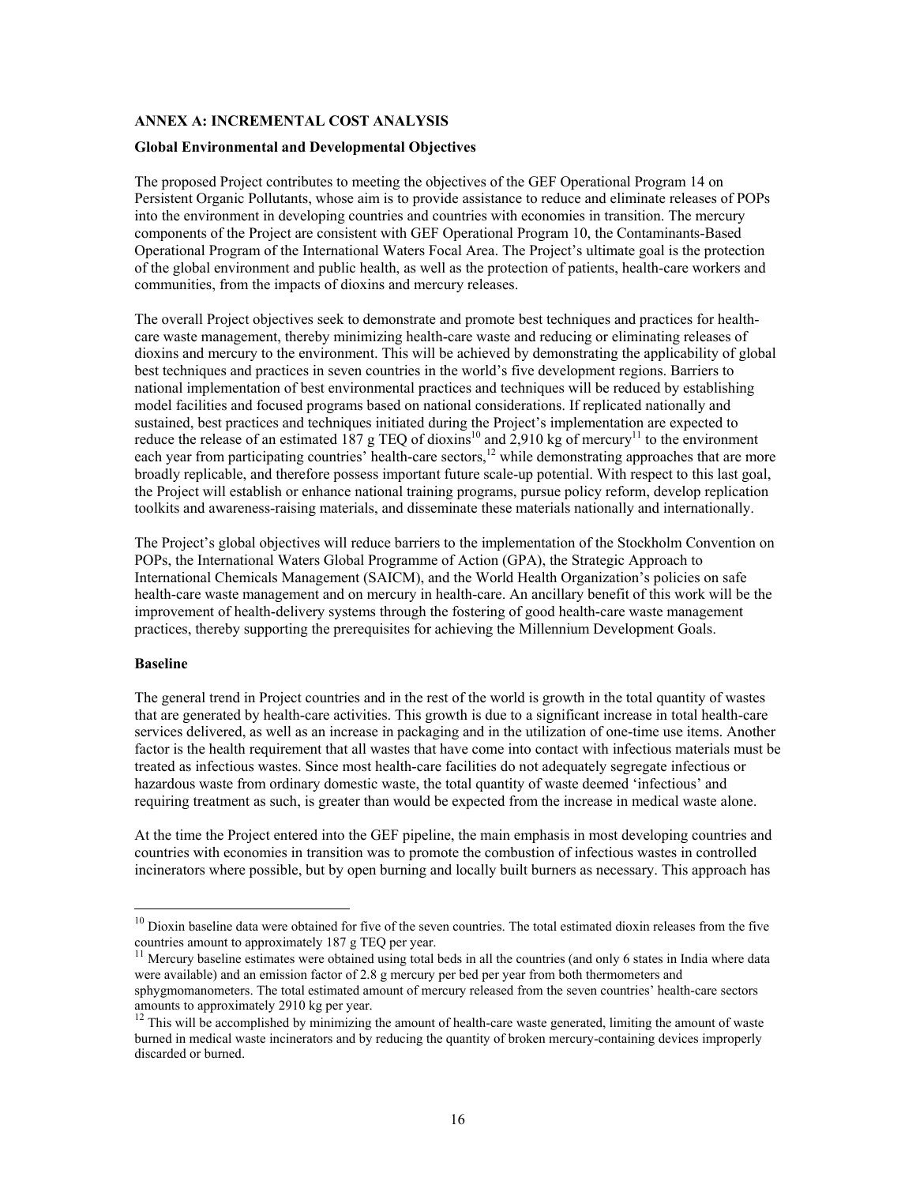**ANNEX A: INCREMENTAL COST ANALYSIS**

**Global Environmental and Developmental Objectives**

The proposed Project contributes to meeting the objectives of the GEF Operational Program 14 on Persistent Organic Pollutants, whose aim is to provide assistance to reduce and eliminate releases of POPs into the environment in developing countries and countries with economies in transition. The mercury components of the Project are consistent with GEF Operational Program 10, the Contaminants-Based Operational Program of the International Waters Focal Area. The Project's ultimate goal is the protection of the global environment and public health, as well as the protection of patients, health-care workers and communities, from the impacts of dioxins and mercury releases.

The overall Project objectives seek to demonstrate and promote best techniques and practices for health-care waste management, thereby minimizing health-care waste and reducing or eliminating releases of dioxins and mercury to the environment. This will be achieved by demonstrating the applicability of global best techniques and practices in seven countries in the world's five development regions. Barriers to national implementation of best environmental practices and techniques will be reduced by establishing model facilities and focused programs based on national considerations. If replicated nationally and sustained, best practices and techniques initiated during the Project's implementation are expected to reduce the release of an estimated 187 g TEQ of dioxins[10] and 2,910 kg of mercury[11] to the environment each year from participating countries' health-care sectors,[12] while demonstrating approaches that are more broadly replicable, and therefore possess important future scale-up potential. With respect to this last goal, the Project will establish or enhance national training programs, pursue policy reform, develop replication toolkits and awareness-raising materials, and disseminate these materials nationally and internationally.

The Project's global objectives will reduce barriers to the implementation of the Stockholm Convention on POPs, the International Waters Global Programme of Action (GPA), the Strategic Approach to International Chemicals Management (SAICM), and the World Health Organization's policies on safe health-care waste management and on mercury in health-care. An ancillary benefit of this work will be the improvement of health-delivery systems through the fostering of good health-care waste management practices, thereby supporting the prerequisites for achieving the Millennium Development Goals.

**Baseline**

The general trend in Project countries and in the rest of the world is growth in the total quantity of wastes that are generated by health-care activities. This growth is due to a significant increase in total health-care services delivered, as well as an increase in packaging and in the utilization of one-time use items. Another factor is the health requirement that all wastes that have come into contact with infectious materials must be treated as infectious wastes. Since most health-care facilities do not adequately segregate infectious or hazardous waste from ordinary domestic waste, the total quantity of waste deemed 'infectious' and requiring treatment as such, is greater than would be expected from the increase in medical waste alone.

At the time the Project entered into the GEF pipeline, the main emphasis in most developing countries and countries with economies in transition was to promote the combustion of infectious wastes in controlled incinerators where possible, but by open burning and locally built burners as necessary. This approach has

---

[10] Dioxin baseline data were obtained for five of the seven countries. The total estimated dioxin releases from the five countries amount to approximately 187 g TEQ per year.

[11] Mercury baseline estimates were obtained using total beds in all the countries (and only 6 states in India where data were available) and an emission factor of 2.8 g mercury per bed per year from both thermometers and sphygmomanometers. The total estimated amount of mercury released from the seven countries' health-care sectors amounts to approximately 2910 kg per year.

[12] This will be accomplished by minimizing the amount of health-care waste generated, limiting the amount of waste burned in medical waste incinerators and by reducing the quantity of broken mercury-containing devices improperly discarded or burned.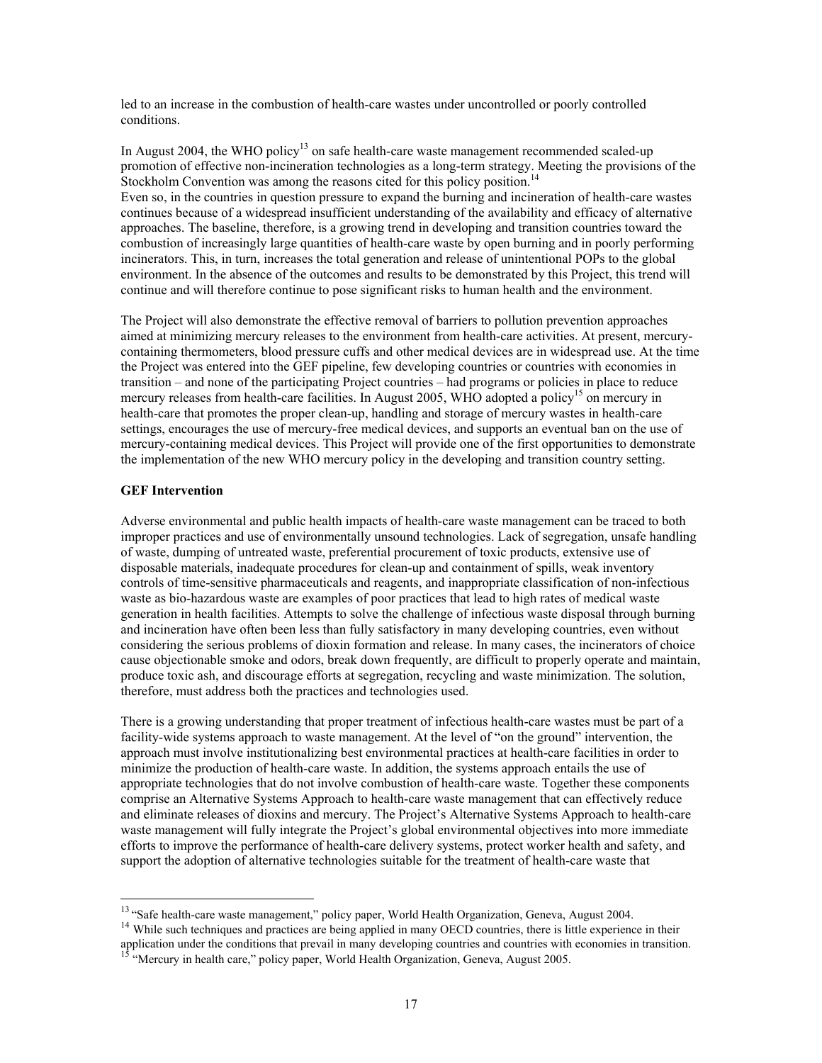led to an increase in the combustion of health-care wastes under uncontrolled or poorly controlled conditions.

In August 2004, the WHO policy[13] on safe health-care waste management recommended scaled-up promotion of effective non-incineration technologies as a long-term strategy. Meeting the provisions of the Stockholm Convention was among the reasons cited for this policy position.[14]
Even so, in the countries in question pressure to expand the burning and incineration of health-care wastes continues because of a widespread insufficient understanding of the availability and efficacy of alternative approaches. The baseline, therefore, is a growing trend in developing and transition countries toward the combustion of increasingly large quantities of health-care waste by open burning and in poorly performing incinerators. This, in turn, increases the total generation and release of unintentional POPs to the global environment. In the absence of the outcomes and results to be demonstrated by this Project, this trend will continue and will therefore continue to pose significant risks to human health and the environment.

The Project will also demonstrate the effective removal of barriers to pollution prevention approaches aimed at minimizing mercury releases to the environment from health-care activities. At present, mercury-containing thermometers, blood pressure cuffs and other medical devices are in widespread use. At the time the Project was entered into the GEF pipeline, few developing countries or countries with economies in transition – and none of the participating Project countries – had programs or policies in place to reduce mercury releases from health-care facilities. In August 2005, WHO adopted a policy[15] on mercury in health-care that promotes the proper clean-up, handling and storage of mercury wastes in health-care settings, encourages the use of mercury-free medical devices, and supports an eventual ban on the use of mercury-containing medical devices. This Project will provide one of the first opportunities to demonstrate the implementation of the new WHO mercury policy in the developing and transition country setting.

**GEF Intervention**

Adverse environmental and public health impacts of health-care waste management can be traced to both improper practices and use of environmentally unsound technologies. Lack of segregation, unsafe handling of waste, dumping of untreated waste, preferential procurement of toxic products, extensive use of disposable materials, inadequate procedures for clean-up and containment of spills, weak inventory controls of time-sensitive pharmaceuticals and reagents, and inappropriate classification of non-infectious waste as bio-hazardous waste are examples of poor practices that lead to high rates of medical waste generation in health facilities. Attempts to solve the challenge of infectious waste disposal through burning and incineration have often been less than fully satisfactory in many developing countries, even without considering the serious problems of dioxin formation and release. In many cases, the incinerators of choice cause objectionable smoke and odors, break down frequently, are difficult to properly operate and maintain, produce toxic ash, and discourage efforts at segregation, recycling and waste minimization. The solution, therefore, must address both the practices and technologies used.

There is a growing understanding that proper treatment of infectious health-care wastes must be part of a facility-wide systems approach to waste management. At the level of "on the ground" intervention, the approach must involve institutionalizing best environmental practices at health-care facilities in order to minimize the production of health-care waste. In addition, the systems approach entails the use of appropriate technologies that do not involve combustion of health-care waste. Together these components comprise an Alternative Systems Approach to health-care waste management that can effectively reduce and eliminate releases of dioxins and mercury. The Project's Alternative Systems Approach to health-care waste management will fully integrate the Project's global environmental objectives into more immediate efforts to improve the performance of health-care delivery systems, protect worker health and safety, and support the adoption of alternative technologies suitable for the treatment of health-care waste that

[13] "Safe health-care waste management," policy paper, World Health Organization, Geneva, August 2004.
[14] While such techniques and practices are being applied in many OECD countries, there is little experience in their application under the conditions that prevail in many developing countries and countries with economies in transition.
[15] "Mercury in health care," policy paper, World Health Organization, Geneva, August 2005.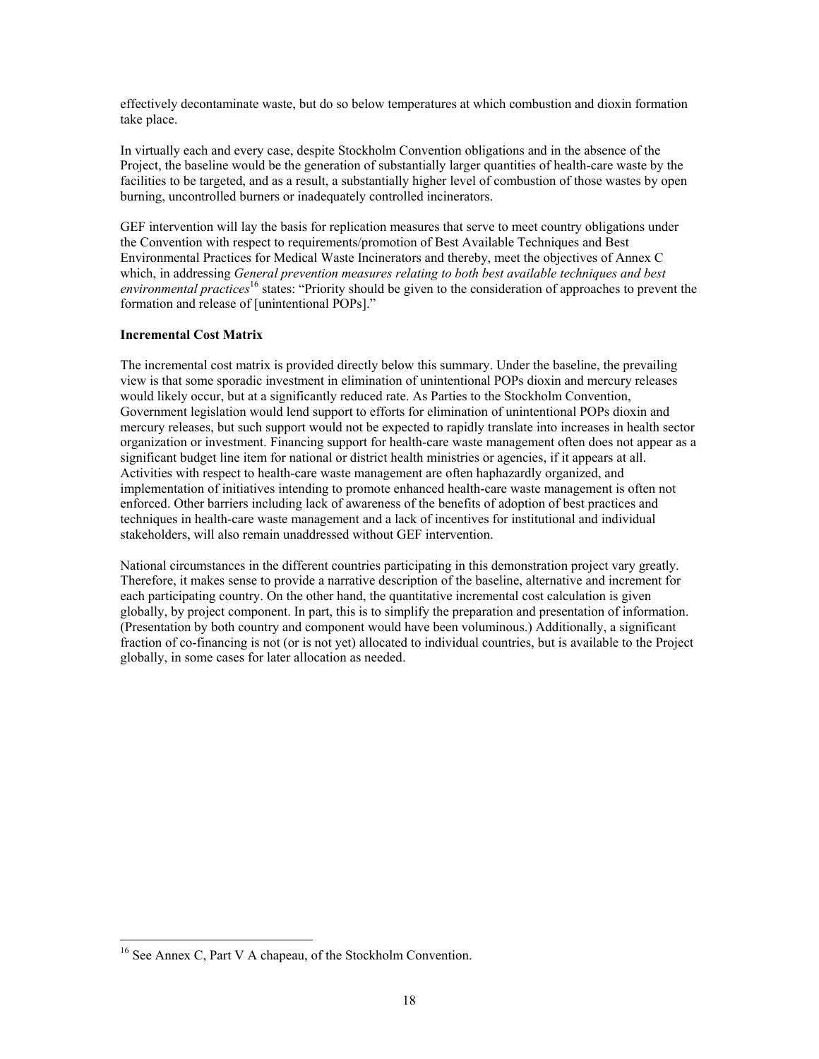effectively decontaminate waste, but do so below temperatures at which combustion and dioxin formation take place.

In virtually each and every case, despite Stockholm Convention obligations and in the absence of the Project, the baseline would be the generation of substantially larger quantities of health-care waste by the facilities to be targeted, and as a result, a substantially higher level of combustion of those wastes by open burning, uncontrolled burners or inadequately controlled incinerators.

GEF intervention will lay the basis for replication measures that serve to meet country obligations under the Convention with respect to requirements/promotion of Best Available Techniques and Best Environmental Practices for Medical Waste Incinerators and thereby, meet the objectives of Annex C which, in addressing *General prevention measures relating to both best available techniques and best environmental practices*[16] states: "Priority should be given to the consideration of approaches to prevent the formation and release of [unintentional POPs]."

**Incremental Cost Matrix**

The incremental cost matrix is provided directly below this summary. Under the baseline, the prevailing view is that some sporadic investment in elimination of unintentional POPs dioxin and mercury releases would likely occur, but at a significantly reduced rate. As Parties to the Stockholm Convention, Government legislation would lend support to efforts for elimination of unintentional POPs dioxin and mercury releases, but such support would not be expected to rapidly translate into increases in health sector organization or investment. Financing support for health-care waste management often does not appear as a significant budget line item for national or district health ministries or agencies, if it appears at all. Activities with respect to health-care waste management are often haphazardly organized, and implementation of initiatives intending to promote enhanced health-care waste management is often not enforced. Other barriers including lack of awareness of the benefits of adoption of best practices and techniques in health-care waste management and a lack of incentives for institutional and individual stakeholders, will also remain unaddressed without GEF intervention.

National circumstances in the different countries participating in this demonstration project vary greatly. Therefore, it makes sense to provide a narrative description of the baseline, alternative and increment for each participating country. On the other hand, the quantitative incremental cost calculation is given globally, by project component. In part, this is to simplify the preparation and presentation of information. (Presentation by both country and component would have been voluminous.) Additionally, a significant fraction of co-financing is not (or is not yet) allocated to individual countries, but is available to the Project globally, in some cases for later allocation as needed.

---

[16] See Annex C, Part V A chapeau, of the Stockholm Convention.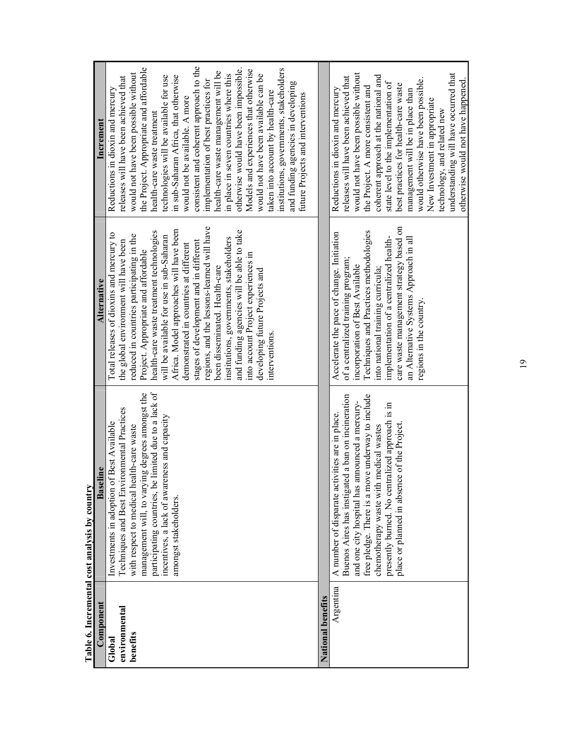**Table 6. Incremental cost analysis by country**

| Component | Baseline | Alternative | Increment |
|---|---|---|---|
| **Global environmental benefits** | Investments in adoption of Best Available Techniques and Best Environmental Practices with respect to medical health-care waste management will, to varying degrees amongst the participating countries, be limited due to a lack of incentives, a lack of awareness and capacity amongst stakeholders. | Total releases of dioxins and mercury to the global environment will have been reduced in countries participating in the Project. Appropriate and affordable health-care waste treatment technologies will be available for use in sub-Saharan Africa. Model approaches will have been demonstrated in countries at different stages of development and in different regions, and the lessons-learned will have been disseminated. Health-care institutions, governments, stakeholders and funding agencies will be able to take into account Project experiences in developing future Projects and interventions. | Reductions in dioxin and mercury releases will have been achieved that would not have been possible without the Project. Appropriate and affordable health-care waste treatment technologies will be available for use in sub-Saharan Africa, that otherwise would not be available. A more consistent and coherent approach to the implementation of best practices for health-care waste management will be in place in seven countries where this otherwise would have been impossible. Models and experiences that otherwise would not have been available can be taken into account by health-care institutions, governments, stakeholders and funding agencies in developing future Projects and interventions |
| **National benefits** | | | |
| Argentina | A number of disparate activities are in place. Buenos Aires has instigated a ban on incineration and one city hospital has announced a mercury-free pledge. There is a move underway to include chemotherapy waste with medical wastes presently burned. No centralized approach is in place or planned in absence of the Project. | Accelerate the pace of change. Initiation of a centralized training program; incorporation of Best Available Techniques and Practices methodologies into national training curricula; implementation of a centralized health-care waste management strategy based on an Alternative Systems Approach in all regions in the country. | Reductions in dioxin and mercury releases will have been achieved that would not have been possible without the Project. A more consistent and coherent approach at the national and state level to the implementation of best practices for health-care waste management will be in place than would otherwise have been possible. New Investment in appropriate technology, and related new understanding will have occurred that otherwise would not have happened. |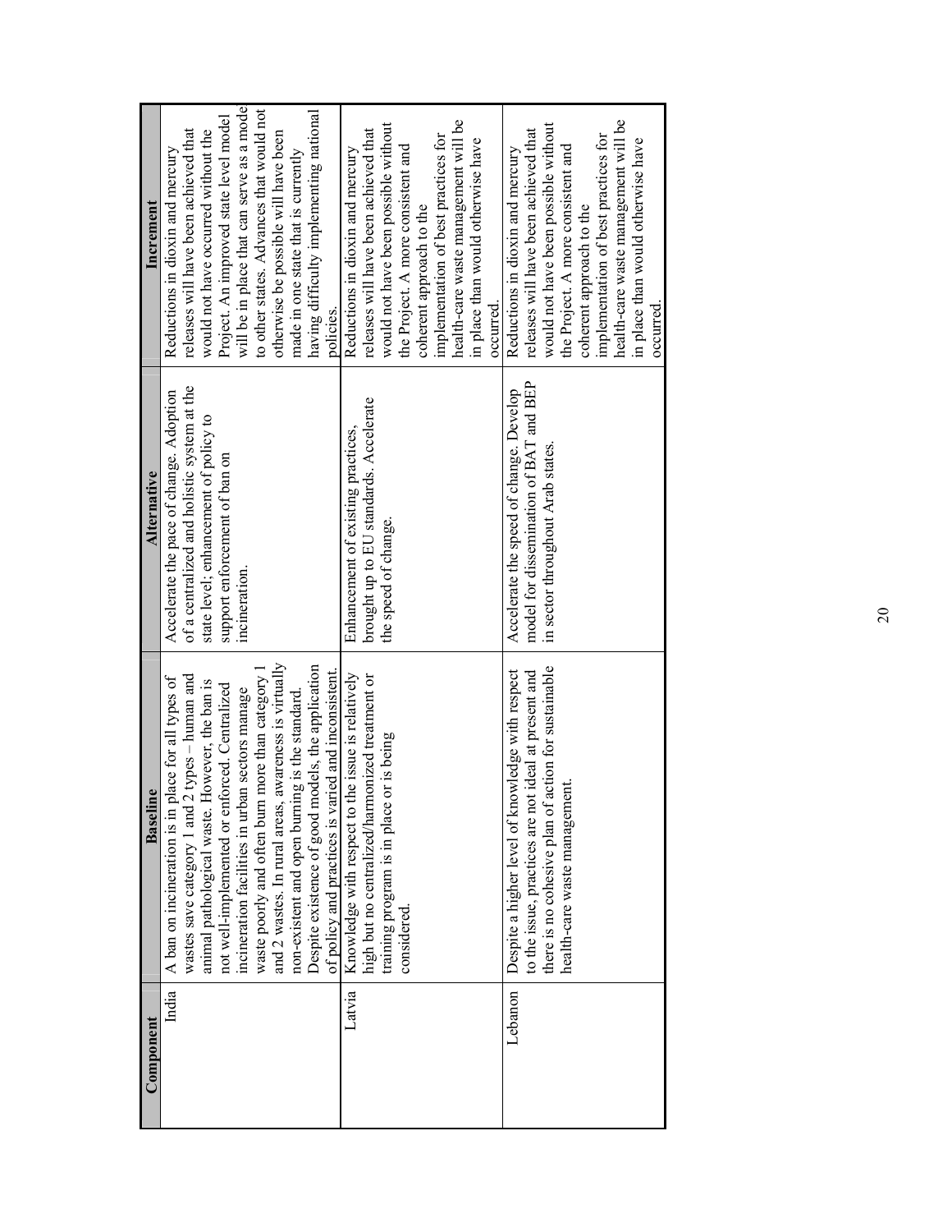| Component | Baseline | Alternative | Increment |
|---|---|---|---|
| India | A ban on incineration is in place for all types of wastes save category 1 and 2 types – human and animal pathological waste. However, the ban is not well-implemented or enforced. Centralized incineration facilities in urban sectors manage waste poorly and often burn more than category 1 and 2 wastes. In rural areas, awareness is virtually non-existent and open burning is the standard. Despite existence of good models, the application of policy and practices is varied and inconsistent. | Accelerate the pace of change. Adoption of a centralized and holistic system at the state level; enhancement of policy to support enforcement of ban on incineration. | Reductions in dioxin and mercury releases will have been achieved that would not have occurred without the Project. An improved state level model will be in place that can serve as a model to other states. Advances that would not otherwise be possible will have been made in one state that is currently having difficulty implementing national policies. |
| Latvia | Knowledge with respect to the issue is relatively high but no centralized/harmonized treatment or training program is in place or is being considered. | Enhancement of existing practices, brought up to EU standards. Accelerate the speed of change. | Reductions in dioxin and mercury releases will have been achieved that would not have been possible without the Project. A more consistent and coherent approach to the implementation of best practices for health-care waste management will be in place than would otherwise have occurred. |
| Lebanon | Despite a higher level of knowledge with respect to the issue, practices are not ideal at present and there is no cohesive plan of action for sustainable health-care waste management. | Accelerate the speed of change. Develop model for dissemination of BAT and BEP in sector throughout Arab states. | Reductions in dioxin and mercury releases will have been achieved that would not have been possible without the Project. A more consistent and coherent approach to the implementation of best practices for health-care waste management will be in place than would otherwise have occurred. |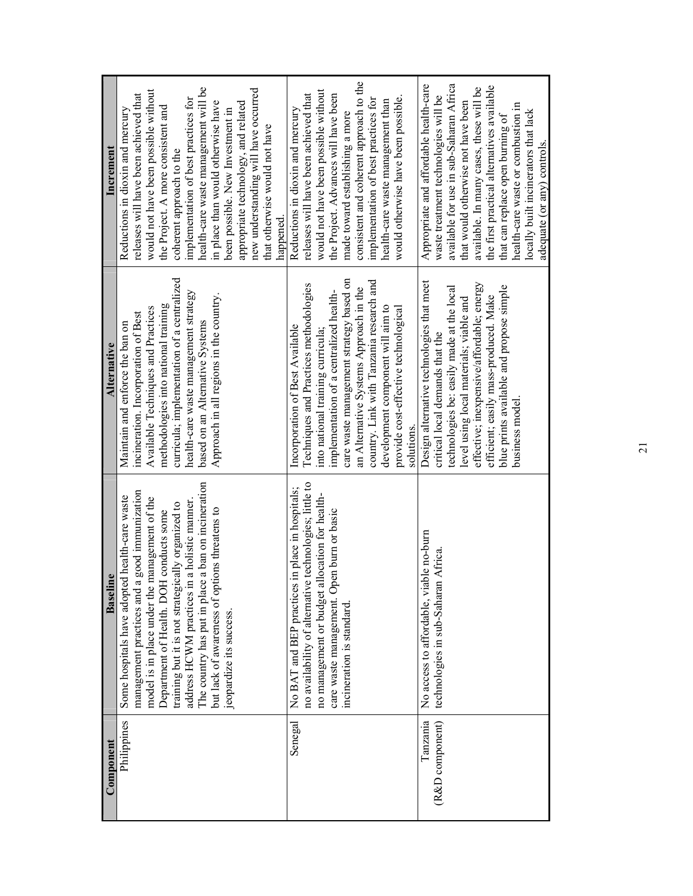| Component | Baseline | Alternative | Increment |
|---|---|---|---|
| Philippines | Some hospitals have adopted health-care waste management practices and a good immunization model is in place under the management of the Department of Health. DOH conducts some training but it is not strategically organized to address HCWM practices in a holistic manner. The country has put in place a ban on incineration but lack of awareness of options threatens to jeopardize its success. | Maintain and enforce the ban on incineration. Incorporation of Best Available Techniques and Practices methodologies into national training curricula; implementation of a centralized health-care waste management strategy based on an Alternative Systems Approach in all regions in the country. | Reductions in dioxin and mercury releases will have been achieved that would not have been possible without the Project. A more consistent and coherent approach to the implementation of best practices for health-care waste management will be in place than would otherwise have been possible. New Investment in appropriate technology, and related new understanding will have occurred that otherwise would not have happened. |
| Senegal | No BAT and BEP practices in place in hospitals; no availability of alternative technologies; little to no management or budget allocation for health-care waste management. Open burn or basic incineration is standard. | Incorporation of Best Available Techniques and Practices methodologies into national training curricula; implementation of a centralized health-care waste management strategy based on an Alternative Systems Approach in the country. Link with Tanzania research and development component will aim to provide cost-effective technological solutions. | Reductions in dioxin and mercury releases will have been achieved that would not have been possible without the Project. Advances will have been made toward establishing a more consistent and coherent approach to the implementation of best practices for health-care waste management than would otherwise have been possible. |
| Tanzania (R&D component) | No access to affordable, viable no-burn technologies in sub-Saharan Africa. | Design alternative technologies that meet critical local demands that the technologies be: easily made at the local level using local materials; viable and effective; inexpensive/affordable; energy efficient; easily mass-produced. Make blue prints available and propose simple business model. | Appropriate and affordable health-care waste treatment technologies will be available for use in sub-Saharan Africa that would otherwise not have been available. In many cases, these will be the first practical alternatives available that can replace open burning of health-care waste or combustion in locally built incinerators that lack adequate (or any) controls. |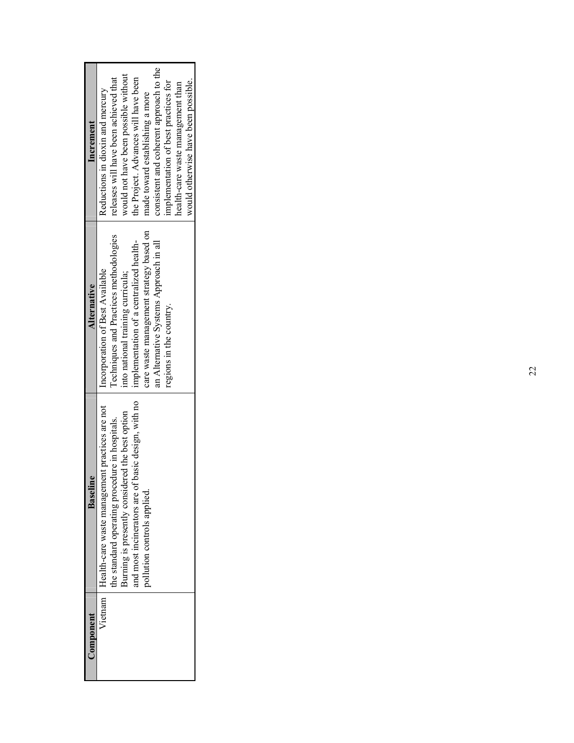| Component | Baseline | Alternative | Increment |
|---|---|---|---|
| Vietnam | Health-care waste management practices are not the standard operating procedure in hospitals. Burning is presently considered the best option and most incinerators are of basic design, with no pollution controls applied. | Incorporation of Best Available Techniques and Practices methodologies into national training curricula; implementation of a centralized health-care waste management strategy based on an Alternative Systems Approach in all regions in the country. | Reductions in dioxin and mercury releases will have been achieved that would not have been possible without the Project. Advances will have been made toward establishing a more consistent and coherent approach to the implementation of best practices for health-care waste management than would otherwise have been possible. |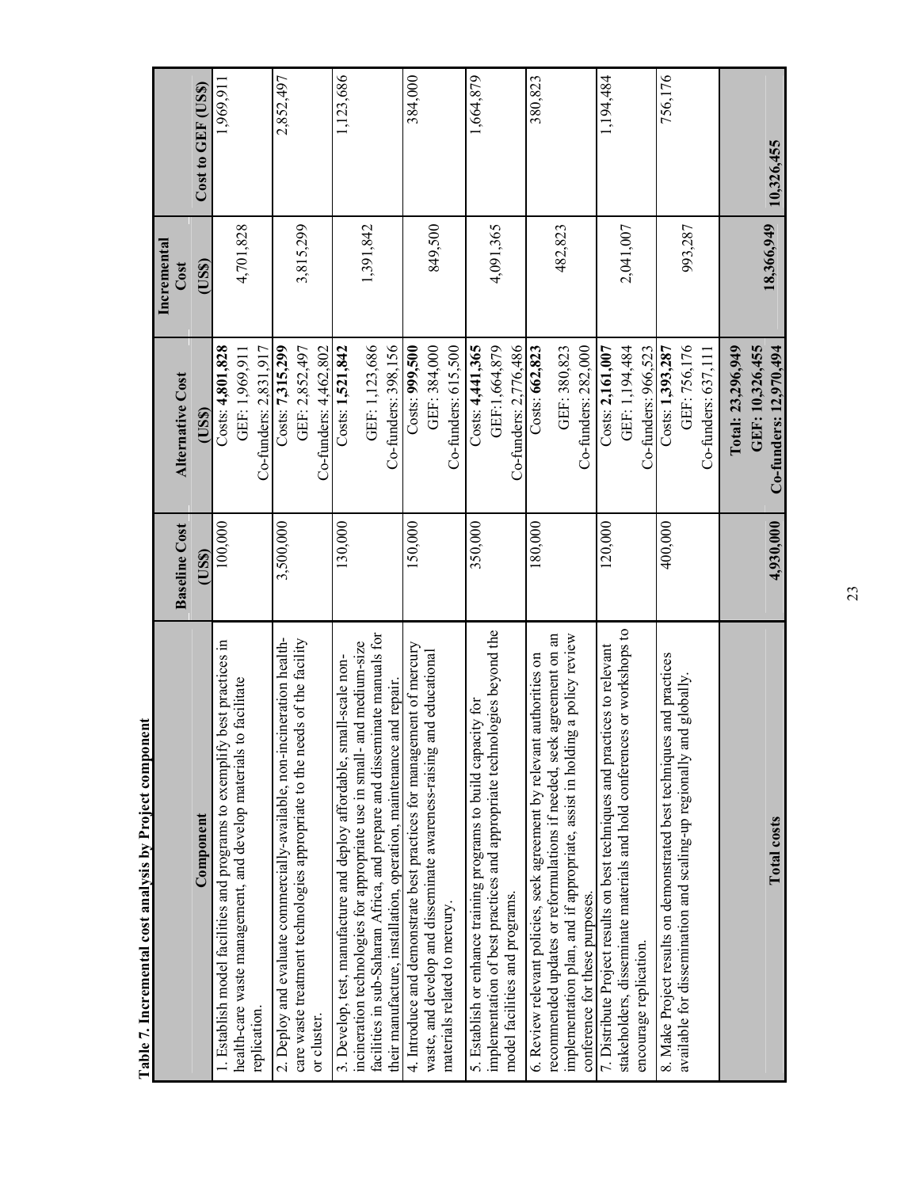**Table 7. Incremental cost analysis by Project component**

| Component | Baseline Cost (US$) | Alternative Cost (US$) | Incremental Cost (US$) | Cost to GEF (US$) |
|---|---|---|---|---|
| 1. Establish model facilities and programs to exemplify best practices in health-care waste management, and develop materials to facilitate replication. | 100,000 | Costs: **4,801,828**<br>GEF: 1,969,911<br>Co-funders: 2,831,917 | 4,701,828 | 1,969,911 |
| 2. Deploy and evaluate commercially-available, non-incineration health-care waste treatment technologies appropriate to the needs of the facility or cluster. | 3,500,000 | Costs: **7,315,299**<br>GEF: 2,852,497<br>Co-funders: 4,462,802 | 3,815,299 | 2,852,497 |
| 3. Develop, test, manufacture and deploy affordable, small-scale non-incineration technologies for appropriate use in small- and medium-size facilities in sub-Saharan Africa, and prepare and disseminate manuals for their manufacture, installation, operation, maintenance and repair. | 130,000 | Costs: **1,521,842**<br>GEF: 1,123,686<br>Co-funders: 398,156 | 1,391,842 | 1,123,686 |
| 4. Introduce and demonstrate best practices for management of mercury waste, and develop and disseminate awareness-raising and educational materials related to mercury. | 150,000 | Costs: **999,500**<br>GEF: 384,000<br>Co-funders: 615,500 | 849,500 | 384,000 |
| 5. Establish or enhance training programs to build capacity for implementation of best practices and appropriate technologies beyond the model facilities and programs. | 350,000 | Costs: **4,441,365**<br>GEF:1,664,879<br>Co-funders: 2,776,486 | 4,091,365 | 1,664,879 |
| 6. Review relevant policies, seek agreement by relevant authorities on recommended updates or reformulations if needed, seek agreement on an implementation plan, and if appropriate, assist in holding a policy review conference for these purposes. | 180,000 | Costs: **662,823**<br>GEF: 380,823<br>Co-funders: 282,000 | 482,823 | 380,823 |
| 7. Distribute Project results on best techniques and practices to relevant stakeholders, disseminate materials and hold conferences or workshops to encourage replication. | 120,000 | Costs: **2,161,007**<br>GEF: 1,194,484<br>Co-funders: 966,523 | 2,041,007 | 1,194,484 |
| 8. Make Project results on demonstrated best techniques and practices available for dissemination and scaling-up regionally and globally. | 400,000 | Costs: **1,393,287**<br>GEF: 756,176<br>Co-funders: 637,111 | 993,287 | 756,176 |
| **Total costs** | **4,930,000** | **Total: 23,296,949**<br>**GEF: 10,326,455**<br>**Co-funders: 12,970,494** | **18,366,949** | **10,326,455** |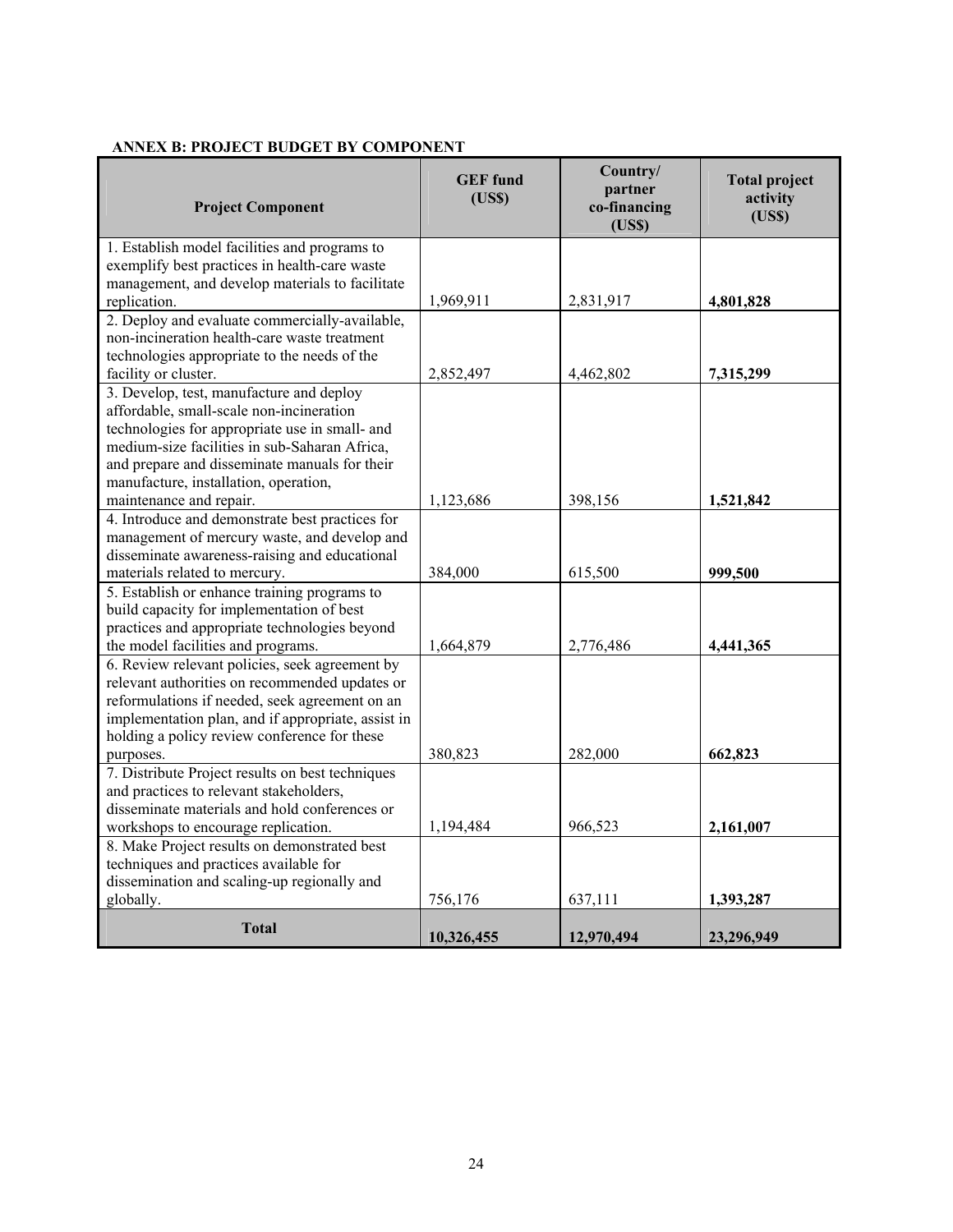**ANNEX B: PROJECT BUDGET BY COMPONENT**

| Project Component | GEF fund (US$) | Country/ partner co-financing (US$) | Total project activity (US$) |
|---|---|---|---|
| 1. Establish model facilities and programs to exemplify best practices in health-care waste management, and develop materials to facilitate replication. | 1,969,911 | 2,831,917 | **4,801,828** |
| 2. Deploy and evaluate commercially-available, non-incineration health-care waste treatment technologies appropriate to the needs of the facility or cluster. | 2,852,497 | 4,462,802 | **7,315,299** |
| 3. Develop, test, manufacture and deploy affordable, small-scale non-incineration technologies for appropriate use in small- and medium-size facilities in sub-Saharan Africa, and prepare and disseminate manuals for their manufacture, installation, operation, maintenance and repair. | 1,123,686 | 398,156 | **1,521,842** |
| 4. Introduce and demonstrate best practices for management of mercury waste, and develop and disseminate awareness-raising and educational materials related to mercury. | 384,000 | 615,500 | **999,500** |
| 5. Establish or enhance training programs to build capacity for implementation of best practices and appropriate technologies beyond the model facilities and programs. | 1,664,879 | 2,776,486 | **4,441,365** |
| 6. Review relevant policies, seek agreement by relevant authorities on recommended updates or reformulations if needed, seek agreement on an implementation plan, and if appropriate, assist in holding a policy review conference for these purposes. | 380,823 | 282,000 | **662,823** |
| 7. Distribute Project results on best techniques and practices to relevant stakeholders, disseminate materials and hold conferences or workshops to encourage replication. | 1,194,484 | 966,523 | **2,161,007** |
| 8. Make Project results on demonstrated best techniques and practices available for dissemination and scaling-up regionally and globally. | 756,176 | 637,111 | **1,393,287** |
| **Total** | **10,326,455** | **12,970,494** | **23,296,949** |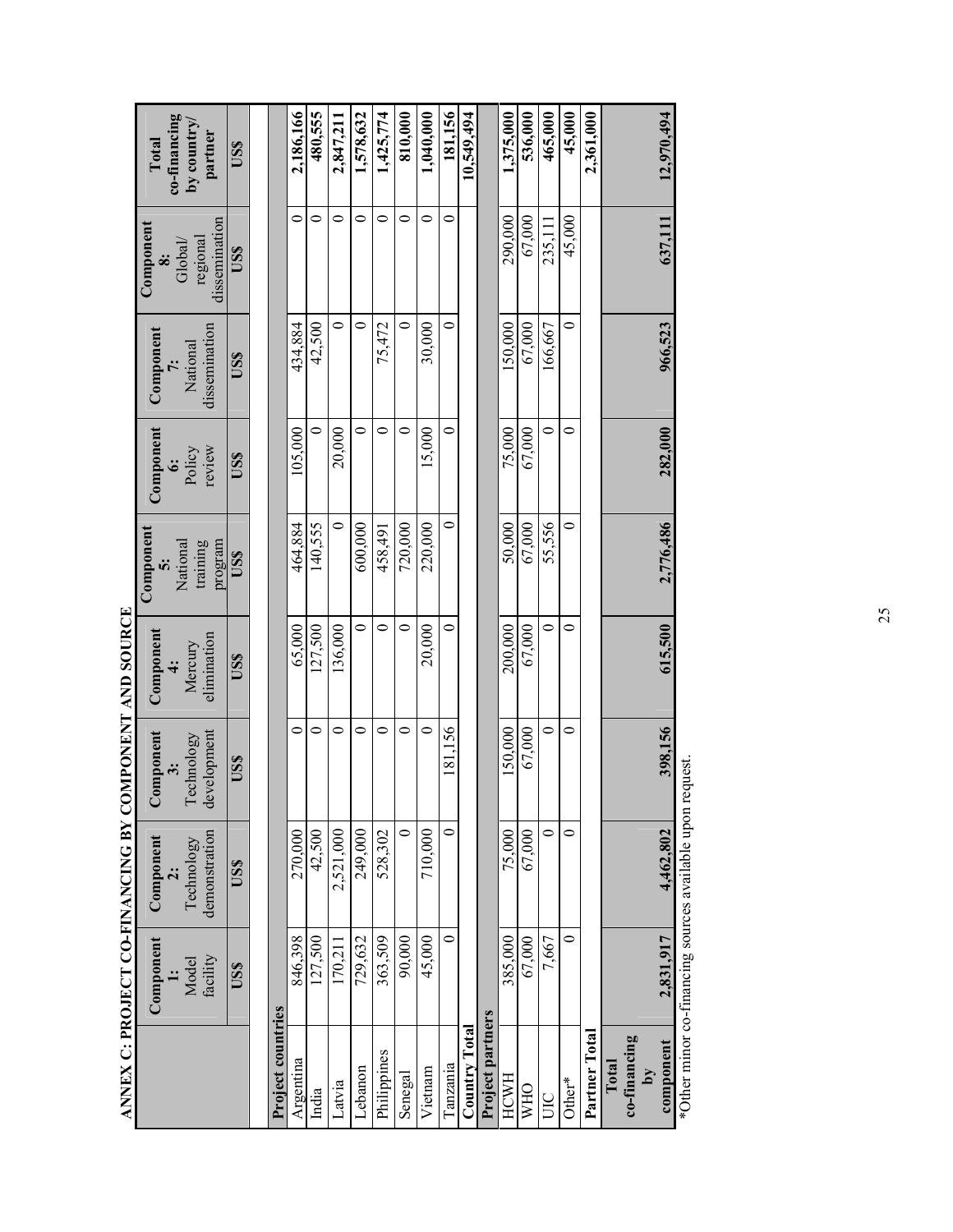## ANNEX C: PROJECT CO-FINANCING BY COMPONENT AND SOURCE

| | Component 1: Model facility | Component 2: Technology demonstration | Component 3: Technology development | Component 4: Mercury elimination | Component 5: National training program | Component 6: Policy review | Component 7: National dissemination | Component 8: Global/ regional dissemination | Total co-financing by country/ partner |
|---|---|---|---|---|---|---|---|---|---|
| | US$ | US$ | US$ | US$ | US$ | US$ | US$ | US$ | US$ |
| **Project countries** | | | | | | | | | |
| Argentina | 846,398 | 270,000 | 0 | 65,000 | 464,884 | 105,000 | 434,884 | 0 | **2,186,166** |
| India | 127,500 | 42,500 | 0 | 127,500 | 140,555 | 0 | 42,500 | 0 | **480,555** |
| Latvia | 170,211 | 2,521,000 | 0 | 136,000 | 0 | 20,000 | 0 | 0 | **2,847,211** |
| Lebanon | 729,632 | 249,000 | 0 | 0 | 600,000 | 0 | 0 | 0 | **1,578,632** |
| Philippines | 363,509 | 528,302 | 0 | 0 | 458,491 | 0 | 75,472 | 0 | **1,425,774** |
| Senegal | 90,000 | 0 | 0 | 0 | 720,000 | 0 | 0 | 0 | **810,000** |
| Vietnam | 45,000 | 710,000 | 0 | 20,000 | 220,000 | 15,000 | 30,000 | 0 | **1,040,000** |
| Tanzania | 0 | 0 | 181,156 | 0 | 0 | 0 | 0 | 0 | **181,156** |
| **Country Total** | | | | | | | | | **10,549,494** |
| **Project partners** | | | | | | | | | |
| HCWH | 385,000 | 75,000 | 150,000 | 200,000 | 50,000 | 75,000 | 150,000 | 290,000 | **1,375,000** |
| WHO | 67,000 | 67,000 | 67,000 | 67,000 | 67,000 | 67,000 | 67,000 | 67,000 | **536,000** |
| UIC | 7,667 | 0 | 0 | 0 | 55,556 | 0 | 166,667 | 235,111 | **465,000** |
| Other* | 0 | 0 | 0 | 0 | 0 | 0 | 0 | 45,000 | **45,000** |
| **Partner Total** | | | | | | | | | **2,361,000** |
| **Total co-financing by component** | **2,831,917** | **4,462,802** | **398,156** | **615,500** | **2,776,486** | **282,000** | **966,523** | **637,111** | **12,970,494** |

*Other minor co-financing sources available upon request.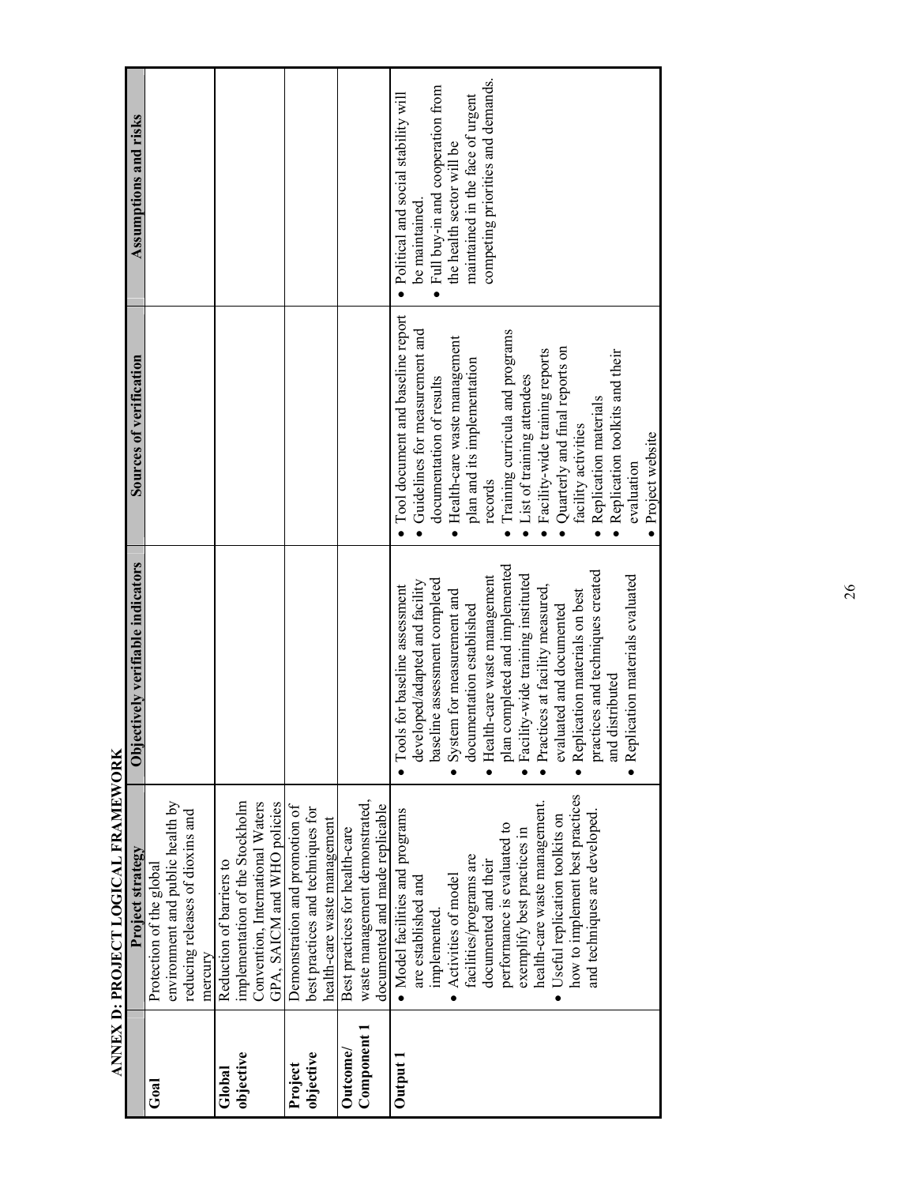# ANNEX D: PROJECT LOGICAL FRAMEWORK

| | Project strategy | Objectively verifiable indicators | Sources of verification | Assumptions and risks |
|---|---|---|---|---|
| **Goal** | Protection of the global environment and public health by reducing releases of dioxins and mercury | | | |
| **Global objective** | Reduction of barriers to implementation of the Stockholm Convention, International Waters GPA, SAICM and WHO policies | | | |
| **Project objective** | Demonstration and promotion of best practices and techniques for health-care waste management | | | |
| **Outcome/ Component 1** | Best practices for health-care waste management demonstrated, documented and made replicable | | | |
| **Output 1** | • Model facilities and programs are established and implemented.<br>• Activities of model facilities/programs are documented and their performance is evaluated to exemplify best practices in health-care waste management.<br>• Useful replication toolkits on how to implement best practices and techniques are developed. | • Tools for baseline assessment developed/adapted and facility baseline assessment completed<br>• System for measurement and documentation established<br>• Health-care waste management plan completed and implemented<br>• Facility-wide training instituted<br>• Practices at facility measured, evaluated and documented<br>• Replication materials on best practices and techniques created and distributed<br>• Replication materials evaluated | • Tool document and baseline report<br>• Guidelines for measurement and documentation of results<br>• Health-care waste management plan and its implementation records<br>• Training curricula and programs<br>• List of training attendees<br>• Facility-wide training reports<br>• Quarterly and final reports on facility activities<br>• Replication materials<br>• Replication toolkits and their evaluation<br>• Project website | • Political and social stability will be maintained.<br>• Full buy-in and cooperation from the health sector will be maintained in the face of urgent competing priorities and demands. |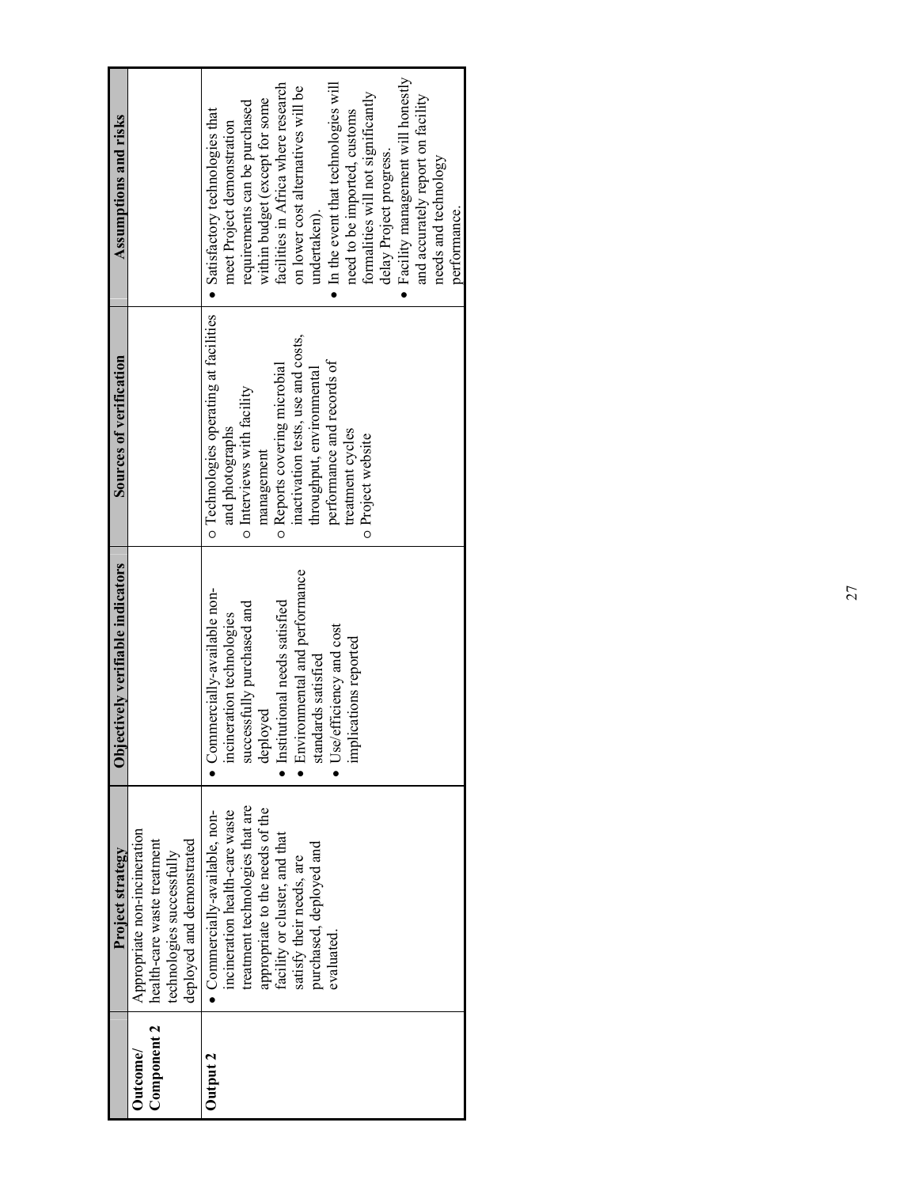| | Project strategy | Objectively verifiable indicators | Sources of verification | Assumptions and risks |
|---|---|---|---|---|
| **Outcome/ Component 2** | Appropriate non-incineration health-care waste treatment technologies successfully deployed and demonstrated | | | |
| **Output 2** | • Commercially-available, non-incineration health-care waste treatment technologies that are appropriate to the needs of the facility or cluster, and that satisfy their needs, are purchased, deployed and evaluated. | • Commercially-available non-incineration technologies successfully purchased and deployed<br>• Institutional needs satisfied<br>• Environmental and performance standards satisfied<br>• Use/efficiency and cost implications reported | ○ Technologies operating at facilities and photographs<br>○ Interviews with facility management<br>○ Reports covering microbial inactivation tests, use and costs, throughput, environmental performance and records of treatment cycles<br>○ Project website | • Satisfactory technologies that meet Project demonstration requirements can be purchased within budget (except for some facilities in Africa where research on lower cost alternatives will be undertaken).<br>• In the event that technologies will need to be imported, customs formalities will not significantly delay Project progress.<br>• Facility management will honestly and accurately report on facility needs and technology performance. |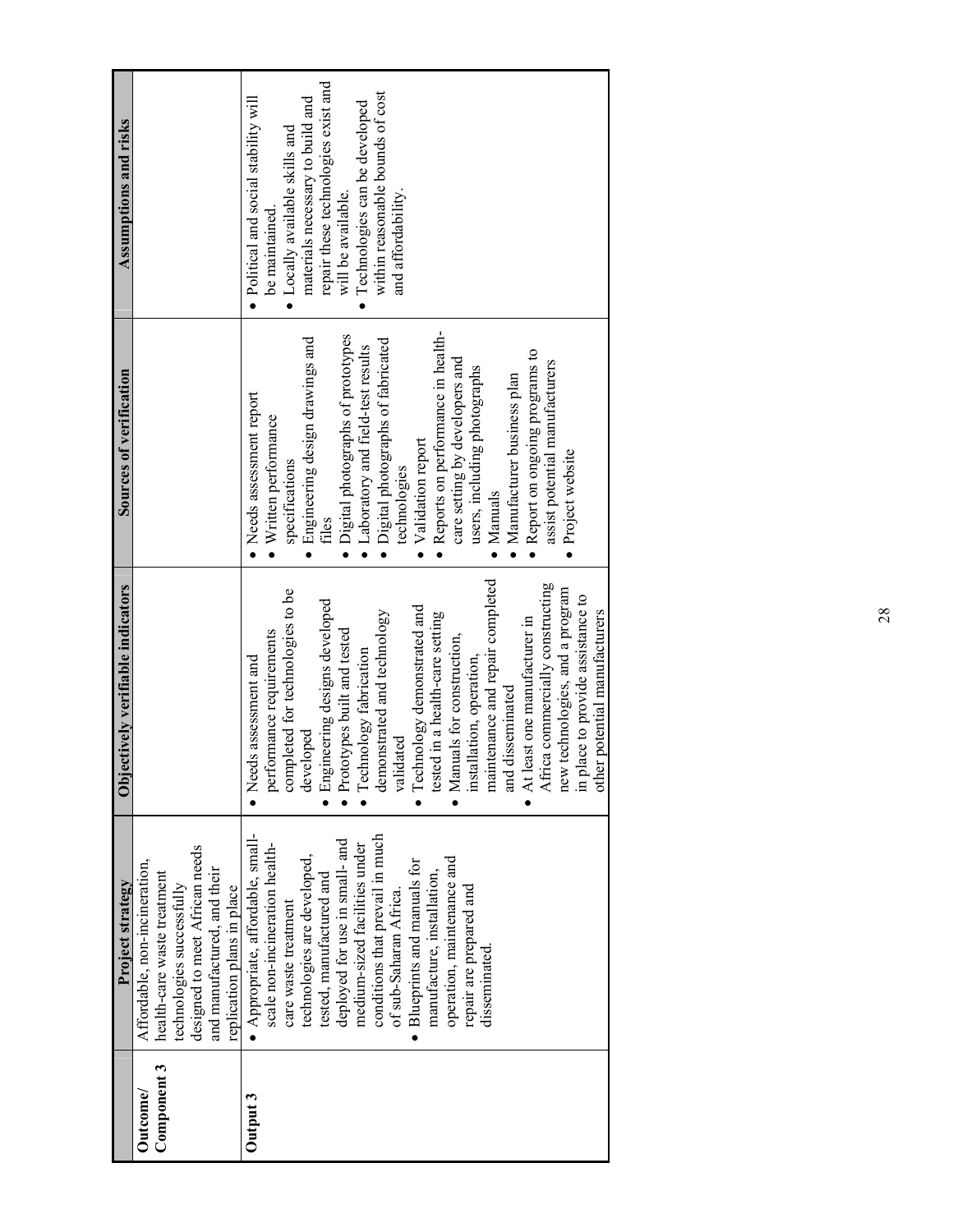| | Project strategy | Objectively verifiable indicators | Sources of verification | Assumptions and risks |
|---|---|---|---|---|
| **Outcome/ Component 3** | Affordable, non-incineration, health-care waste treatment technologies successfully designed to meet African needs and manufactured, and their replication plans in place | | | |
| **Output 3** | • Appropriate, affordable, small-scale non-incineration health-care waste treatment technologies are developed, tested, manufactured and deployed for use in small- and medium-sized facilities under conditions that prevail in much of sub-Saharan Africa.<br>• Blueprints and manuals for manufacture, installation, operation, maintenance and repair are prepared and disseminated. | • Needs assessment and performance requirements completed for technologies to be developed<br>• Engineering designs developed<br>• Prototypes built and tested<br>• Technology fabrication demonstrated and technology validated<br>• Technology demonstrated and tested in a health-care setting<br>• Manuals for construction, installation, operation, maintenance and repair completed and disseminated<br>• At least one manufacturer in Africa commercially constructing new technologies, and a program in place to provide assistance to other potential manufacturers | • Needs assessment report<br>• Written performance specifications<br>• Engineering design drawings and files<br>• Digital photographs of prototypes<br>• Laboratory and field-test results<br>• Digital photographs of fabricated technologies<br>• Validation report<br>• Reports on performance in health-care setting by developers and users, including photographs<br>• Manuals<br>• Manufacturer business plan<br>• Report on ongoing programs to assist potential manufacturers<br>• Project website | • Political and social stability will be maintained.<br>• Locally available skills and materials necessary to build and repair these technologies exist and will be available.<br>• Technologies can be developed within reasonable bounds of cost and affordability. |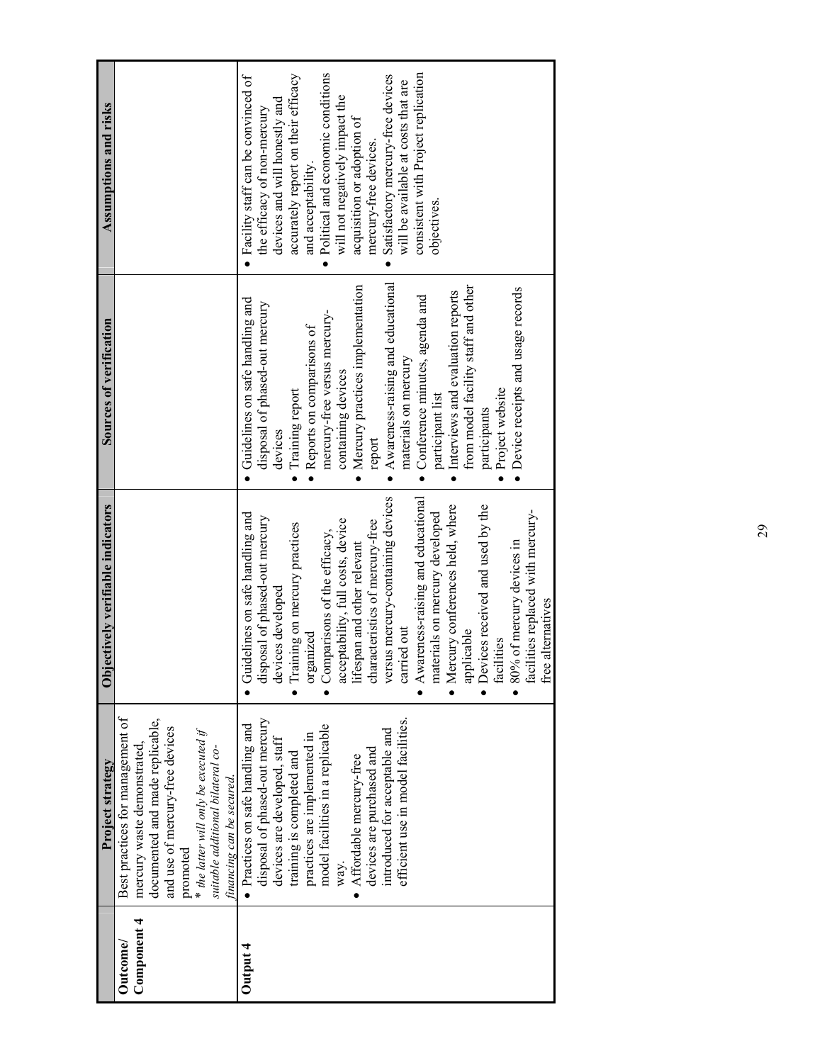| Outcome/ Component 4 | Project strategy | Objectively verifiable indicators | Sources of verification | Assumptions and risks |
|---|---|---|---|---|
| **Outcome/ Component 4** | Best practices for management of mercury waste demonstrated, documented and made replicable, and use of mercury-free devices promoted<br>* *the latter will only be executed if suitable additional bilateral co-financing can be secured.* | | | |
| **Output 4** | • Practices on safe handling and disposal of phased-out mercury devices are developed, staff training is completed and practices are implemented in model facilities in a replicable way.<br>• Affordable mercury-free devices are purchased and introduced for acceptable and efficient use in model facilities. | • Guidelines on safe handling and disposal of phased-out mercury devices developed<br>• Training on mercury practices organized<br>• Comparisons of the efficacy, acceptability, full costs, device lifespan and other relevant characteristics of mercury-free versus mercury-containing devices carried out<br>• Awareness-raising and educational materials on mercury developed<br>• Mercury conferences held, where applicable<br>• Devices received and used by the facilities<br>• 80% of mercury devices in facilities replaced with mercury-free alternatives | • Guidelines on safe handling and disposal of phased-out mercury devices<br>• Training report<br>• Reports on comparisons of mercury-free versus mercury-containing devices<br>• Mercury practices implementation report<br>• Awareness-raising and educational materials on mercury<br>• Conference minutes, agenda and participant list<br>• Interviews and evaluation reports from model facility staff and other participants<br>• Project website<br>• Device receipts and usage records | • Facility staff can be convinced of the efficacy of non-mercury devices and will honestly and accurately report on their efficacy and acceptability.<br>• Political and economic conditions will not negatively impact the acquisition or adoption of mercury-free devices.<br>• Satisfactory mercury-free devices will be available at costs that are consistent with Project replication objectives. |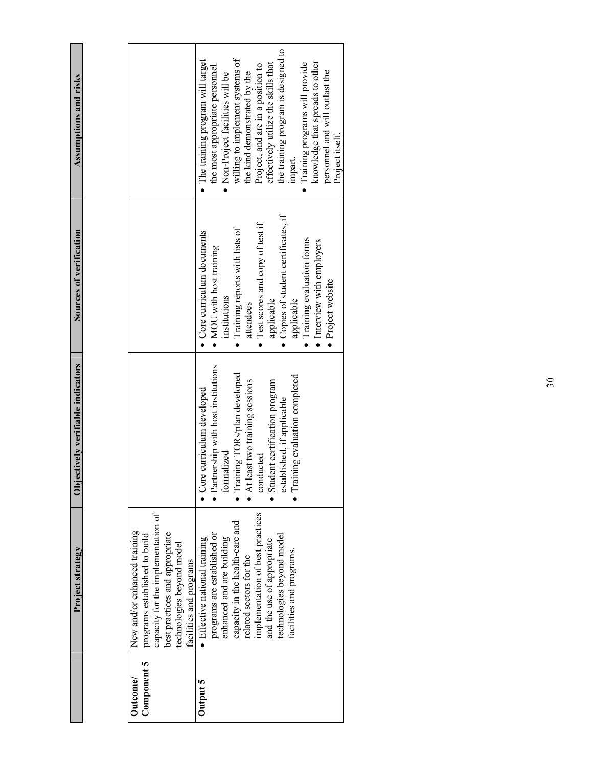| | Project strategy | Objectively verifiable indicators | Sources of verification | Assumptions and risks |
|---|---|---|---|---|
| **Outcome/ Component 5** | New and/or enhanced training programs established to build capacity for the implementation of best practices and appropriate technologies beyond model facilities and programs | | | |
| **Output 5** | • Effective national training programs are established or enhanced and are building capacity in the health-care and related sectors for the implementation of best practices and the use of appropriate technologies beyond model facilities and programs. | • Core curriculum developed<br>• Partnership with host institutions formalized<br>• Training TORs/plan developed<br>• At least two training sessions conducted<br>• Student certification program established, if applicable<br>• Training evaluation completed | • Core curriculum documents<br>• MOU with host training institutions<br>• Training reports with lists of attendees<br>• Test scores and copy of test if applicable<br>• Copies of student certificates, if applicable<br>• Training evaluation forms<br>• Interview with employers<br>• Project website | • The training program will target the most appropriate personnel.<br>• Non-Project facilities will be willing to implement systems of the kind demonstrated by the Project, and are in a position to effectively utilize the skills that the training program is designed to impart.<br>• Training programs will provide knowledge that spreads to other personnel and will outlast the Project itself. |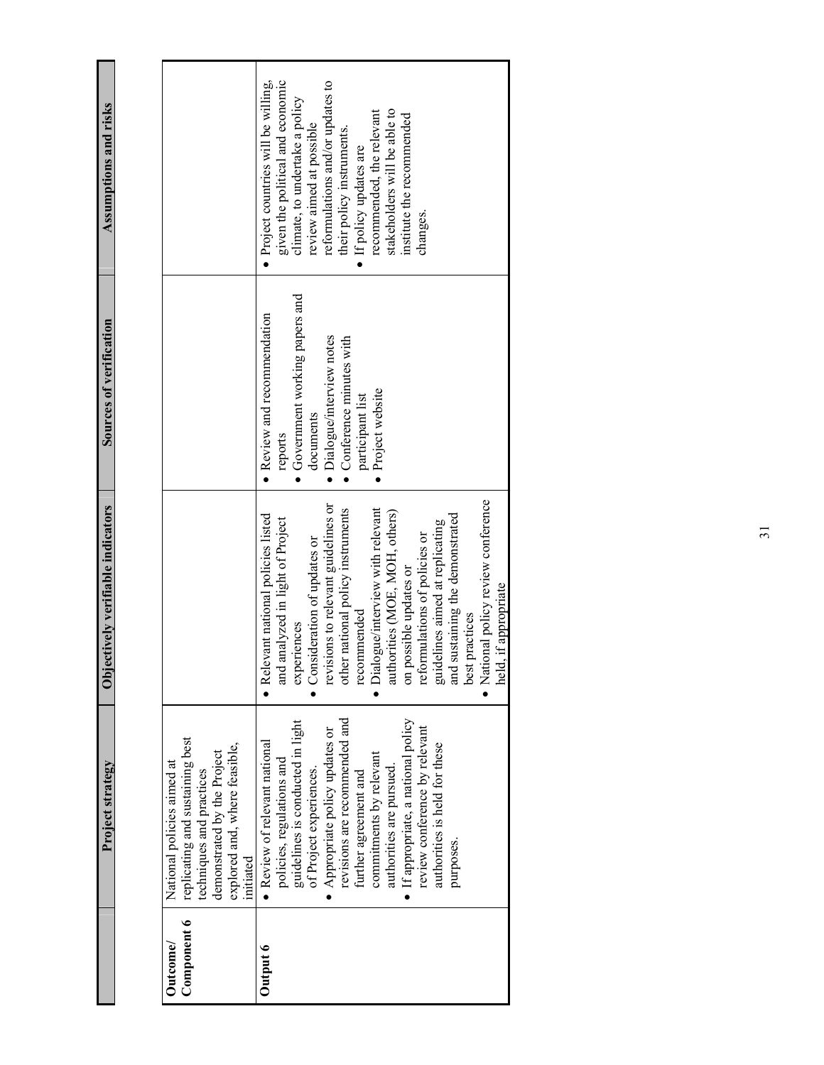| | Project strategy | Objectively verifiable indicators | Sources of verification | Assumptions and risks |
|---|---|---|---|---|
| **Outcome/ Component 6** | National policies aimed at replicating and sustaining best techniques and practices demonstrated by the Project explored and, where feasible, initiated | | | |
| **Output 6** | • Review of relevant national policies, regulations and guidelines is conducted in light of Project experiences.<br>• Appropriate policy updates or revisions are recommended and further agreement and commitments by relevant authorities are pursued.<br>• If appropriate, a national policy review conference by relevant authorities is held for these purposes. | • Relevant national policies listed and analyzed in light of Project experiences<br>• Consideration of updates or revisions to relevant guidelines or other national policy instruments recommended<br>• Dialogue/interview with relevant authorities (MOE, MOH, others) on possible updates or reformulations of policies or guidelines aimed at replicating and sustaining the demonstrated best practices<br>• National policy review conference held, if appropriate | • Review and recommendation reports<br>• Government working papers and documents<br>• Dialogue/interview notes<br>• Conference minutes with participant list<br>• Project website | • Project countries will be willing, given the political and economic climate, to undertake a policy review aimed at possible reformulations and/or updates to their policy instruments.<br>• If policy updates are recommended, the relevant stakeholders will be able to institute the recommended changes. |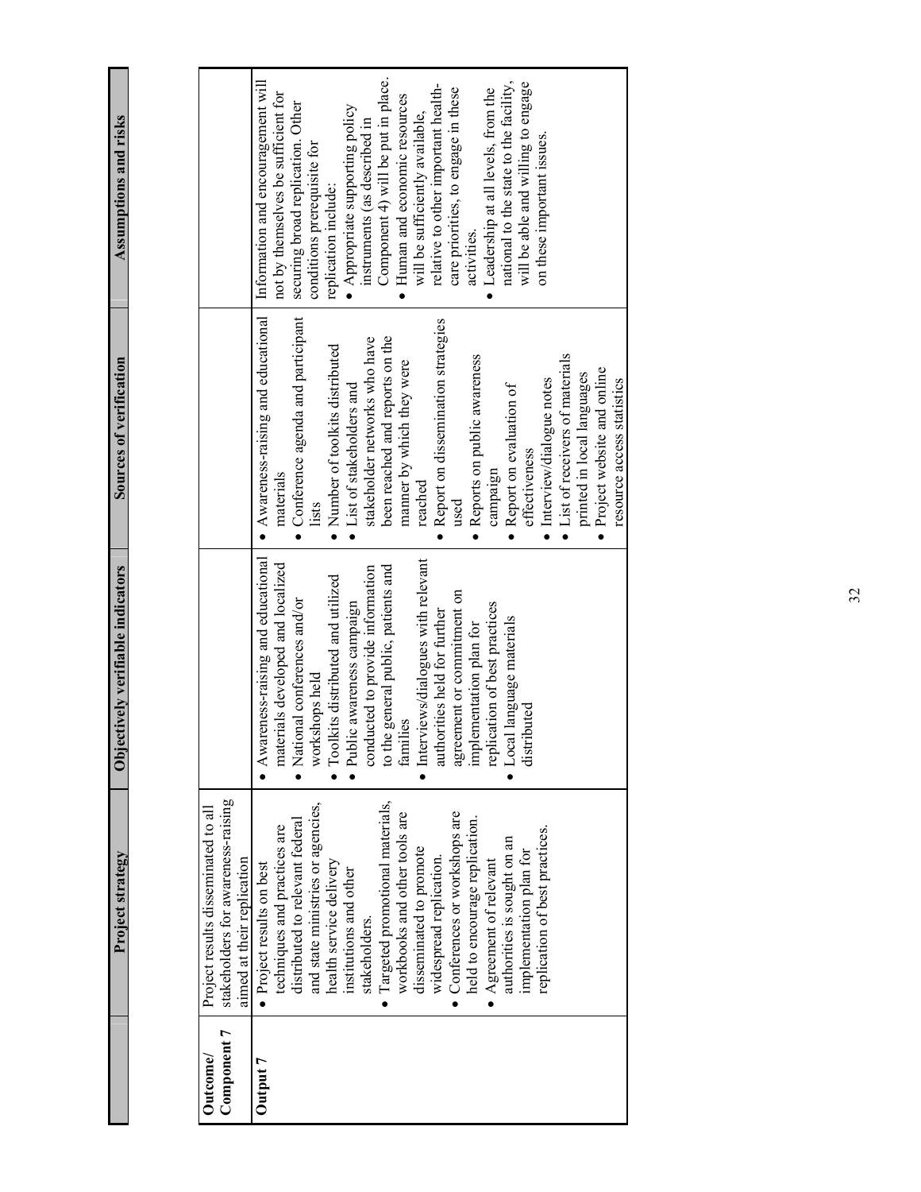| Outcome/ Component 7 | Project strategy | Objectively verifiable indicators | Sources of verification | Assumptions and risks |
|---|---|---|---|---|
| | Project results disseminated to all stakeholders for awareness-raising aimed at their replication | | | |
| **Output 7** | • Project results on best techniques and practices are distributed to relevant federal and state ministries or agencies, health service delivery institutions and other stakeholders.<br>• Targeted promotional materials, workbooks and other tools are disseminated to promote widespread replication.<br>• Conferences or workshops are held to encourage replication.<br>• Agreement of relevant authorities is sought on an implementation plan for replication of best practices. | • Awareness-raising and educational materials developed and localized<br>• National conferences and/or workshops held<br>• Toolkits distributed and utilized<br>• Public awareness campaign conducted to provide information to the general public, patients and families<br>• Interviews/dialogues with relevant authorities held for further agreement or commitment on implementation plan for replication of best practices<br>• Local language materials distributed | • Awareness-raising and educational materials<br>• Conference agenda and participant lists<br>• Number of toolkits distributed<br>• List of stakeholders and stakeholder networks who have been reached and reports on the manner by which they were reached<br>• Report on dissemination strategies used<br>• Reports on public awareness campaign<br>• Report on evaluation of effectiveness<br>• Interview/dialogue notes<br>• List of receivers of materials printed in local languages<br>• Project website and online resource access statistics | Information and encouragement will not by themselves be sufficient for securing broad replication. Other conditions prerequisite for replication include:<br>• Appropriate supporting policy instruments (as described in Component 4) will be put in place.<br>• Human and economic resources will be sufficiently available, relative to other important health-care priorities, to engage in these activities.<br>• Leadership at all levels, from the national to the state to the facility, will be able and willing to engage on these important issues. |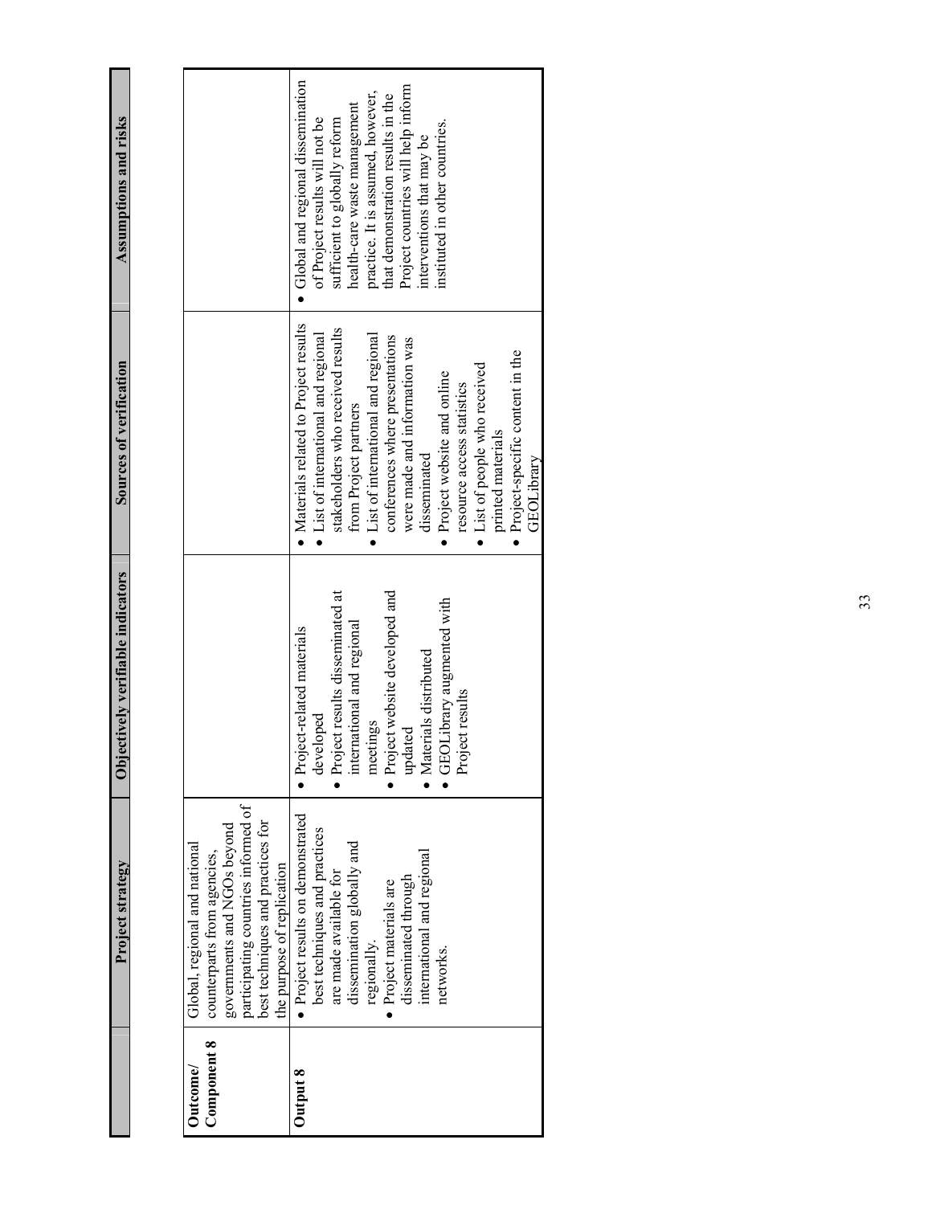| | Project strategy | Objectively verifiable indicators | Sources of verification | Assumptions and risks |
|---|---|---|---|---|
| **Outcome/ Component 8** | Global, regional and national counterparts from agencies, governments and NGOs beyond participating countries informed of best techniques and practices for the purpose of replication | | | |
| **Output 8** | • Project results on demonstrated best techniques and practices are made available for dissemination globally and regionally.<br>• Project materials are disseminated through international and regional networks. | • Project-related materials developed<br>• Project results disseminated at international and regional meetings<br>• Project website developed and updated<br>• Materials distributed<br>• GEOLibrary augmented with Project results | • Materials related to Project results<br>• List of international and regional stakeholders who received results from Project partners<br>• List of international and regional conferences where presentations were made and information was disseminated<br>• Project website and online resource access statistics<br>• List of people who received printed materials<br>• Project-specific content in the GEOLibrary | • Global and regional dissemination of Project results will not be sufficient to globally reform health-care waste management practice. It is assumed, however, that demonstration results in the Project countries will help inform interventions that may be instituted in other countries. |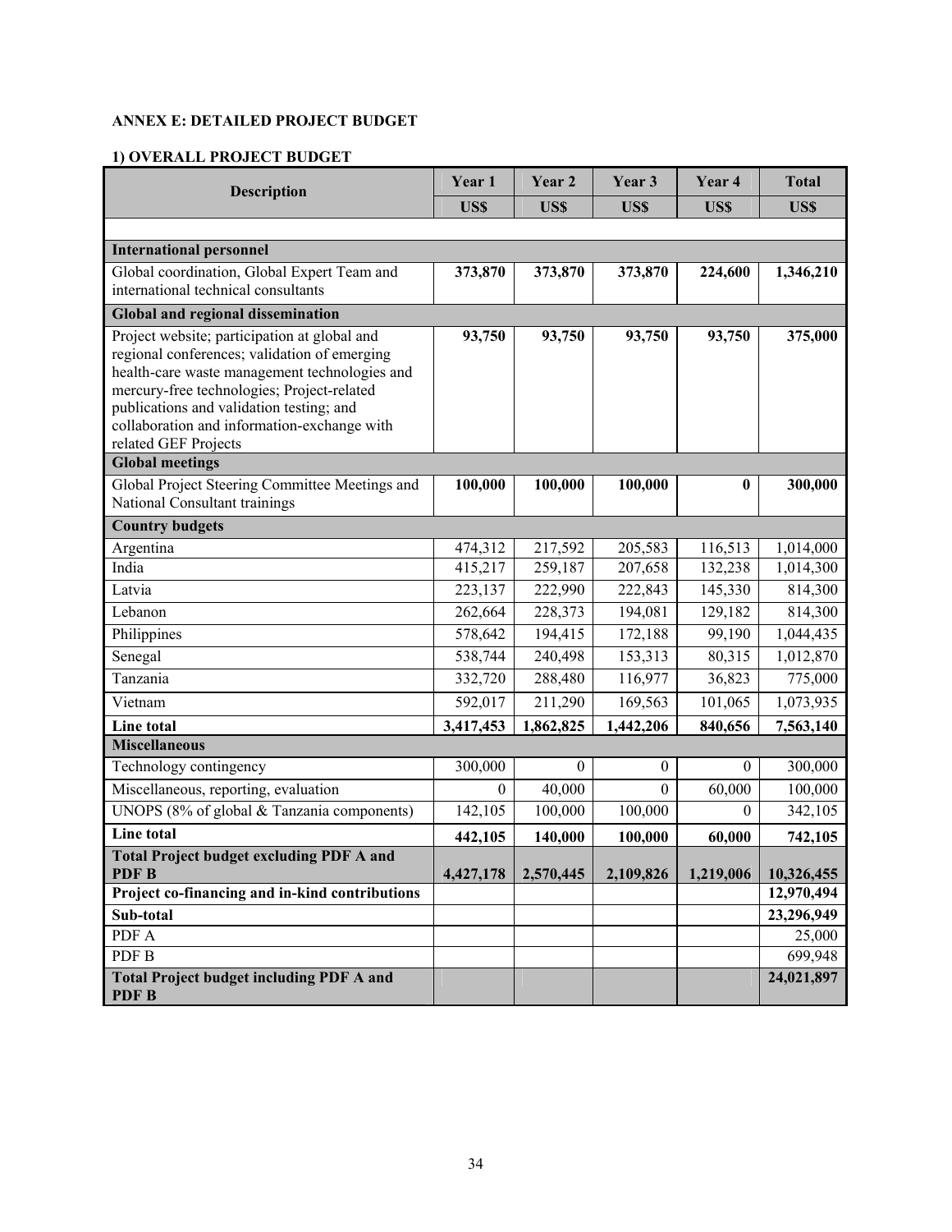## ANNEX E: DETAILED PROJECT BUDGET

### 1) OVERALL PROJECT BUDGET

| Description | Year 1 | Year 2 | Year 3 | Year 4 | Total |
|---|---|---|---|---|---|
| | US$ | US$ | US$ | US$ | US$ |
| | | | | | |
| **International personnel** | | | | | |
| Global coordination, Global Expert Team and international technical consultants | **373,870** | **373,870** | **373,870** | **224,600** | **1,346,210** |
| **Global and regional dissemination** | | | | | |
| Project website; participation at global and regional conferences; validation of emerging health-care waste management technologies and mercury-free technologies; Project-related publications and validation testing; and collaboration and information-exchange with related GEF Projects | **93,750** | **93,750** | **93,750** | **93,750** | **375,000** |
| **Global meetings** | | | | | |
| Global Project Steering Committee Meetings and National Consultant trainings | **100,000** | **100,000** | **100,000** | **0** | **300,000** |
| **Country budgets** | | | | | |
| Argentina | 474,312 | 217,592 | 205,583 | 116,513 | 1,014,000 |
| India | 415,217 | 259,187 | 207,658 | 132,238 | 1,014,300 |
| Latvia | 223,137 | 222,990 | 222,843 | 145,330 | 814,300 |
| Lebanon | 262,664 | 228,373 | 194,081 | 129,182 | 814,300 |
| Philippines | 578,642 | 194,415 | 172,188 | 99,190 | 1,044,435 |
| Senegal | 538,744 | 240,498 | 153,313 | 80,315 | 1,012,870 |
| Tanzania | 332,720 | 288,480 | 116,977 | 36,823 | 775,000 |
| Vietnam | 592,017 | 211,290 | 169,563 | 101,065 | 1,073,935 |
| **Line total** | **3,417,453** | **1,862,825** | **1,442,206** | **840,656** | **7,563,140** |
| **Miscellaneous** | | | | | |
| Technology contingency | 300,000 | 0 | 0 | 0 | 300,000 |
| Miscellaneous, reporting, evaluation | 0 | 40,000 | 0 | 60,000 | 100,000 |
| UNOPS (8% of global & Tanzania components) | 142,105 | 100,000 | 100,000 | 0 | 342,105 |
| **Line total** | **442,105** | **140,000** | **100,000** | **60,000** | **742,105** |
| **Total Project budget excluding PDF A and PDF B** | **4,427,178** | **2,570,445** | **2,109,826** | **1,219,006** | **10,326,455** |
| **Project co-financing and in-kind contributions** | | | | | **12,970,494** |
| **Sub-total** | | | | | **23,296,949** |
| PDF A | | | | | 25,000 |
| PDF B | | | | | 699,948 |
| **Total Project budget including PDF A and PDF B** | | | | | **24,021,897** |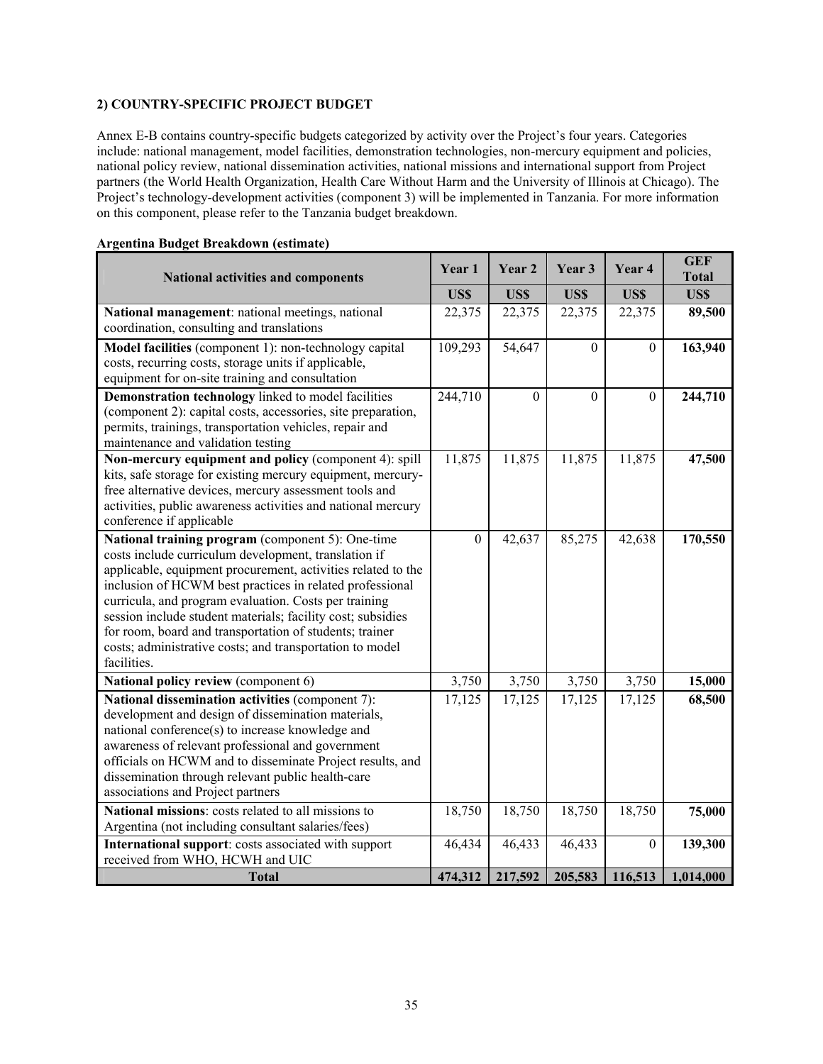### 2) COUNTRY-SPECIFIC PROJECT BUDGET

Annex E-B contains country-specific budgets categorized by activity over the Project's four years. Categories include: national management, model facilities, demonstration technologies, non-mercury equipment and policies, national policy review, national dissemination activities, national missions and international support from Project partners (the World Health Organization, Health Care Without Harm and the University of Illinois at Chicago). The Project's technology-development activities (component 3) will be implemented in Tanzania. For more information on this component, please refer to the Tanzania budget breakdown.

**Argentina Budget Breakdown (estimate)**

| National activities and components | Year 1 | Year 2 | Year 3 | Year 4 | GEF Total |
|---|---|---|---|---|---|
| | US$ | US$ | US$ | US$ | US$ |
| **National management**: national meetings, national coordination, consulting and translations | 22,375 | 22,375 | 22,375 | 22,375 | **89,500** |
| **Model facilities** (component 1): non-technology capital costs, recurring costs, storage units if applicable, equipment for on-site training and consultation | 109,293 | 54,647 | 0 | 0 | **163,940** |
| **Demonstration technology** linked to model facilities (component 2): capital costs, accessories, site preparation, permits, trainings, transportation vehicles, repair and maintenance and validation testing | 244,710 | 0 | 0 | 0 | **244,710** |
| **Non-mercury equipment and policy** (component 4): spill kits, safe storage for existing mercury equipment, mercury-free alternative devices, mercury assessment tools and activities, public awareness activities and national mercury conference if applicable | 11,875 | 11,875 | 11,875 | 11,875 | **47,500** |
| **National training program** (component 5): One-time costs include curriculum development, translation if applicable, equipment procurement, activities related to the inclusion of HCWM best practices in related professional curricula, and program evaluation. Costs per training session include student materials; facility cost; subsidies for room, board and transportation of students; trainer costs; administrative costs; and transportation to model facilities. | 0 | 42,637 | 85,275 | 42,638 | **170,550** |
| **National policy review** (component 6) | 3,750 | 3,750 | 3,750 | 3,750 | **15,000** |
| **National dissemination activities** (component 7): development and design of dissemination materials, national conference(s) to increase knowledge and awareness of relevant professional and government officials on HCWM and to disseminate Project results, and dissemination through relevant public health-care associations and Project partners | 17,125 | 17,125 | 17,125 | 17,125 | **68,500** |
| **National missions**: costs related to all missions to Argentina (not including consultant salaries/fees) | 18,750 | 18,750 | 18,750 | 18,750 | **75,000** |
| **International support**: costs associated with support received from WHO, HCWH and UIC | 46,434 | 46,433 | 46,433 | 0 | **139,300** |
| **Total** | **474,312** | **217,592** | **205,583** | **116,513** | **1,014,000** |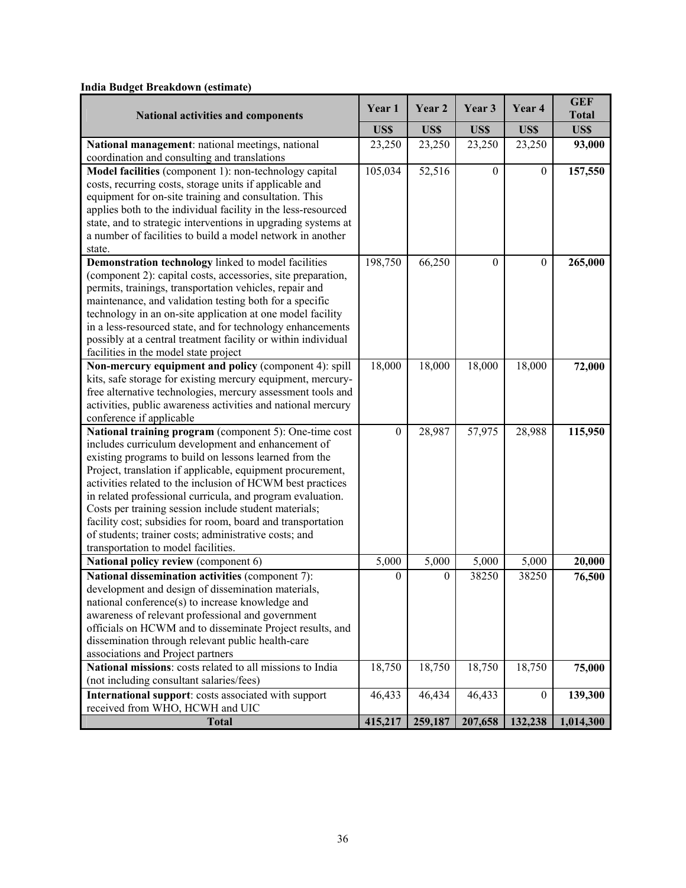**India Budget Breakdown (estimate)**

| National activities and components | Year 1 | Year 2 | Year 3 | Year 4 | GEF Total |
|---|---|---|---|---|---|
| | US$ | US$ | US$ | US$ | US$ |
| **National management**: national meetings, national coordination and consulting and translations | 23,250 | 23,250 | 23,250 | 23,250 | **93,000** |
| **Model facilities** (component 1): non-technology capital costs, recurring costs, storage units if applicable and equipment for on-site training and consultation. This applies both to the individual facility in the less-resourced state, and to strategic interventions in upgrading systems at a number of facilities to build a model network in another state. | 105,034 | 52,516 | 0 | 0 | **157,550** |
| **Demonstration technology** linked to model facilities (component 2): capital costs, accessories, site preparation, permits, trainings, transportation vehicles, repair and maintenance, and validation testing both for a specific technology in an on-site application at one model facility in a less-resourced state, and for technology enhancements possibly at a central treatment facility or within individual facilities in the model state project | 198,750 | 66,250 | 0 | 0 | **265,000** |
| **Non-mercury equipment and policy** (component 4): spill kits, safe storage for existing mercury equipment, mercury-free alternative technologies, mercury assessment tools and activities, public awareness activities and national mercury conference if applicable | 18,000 | 18,000 | 18,000 | 18,000 | **72,000** |
| **National training program** (component 5): One-time cost includes curriculum development and enhancement of existing programs to build on lessons learned from the Project, translation if applicable, equipment procurement, activities related to the inclusion of HCWM best practices in related professional curricula, and program evaluation. Costs per training session include student materials; facility cost; subsidies for room, board and transportation of students; trainer costs; administrative costs; and transportation to model facilities. | 0 | 28,987 | 57,975 | 28,988 | **115,950** |
| **National policy review** (component 6) | 5,000 | 5,000 | 5,000 | 5,000 | **20,000** |
| **National dissemination activities** (component 7): development and design of dissemination materials, national conference(s) to increase knowledge and awareness of relevant professional and government officials on HCWM and to disseminate Project results, and dissemination through relevant public health-care associations and Project partners | 0 | 0 | 38250 | 38250 | **76,500** |
| **National missions**: costs related to all missions to India (not including consultant salaries/fees) | 18,750 | 18,750 | 18,750 | 18,750 | **75,000** |
| **International support**: costs associated with support received from WHO, HCWH and UIC | 46,433 | 46,434 | 46,433 | 0 | **139,300** |
| **Total** | **415,217** | **259,187** | **207,658** | **132,238** | **1,014,300** |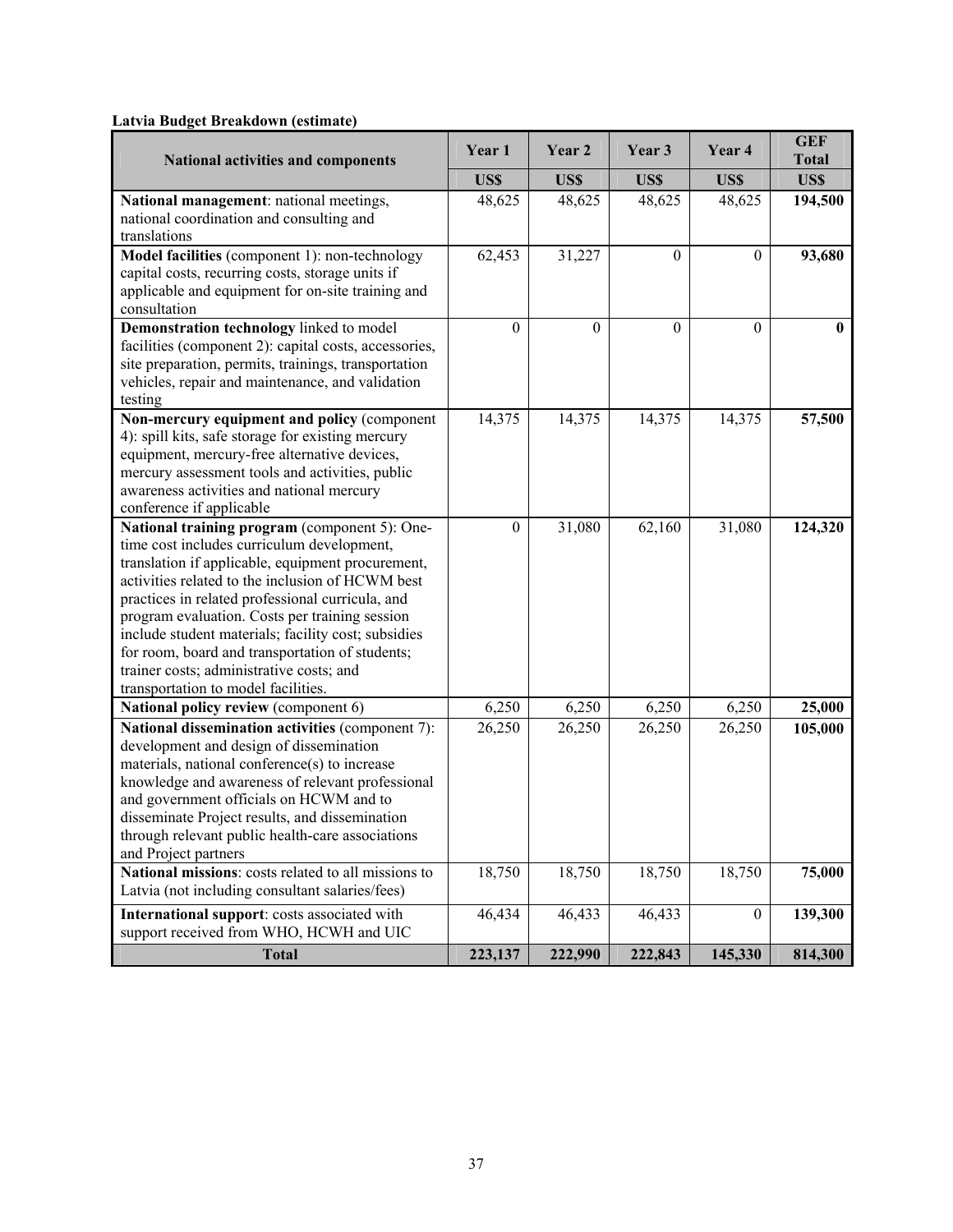**Latvia Budget Breakdown (estimate)**

| National activities and components | Year 1 | Year 2 | Year 3 | Year 4 | GEF Total |
|---|---|---|---|---|---|
| | US$ | US$ | US$ | US$ | US$ |
| **National management**: national meetings, national coordination and consulting and translations | 48,625 | 48,625 | 48,625 | 48,625 | **194,500** |
| **Model facilities** (component 1): non-technology capital costs, recurring costs, storage units if applicable and equipment for on-site training and consultation | 62,453 | 31,227 | 0 | 0 | **93,680** |
| **Demonstration technology** linked to model facilities (component 2): capital costs, accessories, site preparation, permits, trainings, transportation vehicles, repair and maintenance, and validation testing | 0 | 0 | 0 | 0 | **0** |
| **Non-mercury equipment and policy** (component 4): spill kits, safe storage for existing mercury equipment, mercury-free alternative devices, mercury assessment tools and activities, public awareness activities and national mercury conference if applicable | 14,375 | 14,375 | 14,375 | 14,375 | **57,500** |
| **National training program** (component 5): One-time cost includes curriculum development, translation if applicable, equipment procurement, activities related to the inclusion of HCWM best practices in related professional curricula, and program evaluation. Costs per training session include student materials; facility cost; subsidies for room, board and transportation of students; trainer costs; administrative costs; and transportation to model facilities. | 0 | 31,080 | 62,160 | 31,080 | **124,320** |
| **National policy review** (component 6) | 6,250 | 6,250 | 6,250 | 6,250 | **25,000** |
| **National dissemination activities** (component 7): development and design of dissemination materials, national conference(s) to increase knowledge and awareness of relevant professional and government officials on HCWM and to disseminate Project results, and dissemination through relevant public health-care associations and Project partners | 26,250 | 26,250 | 26,250 | 26,250 | **105,000** |
| **National missions**: costs related to all missions to Latvia (not including consultant salaries/fees) | 18,750 | 18,750 | 18,750 | 18,750 | **75,000** |
| **International support**: costs associated with support received from WHO, HCWH and UIC | 46,434 | 46,433 | 46,433 | 0 | **139,300** |
| **Total** | **223,137** | **222,990** | **222,843** | **145,330** | **814,300** |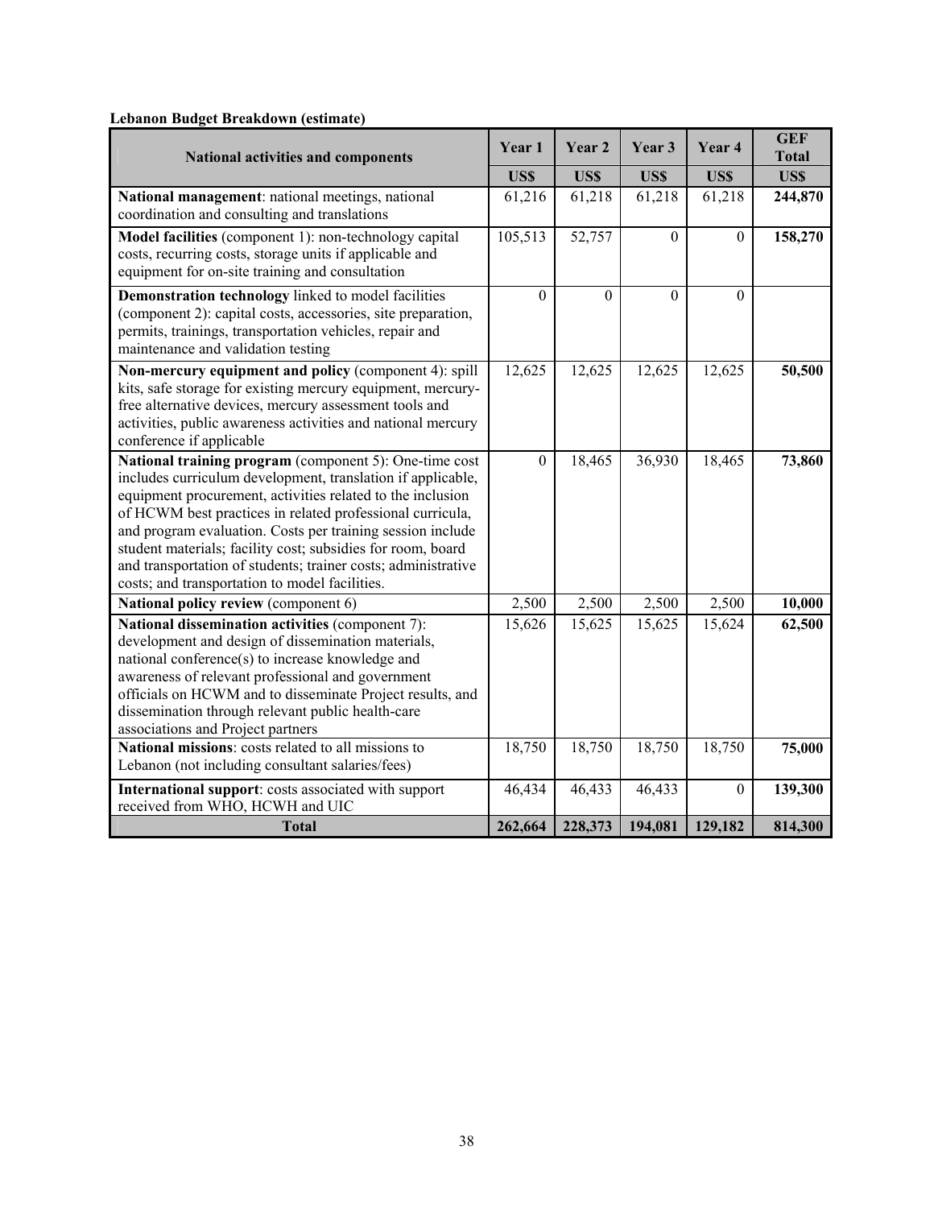**Lebanon Budget Breakdown (estimate)**

| National activities and components | Year 1 | Year 2 | Year 3 | Year 4 | GEF Total |
|---|---|---|---|---|---|
| | US$ | US$ | US$ | US$ | US$ |
| **National management**: national meetings, national coordination and consulting and translations | 61,216 | 61,218 | 61,218 | 61,218 | **244,870** |
| **Model facilities** (component 1): non-technology capital costs, recurring costs, storage units if applicable and equipment for on-site training and consultation | 105,513 | 52,757 | 0 | 0 | **158,270** |
| **Demonstration technology** linked to model facilities (component 2): capital costs, accessories, site preparation, permits, trainings, transportation vehicles, repair and maintenance and validation testing | 0 | 0 | 0 | 0 | |
| **Non-mercury equipment and policy** (component 4): spill kits, safe storage for existing mercury equipment, mercury-free alternative devices, mercury assessment tools and activities, public awareness activities and national mercury conference if applicable | 12,625 | 12,625 | 12,625 | 12,625 | **50,500** |
| **National training program** (component 5): One-time cost includes curriculum development, translation if applicable, equipment procurement, activities related to the inclusion of HCWM best practices in related professional curricula, and program evaluation. Costs per training session include student materials; facility cost; subsidies for room, board and transportation of students; trainer costs; administrative costs; and transportation to model facilities. | 0 | 18,465 | 36,930 | 18,465 | **73,860** |
| **National policy review** (component 6) | 2,500 | 2,500 | 2,500 | 2,500 | **10,000** |
| **National dissemination activities** (component 7): development and design of dissemination materials, national conference(s) to increase knowledge and awareness of relevant professional and government officials on HCWM and to disseminate Project results, and dissemination through relevant public health-care associations and Project partners | 15,626 | 15,625 | 15,625 | 15,624 | **62,500** |
| **National missions**: costs related to all missions to Lebanon (not including consultant salaries/fees) | 18,750 | 18,750 | 18,750 | 18,750 | **75,000** |
| **International support**: costs associated with support received from WHO, HCWH and UIC | 46,434 | 46,433 | 46,433 | 0 | **139,300** |
| **Total** | **262,664** | **228,373** | **194,081** | **129,182** | **814,300** |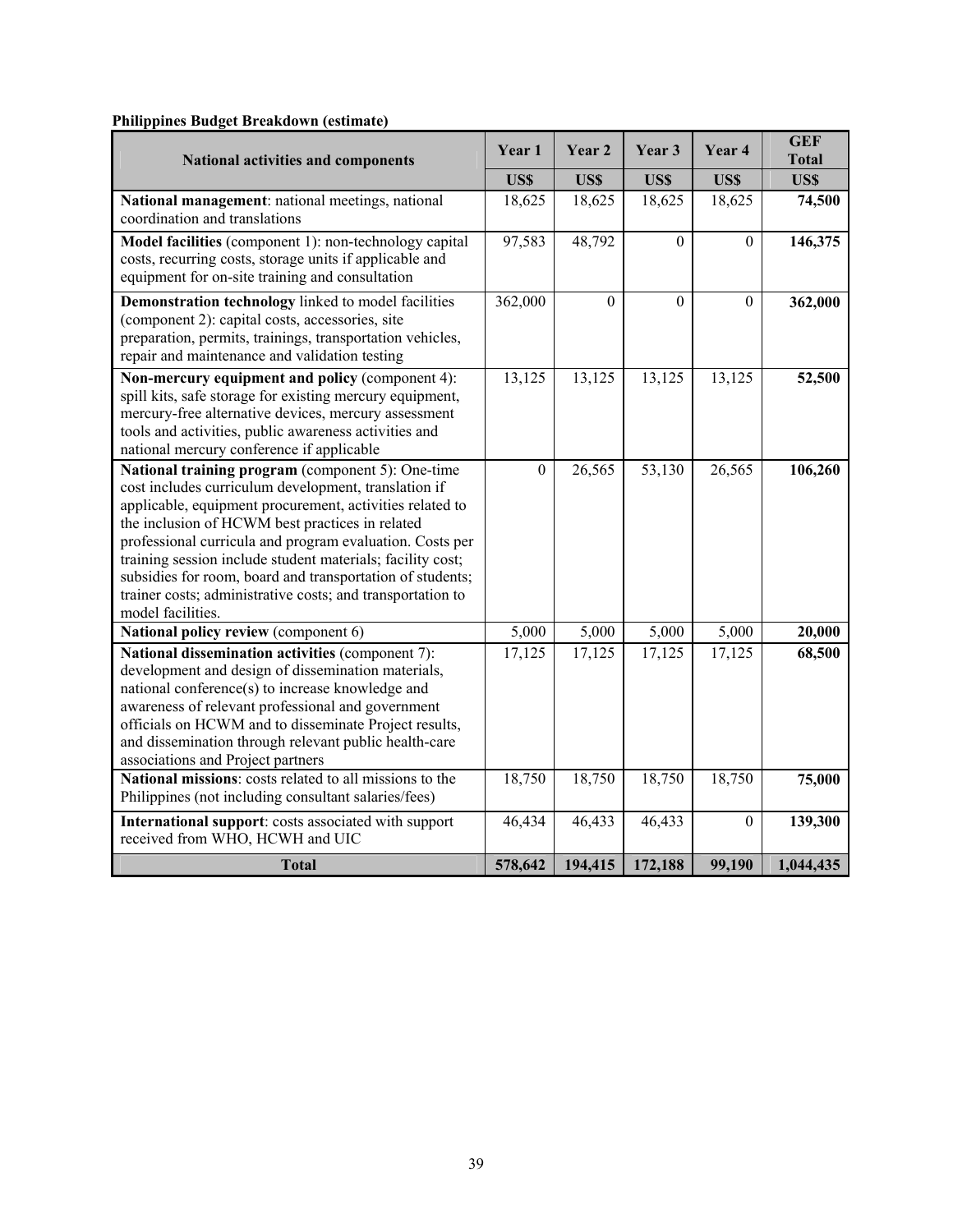**Philippines Budget Breakdown (estimate)**

| National activities and components | Year 1 | Year 2 | Year 3 | Year 4 | GEF Total |
|---|---|---|---|---|---|
| | US$ | US$ | US$ | US$ | US$ |
| **National management**: national meetings, national coordination and translations | 18,625 | 18,625 | 18,625 | 18,625 | **74,500** |
| **Model facilities** (component 1): non-technology capital costs, recurring costs, storage units if applicable and equipment for on-site training and consultation | 97,583 | 48,792 | 0 | 0 | **146,375** |
| **Demonstration technology** linked to model facilities (component 2): capital costs, accessories, site preparation, permits, trainings, transportation vehicles, repair and maintenance and validation testing | 362,000 | 0 | 0 | 0 | **362,000** |
| **Non-mercury equipment and policy** (component 4): spill kits, safe storage for existing mercury equipment, mercury-free alternative devices, mercury assessment tools and activities, public awareness activities and national mercury conference if applicable | 13,125 | 13,125 | 13,125 | 13,125 | **52,500** |
| **National training program** (component 5): One-time cost includes curriculum development, translation if applicable, equipment procurement, activities related to the inclusion of HCWM best practices in related professional curricula and program evaluation. Costs per training session include student materials; facility cost; subsidies for room, board and transportation of students; trainer costs; administrative costs; and transportation to model facilities. | 0 | 26,565 | 53,130 | 26,565 | **106,260** |
| **National policy review** (component 6) | 5,000 | 5,000 | 5,000 | 5,000 | **20,000** |
| **National dissemination activities** (component 7): development and design of dissemination materials, national conference(s) to increase knowledge and awareness of relevant professional and government officials on HCWM and to disseminate Project results, and dissemination through relevant public health-care associations and Project partners | 17,125 | 17,125 | 17,125 | 17,125 | **68,500** |
| **National missions**: costs related to all missions to the Philippines (not including consultant salaries/fees) | 18,750 | 18,750 | 18,750 | 18,750 | **75,000** |
| **International support**: costs associated with support received from WHO, HCWH and UIC | 46,434 | 46,433 | 46,433 | 0 | **139,300** |
| **Total** | **578,642** | **194,415** | **172,188** | **99,190** | **1,044,435** |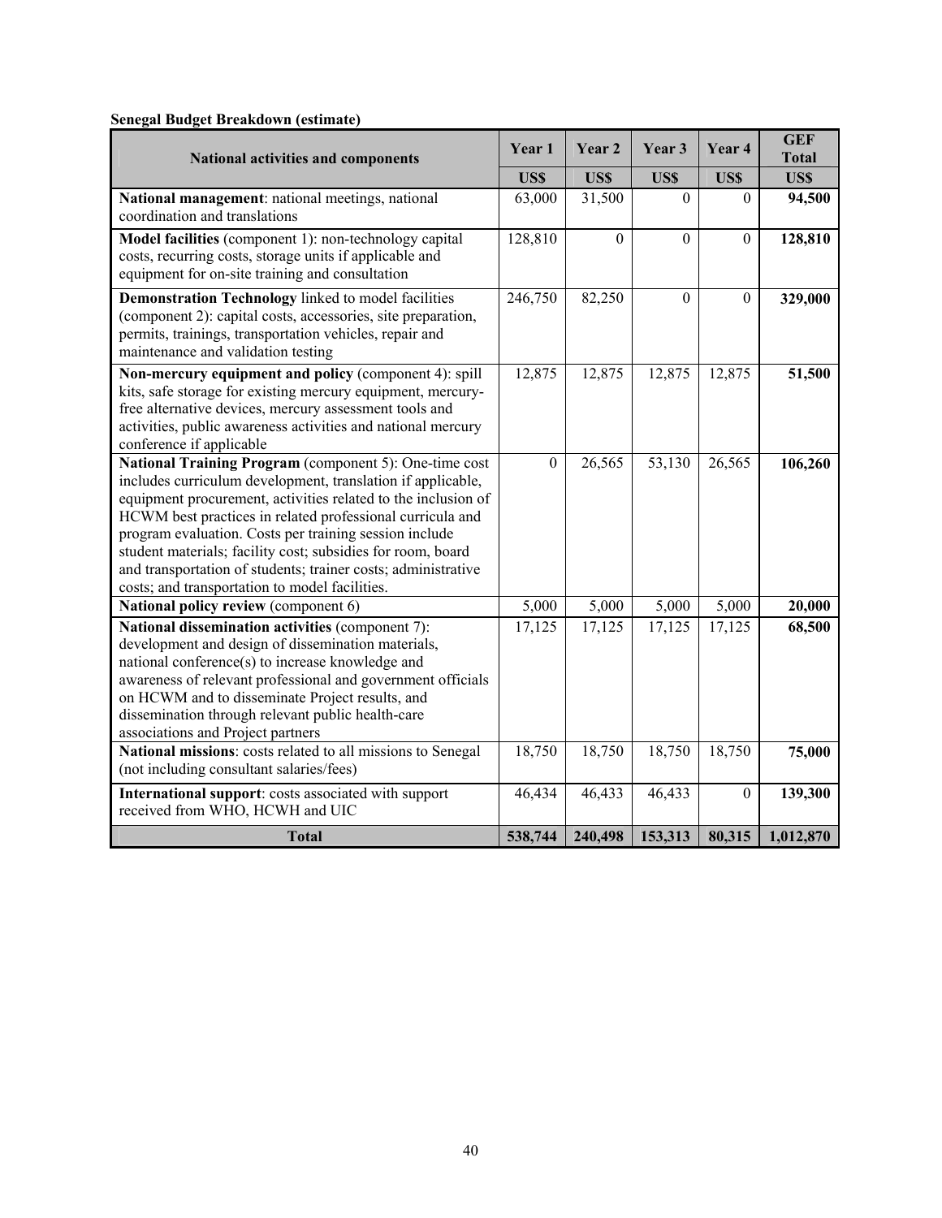**Senegal Budget Breakdown (estimate)**

| National activities and components | Year 1 | Year 2 | Year 3 | Year 4 | GEF Total |
|---|---|---|---|---|---|
| | US$ | US$ | US$ | US$ | US$ |
| **National management**: national meetings, national coordination and translations | 63,000 | 31,500 | 0 | 0 | **94,500** |
| **Model facilities** (component 1): non-technology capital costs, recurring costs, storage units if applicable and equipment for on-site training and consultation | 128,810 | 0 | 0 | 0 | **128,810** |
| **Demonstration Technology** linked to model facilities (component 2): capital costs, accessories, site preparation, permits, trainings, transportation vehicles, repair and maintenance and validation testing | 246,750 | 82,250 | 0 | 0 | **329,000** |
| **Non-mercury equipment and policy** (component 4): spill kits, safe storage for existing mercury equipment, mercury-free alternative devices, mercury assessment tools and activities, public awareness activities and national mercury conference if applicable | 12,875 | 12,875 | 12,875 | 12,875 | **51,500** |
| **National Training Program** (component 5): One-time cost includes curriculum development, translation if applicable, equipment procurement, activities related to the inclusion of HCWM best practices in related professional curricula and program evaluation. Costs per training session include student materials; facility cost; subsidies for room, board and transportation of students; trainer costs; administrative costs; and transportation to model facilities. | 0 | 26,565 | 53,130 | 26,565 | **106,260** |
| **National policy review** (component 6) | 5,000 | 5,000 | 5,000 | 5,000 | **20,000** |
| **National dissemination activities** (component 7): development and design of dissemination materials, national conference(s) to increase knowledge and awareness of relevant professional and government officials on HCWM and to disseminate Project results, and dissemination through relevant public health-care associations and Project partners | 17,125 | 17,125 | 17,125 | 17,125 | **68,500** |
| **National missions**: costs related to all missions to Senegal (not including consultant salaries/fees) | 18,750 | 18,750 | 18,750 | 18,750 | **75,000** |
| **International support**: costs associated with support received from WHO, HCWH and UIC | 46,434 | 46,433 | 46,433 | 0 | **139,300** |
| **Total** | **538,744** | **240,498** | **153,313** | **80,315** | **1,012,870** |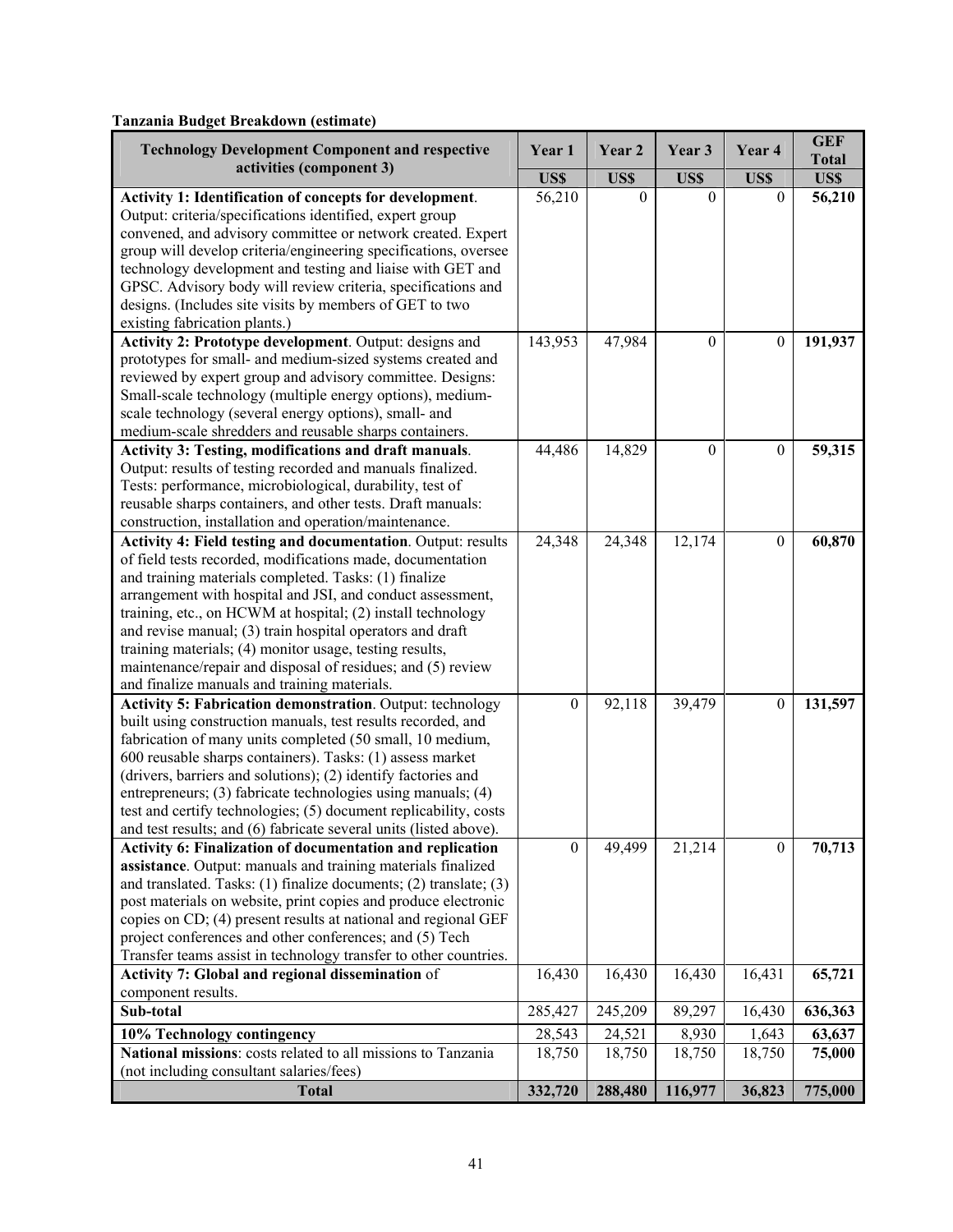**Tanzania Budget Breakdown (estimate)**

| Technology Development Component and respective activities (component 3) | Year 1 | Year 2 | Year 3 | Year 4 | GEF Total |
|---|---|---|---|---|---|
| | US$ | US$ | US$ | US$ | US$ |
| **Activity 1: Identification of concepts for development**. Output: criteria/specifications identified, expert group convened, and advisory committee or network created. Expert group will develop criteria/engineering specifications, oversee technology development and testing and liaise with GET and GPSC. Advisory body will review criteria, specifications and designs. (Includes site visits by members of GET to two existing fabrication plants.) | 56,210 | 0 | 0 | 0 | **56,210** |
| **Activity 2: Prototype development**. Output: designs and prototypes for small- and medium-sized systems created and reviewed by expert group and advisory committee. Designs: Small-scale technology (multiple energy options), medium-scale technology (several energy options), small- and medium-scale shredders and reusable sharps containers. | 143,953 | 47,984 | 0 | 0 | **191,937** |
| **Activity 3: Testing, modifications and draft manuals**. Output: results of testing recorded and manuals finalized. Tests: performance, microbiological, durability, test of reusable sharps containers, and other tests. Draft manuals: construction, installation and operation/maintenance. | 44,486 | 14,829 | 0 | 0 | **59,315** |
| **Activity 4: Field testing and documentation**. Output: results of field tests recorded, modifications made, documentation and training materials completed. Tasks: (1) finalize arrangement with hospital and JSI, and conduct assessment, training, etc., on HCWM at hospital; (2) install technology and revise manual; (3) train hospital operators and draft training materials; (4) monitor usage, testing results, maintenance/repair and disposal of residues; and (5) review and finalize manuals and training materials. | 24,348 | 24,348 | 12,174 | 0 | **60,870** |
| **Activity 5: Fabrication demonstration**. Output: technology built using construction manuals, test results recorded, and fabrication of many units completed (50 small, 10 medium, 600 reusable sharps containers). Tasks: (1) assess market (drivers, barriers and solutions); (2) identify factories and entrepreneurs; (3) fabricate technologies using manuals; (4) test and certify technologies; (5) document replicability, costs and test results; and (6) fabricate several units (listed above). | 0 | 92,118 | 39,479 | 0 | **131,597** |
| **Activity 6: Finalization of documentation and replication assistance**. Output: manuals and training materials finalized and translated. Tasks: (1) finalize documents; (2) translate; (3) post materials on website, print copies and produce electronic copies on CD; (4) present results at national and regional GEF project conferences and other conferences; and (5) Tech Transfer teams assist in technology transfer to other countries. | 0 | 49,499 | 21,214 | 0 | **70,713** |
| **Activity 7: Global and regional dissemination** of component results. | 16,430 | 16,430 | 16,430 | 16,431 | **65,721** |
| **Sub-total** | 285,427 | 245,209 | 89,297 | 16,430 | **636,363** |
| **10% Technology contingency** | 28,543 | 24,521 | 8,930 | 1,643 | **63,637** |
| **National missions**: costs related to all missions to Tanzania (not including consultant salaries/fees) | 18,750 | 18,750 | 18,750 | 18,750 | **75,000** |
| **Total** | **332,720** | **288,480** | **116,977** | **36,823** | **775,000** |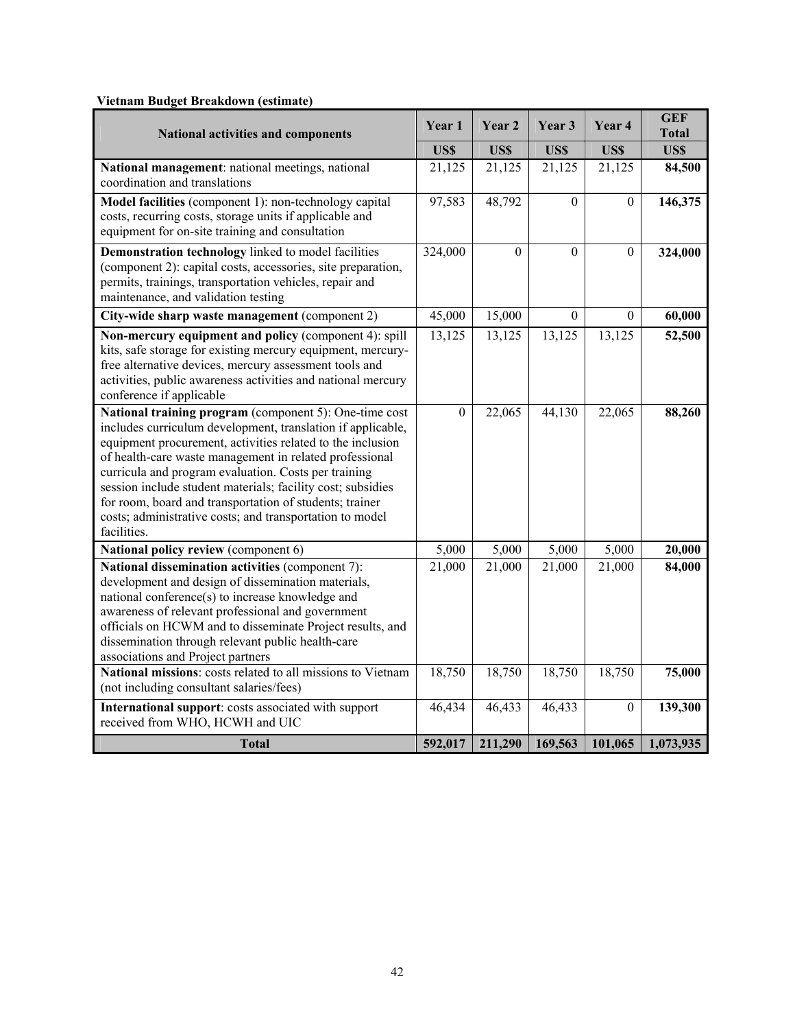**Vietnam Budget Breakdown (estimate)**

| National activities and components | Year 1 | Year 2 | Year 3 | Year 4 | GEF Total |
|---|---|---|---|---|---|
| | US$ | US$ | US$ | US$ | US$ |
| **National management**: national meetings, national coordination and translations | 21,125 | 21,125 | 21,125 | 21,125 | **84,500** |
| **Model facilities** (component 1): non-technology capital costs, recurring costs, storage units if applicable and equipment for on-site training and consultation | 97,583 | 48,792 | 0 | 0 | **146,375** |
| **Demonstration technology** linked to model facilities (component 2): capital costs, accessories, site preparation, permits, trainings, transportation vehicles, repair and maintenance, and validation testing | 324,000 | 0 | 0 | 0 | **324,000** |
| **City-wide sharp waste management** (component 2) | 45,000 | 15,000 | 0 | 0 | **60,000** |
| **Non-mercury equipment and policy** (component 4): spill kits, safe storage for existing mercury equipment, mercury-free alternative devices, mercury assessment tools and activities, public awareness activities and national mercury conference if applicable | 13,125 | 13,125 | 13,125 | 13,125 | **52,500** |
| **National training program** (component 5): One-time cost includes curriculum development, translation if applicable, equipment procurement, activities related to the inclusion of health-care waste management in related professional curricula and program evaluation. Costs per training session include student materials; facility cost; subsidies for room, board and transportation of students; trainer costs; administrative costs; and transportation to model facilities. | 0 | 22,065 | 44,130 | 22,065 | **88,260** |
| **National policy review** (component 6) | 5,000 | 5,000 | 5,000 | 5,000 | **20,000** |
| **National dissemination activities** (component 7): development and design of dissemination materials, national conference(s) to increase knowledge and awareness of relevant professional and government officials on HCWM and to disseminate Project results, and dissemination through relevant public health-care associations and Project partners | 21,000 | 21,000 | 21,000 | 21,000 | **84,000** |
| **National missions**: costs related to all missions to Vietnam (not including consultant salaries/fees) | 18,750 | 18,750 | 18,750 | 18,750 | **75,000** |
| **International support**: costs associated with support received from WHO, HCWH and UIC | 46,434 | 46,433 | 46,433 | 0 | **139,300** |
| **Total** | **592,017** | **211,290** | **169,563** | **101,065** | **1,073,935** |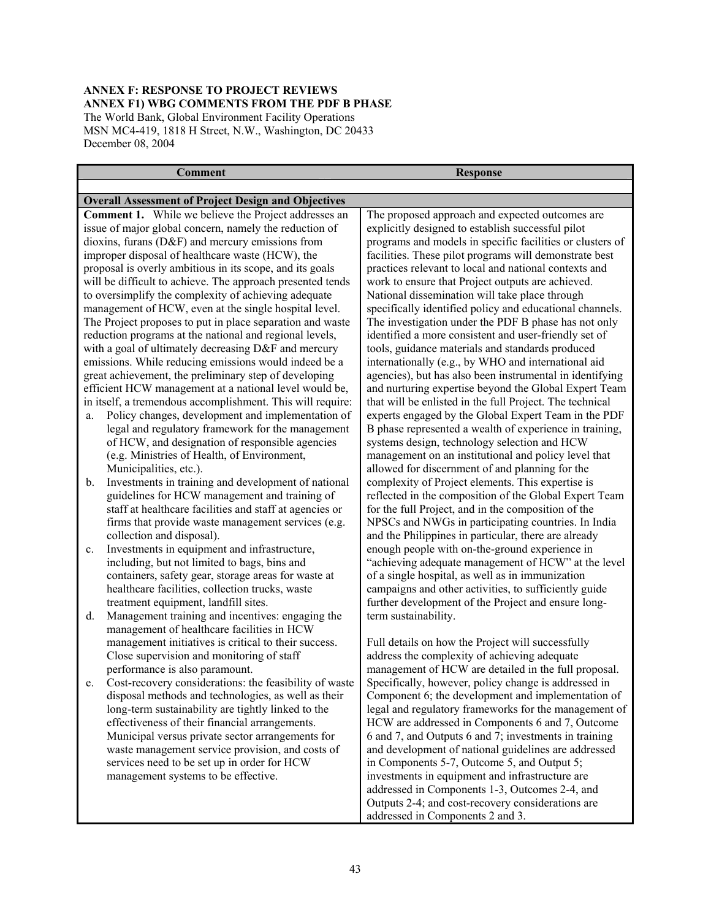**ANNEX F: RESPONSE TO PROJECT REVIEWS**
**ANNEX F1) WBG COMMENTS FROM THE PDF B PHASE**

The World Bank, Global Environment Facility Operations
MSN MC4-419, 1818 H Street, N.W., Washington, DC 20433
December 08, 2004

| Comment | Response |
|---|---|
| | |
| **Overall Assessment of Project Design and Objectives** | |
| **Comment 1.** While we believe the Project addresses an issue of major global concern, namely the reduction of dioxins, furans (D&F) and mercury emissions from improper disposal of healthcare waste (HCW), the proposal is overly ambitious in its scope, and its goals will be difficult to achieve. The approach presented tends to oversimplify the complexity of achieving adequate management of HCW, even at the single hospital level. The Project proposes to put in place separation and waste reduction programs at the national and regional levels, with a goal of ultimately decreasing D&F and mercury emissions. While reducing emissions would indeed be a great achievement, the preliminary step of developing efficient HCW management at a national level would be, in itself, a tremendous accomplishment. This will require:<br>a. Policy changes, development and implementation of legal and regulatory framework for the management of HCW, and designation of responsible agencies (e.g. Ministries of Health, of Environment, Municipalities, etc.).<br>b. Investments in training and development of national guidelines for HCW management and training of staff at healthcare facilities and staff at agencies or firms that provide waste management services (e.g. collection and disposal).<br>c. Investments in equipment and infrastructure, including, but not limited to bags, bins and containers, safety gear, storage areas for waste at healthcare facilities, collection trucks, waste treatment equipment, landfill sites.<br>d. Management training and incentives: engaging the management of healthcare facilities in HCW management initiatives is critical to their success. Close supervision and monitoring of staff performance is also paramount.<br>e. Cost-recovery considerations: the feasibility of waste disposal methods and technologies, as well as their long-term sustainability are tightly linked to the effectiveness of their financial arrangements. Municipal versus private sector arrangements for waste management service provision, and costs of services need to be set up in order for HCW management systems to be effective. | The proposed approach and expected outcomes are explicitly designed to establish successful pilot programs and models in specific facilities or clusters of facilities. These pilot programs will demonstrate best practices relevant to local and national contexts and work to ensure that Project outputs are achieved. National dissemination will take place through specifically identified policy and educational channels. The investigation under the PDF B phase has not only identified a more consistent and user-friendly set of tools, guidance materials and standards produced internationally (e.g., by WHO and international aid agencies), but has also been instrumental in identifying and nurturing expertise beyond the Global Expert Team that will be enlisted in the full Project. The technical experts engaged by the Global Expert Team in the PDF B phase represented a wealth of experience in training, systems design, technology selection and HCW management on an institutional and policy level that allowed for discernment of and planning for the complexity of Project elements. This expertise is reflected in the composition of the Global Expert Team for the full Project, and in the composition of the NPSCs and NWGs in participating countries. In India and the Philippines in particular, there are already enough people with on-the-ground experience in "achieving adequate management of HCW" at the level of a single hospital, as well as in immunization campaigns and other activities, to sufficiently guide further development of the Project and ensure long-term sustainability.<br><br>Full details on how the Project will successfully address the complexity of achieving adequate management of HCW are detailed in the full proposal. Specifically, however, policy change is addressed in Component 6; the development and implementation of legal and regulatory frameworks for the management of HCW are addressed in Components 6 and 7, Outcome 6 and 7, and Outputs 6 and 7; investments in training and development of national guidelines are addressed in Components 5-7, Outcome 5, and Output 5; investments in equipment and infrastructure are addressed in Components 1-3, Outcomes 2-4, and Outputs 2-4; and cost-recovery considerations are addressed in Components 2 and 3. |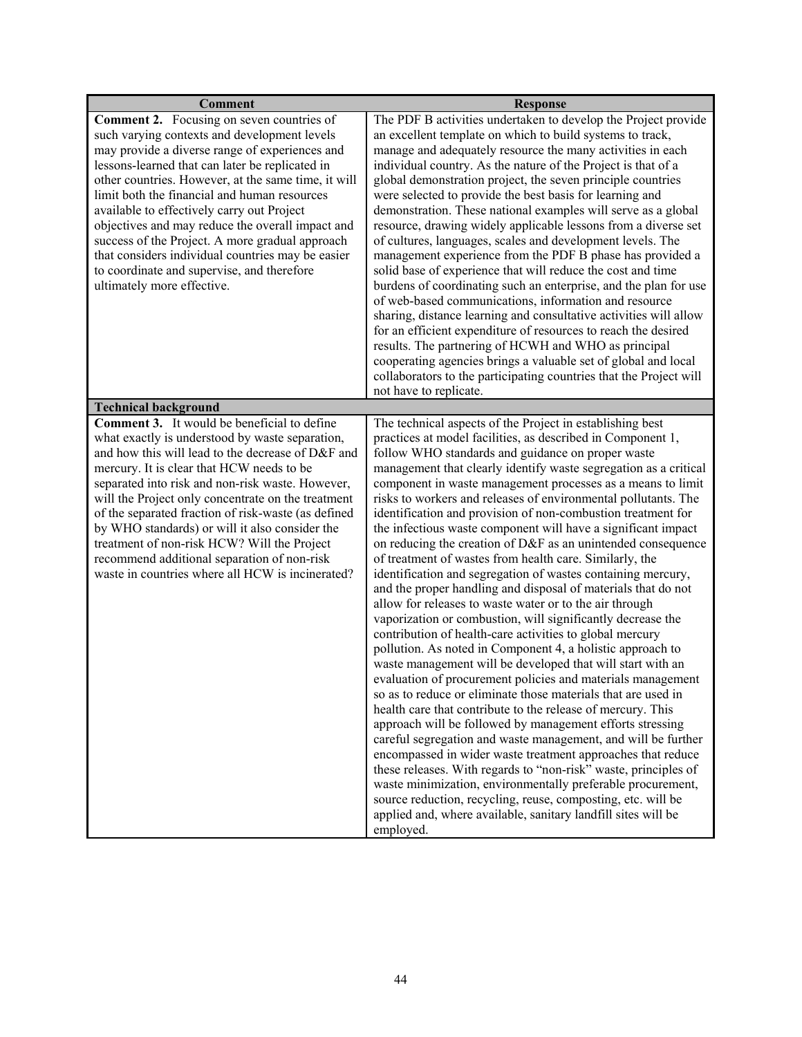| Comment | Response |
|---|---|
| **Comment 2.** Focusing on seven countries of such varying contexts and development levels may provide a diverse range of experiences and lessons-learned that can later be replicated in other countries. However, at the same time, it will limit both the financial and human resources available to effectively carry out Project objectives and may reduce the overall impact and success of the Project. A more gradual approach that considers individual countries may be easier to coordinate and supervise, and therefore ultimately more effective. | The PDF B activities undertaken to develop the Project provide an excellent template on which to build systems to track, manage and adequately resource the many activities in each individual country. As the nature of the Project is that of a global demonstration project, the seven principle countries were selected to provide the best basis for learning and demonstration. These national examples will serve as a global resource, drawing widely applicable lessons from a diverse set of cultures, languages, scales and development levels. The management experience from the PDF B phase has provided a solid base of experience that will reduce the cost and time burdens of coordinating such an enterprise, and the plan for use of web-based communications, information and resource sharing, distance learning and consultative activities will allow for an efficient expenditure of resources to reach the desired results. The partnering of HCWH and WHO as principal cooperating agencies brings a valuable set of global and local collaborators to the participating countries that the Project will not have to replicate. |
| **Technical background** | |
| **Comment 3.** It would be beneficial to define what exactly is understood by waste separation, and how this will lead to the decrease of D&F and mercury. It is clear that HCW needs to be separated into risk and non-risk waste. However, will the Project only concentrate on the treatment of the separated fraction of risk-waste (as defined by WHO standards) or will it also consider the treatment of non-risk HCW? Will the Project recommend additional separation of non-risk waste in countries where all HCW is incinerated? | The technical aspects of the Project in establishing best practices at model facilities, as described in Component 1, follow WHO standards and guidance on proper waste management that clearly identify waste segregation as a critical component in waste management processes as a means to limit risks to workers and releases of environmental pollutants. The identification and provision of non-combustion treatment for the infectious waste component will have a significant impact on reducing the creation of D&F as an unintended consequence of treatment of wastes from health care. Similarly, the identification and segregation of wastes containing mercury, and the proper handling and disposal of materials that do not allow for releases to waste water or to the air through vaporization or combustion, will significantly decrease the contribution of health-care activities to global mercury pollution. As noted in Component 4, a holistic approach to waste management will be developed that will start with an evaluation of procurement policies and materials management so as to reduce or eliminate those materials that are used in health care that contribute to the release of mercury. This approach will be followed by management efforts stressing careful segregation and waste management, and will be further encompassed in wider waste treatment approaches that reduce these releases. With regards to "non-risk" waste, principles of waste minimization, environmentally preferable procurement, source reduction, recycling, reuse, composting, etc. will be applied and, where available, sanitary landfill sites will be employed. |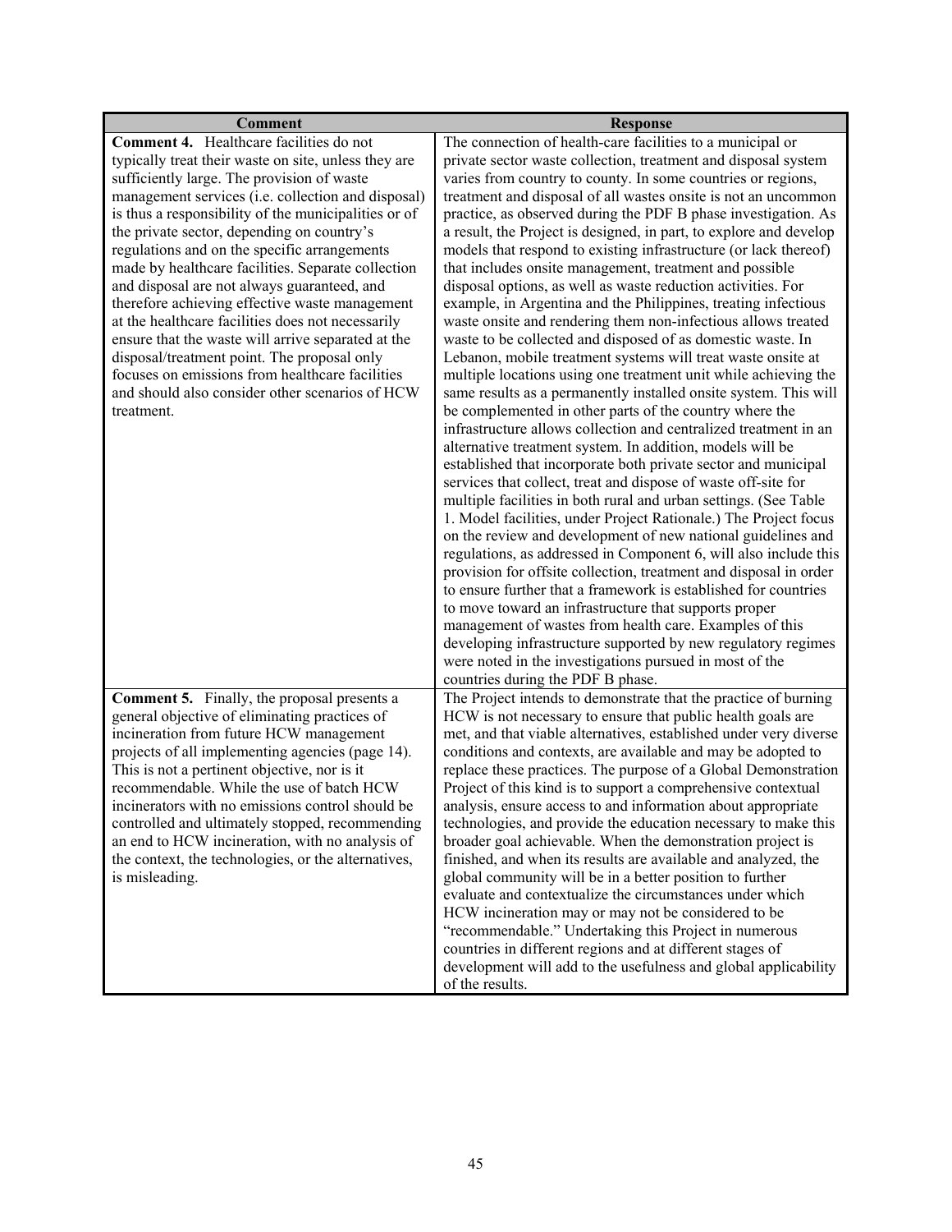| Comment | Response |
|---|---|
| **Comment 4.** Healthcare facilities do not typically treat their waste on site, unless they are sufficiently large. The provision of waste management services (i.e. collection and disposal) is thus a responsibility of the municipalities or of the private sector, depending on country's regulations and on the specific arrangements made by healthcare facilities. Separate collection and disposal are not always guaranteed, and therefore achieving effective waste management at the healthcare facilities does not necessarily ensure that the waste will arrive separated at the disposal/treatment point. The proposal only focuses on emissions from healthcare facilities and should also consider other scenarios of HCW treatment. | The connection of health-care facilities to a municipal or private sector waste collection, treatment and disposal system varies from country to county. In some countries or regions, treatment and disposal of all wastes onsite is not an uncommon practice, as observed during the PDF B phase investigation. As a result, the Project is designed, in part, to explore and develop models that respond to existing infrastructure (or lack thereof) that includes onsite management, treatment and possible disposal options, as well as waste reduction activities. For example, in Argentina and the Philippines, treating infectious waste onsite and rendering them non-infectious allows treated waste to be collected and disposed of as domestic waste. In Lebanon, mobile treatment systems will treat waste onsite at multiple locations using one treatment unit while achieving the same results as a permanently installed onsite system. This will be complemented in other parts of the country where the infrastructure allows collection and centralized treatment in an alternative treatment system. In addition, models will be established that incorporate both private sector and municipal services that collect, treat and dispose of waste off-site for multiple facilities in both rural and urban settings. (See Table 1. Model facilities, under Project Rationale.) The Project focus on the review and development of new national guidelines and regulations, as addressed in Component 6, will also include this provision for offsite collection, treatment and disposal in order to ensure further that a framework is established for countries to move toward an infrastructure that supports proper management of wastes from health care. Examples of this developing infrastructure supported by new regulatory regimes were noted in the investigations pursued in most of the countries during the PDF B phase. |
| **Comment 5.** Finally, the proposal presents a general objective of eliminating practices of incineration from future HCW management projects of all implementing agencies (page 14). This is not a pertinent objective, nor is it recommendable. While the use of batch HCW incinerators with no emissions control should be controlled and ultimately stopped, recommending an end to HCW incineration, with no analysis of the context, the technologies, or the alternatives, is misleading. | The Project intends to demonstrate that the practice of burning HCW is not necessary to ensure that public health goals are met, and that viable alternatives, established under very diverse conditions and contexts, are available and may be adopted to replace these practices. The purpose of a Global Demonstration Project of this kind is to support a comprehensive contextual analysis, ensure access to and information about appropriate technologies, and provide the education necessary to make this broader goal achievable. When the demonstration project is finished, and when its results are available and analyzed, the global community will be in a better position to further evaluate and contextualize the circumstances under which HCW incineration may or may not be considered to be "recommendable." Undertaking this Project in numerous countries in different regions and at different stages of development will add to the usefulness and global applicability of the results. |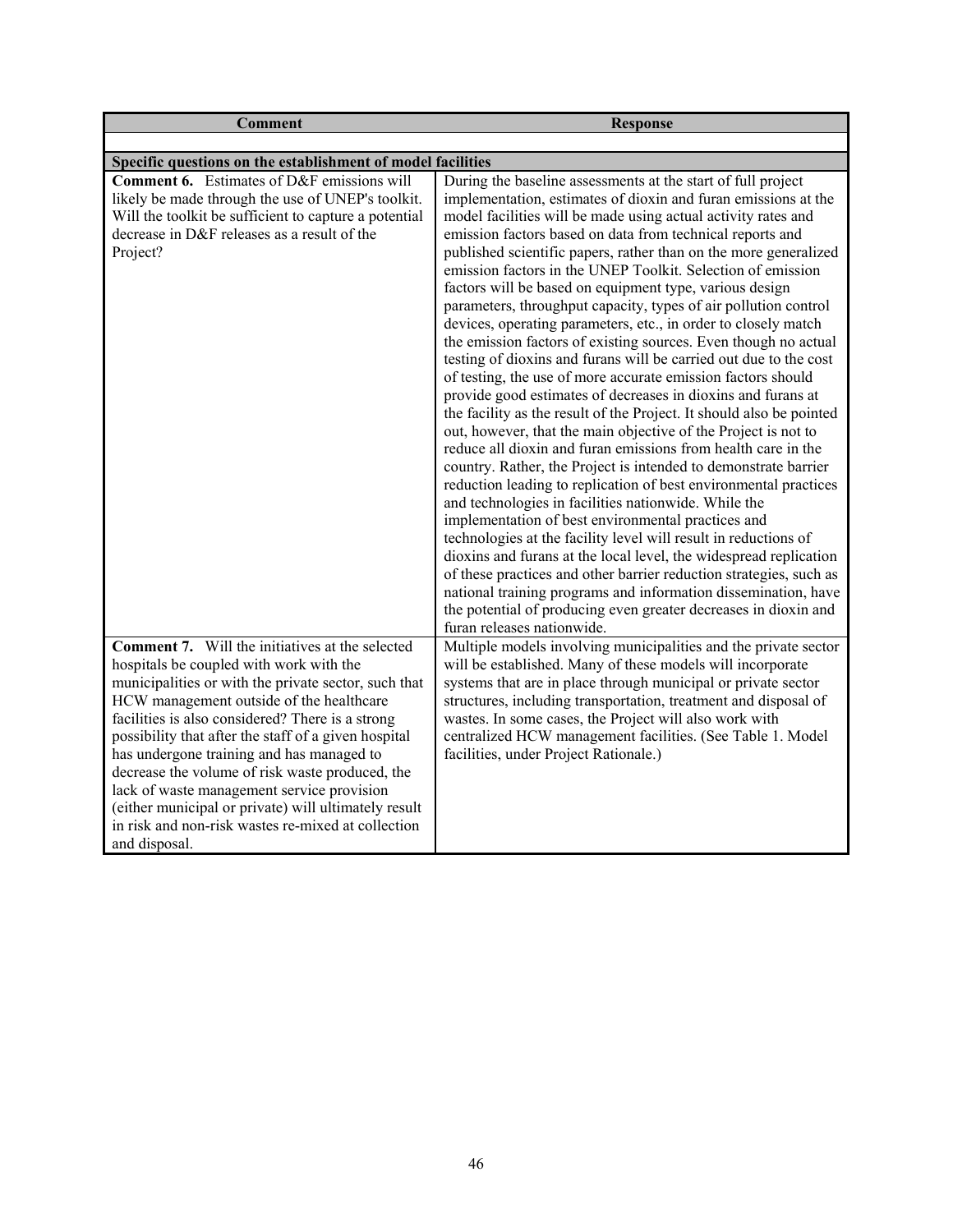| Comment | Response |
| --- | --- |
| | |
| **Specific questions on the establishment of model facilities** | |
| **Comment 6.** Estimates of D&F emissions will likely be made through the use of UNEP's toolkit. Will the toolkit be sufficient to capture a potential decrease in D&F releases as a result of the Project? | During the baseline assessments at the start of full project implementation, estimates of dioxin and furan emissions at the model facilities will be made using actual activity rates and emission factors based on data from technical reports and published scientific papers, rather than on the more generalized emission factors in the UNEP Toolkit. Selection of emission factors will be based on equipment type, various design parameters, throughput capacity, types of air pollution control devices, operating parameters, etc., in order to closely match the emission factors of existing sources. Even though no actual testing of dioxins and furans will be carried out due to the cost of testing, the use of more accurate emission factors should provide good estimates of decreases in dioxins and furans at the facility as the result of the Project. It should also be pointed out, however, that the main objective of the Project is not to reduce all dioxin and furan emissions from health care in the country. Rather, the Project is intended to demonstrate barrier reduction leading to replication of best environmental practices and technologies in facilities nationwide. While the implementation of best environmental practices and technologies at the facility level will result in reductions of dioxins and furans at the local level, the widespread replication of these practices and other barrier reduction strategies, such as national training programs and information dissemination, have the potential of producing even greater decreases in dioxin and furan releases nationwide. |
| **Comment 7.** Will the initiatives at the selected hospitals be coupled with work with the municipalities or with the private sector, such that HCW management outside of the healthcare facilities is also considered? There is a strong possibility that after the staff of a given hospital has undergone training and has managed to decrease the volume of risk waste produced, the lack of waste management service provision (either municipal or private) will ultimately result in risk and non-risk wastes re-mixed at collection and disposal. | Multiple models involving municipalities and the private sector will be established. Many of these models will incorporate systems that are in place through municipal or private sector structures, including transportation, treatment and disposal of wastes. In some cases, the Project will also work with centralized HCW management facilities. (See Table 1. Model facilities, under Project Rationale.) |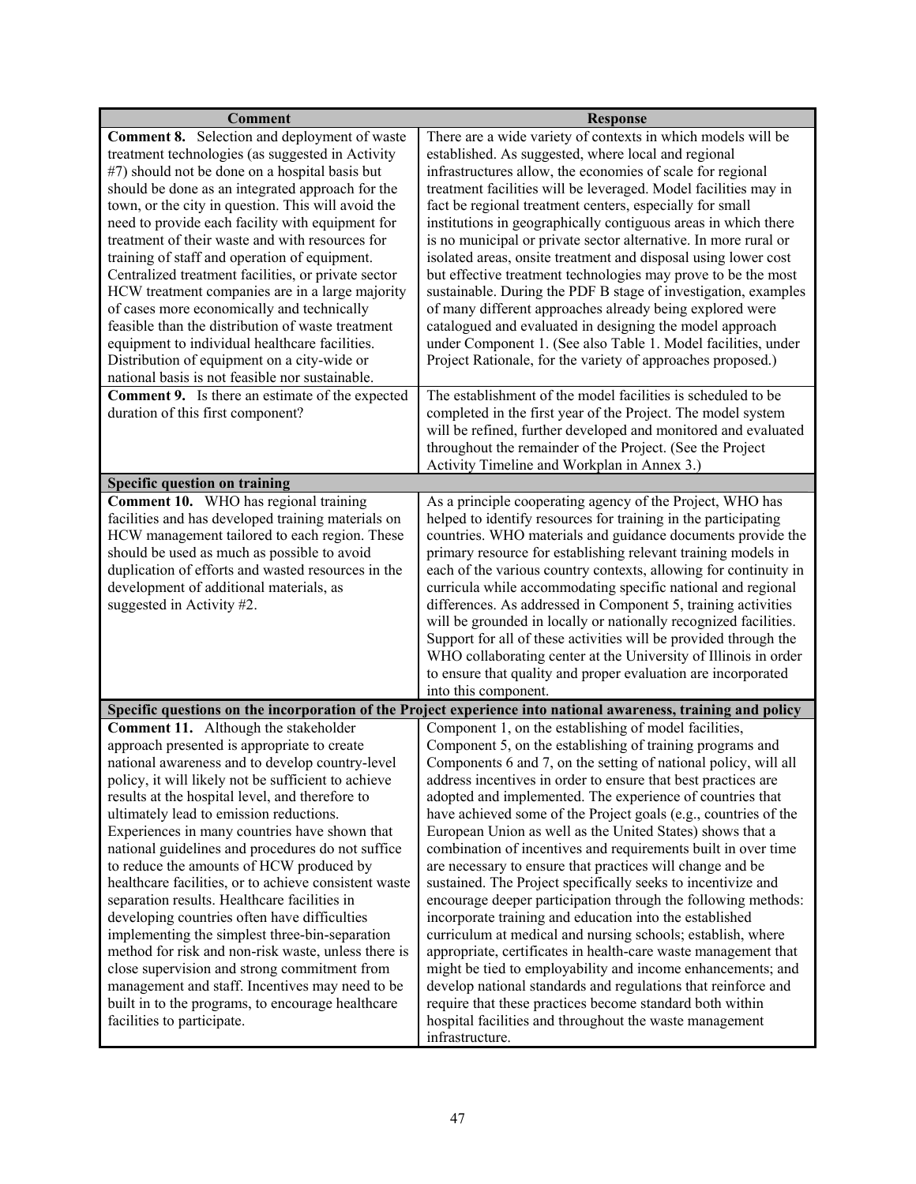| Comment | Response |
|---|---|
| **Comment 8.** Selection and deployment of waste treatment technologies (as suggested in Activity #7) should not be done on a hospital basis but should be done as an integrated approach for the town, or the city in question. This will avoid the need to provide each facility with equipment for treatment of their waste and with resources for training of staff and operation of equipment. Centralized treatment facilities, or private sector HCW treatment companies are in a large majority of cases more economically and technically feasible than the distribution of waste treatment equipment to individual healthcare facilities. Distribution of equipment on a city-wide or national basis is not feasible nor sustainable. | There are a wide variety of contexts in which models will be established. As suggested, where local and regional infrastructures allow, the economies of scale for regional treatment facilities will be leveraged. Model facilities may in fact be regional treatment centers, especially for small institutions in geographically contiguous areas in which there is no municipal or private sector alternative. In more rural or isolated areas, onsite treatment and disposal using lower cost but effective treatment technologies may prove to be the most sustainable. During the PDF B stage of investigation, examples of many different approaches already being explored were catalogued and evaluated in designing the model approach under Component 1. (See also Table 1. Model facilities, under Project Rationale, for the variety of approaches proposed.) |
| **Comment 9.** Is there an estimate of the expected duration of this first component? | The establishment of the model facilities is scheduled to be completed in the first year of the Project. The model system will be refined, further developed and monitored and evaluated throughout the remainder of the Project. (See the Project Activity Timeline and Workplan in Annex 3.) |
| **Specific question on training** | |
| **Comment 10.** WHO has regional training facilities and has developed training materials on HCW management tailored to each region. These should be used as much as possible to avoid duplication of efforts and wasted resources in the development of additional materials, as suggested in Activity #2. | As a principle cooperating agency of the Project, WHO has helped to identify resources for training in the participating countries. WHO materials and guidance documents provide the primary resource for establishing relevant training models in each of the various country contexts, allowing for continuity in curricula while accommodating specific national and regional differences. As addressed in Component 5, training activities will be grounded in locally or nationally recognized facilities. Support for all of these activities will be provided through the WHO collaborating center at the University of Illinois in order to ensure that quality and proper evaluation are incorporated into this component. |
| **Specific questions on the incorporation of the Project experience into national awareness, training and policy** | |
| **Comment 11.** Although the stakeholder approach presented is appropriate to create national awareness and to develop country-level policy, it will likely not be sufficient to achieve results at the hospital level, and therefore to ultimately lead to emission reductions. Experiences in many countries have shown that national guidelines and procedures do not suffice to reduce the amounts of HCW produced by healthcare facilities, or to achieve consistent waste separation results. Healthcare facilities in developing countries often have difficulties implementing the simplest three-bin-separation method for risk and non-risk waste, unless there is close supervision and strong commitment from management and staff. Incentives may need to be built in to the programs, to encourage healthcare facilities to participate. | Component 1, on the establishing of model facilities, Component 5, on the establishing of training programs and Components 6 and 7, on the setting of national policy, will all address incentives in order to ensure that best practices are adopted and implemented. The experience of countries that have achieved some of the Project goals (e.g., countries of the European Union as well as the United States) shows that a combination of incentives and requirements built in over time are necessary to ensure that practices will change and be sustained. The Project specifically seeks to incentivize and encourage deeper participation through the following methods: incorporate training and education into the established curriculum at medical and nursing schools; establish, where appropriate, certificates in health-care waste management that might be tied to employability and income enhancements; and develop national standards and regulations that reinforce and require that these practices become standard both within hospital facilities and throughout the waste management infrastructure. |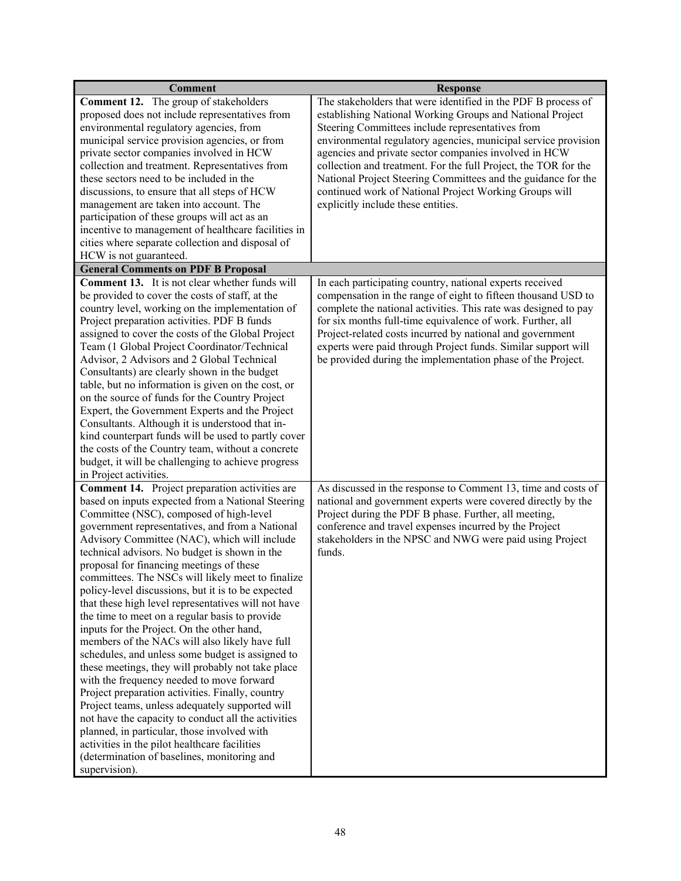| Comment | Response |
|---|---|
| **Comment 12.** The group of stakeholders proposed does not include representatives from environmental regulatory agencies, from municipal service provision agencies, or from private sector companies involved in HCW collection and treatment. Representatives from these sectors need to be included in the discussions, to ensure that all steps of HCW management are taken into account. The participation of these groups will act as an incentive to management of healthcare facilities in cities where separate collection and disposal of HCW is not guaranteed. | The stakeholders that were identified in the PDF B process of establishing National Working Groups and National Project Steering Committees include representatives from environmental regulatory agencies, municipal service provision agencies and private sector companies involved in HCW collection and treatment. For the full Project, the TOR for the National Project Steering Committees and the guidance for the continued work of National Project Working Groups will explicitly include these entities. |
| **General Comments on PDF B Proposal** | |
| **Comment 13.** It is not clear whether funds will be provided to cover the costs of staff, at the country level, working on the implementation of Project preparation activities. PDF B funds assigned to cover the costs of the Global Project Team (1 Global Project Coordinator/Technical Advisor, 2 Advisors and 2 Global Technical Consultants) are clearly shown in the budget table, but no information is given on the cost, or on the source of funds for the Country Project Expert, the Government Experts and the Project Consultants. Although it is understood that in-kind counterpart funds will be used to partly cover the costs of the Country team, without a concrete budget, it will be challenging to achieve progress in Project activities. | In each participating country, national experts received compensation in the range of eight to fifteen thousand USD to complete the national activities. This rate was designed to pay for six months full-time equivalence of work. Further, all Project-related costs incurred by national and government experts were paid through Project funds. Similar support will be provided during the implementation phase of the Project. |
| **Comment 14.** Project preparation activities are based on inputs expected from a National Steering Committee (NSC), composed of high-level government representatives, and from a National Advisory Committee (NAC), which will include technical advisors. No budget is shown in the proposal for financing meetings of these committees. The NSCs will likely meet to finalize policy-level discussions, but it is to be expected that these high level representatives will not have the time to meet on a regular basis to provide inputs for the Project. On the other hand, members of the NACs will also likely have full schedules, and unless some budget is assigned to these meetings, they will probably not take place with the frequency needed to move forward Project preparation activities. Finally, country Project teams, unless adequately supported will not have the capacity to conduct all the activities planned, in particular, those involved with activities in the pilot healthcare facilities (determination of baselines, monitoring and supervision). | As discussed in the response to Comment 13, time and costs of national and government experts were covered directly by the Project during the PDF B phase. Further, all meeting, conference and travel expenses incurred by the Project stakeholders in the NPSC and NWG were paid using Project funds. |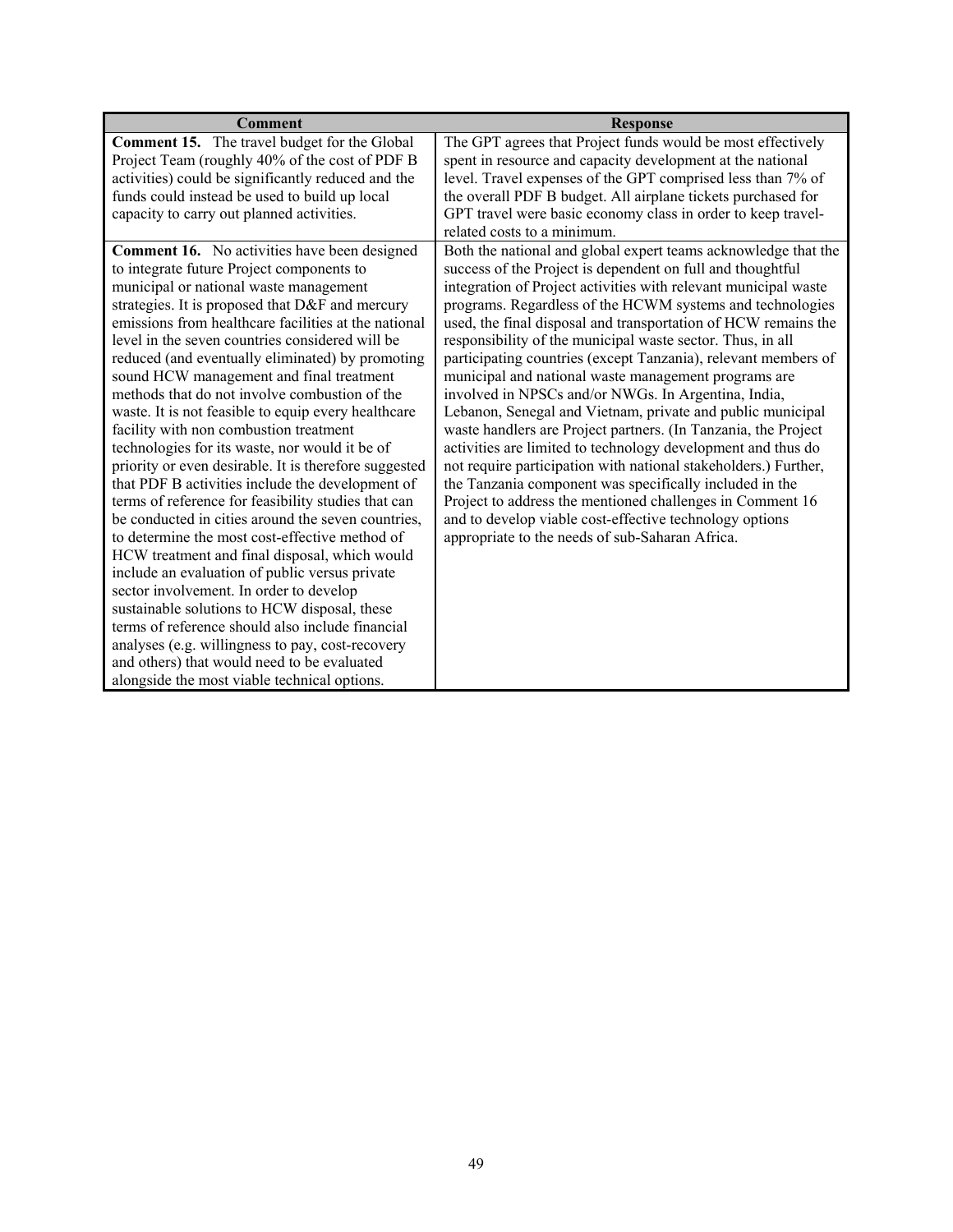| Comment | Response |
|---|---|
| **Comment 15.** The travel budget for the Global Project Team (roughly 40% of the cost of PDF B activities) could be significantly reduced and the funds could instead be used to build up local capacity to carry out planned activities. | The GPT agrees that Project funds would be most effectively spent in resource and capacity development at the national level. Travel expenses of the GPT comprised less than 7% of the overall PDF B budget. All airplane tickets purchased for GPT travel were basic economy class in order to keep travel-related costs to a minimum. |
| **Comment 16.** No activities have been designed to integrate future Project components to municipal or national waste management strategies. It is proposed that D&F and mercury emissions from healthcare facilities at the national level in the seven countries considered will be reduced (and eventually eliminated) by promoting sound HCW management and final treatment methods that do not involve combustion of the waste. It is not feasible to equip every healthcare facility with non combustion treatment technologies for its waste, nor would it be of priority or even desirable. It is therefore suggested that PDF B activities include the development of terms of reference for feasibility studies that can be conducted in cities around the seven countries, to determine the most cost-effective method of HCW treatment and final disposal, which would include an evaluation of public versus private sector involvement. In order to develop sustainable solutions to HCW disposal, these terms of reference should also include financial analyses (e.g. willingness to pay, cost-recovery and others) that would need to be evaluated alongside the most viable technical options. | Both the national and global expert teams acknowledge that the success of the Project is dependent on full and thoughtful integration of Project activities with relevant municipal waste programs. Regardless of the HCWM systems and technologies used, the final disposal and transportation of HCW remains the responsibility of the municipal waste sector. Thus, in all participating countries (except Tanzania), relevant members of municipal and national waste management programs are involved in NPSCs and/or NWGs. In Argentina, India, Lebanon, Senegal and Vietnam, private and public municipal waste handlers are Project partners. (In Tanzania, the Project activities are limited to technology development and thus do not require participation with national stakeholders.) Further, the Tanzania component was specifically included in the Project to address the mentioned challenges in Comment 16 and to develop viable cost-effective technology options appropriate to the needs of sub-Saharan Africa. |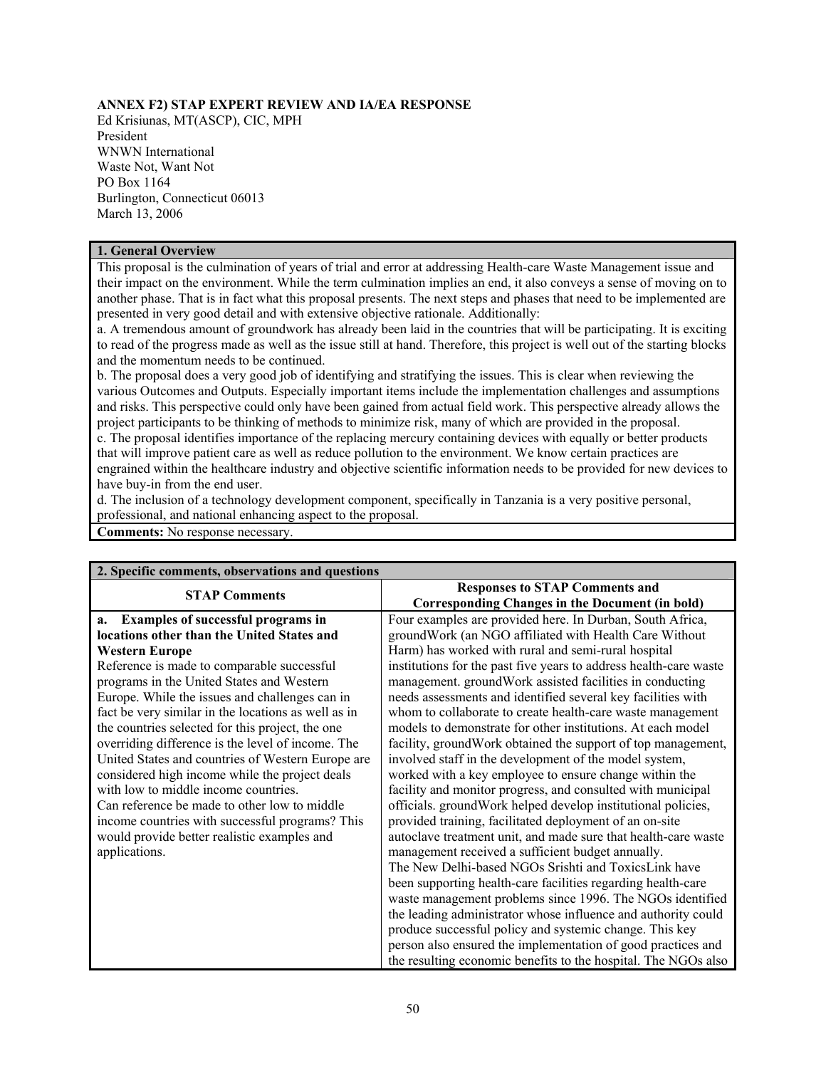**ANNEX F2) STAP EXPERT REVIEW AND IA/EA RESPONSE**

Ed Krisiunas, MT(ASCP), CIC, MPH
President
WNWN International
Waste Not, Want Not
PO Box 1164
Burlington, Connecticut 06013
March 13, 2006

| **1. General Overview** |
|---|
| This proposal is the culmination of years of trial and error at addressing Health-care Waste Management issue and their impact on the environment. While the term culmination implies an end, it also conveys a sense of moving on to another phase. That is in fact what this proposal presents. The next steps and phases that need to be implemented are presented in very good detail and with extensive objective rationale. Additionally:<br>a. A tremendous amount of groundwork has already been laid in the countries that will be participating. It is exciting to read of the progress made as well as the issue still at hand. Therefore, this project is well out of the starting blocks and the momentum needs to be continued.<br>b. The proposal does a very good job of identifying and stratifying the issues. This is clear when reviewing the various Outcomes and Outputs. Especially important items include the implementation challenges and assumptions and risks. This perspective could only have been gained from actual field work. This perspective already allows the project participants to be thinking of methods to minimize risk, many of which are provided in the proposal.<br>c. The proposal identifies importance of the replacing mercury containing devices with equally or better products that will improve patient care as well as reduce pollution to the environment. We know certain practices are engrained within the healthcare industry and objective scientific information needs to be provided for new devices to have buy-in from the end user.<br>d. The inclusion of a technology development component, specifically in Tanzania is a very positive personal, professional, and national enhancing aspect to the proposal. |
| **Comments:** No response necessary. |

| **2. Specific comments, observations and questions** | |
|---|---|
| **STAP Comments** | **Responses to STAP Comments and Corresponding Changes in the Document (in bold)** |
| **a. Examples of successful programs in locations other than the United States and Western Europe**<br>Reference is made to comparable successful programs in the United States and Western Europe. While the issues and challenges can in fact be very similar in the locations as well as in the countries selected for this project, the one overriding difference is the level of income. The United States and countries of Western Europe are considered high income while the project deals with low to middle income countries.<br>Can reference be made to other low to middle income countries with successful programs? This would provide better realistic examples and applications. | Four examples are provided here. In Durban, South Africa, groundWork (an NGO affiliated with Health Care Without Harm) has worked with rural and semi-rural hospital institutions for the past five years to address health-care waste management. groundWork assisted facilities in conducting needs assessments and identified several key facilities with whom to collaborate to create health-care waste management models to demonstrate for other institutions. At each model facility, groundWork obtained the support of top management, involved staff in the development of the model system, worked with a key employee to ensure change within the facility and monitor progress, and consulted with municipal officials. groundWork helped develop institutional policies, provided training, facilitated deployment of an on-site autoclave treatment unit, and made sure that health-care waste management received a sufficient budget annually.<br>The New Delhi-based NGOs Srishti and ToxicsLink have been supporting health-care facilities regarding health-care waste management problems since 1996. The NGOs identified the leading administrator whose influence and authority could produce successful policy and systemic change. This key person also ensured the implementation of good practices and the resulting economic benefits to the hospital. The NGOs also |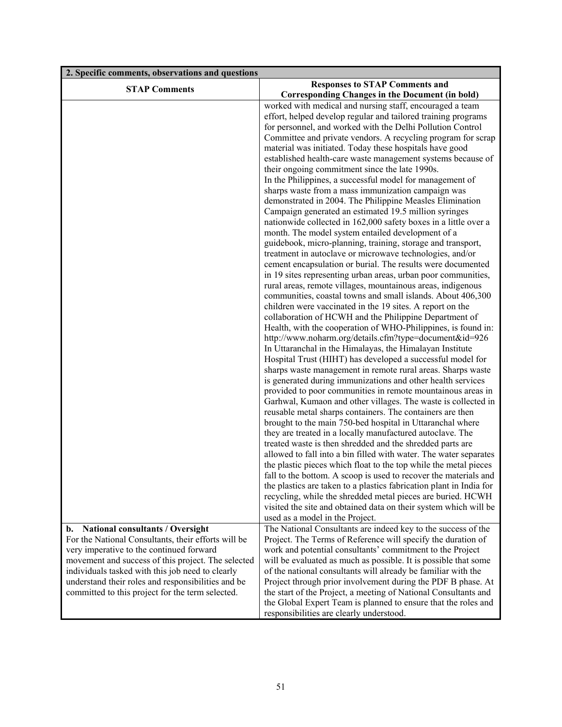| 2. Specific comments, observations and questions | |
|---|---|
| **STAP Comments** | **Responses to STAP Comments and Corresponding Changes in the Document (in bold)** |
| | worked with medical and nursing staff, encouraged a team effort, helped develop regular and tailored training programs for personnel, and worked with the Delhi Pollution Control Committee and private vendors. A recycling program for scrap material was initiated. Today these hospitals have good established health-care waste management systems because of their ongoing commitment since the late 1990s.<br>In the Philippines, a successful model for management of sharps waste from a mass immunization campaign was demonstrated in 2004. The Philippine Measles Elimination Campaign generated an estimated 19.5 million syringes nationwide collected in 162,000 safety boxes in a little over a month. The model system entailed development of a guidebook, micro-planning, training, storage and transport, treatment in autoclave or microwave technologies, and/or cement encapsulation or burial. The results were documented in 19 sites representing urban areas, urban poor communities, rural areas, remote villages, mountainous areas, indigenous communities, coastal towns and small islands. About 406,300 children were vaccinated in the 19 sites. A report on the collaboration of HCWH and the Philippine Department of Health, with the cooperation of WHO-Philippines, is found in: http://www.noharm.org/details.cfm?type=document&id=926<br>In Uttaranchal in the Himalayas, the Himalayan Institute Hospital Trust (HIHT) has developed a successful model for sharps waste management in remote rural areas. Sharps waste is generated during immunizations and other health services provided to poor communities in remote mountainous areas in Garhwal, Kumaon and other villages. The waste is collected in reusable metal sharps containers. The containers are then brought to the main 750-bed hospital in Uttaranchal where they are treated in a locally manufactured autoclave. The treated waste is then shredded and the shredded parts are allowed to fall into a bin filled with water. The water separates the plastic pieces which float to the top while the metal pieces fall to the bottom. A scoop is used to recover the materials and the plastics are taken to a plastics fabrication plant in India for recycling, while the shredded metal pieces are buried. HCWH visited the site and obtained data on their system which will be used as a model in the Project. |
| **b. National consultants / Oversight**<br>For the National Consultants, their efforts will be very imperative to the continued forward movement and success of this project. The selected individuals tasked with this job need to clearly understand their roles and responsibilities and be committed to this project for the term selected. | The National Consultants are indeed key to the success of the Project. The Terms of Reference will specify the duration of work and potential consultants' commitment to the Project will be evaluated as much as possible. It is possible that some of the national consultants will already be familiar with the Project through prior involvement during the PDF B phase. At the start of the Project, a meeting of National Consultants and the Global Expert Team is planned to ensure that the roles and responsibilities are clearly understood. |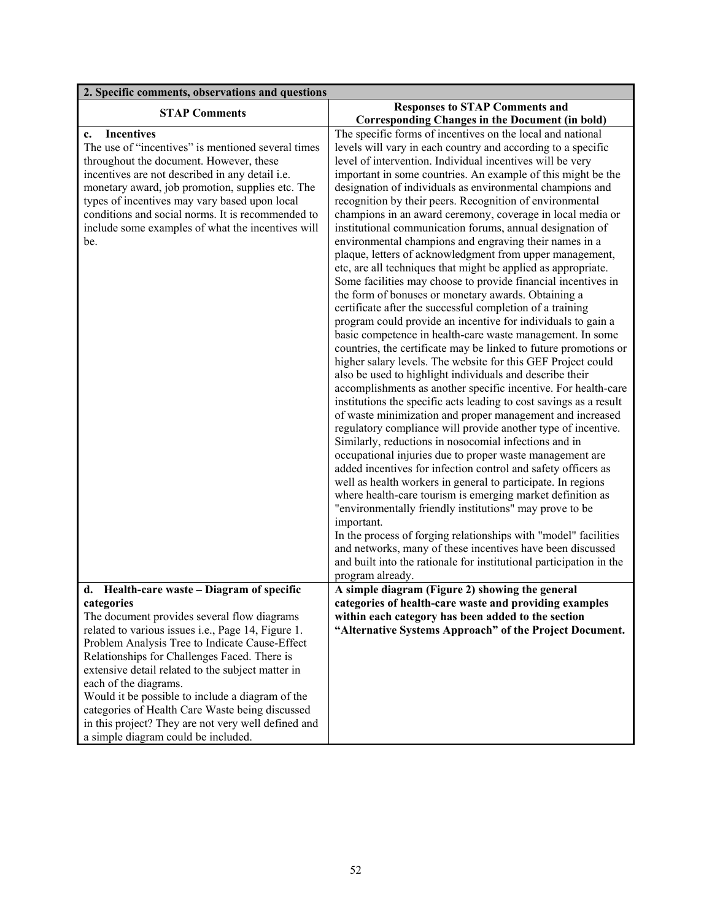| 2. Specific comments, observations and questions | |
|---|---|
| **STAP Comments** | **Responses to STAP Comments and Corresponding Changes in the Document (in bold)** |
| **c. Incentives**<br>The use of "incentives" is mentioned several times throughout the document. However, these incentives are not described in any detail i.e. monetary award, job promotion, supplies etc. The types of incentives may vary based upon local conditions and social norms. It is recommended to include some examples of what the incentives will be. | The specific forms of incentives on the local and national levels will vary in each country and according to a specific level of intervention. Individual incentives will be very important in some countries. An example of this might be the designation of individuals as environmental champions and recognition by their peers. Recognition of environmental champions in an award ceremony, coverage in local media or institutional communication forums, annual designation of environmental champions and engraving their names in a plaque, letters of acknowledgment from upper management, etc, are all techniques that might be applied as appropriate. Some facilities may choose to provide financial incentives in the form of bonuses or monetary awards. Obtaining a certificate after the successful completion of a training program could provide an incentive for individuals to gain a basic competence in health-care waste management. In some countries, the certificate may be linked to future promotions or higher salary levels. The website for this GEF Project could also be used to highlight individuals and describe their accomplishments as another specific incentive. For health-care institutions the specific acts leading to cost savings as a result of waste minimization and proper management and increased regulatory compliance will provide another type of incentive. Similarly, reductions in nosocomial infections and in occupational injuries due to proper waste management are added incentives for infection control and safety officers as well as health workers in general to participate. In regions where health-care tourism is emerging market definition as "environmentally friendly institutions" may prove to be important.<br>In the process of forging relationships with "model" facilities and networks, many of these incentives have been discussed and built into the rationale for institutional participation in the program already. |
| **d. Health-care waste – Diagram of specific categories**<br>The document provides several flow diagrams related to various issues i.e., Page 14, Figure 1. Problem Analysis Tree to Indicate Cause-Effect Relationships for Challenges Faced. There is extensive detail related to the subject matter in each of the diagrams.<br>Would it be possible to include a diagram of the categories of Health Care Waste being discussed in this project? They are not very well defined and a simple diagram could be included. | **A simple diagram (Figure 2) showing the general categories of health-care waste and providing examples within each category has been added to the section "Alternative Systems Approach" of the Project Document.** |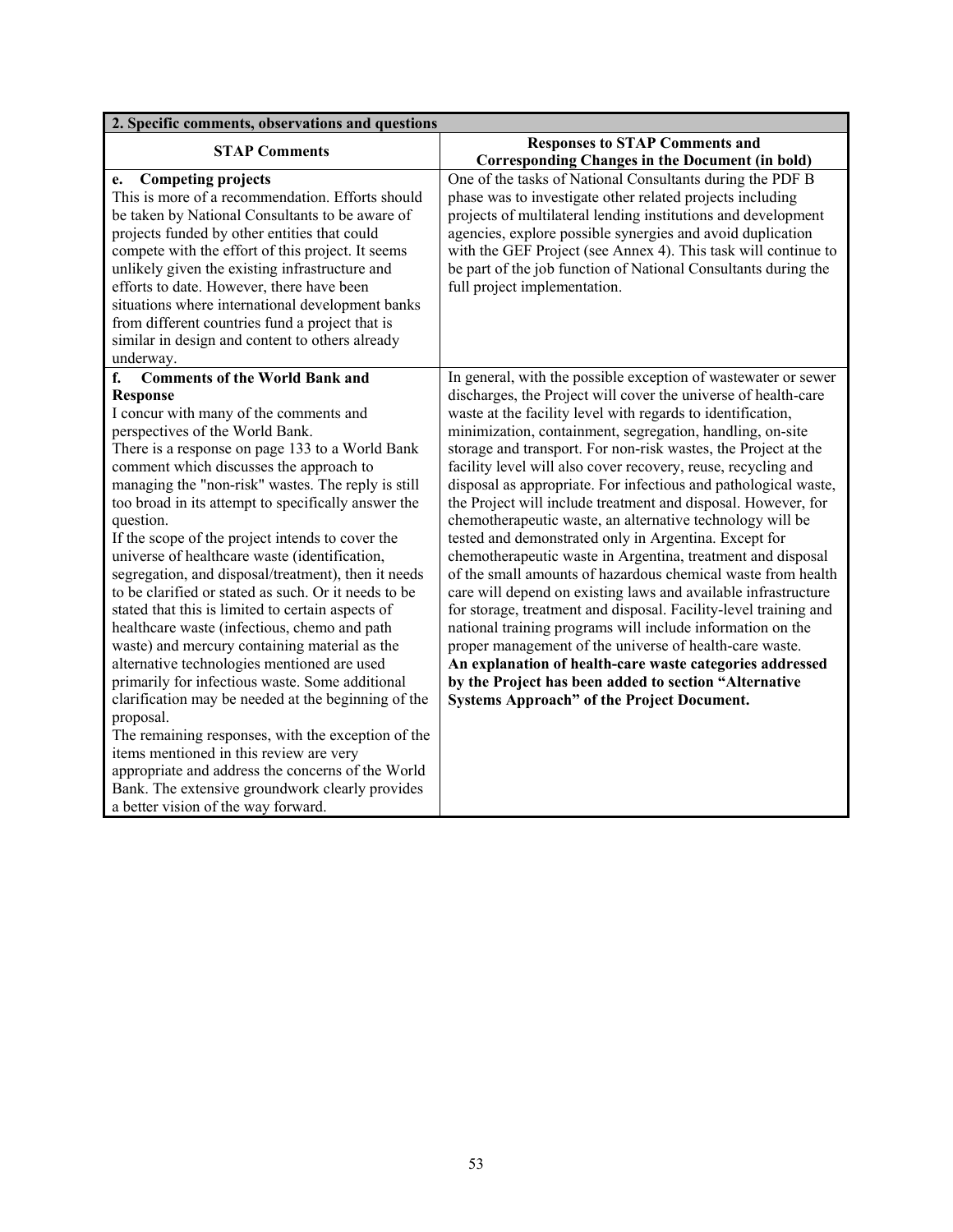| 2. Specific comments, observations and questions | |
|---|---|
| **STAP Comments** | **Responses to STAP Comments and Corresponding Changes in the Document (in bold)** |
| **e. Competing projects**<br>This is more of a recommendation. Efforts should be taken by National Consultants to be aware of projects funded by other entities that could compete with the effort of this project. It seems unlikely given the existing infrastructure and efforts to date. However, there have been situations where international development banks from different countries fund a project that is similar in design and content to others already underway. | One of the tasks of National Consultants during the PDF B phase was to investigate other related projects including projects of multilateral lending institutions and development agencies, explore possible synergies and avoid duplication with the GEF Project (see Annex 4). This task will continue to be part of the job function of National Consultants during the full project implementation. |
| **f. Comments of the World Bank and Response**<br>I concur with many of the comments and perspectives of the World Bank.<br>There is a response on page 133 to a World Bank comment which discusses the approach to managing the "non-risk" wastes. The reply is still too broad in its attempt to specifically answer the question.<br>If the scope of the project intends to cover the universe of healthcare waste (identification, segregation, and disposal/treatment), then it needs to be clarified or stated as such. Or it needs to be stated that this is limited to certain aspects of healthcare waste (infectious, chemo and path waste) and mercury containing material as the alternative technologies mentioned are used primarily for infectious waste. Some additional clarification may be needed at the beginning of the proposal.<br>The remaining responses, with the exception of the items mentioned in this review are very appropriate and address the concerns of the World Bank. The extensive groundwork clearly provides a better vision of the way forward. | In general, with the possible exception of wastewater or sewer discharges, the Project will cover the universe of health-care waste at the facility level with regards to identification, minimization, containment, segregation, handling, on-site storage and transport. For non-risk wastes, the Project at the facility level will also cover recovery, reuse, recycling and disposal as appropriate. For infectious and pathological waste, the Project will include treatment and disposal. However, for chemotherapeutic waste, an alternative technology will be tested and demonstrated only in Argentina. Except for chemotherapeutic waste in Argentina, treatment and disposal of the small amounts of hazardous chemical waste from health care will depend on existing laws and available infrastructure for storage, treatment and disposal. Facility-level training and national training programs will include information on the proper management of the universe of health-care waste.<br>**An explanation of health-care waste categories addressed by the Project has been added to section "Alternative Systems Approach" of the Project Document.** |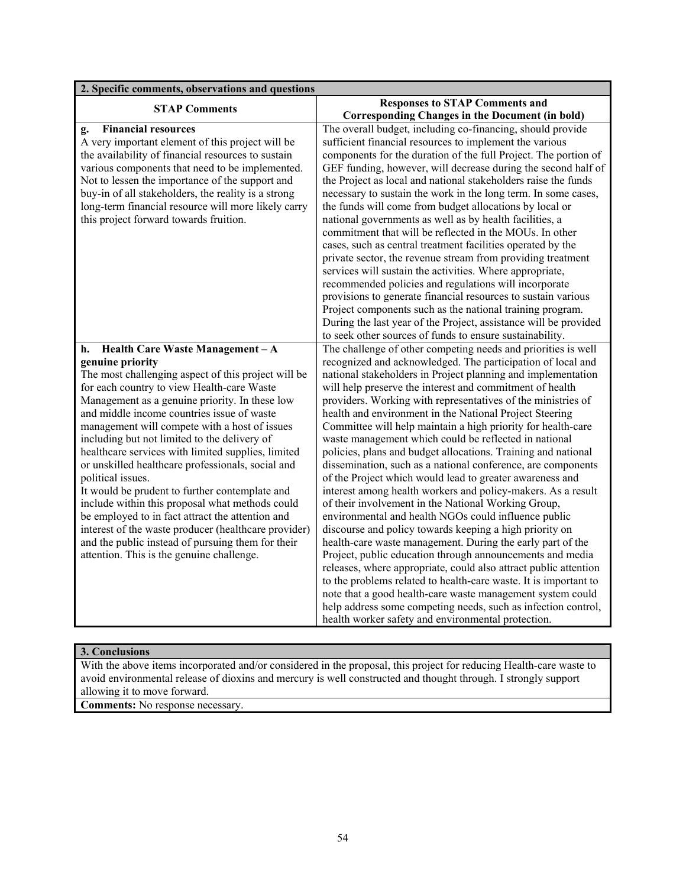| 2. Specific comments, observations and questions | |
|---|---|
| **STAP Comments** | **Responses to STAP Comments and Corresponding Changes in the Document (in bold)** |
| **g. Financial resources** A very important element of this project will be the availability of financial resources to sustain various components that need to be implemented. Not to lessen the importance of the support and buy-in of all stakeholders, the reality is a strong long-term financial resource will more likely carry this project forward towards fruition. | The overall budget, including co-financing, should provide sufficient financial resources to implement the various components for the duration of the full Project. The portion of GEF funding, however, will decrease during the second half of the Project as local and national stakeholders raise the funds necessary to sustain the work in the long term. In some cases, the funds will come from budget allocations by local or national governments as well as by health facilities, a commitment that will be reflected in the MOUs. In other cases, such as central treatment facilities operated by the private sector, the revenue stream from providing treatment services will sustain the activities. Where appropriate, recommended policies and regulations will incorporate provisions to generate financial resources to sustain various Project components such as the national training program. During the last year of the Project, assistance will be provided to seek other sources of funds to ensure sustainability. |
| **h. Health Care Waste Management – A genuine priority** The most challenging aspect of this project will be for each country to view Health-care Waste Management as a genuine priority. In these low and middle income countries issue of waste management will compete with a host of issues including but not limited to the delivery of healthcare services with limited supplies, limited or unskilled healthcare professionals, social and political issues. It would be prudent to further contemplate and include within this proposal what methods could be employed to in fact attract the attention and interest of the waste producer (healthcare provider) and the public instead of pursuing them for their attention. This is the genuine challenge. | The challenge of other competing needs and priorities is well recognized and acknowledged. The participation of local and national stakeholders in Project planning and implementation will help preserve the interest and commitment of health providers. Working with representatives of the ministries of health and environment in the National Project Steering Committee will help maintain a high priority for health-care waste management which could be reflected in national policies, plans and budget allocations. Training and national dissemination, such as a national conference, are components of the Project which would lead to greater awareness and interest among health workers and policy-makers. As a result of their involvement in the National Working Group, environmental and health NGOs could influence public discourse and policy towards keeping a high priority on health-care waste management. During the early part of the Project, public education through announcements and media releases, where appropriate, could also attract public attention to the problems related to health-care waste. It is important to note that a good health-care waste management system could help address some competing needs, such as infection control, health worker safety and environmental protection. |

| 3. Conclusions |
|---|
| With the above items incorporated and/or considered in the proposal, this project for reducing Health-care waste to avoid environmental release of dioxins and mercury is well constructed and thought through. I strongly support allowing it to move forward. |
| **Comments:** No response necessary. |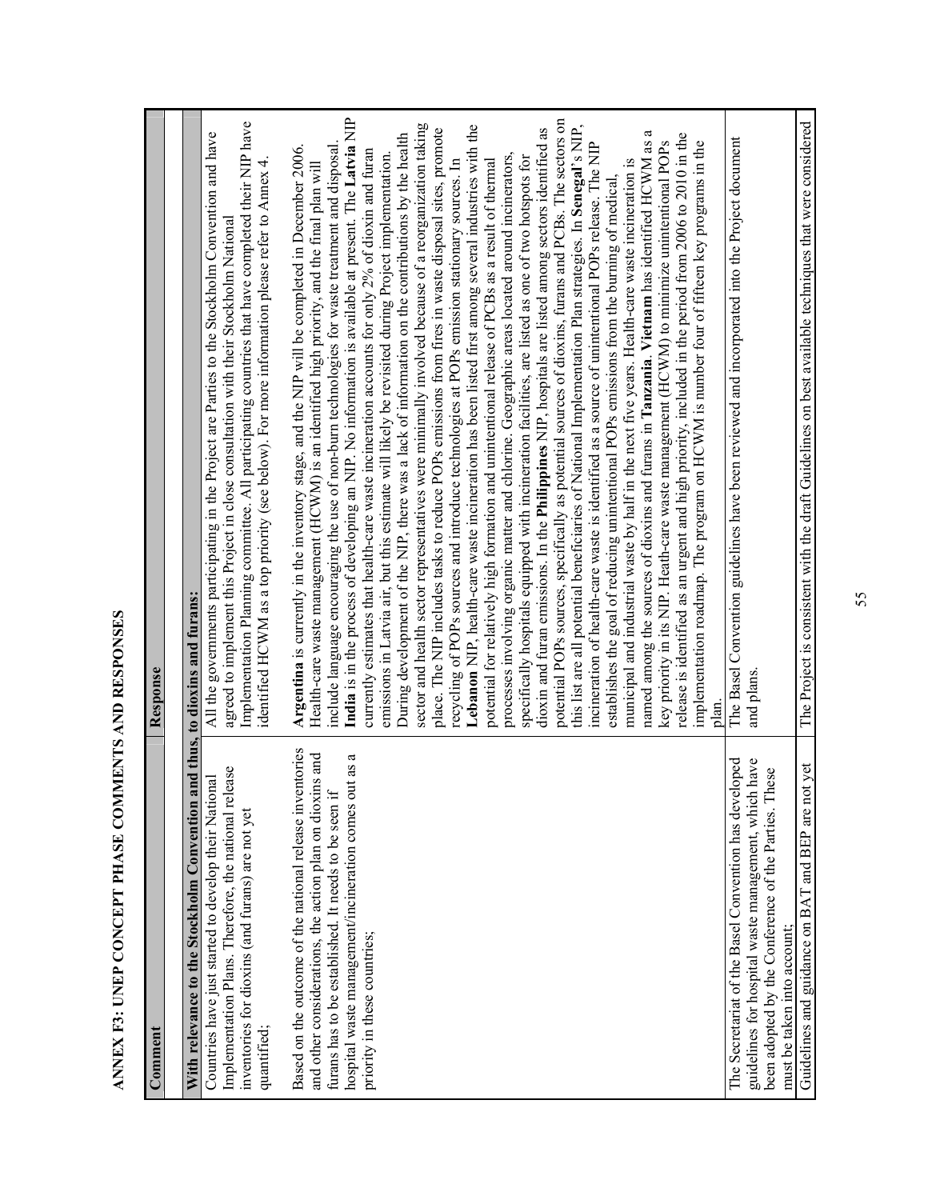# ANNEX F3: UNEP CONCEPT PHASE COMMENTS AND RESPONSES

| Comment | Response |
|---|---|
| **With relevance to the Stockholm Convention and thus, to dioxins and furans:** | |
| Countries have just started to develop their National Implementation Plans. Therefore, the national release inventories for dioxins (and furans) are not yet quantified; | All the governments participating in the Project are Parties to the Stockholm Convention and have agreed to implement this Project in close consultation with their Stockholm National Implementation Planning committee. All participating countries that have completed their NIP have identified HCWM as a top priority (see below). For more information please refer to Annex 4. |
| Based on the outcome of the national release inventories and other considerations, the action plan on dioxins and furans has to be established. It needs to be seen if hospital waste management/incineration comes out as a priority in these countries; | **Argentina** is currently in the inventory stage, and the NIP will be completed in December 2006. Health-care waste management (HCWM) is an identified high priority, and the final plan will include language encouraging the use of non-burn technologies for waste treatment and disposal. **India** is in the process of developing an NIP. No information is available at present. The **Latvia** NIP currently estimates that health-care waste incineration accounts for only 2% of dioxin and furan emissions in Latvia air, but this estimate will likely be revisited during Project implementation. During development of the NIP, there was a lack of information on the contributions by the health sector and health sector representatives were minimally involved because of a reorganization taking place. The NIP includes tasks to reduce POPs emissions from fires in waste disposal sites, promote recycling of POPs sources and introduce technologies at POPs emission stationary sources. In **Lebanon** NIP, health-care waste incineration has been listed first among several industries with the potential for relatively high formation and unintentional release of PCBs as a result of thermal processes involving organic matter and chlorine. Geographic areas located around incinerators, specifically hospitals equipped with incineration facilities, are listed as one of two hotspots for dioxin and furan emissions. In the **Philippines** NIP, hospitals are listed among sectors identified as potential POPs sources, specifically as potential sources of dioxins, furans and PCBs. The sectors on this list are all potential beneficiaries of National Implementation Plan strategies. In **Senegal**'s NIP, incineration of health-care waste is identified as a source of unintentional POPs release. The NIP establishes the goal of reducing unintentional POPs emissions from the burning of medical, municipal and industrial waste by half in the next five years. Health-care waste incineration is named among the sources of dioxins and furans in **Tanzania**. **Vietnam** has identified HCWM as a key priority in its NIP. Heath-care waste management (HCWM) to minimize unintentional POPs release is identified as an urgent and high priority, included in the period from 2006 to 2010 in the implementation roadmap. The program on HCWM is number four of fifteen key programs in the plan. |
| The Secretariat of the Basel Convention has developed guidelines for hospital waste management, which have been adopted by the Conference of the Parties. These must be taken into account; | The Basel Convention guidelines have been reviewed and incorporated into the Project document and plans. |
| Guidelines and guidance on BAT and BEP are not yet | The Project is consistent with the draft Guidelines on best available techniques that were considered |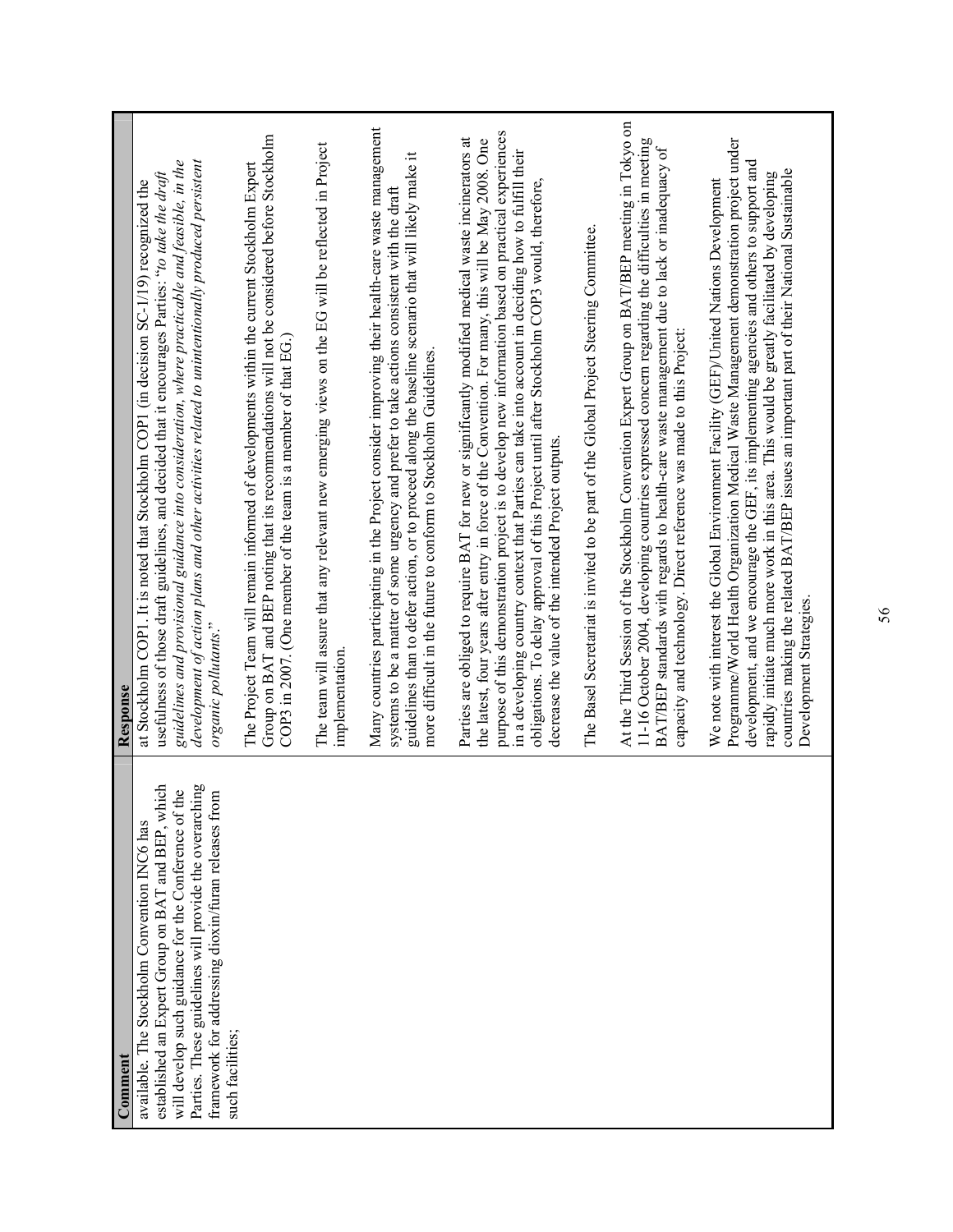| Comment | Response |
|---|---|
| available. The Stockholm Convention INC6 has established an Expert Group on BAT and BEP, which will develop such guidance for the Conference of the Parties. These guidelines will provide the overarching framework for addressing dioxin/furan releases from such facilities; | at Stockholm COP1. It is noted that Stockholm COP1 (in decision SC-1/19) recognized the usefulness of those draft guidelines, and decided that it encourages Parties: "*to take the draft guidelines and provisional guidance into consideration, where practicable and feasible, in the development of action plans and other activities related to unintentionally produced persistent organic pollutants*."<br><br>The Project Team will remain informed of developments within the current Stockholm Expert Group on BAT and BEP noting that its recommendations will not be considered before Stockholm COP3 in 2007. (One member of the team is a member of that EG.)<br><br>The team will assure that any relevant new emerging views on the EG will be reflected in Project implementation.<br><br>Many countries participating in the Project consider improving their health-care waste management systems to be a matter of some urgency and prefer to take actions consistent with the draft guidelines than to defer action, or to proceed along the baseline scenario that will likely make it more difficult in the future to conform to Stockholm Guidelines.<br><br>Parties are obliged to require BAT for new or significantly modified medical waste incinerators at the latest, four years after entry in force of the Convention. For many, this will be May 2008. One purpose of this demonstration project is to develop new information based on practical experiences in a developing country context that Parties can take into account in deciding how to fulfill their obligations. To delay approval of this Project until after Stockholm COP3 would, therefore, decrease the value of the intended Project outputs.<br><br>The Basel Secretariat is invited to be part of the Global Project Steering Committee.<br><br>At the Third Session of the Stockholm Convention Expert Group on BAT/BEP meeting in Tokyo on 11-16 October 2004, developing countries expressed concern regarding the difficulties in meeting BAT/BEP standards with regards to health-care waste management due to lack or inadequacy of capacity and technology. Direct reference was made to this Project:<br><br>We note with interest the Global Environment Facility (GEF)/United Nations Development Programme/World Health Organization Medical Waste Management demonstration project under development, and we encourage the GEF, its implementing agencies and others to support and rapidly initiate much more work in this area. This would be greatly facilitated by developing countries making the related BAT/BEP issues an important part of their National Sustainable Development Strategies. |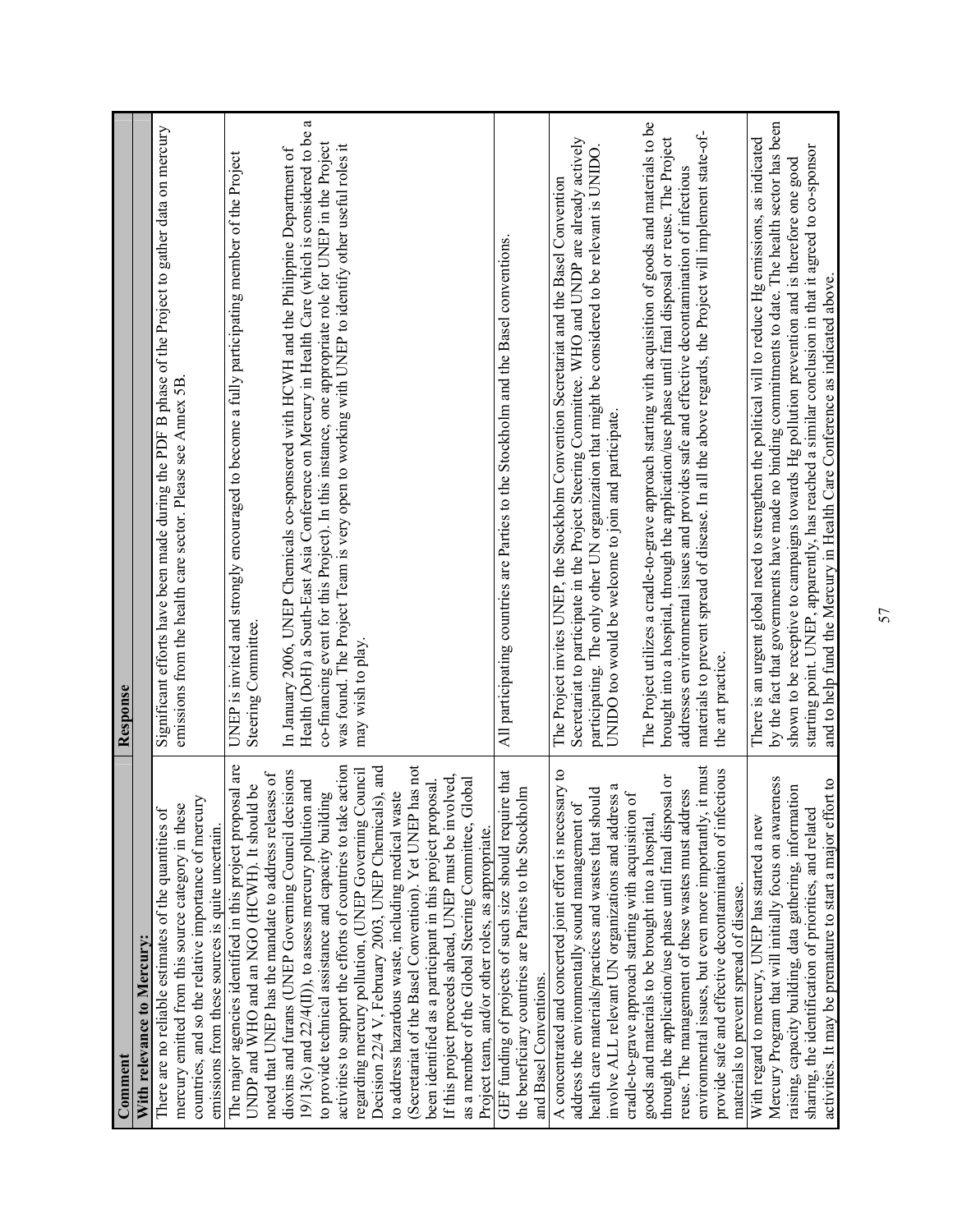| Comment | Response |
|---|---|
| **With relevance to Mercury:** | |
| There are no reliable estimates of the quantities of mercury emitted from this source category in these countries, and so the relative importance of mercury emissions from these sources is quite uncertain. | Significant efforts have been made during the PDF B phase of the Project to gather data on mercury emissions from the health care sector. Please see Annex 5B. |
| The major agencies identified in this project proposal are UNDP and WHO and an NGO (HCWH). It should be noted that UNEP has the mandate to address releases of dioxins and furans (UNEP Governing Council decisions 19/13(c) and 22/4(II)), to assess mercury pollution and to provide technical assistance and capacity building activities to support the efforts of countries to take action regarding mercury pollution, (UNEP Governing Council Decision 22/4 V, February 2003, UNEP Chemicals), and to address hazardous waste, including medical waste (Secretariat of the Basel Convention). Yet UNEP has not been identified as a participant in this project proposal. If this project proceeds ahead, UNEP must be involved, as a member of the Global Steering Committee, Global Project team, and/or other roles, as appropriate. | UNEP is invited and strongly encouraged to become a fully participating member of the Project Steering Committee.<br><br>In January 2006, UNEP Chemicals co-sponsored with HCWH and the Philippine Department of Health (DoH) a South-East Asia Conference on Mercury in Health Care (which is considered to be a co-financing event for this Project). In this instance, one appropriate role for UNEP in the Project was found. The Project Team is very open to working with UNEP to identify other useful roles it may wish to play. |
| GEF funding of projects of such size should require that the beneficiary countries are Parties to the Stockholm and Basel Conventions. | All participating countries are Parties to the Stockholm and the Basel conventions. |
| A concentrated and concerted joint effort is necessary to address the environmentally sound management of health care materials/practices and wastes that should involve ALL relevant UN organizations and address a cradle-to-grave approach starting with acquisition of goods and materials to be brought into a hospital, through the application/use phase until final disposal or reuse. The management of these wastes must address environmental issues, but even more importantly, it must provide safe and effective decontamination of infectious materials to prevent spread of disease. | The Project invites UNEP, the Stockholm Convention Secretariat and the Basel Convention Secretariat to participate in the Project Steering Committee. WHO and UNDP are already actively participating. The only other UN organization that might be considered to be relevant is UNIDO. UNIDO too would be welcome to join and participate.<br><br>The Project utilizes a cradle-to-grave approach starting with acquisition of goods and materials to be brought into a hospital, through the application/use phase until final disposal or reuse. The Project addresses environmental issues and provides safe and effective decontamination of infectious materials to prevent spread of disease. In all the above regards, the Project will implement state-of-the art practice. |
| With regard to mercury, UNEP has started a new Mercury Program that will initially focus on awareness raising, capacity building, data gathering, information sharing, the identification of priorities, and related activities. It may be premature to start a major effort to | There is an urgent global need to strengthen the political will to reduce Hg emissions, as indicated by the fact that governments have made no binding commitments to date. The health sector has been shown to be receptive to campaigns towards Hg pollution prevention and is therefore one good starting point. UNEP, apparently, has reached a similar conclusion in that it agreed to co-sponsor and to help fund the Mercury in Health Care Conference as indicated above. |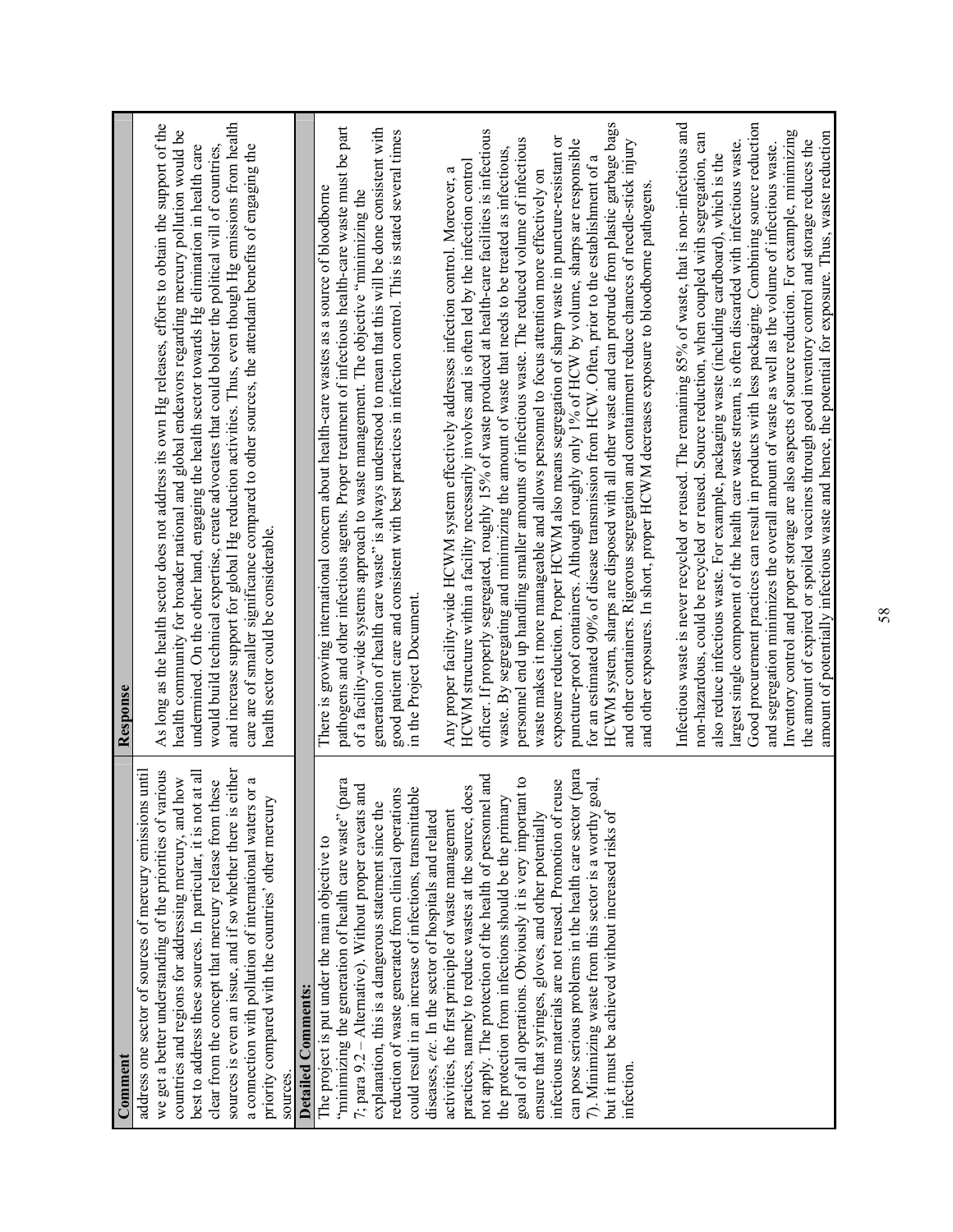| Comment | Response |
|---|---|
| address one sector of sources of mercury emissions until we get a better understanding of the priorities of various countries and regions for addressing mercury, and how best to address these sources. In particular, it is not at all clear from the concept that mercury release from these sources is even an issue, and if so whether there is either a connection with pollution of international waters or a priority compared with the countries' other mercury sources. | As long as the health sector does not address its own Hg releases, efforts to obtain the support of the health community for broader national and global endeavors regarding mercury pollution would be undermined. On the other hand, engaging the health sector towards Hg elimination in health care would build technical expertise, create advocates that could bolster the political will of countries, and increase support for global Hg reduction activities. Thus, even though Hg emissions from health care are of smaller significance compared to other sources, the attendant benefits of engaging the health sector could be considerable. |
| **Detailed Comments:** | |
| The project is put under the main objective to "minimizing the generation of health care waste" (para 7; para 9.2 – Alternative). Without proper caveats and explanation, this is a dangerous statement since the reduction of waste generated from clinical operations could result in an increase of infections, transmittable diseases, *etc.* In the sector of hospitals and related activities, the first principle of waste management practices, namely to reduce wastes at the source, does not apply. The protection of the health of personnel and the protection from infections should be the primary goal of all operations. Obviously it is very important to ensure that syringes, gloves, and other potentially infectious materials are not reused. Promotion of reuse can pose serious problems in the health care sector (para 7). Minimizing waste from this sector is a worthy goal, but it must be achieved without increased risks of infection. | There is growing international concern about health-care wastes as a source of bloodborne pathogens and other infectious agents. Proper treatment of infectious health-care waste must be part of a facility-wide systems approach to waste management. The objective "minimizing the generation of health care waste" is always understood to mean that this will be done consistent with good patient care and consistent with best practices in infection control. This is stated several times in the Project Document.<br><br>Any proper facility-wide HCWM system effectively addresses infection control. Moreover, a HCWM structure within a facility necessarily involves and is often led by the infection control officer. If properly segregated, roughly 15% of waste produced at health-care facilities is infectious waste. By segregating and minimizing the amount of waste that needs to be treated as infectious, personnel end up handling smaller amounts of infectious waste. The reduced volume of infectious waste makes it more manageable and allows personnel to focus attention more effectively on exposure reduction. Proper HCWM also means segregation of sharp waste in puncture-resistant or puncture-proof containers. Although roughly only 1% of HCW by volume, sharps are responsible for an estimated 90% of disease transmission from HCW. Often, prior to the establishment of a HCWM system, sharps are disposed with all other waste and can protrude from plastic garbage bags and other containers. Rigorous segregation and containment reduce chances of needle-stick injury and other exposures. In short, proper HCWM decreases exposure to bloodborne pathogens.<br><br>Infectious waste is never recycled or reused. The remaining 85% of waste, that is non-infectious and non-hazardous, could be recycled or reused. Source reduction, when coupled with segregation, can also reduce infectious waste. For example, packaging waste (including cardboard), which is the largest single component of the health care waste stream, is often discarded with infectious waste. Good procurement practices can result in products with less packaging. Combining source reduction and segregation minimizes the overall amount of waste as well as the volume of infectious waste. Inventory control and proper storage are also aspects of source reduction. For example, minimizing the amount of expired or spoiled vaccines through good inventory control and storage reduces the amount of potentially infectious waste and hence, the potential for exposure. Thus, waste reduction |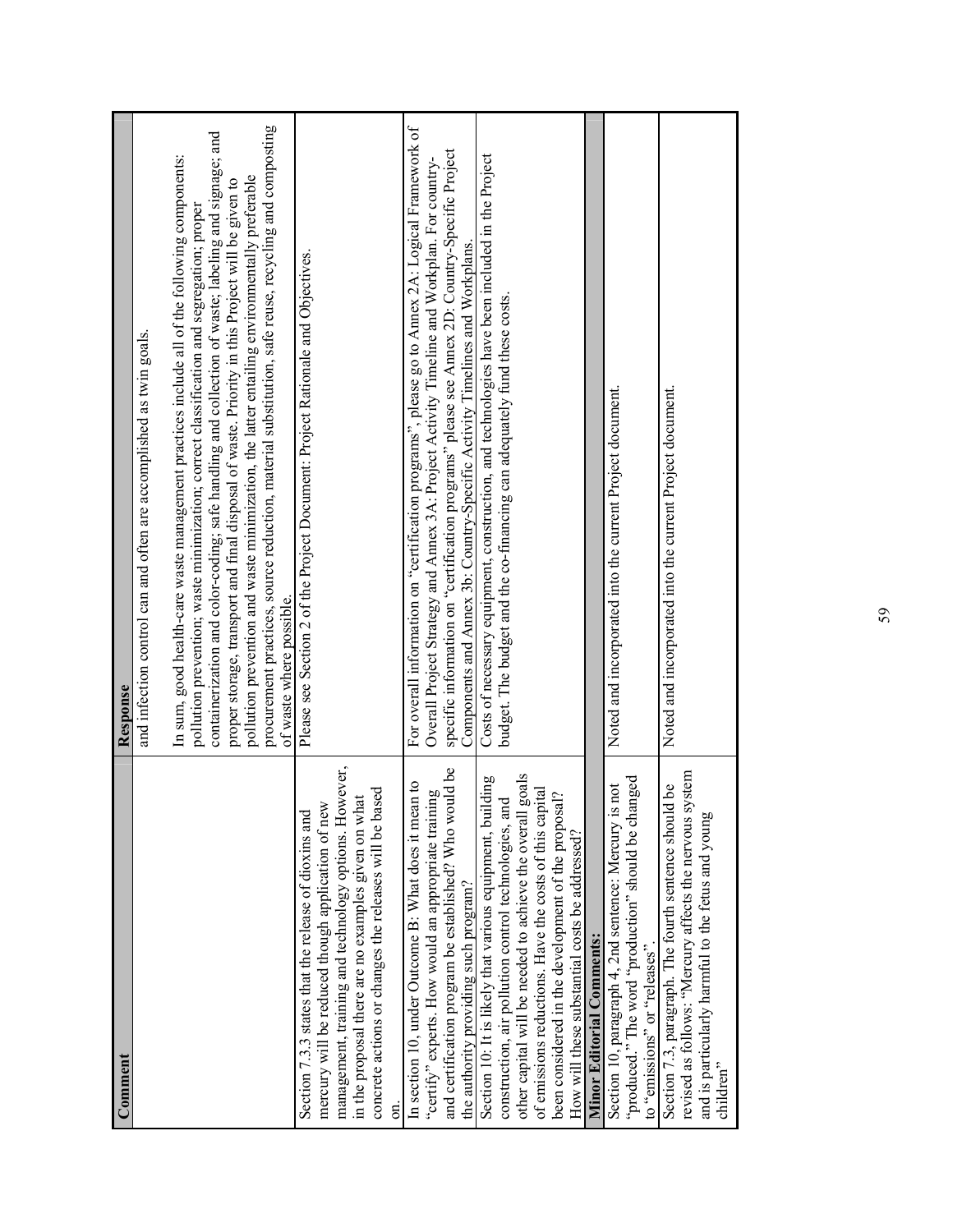| Comment | Response |
|---|---|
| | and infection control can and often are accomplished as twin goals.<br><br>In sum, good health-care waste management practices include all of the following components: pollution prevention; waste minimization; correct classification and segregation; proper containerization and color-coding; safe handling and collection of waste; labeling and signage; and proper storage, transport and final disposal of waste. Priority in this Project will be given to pollution prevention and waste minimization, the latter entailing environmentally preferable procurement practices, source reduction, material substitution, safe reuse, recycling and composting of waste where possible. |
| Section 7.3.3 states that the release of dioxins and mercury will be reduced though application of new management, training and technology options. However, in the proposal there are no examples given on what concrete actions or changes the releases will be based on. | Please see Section 2 of the Project Document: Project Rationale and Objectives. |
| In section 10, under Outcome B: What does it mean to "certify" experts. How would an appropriate training and certification program be established? Who would be the authority providing such program? | For overall information on "certification programs", please go to Annex 2A: Logical Framework of Overall Project Strategy and Annex 3A: Project Activity Timeline and Workplan. For country-specific information on "certification programs" please see Annex 2D: Country-Specific Project Components and Annex 3b: Country-Specific Activity Timelines and Workplans. |
| Section 10: It is likely that various equipment, building construction, air pollution control technologies, and other capital will be needed to achieve the overall goals of emissions reductions. Have the costs of this capital been considered in the development of the proposal? How will these substantial costs be addressed? | Costs of necessary equipment, construction, and technologies have been included in the Project budget. The budget and the co-financing can adequately fund these costs. |
| **Minor Editorial Comments:** | |
| Section 10, paragraph 4, 2nd sentence: Mercury is not "produced." The word "production" should be changed to "emissions" or "releases". | Noted and incorporated into the current Project document. |
| Section 7.3, paragraph. The fourth sentence should be revised as follows: "Mercury affects the nervous system and is particularly harmful to the fetus and young children" | Noted and incorporated into the current Project document. |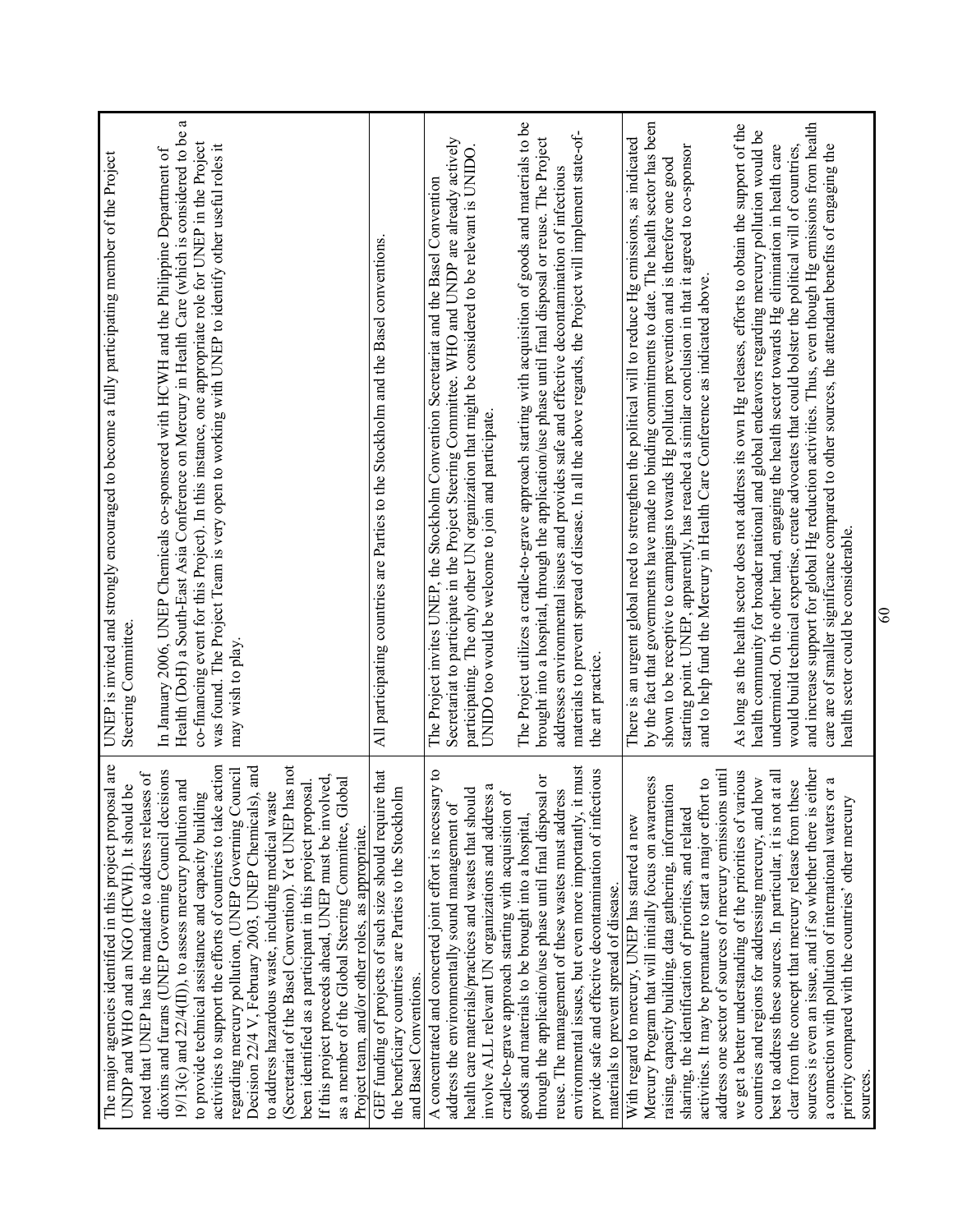| | |
|---|---|
| The major agencies identified in this project proposal are UNDP and WHO and an NGO (HCWH). It should be noted that UNEP has the mandate to address releases of dioxins and furans (UNEP Governing Council decisions 19/13(c) and 22/4(II)), to assess mercury pollution and to provide technical assistance and capacity building activities to support the efforts of countries to take action regarding mercury pollution, (UNEP Governing Council Decision 22/4 V, February 2003, UNEP Chemicals), and to address hazardous waste, including medical waste (Secretariat of the Basel Convention). Yet UNEP has not been identified as a participant in this project proposal. If this project proceeds ahead, UNEP must be involved, as a member of the Global Steering Committee, Global Project team, and/or other roles, as appropriate. | UNEP is invited and strongly encouraged to become a fully participating member of the Project Steering Committee.<br><br>In January 2006, UNEP Chemicals co-sponsored with HCWH and the Philippine Department of Health (DoH) a South-East Asia Conference on Mercury in Health Care (which is considered to be a co-financing event for this Project). In this instance, one appropriate role for UNEP in the Project was found. The Project Team is very open to working with UNEP to identify other useful roles it may wish to play. |
| GEF funding of projects of such size should require that the beneficiary countries are Parties to the Stockholm and Basel Conventions. | All participating countries are Parties to the Stockholm and the Basel conventions. |
| A concentrated and concerted joint effort is necessary to address the environmentally sound management of health care materials/practices and wastes that should involve ALL relevant UN organizations and address a cradle-to-grave approach starting with acquisition of goods and materials to be brought into a hospital, through the application/use phase until final disposal or reuse. The management of these wastes must address environmental issues, but even more importantly, it must provide safe and effective decontamination of infectious materials to prevent spread of disease. | The Project invites UNEP, the Stockholm Convention Secretariat and the Basel Convention Secretariat to participate in the Project Steering Committee. WHO and UNDP are already actively participating. The only other UN organization that might be considered to be relevant is UNIDO. UNIDO too would be welcome to join and participate.<br><br>The Project utilizes a cradle-to-grave approach starting with acquisition of goods and materials to be brought into a hospital, through the application/use phase until final disposal or reuse. The Project addresses environmental issues and provides safe and effective decontamination of infectious materials to prevent spread of disease. In all the above regards, the Project will implement state-of-the art practice. |
| With regard to mercury, UNEP has started a new Mercury Program that will initially focus on awareness raising, capacity building, data gathering, information sharing, the identification of priorities, and related activities. It may be premature to start a major effort to address one sector of sources of mercury emissions until we get a better understanding of the priorities of various countries and regions for addressing mercury, and how best to address these sources. In particular, it is not at all clear from the concept that mercury release from these sources is even an issue, and if so whether there is either a connection with pollution of international waters or a priority compared with the countries' other mercury sources. | There is an urgent global need to strengthen the political will to reduce Hg emissions, as indicated by the fact that governments have made no binding commitments to date. The health sector has been shown to be receptive to campaigns towards Hg pollution prevention and is therefore one good starting point. UNEP, apparently, has reached a similar conclusion in that it agreed to co-sponsor and to help fund the Mercury in Health Care Conference as indicated above.<br><br>As long as the health sector does not address its own Hg releases, efforts to obtain the support of the health community for broader national and global endeavors regarding mercury pollution would be undermined. On the other hand, engaging the health sector towards Hg elimination in health care would build technical expertise, create advocates that could bolster the political will of countries, and increase support for global Hg reduction activities. Thus, even though Hg emissions from health care are of smaller significance compared to other sources, the attendant benefits of engaging the health sector could be considerable. |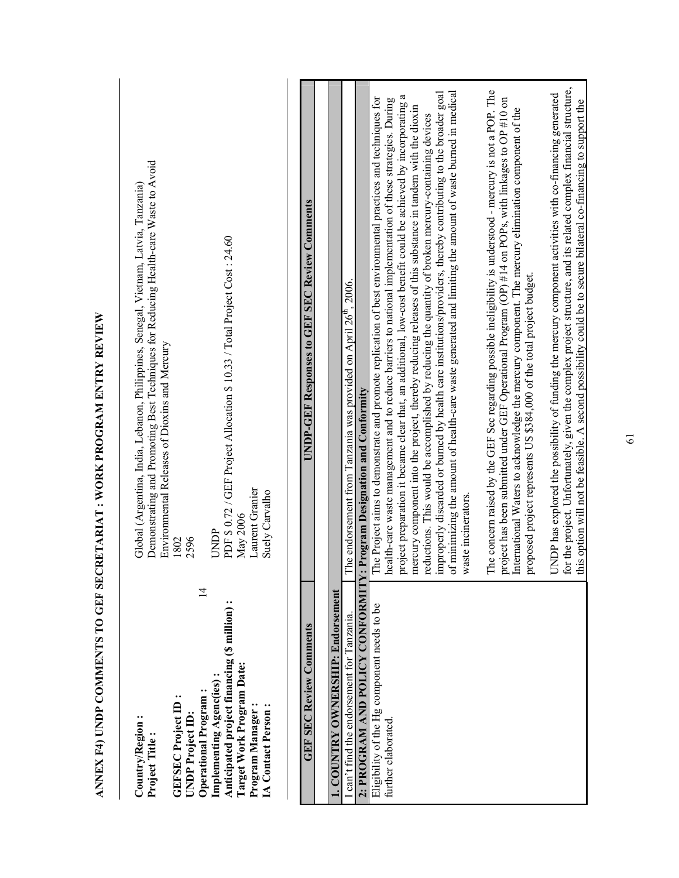## ANNEX F4) UNDP COMMENTS TO GEF SECRETARIAT : WORK PROGRAM ENTRY REVIEW

| | |
|---|---|
| **Country/Region :** | Global (Argentina, India, Lebanon, Philippines, Senegal, Vietnam, Latvia, Tanzania) |
| **Project Title :** | Demonstrating and Promoting Best Techniques for Reducing Health-care Waste to Avoid Environmental Releases of Dioxins and Mercury |
| **GEFSEC Project ID :** | 1802 |
| **UNDP Project ID:** | 2596 |
| **Operational Program :** | 14 |
| **Implementing Agency(ies) :** | UNDP |
| **Anticipated project financing ($ million) :** | PDF $ 0.72 / GEF Project Allocation $ 10.33 / Total Project Cost : 24.60 |
| **Target Work Program Date:** | May 2006 |
| **Program Manager :** | Laurent Granier |
| **IA Contact Person :** | Suely Carvalho |

| GEF SEC Review Comments | UNDP-GEF Responses to GEF SEC Review Comments |
|---|---|
| | |
| **1. COUNTRY OWNERSHIP: Endorsement** | |
| I can't find the endorsement for Tanzania. | The endorsement from Tanzania was provided on April 26[th], 2006. |
| **2: PROGRAM AND POLICY CONFORMITY: Program Designation and Conformity** | |
| Eligibility of the Hg component needs to be further elaborated. | The Project aims to demonstrate and promote replication of best environmental practices and techniques for health-care waste management and to reduce barriers to national implementation of these strategies. During project preparation it became clear that, an additional, low-cost benefit could be achieved by incorporating a mercury component into the project, thereby reducing releases of this substance in tandem with the dioxin reductions. This would be accomplished by reducing the quantity of broken mercury-containing devices improperly discarded or burned by health care institutions/providers, thereby contributing to the broader goal of minimizing the amount of health-care waste generated and limiting the amount of waste burned in medical waste incinerators.<br><br>The concern raised by the GEF Sec regarding possible ineligibility is understood - mercury is not a POP. The project has been submitted under GEF Operational Program (OP) #14 on POPs, with linkages to OP #10 on International Waters to acknowledge the mercury component. The mercury elimination component of the proposed project represents US $384,000 of the total project budget.<br><br>UNDP has explored the possibility of funding the mercury component activities with co-financing generated for the project. Unfortunately, given the complex project structure, and its related complex financial structure, this option will not be feasible. A second possibility could be to secure bilateral co-financing to support the |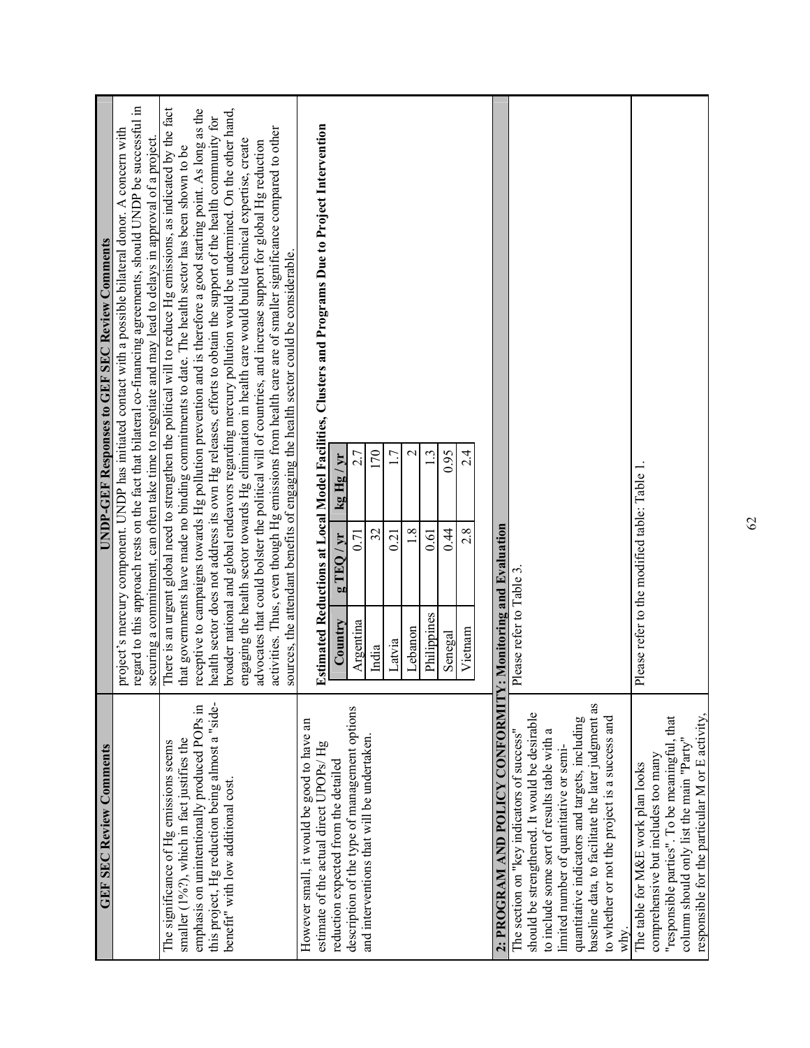| GEF SEC Review Comments | UNDP-GEF Responses to GEF SEC Review Comments |
|---|---|
| | project's mercury component. UNDP has initiated contact with a possible bilateral donor. A concern with regard to this approach rests on the fact that bilateral co-financing agreements, should UNDP be successful in securing a commitment, can often take time to negotiate and may lead to delays in approval of a project. |
| The significance of Hg emissions seems smaller (1%?), which in fact justifies the emphasis on unintentionally produced POPs in this project, Hg reduction being almost a "side-benefit" with low additional cost. | There is an urgent global need to strengthen the political will to reduce Hg emissions, as indicated by the fact that governments have made no binding commitments to date. The health sector has been shown to be receptive to campaigns towards Hg pollution prevention and is therefore a good starting point. As long as the health sector does not address its own Hg releases, efforts to obtain the support of the health community for broader national and global endeavors regarding mercury pollution would be undermined. On the other hand, engaging the health sector towards Hg elimination in health care would build technical expertise, create advocates that could bolster the political will of countries, and increase support for global Hg reduction activities. Thus, even though Hg emissions from health care are of smaller significance compared to other sources, the attendant benefits of engaging the health sector could be considerable. |
| However small, it would be good to have an estimate of the actual direct UPOPs/ Hg reduction expected from the detailed description of the type of management options and interventions that will be undertaken. | **Estimated Reductions at Local Model Facilities, Clusters and Programs Due to Project Intervention** (see table below) |
| **2: PROGRAM AND POLICY CONFORMITY: Monitoring and Evaluation** | |
| The section on "key indicators of success" should be strengthened. It would be desirable to include some sort of results table with a limited number of quantitative or semi-quantitative indicators and targets, including baseline data, to facilitate the later judgment as to whether or not the project is a success and why. | Please refer to Table 3. |
| The table for M&E work plan looks comprehensive but includes too many "responsible parties". To be meaningful, that column should only list the main "Party" responsible for the particular M or E activity, | Please refer to the modified table: Table 1. |

**Estimated Reductions at Local Model Facilities, Clusters and Programs Due to Project Intervention**

| Country | g TEQ / yr | kg Hg / yr |
|---|---|---|
| Argentina | 0.71 | 2.7 |
| India | 32 | 170 |
| Latvia | 0.21 | 1.7 |
| Lebanon | 1.8 | 2 |
| Philippines | 0.61 | 1.3 |
| Senegal | 0.44 | 0.95 |
| Vietnam | 2.8 | 2.4 |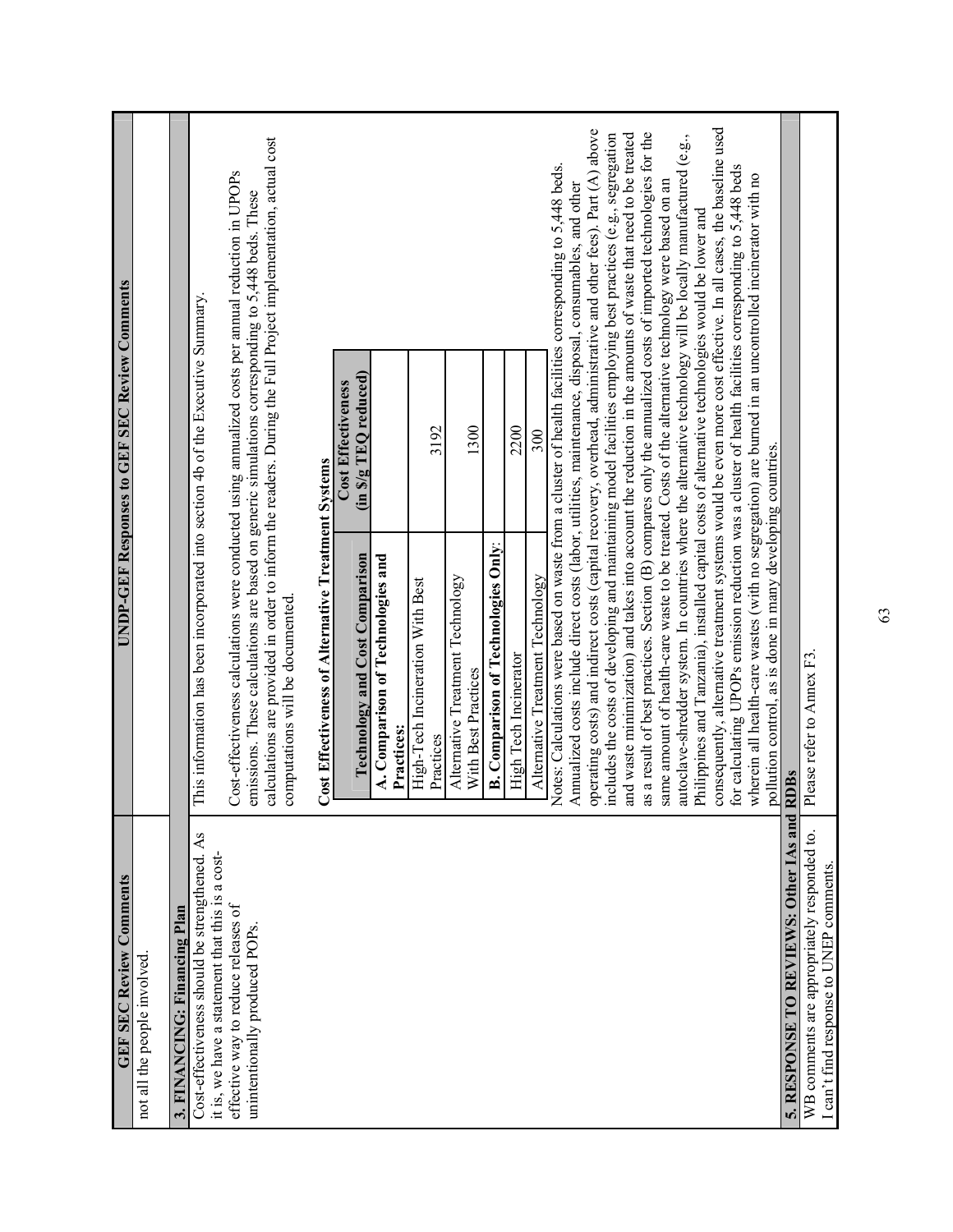| GEF SEC Review Comments | UNDP-GEF Responses to GEF SEC Review Comments |
|---|---|
| not all the people involved. | |
| **3. FINANCING: Financing Plan** | |
| Cost-effectiveness should be strengthened. As it is, we have a statement that this is a cost-effective way to reduce releases of unintentionally produced POPs. | This information has been incorporated into section 4b of the Executive Summary.<br><br>Cost-effectiveness calculations were conducted using annualized costs per annual reduction in UPOPs emissions. These calculations are based on generic simulations corresponding to 5,448 beds. These calculations are provided in order to inform the readers. During the Full Project implementation, actual cost computations will be documented.<br><br>**Cost Effectiveness of Alternative Treatment Systems** (see table below)<br><br>Notes: Calculations were based on waste from a cluster of health facilities corresponding to 5,448 beds. Annualized costs include direct costs (labor, utilities, maintenance, disposal, consumables, and other operating costs) and indirect costs (capital recovery, overhead, administrative and other fees). Part (A) above includes the costs of developing and maintaining model facilities employing best practices (e.g., segregation and waste minimization) and takes into account the reduction in the amounts of waste that need to be treated as a result of best practices. Section (B) compares only the annualized costs of imported technologies for the same amount of health-care waste to be treated. Costs of the alternative technology were based on an autoclave-shredder system. In countries where the alternative technology will be locally manufactured (e.g., Philippines and Tanzania), installed capital costs of alternative technologies would be lower and consequently, alternative treatment systems would be even more cost effective. In all cases, the baseline used for calculating UPOPs emission reduction was a cluster of health facilities corresponding to 5,448 beds wherein all health-care wastes (with no segregation) are burned in an uncontrolled incinerator with no pollution control, as is done in many developing countries. |
| **5. RESPONSE TO REVIEWS: Other IAs and RDBs** | |
| WB comments are appropriately responded to. I can't find response to UNEP comments. | Please refer to Annex F3. |

**Cost Effectiveness of Alternative Treatment Systems**

| Technology and Cost Comparison | Cost Effectiveness (in $/g TEQ reduced) |
|---|---|
| **A. Comparison of Technologies and Practices:** | |
| High-Tech Incineration With Best Practices | 3192 |
| Alternative Treatment Technology With Best Practices | 1300 |
| **B. Comparison of Technologies Only**: | |
| High Tech Incinerator | 2200 |
| Alternative Treatment Technology | 300 |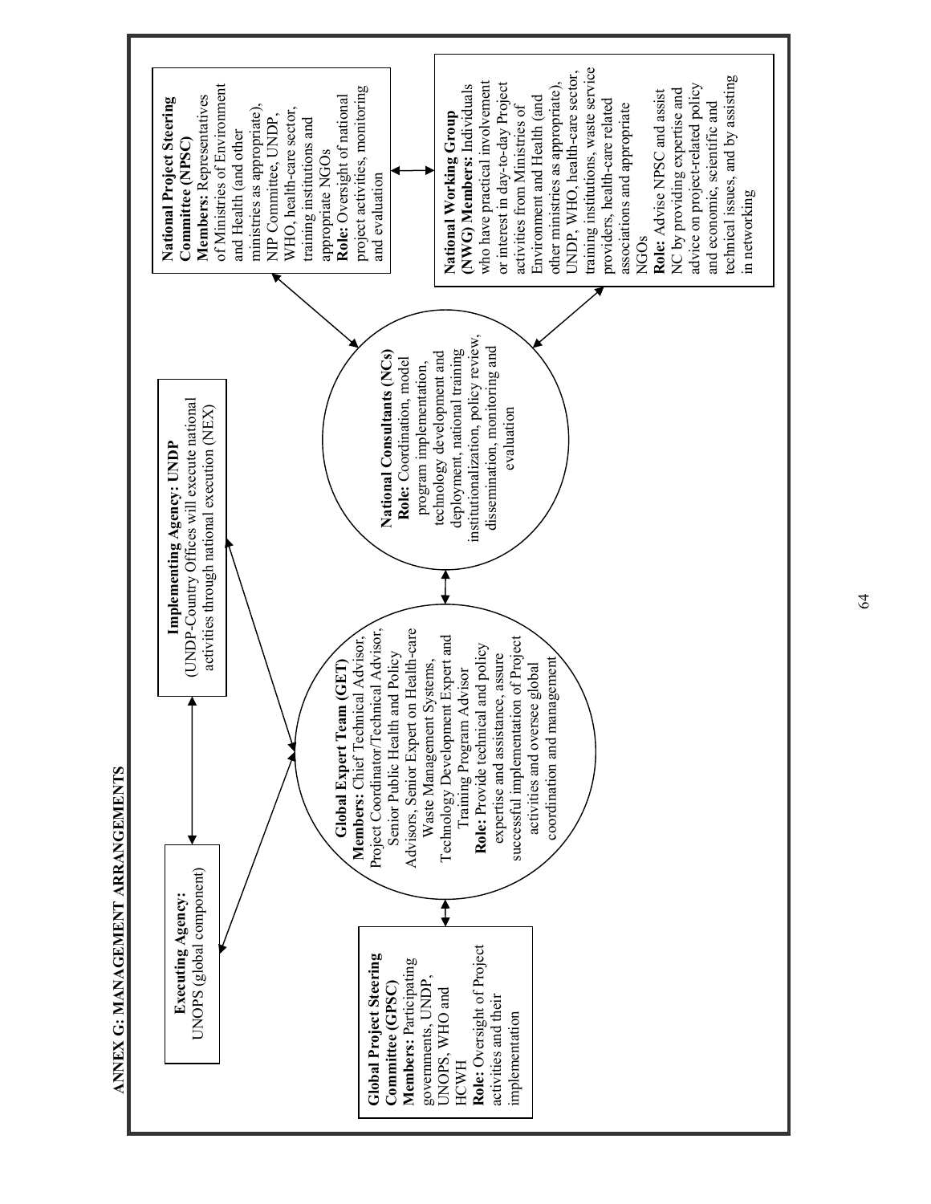# ANNEX G: MANAGEMENT ARRANGEMENTS

**Executing Agency:**
UNOPS (global component)

**Implementing Agency: UNDP**
(UNDP-Country Offices will execute national activities through national execution (NEX)

**Global Project Steering Committee (GPSC)**
**Members:** Participating governments, UNDP, UNOPS, WHO and HCWH
**Role:** Oversight of Project activities and their implementation

**Global Expert Team (GET)**
**Members:** Chief Technical Advisor, Project Coordinator/Technical Advisor, Senior Public Health and Policy Advisors, Senior Expert on Health-care Waste Management Systems, Technology Development Expert and Training Program Advisor
**Role:** Provide technical and policy expertise and assistance, assure successful implementation of Project activities and oversee global coordination and management

**National Consultants (NCs)**
**Role:** Coordination, model program implementation, technology development and deployment, national training institutionalization, policy review, dissemination, monitoring and evaluation

**National Project Steering Committee (NPSC)**
**Members:** Representatives of Ministries of Environment and Health (and other ministries as appropriate), NIP Committee, UNDP, WHO, health-care sector, training institutions and appropriate NGOs
**Role:** Oversight of national project activities, monitoring and evaluation

**National Working Group (NWG) Members:** Individuals who have practical involvement or interest in day-to-day Project activities from Ministries of Environment and Health (and other ministries as appropriate), UNDP, WHO, health-care sector, training institutions, waste service providers, health-care related associations and appropriate NGOs
**Role:** Advise NPSC and assist NC by providing expertise and advice on project-related policy and economic, scientific and technical issues, and by assisting in networking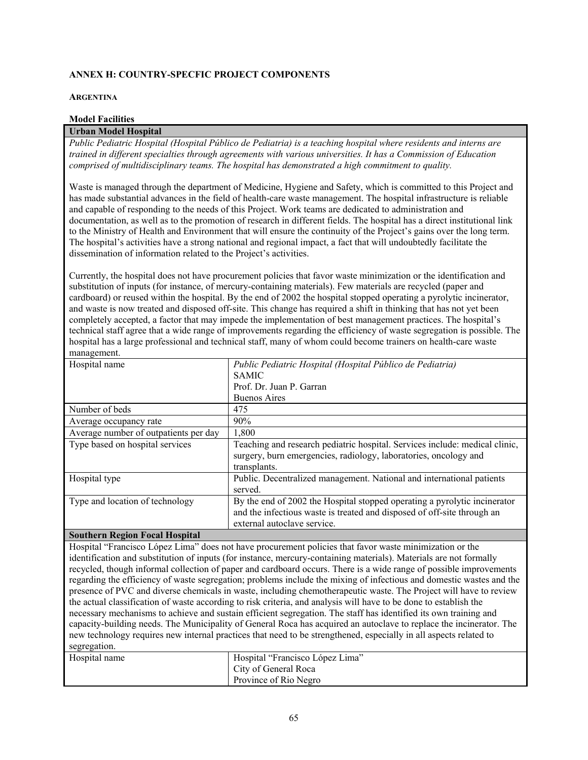**ANNEX H: COUNTRY-SPECFIC PROJECT COMPONENTS**

**ARGENTINA**

**Model Facilities**

**Urban Model Hospital**

*Public Pediatric Hospital (Hospital Público de Pediatria) is a teaching hospital where residents and interns are trained in different specialties through agreements with various universities. It has a Commission of Education comprised of multidisciplinary teams. The hospital has demonstrated a high commitment to quality.*

Waste is managed through the department of Medicine, Hygiene and Safety, which is committed to this Project and has made substantial advances in the field of health-care waste management. The hospital infrastructure is reliable and capable of responding to the needs of this Project. Work teams are dedicated to administration and documentation, as well as to the promotion of research in different fields. The hospital has a direct institutional link to the Ministry of Health and Environment that will ensure the continuity of the Project's gains over the long term. The hospital's activities have a strong national and regional impact, a fact that will undoubtedly facilitate the dissemination of information related to the Project's activities.

Currently, the hospital does not have procurement policies that favor waste minimization or the identification and substitution of inputs (for instance, of mercury-containing materials). Few materials are recycled (paper and cardboard) or reused within the hospital. By the end of 2002 the hospital stopped operating a pyrolytic incinerator, and waste is now treated and disposed off-site. This change has required a shift in thinking that has not yet been completely accepted, a factor that may impede the implementation of best management practices. The hospital's technical staff agree that a wide range of improvements regarding the efficiency of waste segregation is possible. The hospital has a large professional and technical staff, many of whom could become trainers on health-care waste management.

| | |
|---|---|
| Hospital name | *Public Pediatric Hospital (Hospital Público de Pediatria)*<br>SAMIC<br>Prof. Dr. Juan P. Garran<br>Buenos Aires |
| Number of beds | 475 |
| Average occupancy rate | 90% |
| Average number of outpatients per day | 1,800 |
| Type based on hospital services | Teaching and research pediatric hospital. Services include: medical clinic, surgery, burn emergencies, radiology, laboratories, oncology and transplants. |
| Hospital type | Public. Decentralized management. National and international patients served. |
| Type and location of technology | By the end of 2002 the Hospital stopped operating a pyrolytic incinerator and the infectious waste is treated and disposed of off-site through an external autoclave service. |

**Southern Region Focal Hospital**

Hospital "Francisco López Lima" does not have procurement policies that favor waste minimization or the identification and substitution of inputs (for instance, mercury-containing materials). Materials are not formally recycled, though informal collection of paper and cardboard occurs. There is a wide range of possible improvements regarding the efficiency of waste segregation; problems include the mixing of infectious and domestic wastes and the presence of PVC and diverse chemicals in waste, including chemotherapeutic waste. The Project will have to review the actual classification of waste according to risk criteria, and analysis will have to be done to establish the necessary mechanisms to achieve and sustain efficient segregation. The staff has identified its own training and capacity-building needs. The Municipality of General Roca has acquired an autoclave to replace the incinerator. The new technology requires new internal practices that need to be strengthened, especially in all aspects related to segregation.

| | |
|---|---|
| Hospital name | Hospital "Francisco López Lima"<br>City of General Roca<br>Province of Rio Negro |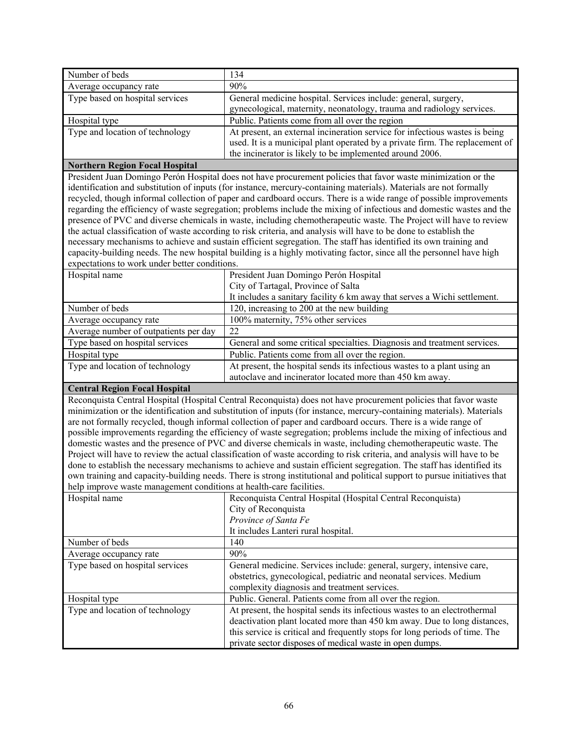| | |
|---|---|
| Number of beds | 134 |
| Average occupancy rate | 90% |
| Type based on hospital services | General medicine hospital. Services include: general, surgery, gynecological, maternity, neonatology, trauma and radiology services. |
| Hospital type | Public. Patients come from all over the region |
| Type and location of technology | At present, an external incineration service for infectious wastes is being used. It is a municipal plant operated by a private firm. The replacement of the incinerator is likely to be implemented around 2006. |

**Northern Region Focal Hospital**

President Juan Domingo Perón Hospital does not have procurement policies that favor waste minimization or the identification and substitution of inputs (for instance, mercury-containing materials). Materials are not formally recycled, though informal collection of paper and cardboard occurs. There is a wide range of possible improvements regarding the efficiency of waste segregation; problems include the mixing of infectious and domestic wastes and the presence of PVC and diverse chemicals in waste, including chemotherapeutic waste. The Project will have to review the actual classification of waste according to risk criteria, and analysis will have to be done to establish the necessary mechanisms to achieve and sustain efficient segregation. The staff has identified its own training and capacity-building needs. The new hospital building is a highly motivating factor, since all the personnel have high expectations to work under better conditions.

| | |
|---|---|
| Hospital name | President Juan Domingo Perón Hospital<br>City of Tartagal, Province of Salta<br>It includes a sanitary facility 6 km away that serves a Wichi settlement. |
| Number of beds | 120, increasing to 200 at the new building |
| Average occupancy rate | 100% maternity, 75% other services |
| Average number of outpatients per day | 22 |
| Type based on hospital services | General and some critical specialties. Diagnosis and treatment services. |
| Hospital type | Public. Patients come from all over the region. |
| Type and location of technology | At present, the hospital sends its infectious wastes to a plant using an autoclave and incinerator located more than 450 km away. |

**Central Region Focal Hospital**

Reconquista Central Hospital (Hospital Central Reconquista) does not have procurement policies that favor waste minimization or the identification and substitution of inputs (for instance, mercury-containing materials). Materials are not formally recycled, though informal collection of paper and cardboard occurs. There is a wide range of possible improvements regarding the efficiency of waste segregation; problems include the mixing of infectious and domestic wastes and the presence of PVC and diverse chemicals in waste, including chemotherapeutic waste. The Project will have to review the actual classification of waste according to risk criteria, and analysis will have to be done to establish the necessary mechanisms to achieve and sustain efficient segregation. The staff has identified its own training and capacity-building needs. There is strong institutional and political support to pursue initiatives that help improve waste management conditions at health-care facilities.

| | |
|---|---|
| Hospital name | Reconquista Central Hospital (Hospital Central Reconquista)<br>City of Reconquista<br>*Province of Santa Fe*<br>It includes Lanteri rural hospital. |
| Number of beds | 140 |
| Average occupancy rate | 90% |
| Type based on hospital services | General medicine. Services include: general, surgery, intensive care, obstetrics, gynecological, pediatric and neonatal services. Medium complexity diagnosis and treatment services. |
| Hospital type | Public. General. Patients come from all over the region. |
| Type and location of technology | At present, the hospital sends its infectious wastes to an electrothermal deactivation plant located more than 450 km away. Due to long distances, this service is critical and frequently stops for long periods of time. The private sector disposes of medical waste in open dumps. |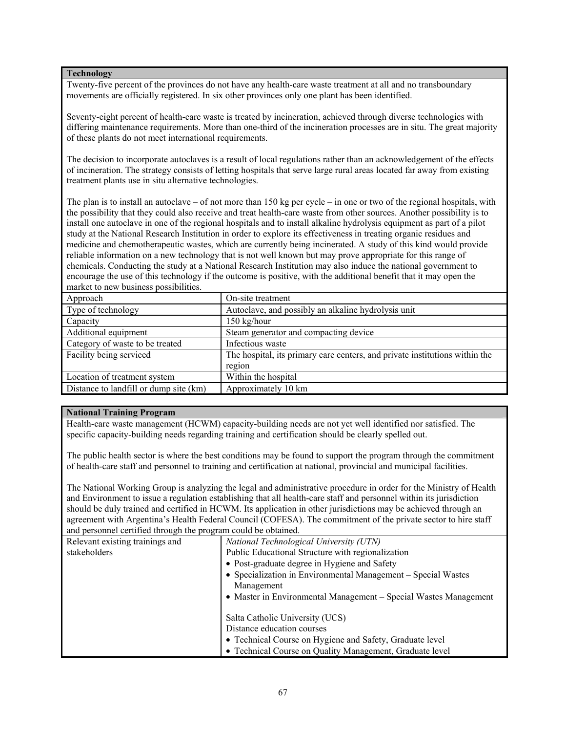**Technology**

Twenty-five percent of the provinces do not have any health-care waste treatment at all and no transboundary movements are officially registered. In six other provinces only one plant has been identified.

Seventy-eight percent of health-care waste is treated by incineration, achieved through diverse technologies with differing maintenance requirements. More than one-third of the incineration processes are in situ. The great majority of these plants do not meet international requirements.

The decision to incorporate autoclaves is a result of local regulations rather than an acknowledgement of the effects of incineration. The strategy consists of letting hospitals that serve large rural areas located far away from existing treatment plants use in situ alternative technologies.

The plan is to install an autoclave – of not more than 150 kg per cycle – in one or two of the regional hospitals, with the possibility that they could also receive and treat health-care waste from other sources. Another possibility is to install one autoclave in one of the regional hospitals and to install alkaline hydrolysis equipment as part of a pilot study at the National Research Institution in order to explore its effectiveness in treating organic residues and medicine and chemotherapeutic wastes, which are currently being incinerated. A study of this kind would provide reliable information on a new technology that is not well known but may prove appropriate for this range of chemicals. Conducting the study at a National Research Institution may also induce the national government to encourage the use of this technology if the outcome is positive, with the additional benefit that it may open the market to new business possibilities.

| | |
|---|---|
| Approach | On-site treatment |
| Type of technology | Autoclave, and possibly an alkaline hydrolysis unit |
| Capacity | 150 kg/hour |
| Additional equipment | Steam generator and compacting device |
| Category of waste to be treated | Infectious waste |
| Facility being serviced | The hospital, its primary care centers, and private institutions within the region |
| Location of treatment system | Within the hospital |
| Distance to landfill or dump site (km) | Approximately 10 km |

**National Training Program**

Health-care waste management (HCWM) capacity-building needs are not yet well identified nor satisfied. The specific capacity-building needs regarding training and certification should be clearly spelled out.

The public health sector is where the best conditions may be found to support the program through the commitment of health-care staff and personnel to training and certification at national, provincial and municipal facilities.

The National Working Group is analyzing the legal and administrative procedure in order for the Ministry of Health and Environment to issue a regulation establishing that all health-care staff and personnel within its jurisdiction should be duly trained and certified in HCWM. Its application in other jurisdictions may be achieved through an agreement with Argentina's Health Federal Council (COFESA). The commitment of the private sector to hire staff and personnel certified through the program could be obtained.

| | |
|---|---|
| Relevant existing trainings and stakeholders | *National Technological University (UTN)*<br>Public Educational Structure with regionalization<br>• Post-graduate degree in Hygiene and Safety<br>• Specialization in Environmental Management – Special Wastes Management<br>• Master in Environmental Management – Special Wastes Management<br><br>Salta Catholic University (UCS)<br>Distance education courses<br>• Technical Course on Hygiene and Safety, Graduate level<br>• Technical Course on Quality Management, Graduate level |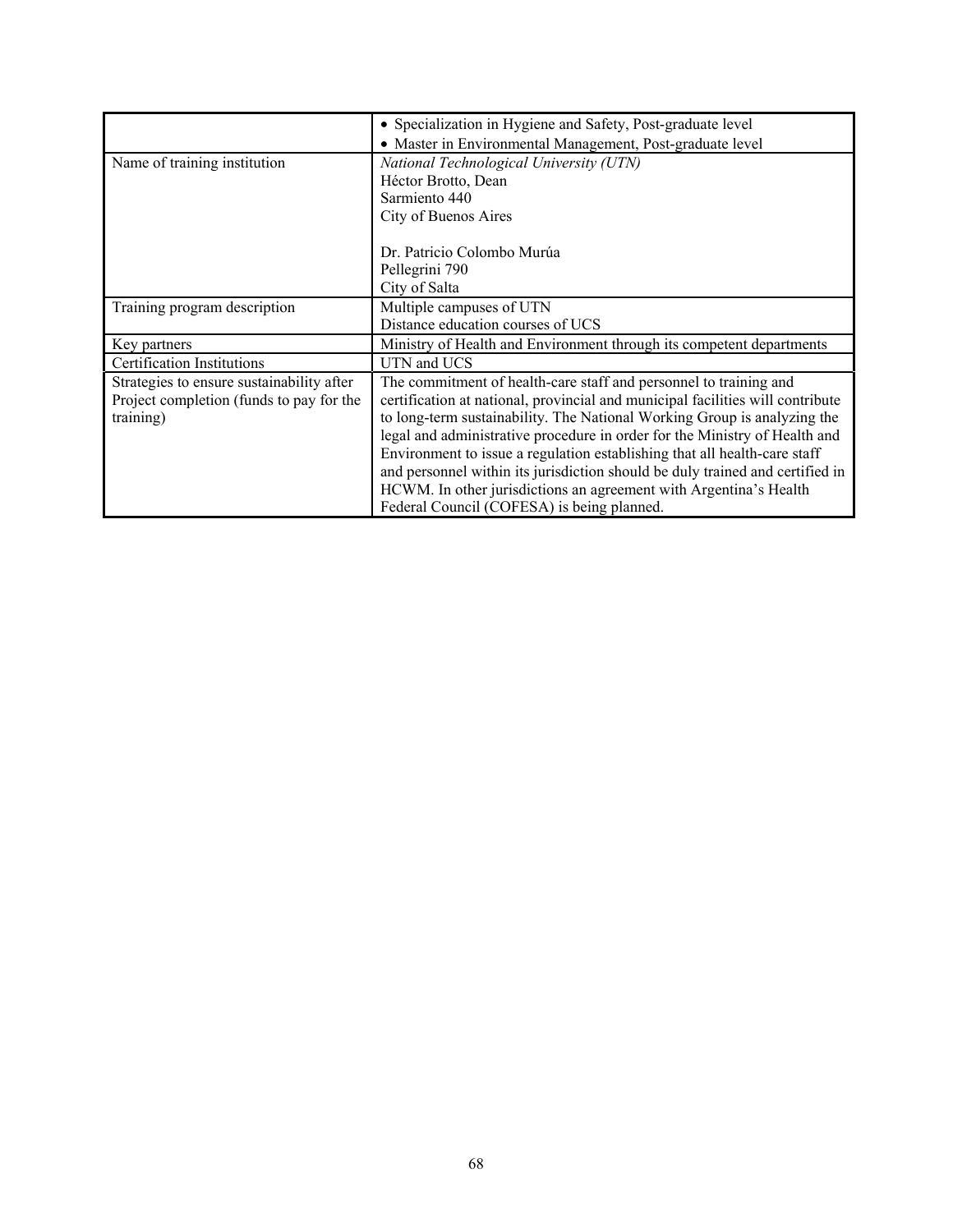| | |
|---|---|
| | • Specialization in Hygiene and Safety, Post-graduate level<br>• Master in Environmental Management, Post-graduate level |
| Name of training institution | *National Technological University (UTN)*<br>Héctor Brotto, Dean<br>Sarmiento 440<br>City of Buenos Aires<br><br>Dr. Patricio Colombo Murúa<br>Pellegrini 790<br>City of Salta |
| Training program description | Multiple campuses of UTN<br>Distance education courses of UCS |
| Key partners | Ministry of Health and Environment through its competent departments |
| Certification Institutions | UTN and UCS |
| Strategies to ensure sustainability after Project completion (funds to pay for the training) | The commitment of health-care staff and personnel to training and certification at national, provincial and municipal facilities will contribute to long-term sustainability. The National Working Group is analyzing the legal and administrative procedure in order for the Ministry of Health and Environment to issue a regulation establishing that all health-care staff and personnel within its jurisdiction should be duly trained and certified in HCWM. In other jurisdictions an agreement with Argentina's Health Federal Council (COFESA) is being planned. |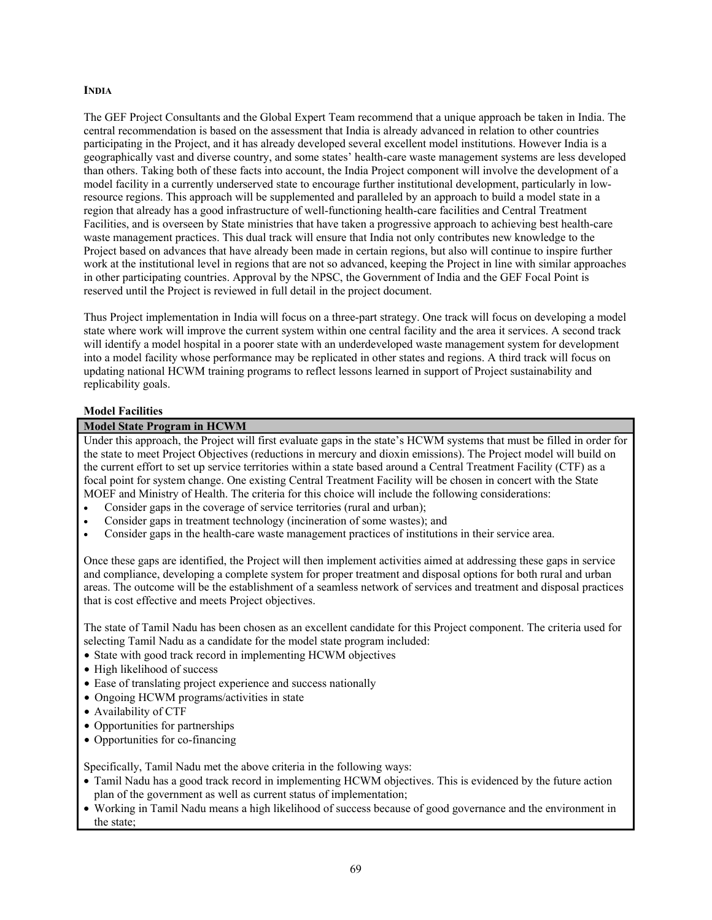### INDIA

The GEF Project Consultants and the Global Expert Team recommend that a unique approach be taken in India. The central recommendation is based on the assessment that India is already advanced in relation to other countries participating in the Project, and it has already developed several excellent model institutions. However India is a geographically vast and diverse country, and some states' health-care waste management systems are less developed than others. Taking both of these facts into account, the India Project component will involve the development of a model facility in a currently underserved state to encourage further institutional development, particularly in low-resource regions. This approach will be supplemented and paralleled by an approach to build a model state in a region that already has a good infrastructure of well-functioning health-care facilities and Central Treatment Facilities, and is overseen by State ministries that have taken a progressive approach to achieving best health-care waste management practices. This dual track will ensure that India not only contributes new knowledge to the Project based on advances that have already been made in certain regions, but also will continue to inspire further work at the institutional level in regions that are not so advanced, keeping the Project in line with similar approaches in other participating countries. Approval by the NPSC, the Government of India and the GEF Focal Point is reserved until the Project is reviewed in full detail in the project document.

Thus Project implementation in India will focus on a three-part strategy. One track will focus on developing a model state where work will improve the current system within one central facility and the area it services. A second track will identify a model hospital in a poorer state with an underdeveloped waste management system for development into a model facility whose performance may be replicated in other states and regions. A third track will focus on updating national HCWM training programs to reflect lessons learned in support of Project sustainability and replicability goals.

**Model Facilities**

**Model State Program in HCWM**

Under this approach, the Project will first evaluate gaps in the state's HCWM systems that must be filled in order for the state to meet Project Objectives (reductions in mercury and dioxin emissions). The Project model will build on the current effort to set up service territories within a state based around a Central Treatment Facility (CTF) as a focal point for system change. One existing Central Treatment Facility will be chosen in concert with the State MOEF and Ministry of Health. The criteria for this choice will include the following considerations:

- Consider gaps in the coverage of service territories (rural and urban);
- Consider gaps in treatment technology (incineration of some wastes); and
- Consider gaps in the health-care waste management practices of institutions in their service area.

Once these gaps are identified, the Project will then implement activities aimed at addressing these gaps in service and compliance, developing a complete system for proper treatment and disposal options for both rural and urban areas. The outcome will be the establishment of a seamless network of services and treatment and disposal practices that is cost effective and meets Project objectives.

The state of Tamil Nadu has been chosen as an excellent candidate for this Project component. The criteria used for selecting Tamil Nadu as a candidate for the model state program included:

- State with good track record in implementing HCWM objectives
- High likelihood of success
- Ease of translating project experience and success nationally
- Ongoing HCWM programs/activities in state
- Availability of CTF
- Opportunities for partnerships
- Opportunities for co-financing

Specifically, Tamil Nadu met the above criteria in the following ways:

- Tamil Nadu has a good track record in implementing HCWM objectives. This is evidenced by the future action plan of the government as well as current status of implementation;
- Working in Tamil Nadu means a high likelihood of success because of good governance and the environment in the state;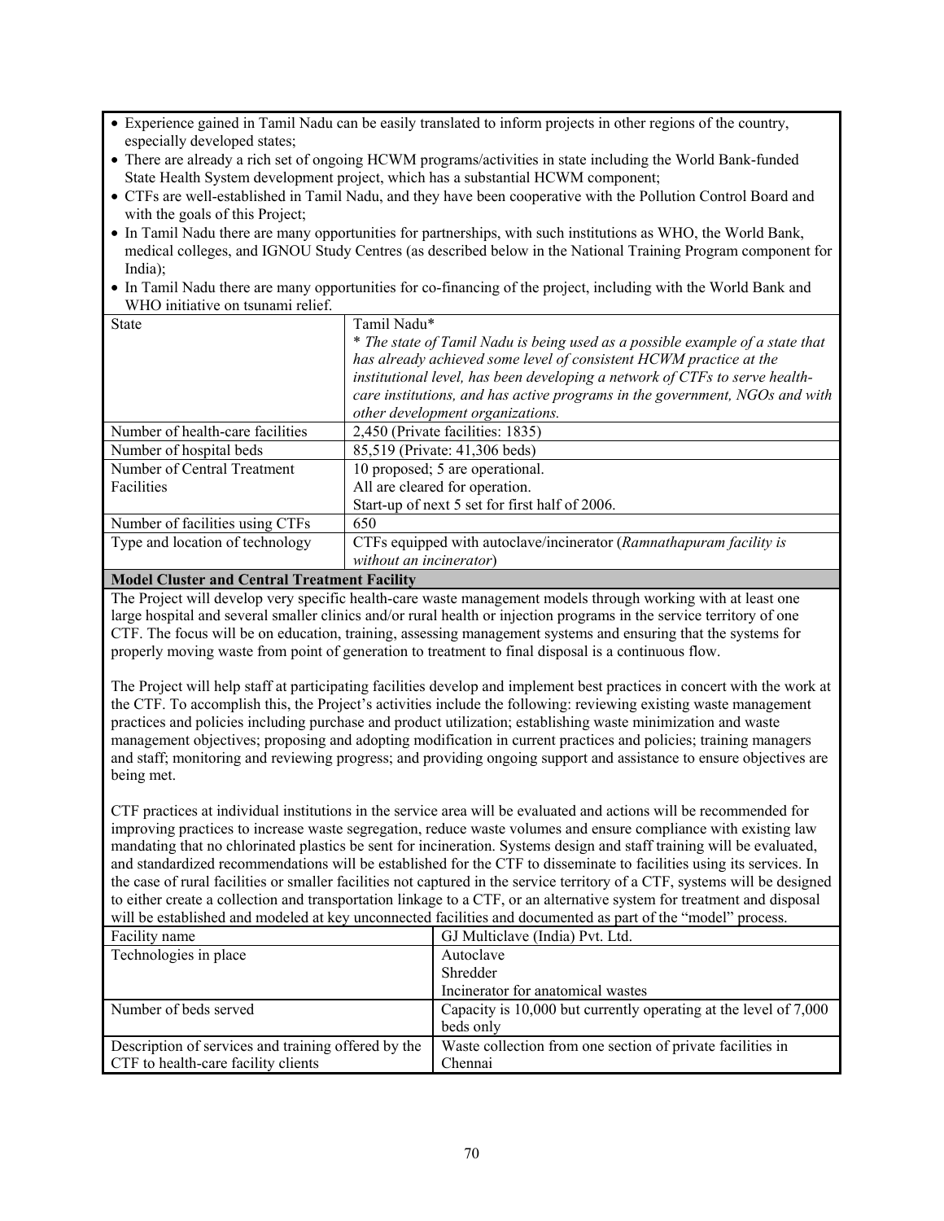- Experience gained in Tamil Nadu can be easily translated to inform projects in other regions of the country, especially developed states;
- There are already a rich set of ongoing HCWM programs/activities in state including the World Bank-funded State Health System development project, which has a substantial HCWM component;
- CTFs are well-established in Tamil Nadu, and they have been cooperative with the Pollution Control Board and with the goals of this Project;
- In Tamil Nadu there are many opportunities for partnerships, with such institutions as WHO, the World Bank, medical colleges, and IGNOU Study Centres (as described below in the National Training Program component for India);
- In Tamil Nadu there are many opportunities for co-financing of the project, including with the World Bank and WHO initiative on tsunami relief.

| State | Tamil Nadu*<br>* *The state of Tamil Nadu is being used as a possible example of a state that has already achieved some level of consistent HCWM practice at the institutional level, has been developing a network of CTFs to serve health-care institutions, and has active programs in the government, NGOs and with other development organizations.* |
|---|---|
| Number of health-care facilities | 2,450 (Private facilities: 1835) |
| Number of hospital beds | 85,519 (Private: 41,306 beds) |
| Number of Central Treatment Facilities | 10 proposed; 5 are operational.<br>All are cleared for operation.<br>Start-up of next 5 set for first half of 2006. |
| Number of facilities using CTFs | 650 |
| Type and location of technology | CTFs equipped with autoclave/incinerator (*Ramnathapuram facility is without an incinerator*) |

**Model Cluster and Central Treatment Facility**

The Project will develop very specific health-care waste management models through working with at least one large hospital and several smaller clinics and/or rural health or injection programs in the service territory of one CTF. The focus will be on education, training, assessing management systems and ensuring that the systems for properly moving waste from point of generation to treatment to final disposal is a continuous flow.

The Project will help staff at participating facilities develop and implement best practices in concert with the work at the CTF. To accomplish this, the Project's activities include the following: reviewing existing waste management practices and policies including purchase and product utilization; establishing waste minimization and waste management objectives; proposing and adopting modification in current practices and policies; training managers and staff; monitoring and reviewing progress; and providing ongoing support and assistance to ensure objectives are being met.

CTF practices at individual institutions in the service area will be evaluated and actions will be recommended for improving practices to increase waste segregation, reduce waste volumes and ensure compliance with existing law mandating that no chlorinated plastics be sent for incineration. Systems design and staff training will be evaluated, and standardized recommendations will be established for the CTF to disseminate to facilities using its services. In the case of rural facilities or smaller facilities not captured in the service territory of a CTF, systems will be designed to either create a collection and transportation linkage to a CTF, or an alternative system for treatment and disposal will be established and modeled at key unconnected facilities and documented as part of the "model" process.

| Facility name | GJ Multiclave (India) Pvt. Ltd. |
|---|---|
| Technologies in place | Autoclave<br>Shredder<br>Incinerator for anatomical wastes |
| Number of beds served | Capacity is 10,000 but currently operating at the level of 7,000 beds only |
| Description of services and training offered by the CTF to health-care facility clients | Waste collection from one section of private facilities in Chennai |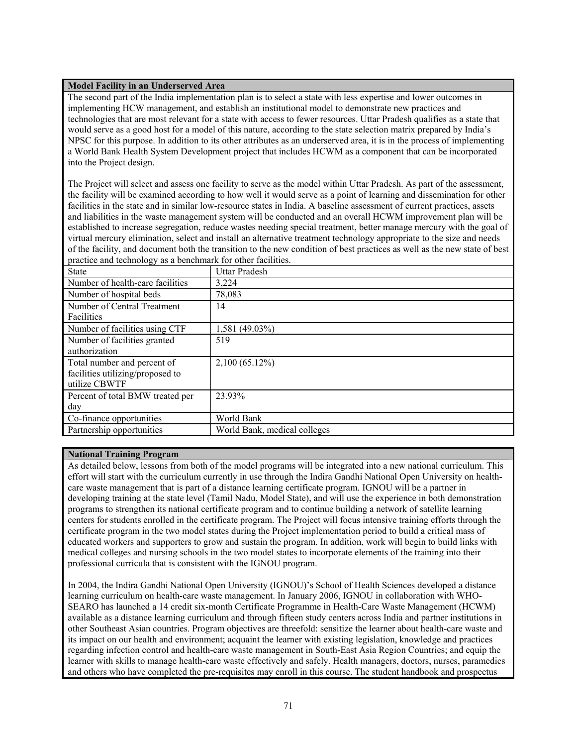**Model Facility in an Underserved Area**

The second part of the India implementation plan is to select a state with less expertise and lower outcomes in implementing HCW management, and establish an institutional model to demonstrate new practices and technologies that are most relevant for a state with access to fewer resources. Uttar Pradesh qualifies as a state that would serve as a good host for a model of this nature, according to the state selection matrix prepared by India's NPSC for this purpose. In addition to its other attributes as an underserved area, it is in the process of implementing a World Bank Health System Development project that includes HCWM as a component that can be incorporated into the Project design.

The Project will select and assess one facility to serve as the model within Uttar Pradesh. As part of the assessment, the facility will be examined according to how well it would serve as a point of learning and dissemination for other facilities in the state and in similar low-resource states in India. A baseline assessment of current practices, assets and liabilities in the waste management system will be conducted and an overall HCWM improvement plan will be established to increase segregation, reduce wastes needing special treatment, better manage mercury with the goal of virtual mercury elimination, select and install an alternative treatment technology appropriate to the size and needs of the facility, and document both the transition to the new condition of best practices as well as the new state of best practice and technology as a benchmark for other facilities.

| State | Uttar Pradesh |
|---|---|
| Number of health-care facilities | 3,224 |
| Number of hospital beds | 78,083 |
| Number of Central Treatment Facilities | 14 |
| Number of facilities using CTF | 1,581 (49.03%) |
| Number of facilities granted authorization | 519 |
| Total number and percent of facilities utilizing/proposed to utilize CBWTF | 2,100 (65.12%) |
| Percent of total BMW treated per day | 23.93% |
| Co-finance opportunities | World Bank |
| Partnership opportunities | World Bank, medical colleges |

**National Training Program**

As detailed below, lessons from both of the model programs will be integrated into a new national curriculum. This effort will start with the curriculum currently in use through the Indira Gandhi National Open University on health-care waste management that is part of a distance learning certificate program. IGNOU will be a partner in developing training at the state level (Tamil Nadu, Model State), and will use the experience in both demonstration programs to strengthen its national certificate program and to continue building a network of satellite learning centers for students enrolled in the certificate program. The Project will focus intensive training efforts through the certificate program in the two model states during the Project implementation period to build a critical mass of educated workers and supporters to grow and sustain the program. In addition, work will begin to build links with medical colleges and nursing schools in the two model states to incorporate elements of the training into their professional curricula that is consistent with the IGNOU program.

In 2004, the Indira Gandhi National Open University (IGNOU)'s School of Health Sciences developed a distance learning curriculum on health-care waste management. In January 2006, IGNOU in collaboration with WHO-SEARO has launched a 14 credit six-month Certificate Programme in Health-Care Waste Management (HCWM) available as a distance learning curriculum and through fifteen study centers across India and partner institutions in other Southeast Asian countries. Program objectives are threefold: sensitize the learner about health-care waste and its impact on our health and environment; acquaint the learner with existing legislation, knowledge and practices regarding infection control and health-care waste management in South-East Asia Region Countries; and equip the learner with skills to manage health-care waste effectively and safely. Health managers, doctors, nurses, paramedics and others who have completed the pre-requisites may enroll in this course. The student handbook and prospectus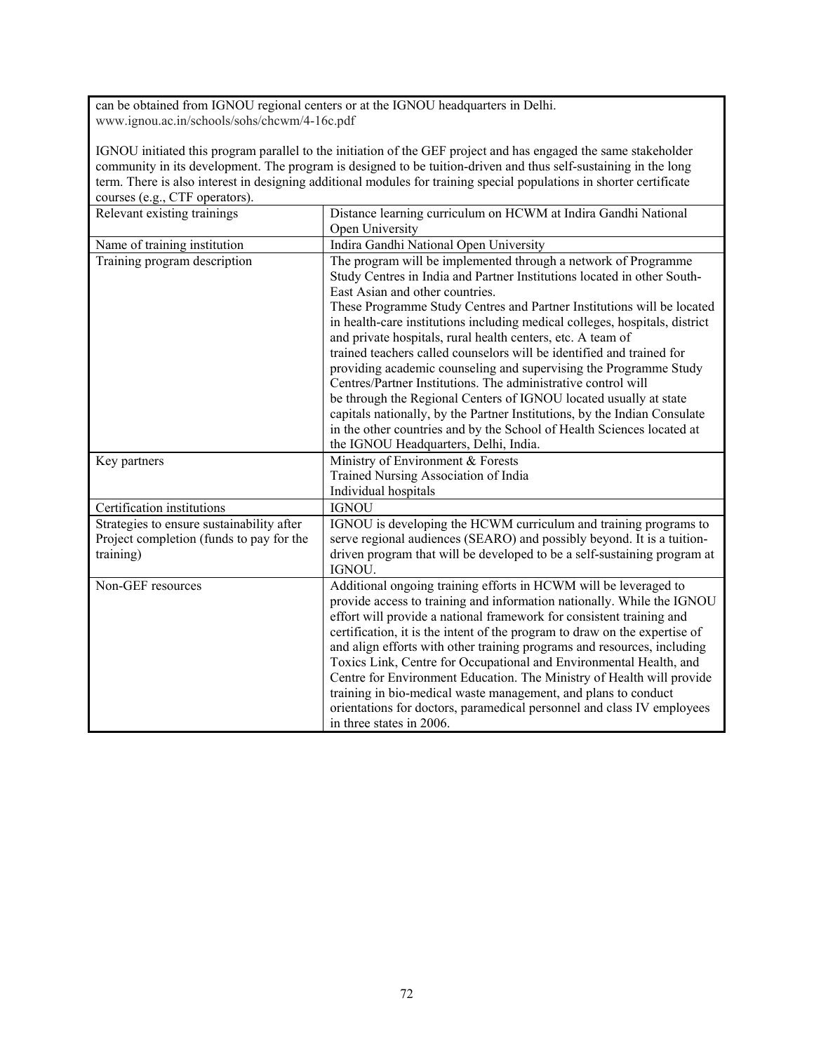can be obtained from IGNOU regional centers or at the IGNOU headquarters in Delhi.
www.ignou.ac.in/schools/sohs/chcwm/4-16c.pdf

IGNOU initiated this program parallel to the initiation of the GEF project and has engaged the same stakeholder community in its development. The program is designed to be tuition-driven and thus self-sustaining in the long term. There is also interest in designing additional modules for training special populations in shorter certificate courses (e.g., CTF operators).

| | |
|---|---|
| Relevant existing trainings | Distance learning curriculum on HCWM at Indira Gandhi National Open University |
| Name of training institution | Indira Gandhi National Open University |
| Training program description | The program will be implemented through a network of Programme Study Centres in India and Partner Institutions located in other South-East Asian and other countries.<br>These Programme Study Centres and Partner Institutions will be located in health-care institutions including medical colleges, hospitals, district and private hospitals, rural health centers, etc. A team of trained teachers called counselors will be identified and trained for providing academic counseling and supervising the Programme Study Centres/Partner Institutions. The administrative control will be through the Regional Centers of IGNOU located usually at state capitals nationally, by the Partner Institutions, by the Indian Consulate in the other countries and by the School of Health Sciences located at the IGNOU Headquarters, Delhi, India. |
| Key partners | Ministry of Environment & Forests<br>Trained Nursing Association of India<br>Individual hospitals |
| Certification institutions | IGNOU |
| Strategies to ensure sustainability after Project completion (funds to pay for the training) | IGNOU is developing the HCWM curriculum and training programs to serve regional audiences (SEARO) and possibly beyond. It is a tuition-driven program that will be developed to be a self-sustaining program at IGNOU. |
| Non-GEF resources | Additional ongoing training efforts in HCWM will be leveraged to provide access to training and information nationally. While the IGNOU effort will provide a national framework for consistent training and certification, it is the intent of the program to draw on the expertise of and align efforts with other training programs and resources, including Toxics Link, Centre for Occupational and Environmental Health, and Centre for Environment Education. The Ministry of Health will provide training in bio-medical waste management, and plans to conduct orientations for doctors, paramedical personnel and class IV employees in three states in 2006. |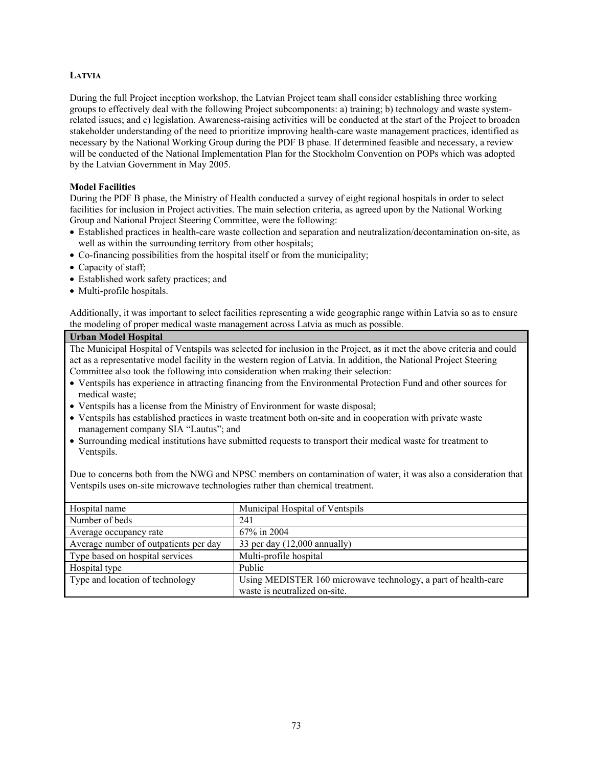## LATVIA

During the full Project inception workshop, the Latvian Project team shall consider establishing three working groups to effectively deal with the following Project subcomponents: a) training; b) technology and waste system-related issues; and c) legislation. Awareness-raising activities will be conducted at the start of the Project to broaden stakeholder understanding of the need to prioritize improving health-care waste management practices, identified as necessary by the National Working Group during the PDF B phase. If determined feasible and necessary, a review will be conducted of the National Implementation Plan for the Stockholm Convention on POPs which was adopted by the Latvian Government in May 2005.

### Model Facilities

During the PDF B phase, the Ministry of Health conducted a survey of eight regional hospitals in order to select facilities for inclusion in Project activities. The main selection criteria, as agreed upon by the National Working Group and National Project Steering Committee, were the following:

- Established practices in health-care waste collection and separation and neutralization/decontamination on-site, as well as within the surrounding territory from other hospitals;
- Co-financing possibilities from the hospital itself or from the municipality;
- Capacity of staff;
- Established work safety practices; and
- Multi-profile hospitals.

Additionally, it was important to select facilities representing a wide geographic range within Latvia so as to ensure the modeling of proper medical waste management across Latvia as much as possible.

**Urban Model Hospital**

The Municipal Hospital of Ventspils was selected for inclusion in the Project, as it met the above criteria and could act as a representative model facility in the western region of Latvia. In addition, the National Project Steering Committee also took the following into consideration when making their selection:

- Ventspils has experience in attracting financing from the Environmental Protection Fund and other sources for medical waste;
- Ventspils has a license from the Ministry of Environment for waste disposal;
- Ventspils has established practices in waste treatment both on-site and in cooperation with private waste management company SIA "Lautus"; and
- Surrounding medical institutions have submitted requests to transport their medical waste for treatment to Ventspils.

Due to concerns both from the NWG and NPSC members on contamination of water, it was also a consideration that Ventspils uses on-site microwave technologies rather than chemical treatment.

| Hospital name | Municipal Hospital of Ventspils |
|---|---|
| Number of beds | 241 |
| Average occupancy rate | 67% in 2004 |
| Average number of outpatients per day | 33 per day (12,000 annually) |
| Type based on hospital services | Multi-profile hospital |
| Hospital type | Public |
| Type and location of technology | Using MEDISTER 160 microwave technology, a part of health-care waste is neutralized on-site. |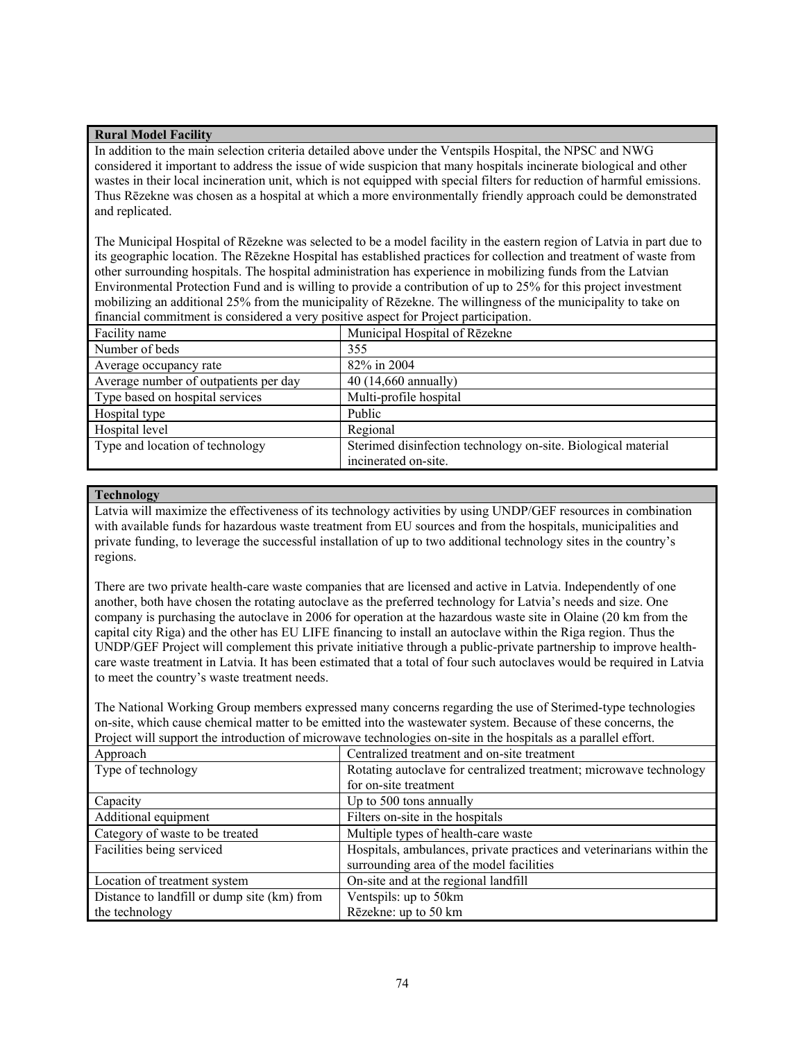**Rural Model Facility**

In addition to the main selection criteria detailed above under the Ventspils Hospital, the NPSC and NWG considered it important to address the issue of wide suspicion that many hospitals incinerate biological and other wastes in their local incineration unit, which is not equipped with special filters for reduction of harmful emissions. Thus Rēzekne was chosen as a hospital at which a more environmentally friendly approach could be demonstrated and replicated.

The Municipal Hospital of Rēzekne was selected to be a model facility in the eastern region of Latvia in part due to its geographic location. The Rēzekne Hospital has established practices for collection and treatment of waste from other surrounding hospitals. The hospital administration has experience in mobilizing funds from the Latvian Environmental Protection Fund and is willing to provide a contribution of up to 25% for this project investment mobilizing an additional 25% from the municipality of Rēzekne. The willingness of the municipality to take on financial commitment is considered a very positive aspect for Project participation.

| Facility name | Municipal Hospital of Rēzekne |
|---|---|
| Number of beds | 355 |
| Average occupancy rate | 82% in 2004 |
| Average number of outpatients per day | 40 (14,660 annually) |
| Type based on hospital services | Multi-profile hospital |
| Hospital type | Public |
| Hospital level | Regional |
| Type and location of technology | Sterimed disinfection technology on-site. Biological material incinerated on-site. |

**Technology**

Latvia will maximize the effectiveness of its technology activities by using UNDP/GEF resources in combination with available funds for hazardous waste treatment from EU sources and from the hospitals, municipalities and private funding, to leverage the successful installation of up to two additional technology sites in the country's regions.

There are two private health-care waste companies that are licensed and active in Latvia. Independently of one another, both have chosen the rotating autoclave as the preferred technology for Latvia's needs and size. One company is purchasing the autoclave in 2006 for operation at the hazardous waste site in Olaine (20 km from the capital city Riga) and the other has EU LIFE financing to install an autoclave within the Riga region. Thus the UNDP/GEF Project will complement this private initiative through a public-private partnership to improve health-care waste treatment in Latvia. It has been estimated that a total of four such autoclaves would be required in Latvia to meet the country's waste treatment needs.

The National Working Group members expressed many concerns regarding the use of Sterimed-type technologies on-site, which cause chemical matter to be emitted into the wastewater system. Because of these concerns, the Project will support the introduction of microwave technologies on-site in the hospitals as a parallel effort.

| Approach | Centralized treatment and on-site treatment |
|---|---|
| Type of technology | Rotating autoclave for centralized treatment; microwave technology for on-site treatment |
| Capacity | Up to 500 tons annually |
| Additional equipment | Filters on-site in the hospitals |
| Category of waste to be treated | Multiple types of health-care waste |
| Facilities being serviced | Hospitals, ambulances, private practices and veterinarians within the surrounding area of the model facilities |
| Location of treatment system | On-site and at the regional landfill |
| Distance to landfill or dump site (km) from the technology | Ventspils: up to 50km<br>Rēzekne: up to 50 km |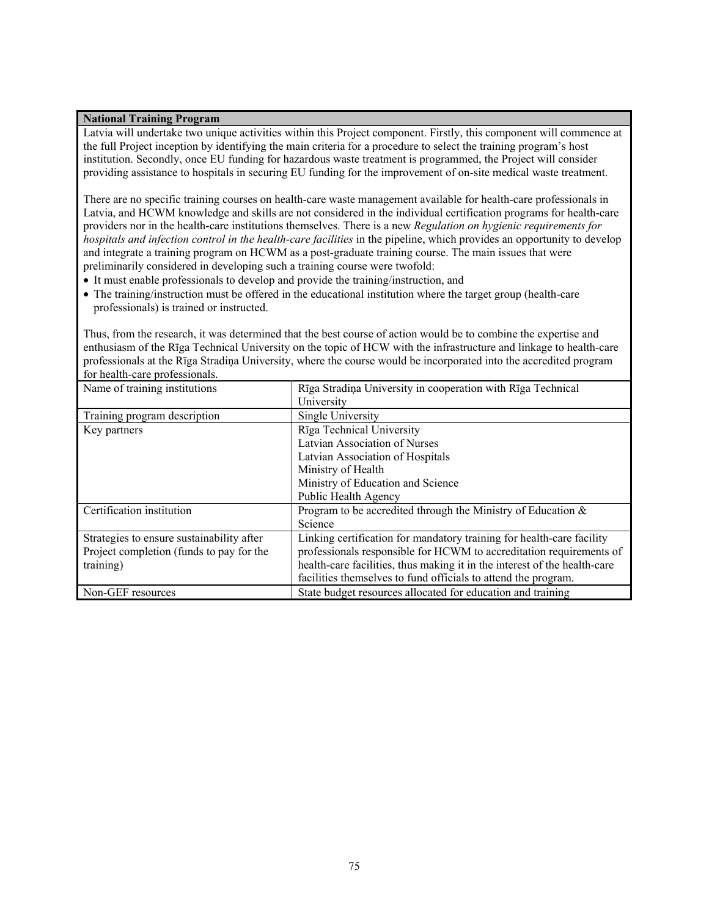## National Training Program

Latvia will undertake two unique activities within this Project component. Firstly, this component will commence at the full Project inception by identifying the main criteria for a procedure to select the training program's host institution. Secondly, once EU funding for hazardous waste treatment is programmed, the Project will consider providing assistance to hospitals in securing EU funding for the improvement of on-site medical waste treatment.

There are no specific training courses on health-care waste management available for health-care professionals in Latvia, and HCWM knowledge and skills are not considered in the individual certification programs for health-care providers nor in the health-care institutions themselves. There is a new *Regulation on hygienic requirements for hospitals and infection control in the health-care facilities* in the pipeline, which provides an opportunity to develop and integrate a training program on HCWM as a post-graduate training course. The main issues that were preliminarily considered in developing such a training course were twofold:

- It must enable professionals to develop and provide the training/instruction, and
- The training/instruction must be offered in the educational institution where the target group (health-care professionals) is trained or instructed.

Thus, from the research, it was determined that the best course of action would be to combine the expertise and enthusiasm of the Rīga Technical University on the topic of HCW with the infrastructure and linkage to health-care professionals at the Rīga Stradiņa University, where the course would be incorporated into the accredited program for health-care professionals.

| | |
|---|---|
| Name of training institutions | Rīga Stradiņa University in cooperation with Rīga Technical University |
| Training program description | Single University |
| Key partners | Rīga Technical University<br>Latvian Association of Nurses<br>Latvian Association of Hospitals<br>Ministry of Health<br>Ministry of Education and Science<br>Public Health Agency |
| Certification institution | Program to be accredited through the Ministry of Education & Science |
| Strategies to ensure sustainability after Project completion (funds to pay for the training) | Linking certification for mandatory training for health-care facility professionals responsible for HCWM to accreditation requirements of health-care facilities, thus making it in the interest of the health-care facilities themselves to fund officials to attend the program. |
| Non-GEF resources | State budget resources allocated for education and training |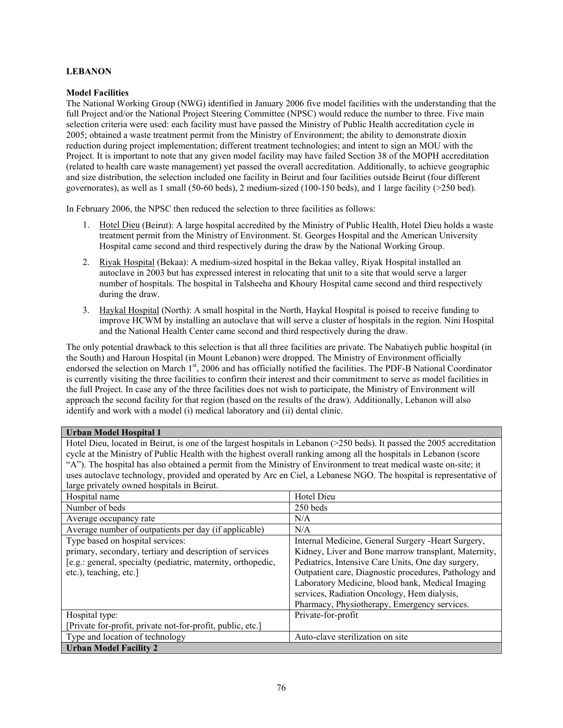**LEBANON**

**Model Facilities**

The National Working Group (NWG) identified in January 2006 five model facilities with the understanding that the full Project and/or the National Project Steering Committee (NPSC) would reduce the number to three. Five main selection criteria were used: each facility must have passed the Ministry of Public Health accreditation cycle in 2005; obtained a waste treatment permit from the Ministry of Environment; the ability to demonstrate dioxin reduction during project implementation; different treatment technologies; and intent to sign an MOU with the Project. It is important to note that any given model facility may have failed Section 38 of the MOPH accreditation (related to health care waste management) yet passed the overall accreditation. Additionally, to achieve geographic and size distribution, the selection included one facility in Beirut and four facilities outside Beirut (four different governorates), as well as 1 small (50-60 beds), 2 medium-sized (100-150 beds), and 1 large facility (>250 bed).

In February 2006, the NPSC then reduced the selection to three facilities as follows:

1. Hotel Dieu (Beirut): A large hospital accredited by the Ministry of Public Health, Hotel Dieu holds a waste treatment permit from the Ministry of Environment. St. Georges Hospital and the American University Hospital came second and third respectively during the draw by the National Working Group.
2. Riyak Hospital (Bekaa): A medium-sized hospital in the Bekaa valley, Riyak Hospital installed an autoclave in 2003 but has expressed interest in relocating that unit to a site that would serve a larger number of hospitals. The hospital in Talsheeha and Khoury Hospital came second and third respectively during the draw.
3. Haykal Hospital (North): A small hospital in the North, Haykal Hospital is poised to receive funding to improve HCWM by installing an autoclave that will serve a cluster of hospitals in the region. Nini Hospital and the National Health Center came second and third respectively during the draw.

The only potential drawback to this selection is that all three facilities are private. The Nabatiyeh public hospital (in the South) and Haroun Hospital (in Mount Lebanon) were dropped. The Ministry of Environment officially endorsed the selection on March 1st, 2006 and has officially notified the facilities. The PDF-B National Coordinator is currently visiting the three facilities to confirm their interest and their commitment to serve as model facilities in the full Project. In case any of the three facilities does not wish to participate, the Ministry of Environment will approach the second facility for that region (based on the results of the draw). Additionally, Lebanon will also identify and work with a model (i) medical laboratory and (ii) dental clinic.

| **Urban Model Hospital 1** | |
|---|---|
| Hotel Dieu, located in Beirut, is one of the largest hospitals in Lebanon (>250 beds). It passed the 2005 accreditation cycle at the Ministry of Public Health with the highest overall ranking among all the hospitals in Lebanon (score "A"). The hospital has also obtained a permit from the Ministry of Environment to treat medical waste on-site; it uses autoclave technology, provided and operated by Arc en Ciel, a Lebanese NGO. The hospital is representative of large privately owned hospitals in Beirut. | |
| Hospital name | Hotel Dieu |
| Number of beds | 250 beds |
| Average occupancy rate | N/A |
| Average number of outpatients per day (if applicable) | N/A |
| Type based on hospital services: primary, secondary, tertiary and description of services [e.g.: general, specialty (pediatric, maternity, orthopedic, etc.), teaching, etc.] | Internal Medicine, General Surgery -Heart Surgery, Kidney, Liver and Bone marrow transplant, Maternity, Pediatrics, Intensive Care Units, One day surgery, Outpatient care, Diagnostic procedures, Pathology and Laboratory Medicine, blood bank, Medical Imaging services, Radiation Oncology, Hem dialysis, Pharmacy, Physiotherapy, Emergency services. |
| Hospital type: [Private for-profit, private not-for-profit, public, etc.] | Private-for-profit |
| Type and location of technology | Auto-clave sterilization on site |
| **Urban Model Facility 2** | |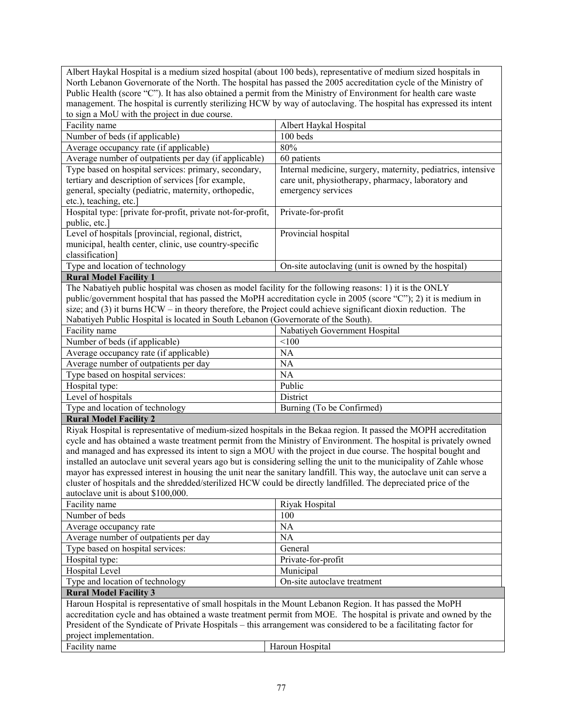Albert Haykal Hospital is a medium sized hospital (about 100 beds), representative of medium sized hospitals in North Lebanon Governorate of the North. The hospital has passed the 2005 accreditation cycle of the Ministry of Public Health (score "C"). It has also obtained a permit from the Ministry of Environment for health care waste management. The hospital is currently sterilizing HCW by way of autoclaving. The hospital has expressed its intent to sign a MoU with the project in due course.

| | |
|---|---|
| Facility name | Albert Haykal Hospital |
| Number of beds (if applicable) | 100 beds |
| Average occupancy rate (if applicable) | 80% |
| Average number of outpatients per day (if applicable) | 60 patients |
| Type based on hospital services: primary, secondary, tertiary and description of services [for example, general, specialty (pediatric, maternity, orthopedic, etc.), teaching, etc.] | Internal medicine, surgery, maternity, pediatrics, intensive care unit, physiotherapy, pharmacy, laboratory and emergency services |
| Hospital type: [private for-profit, private not-for-profit, public, etc.] | Private-for-profit |
| Level of hospitals [provincial, regional, district, municipal, health center, clinic, use country-specific classification] | Provincial hospital |
| Type and location of technology | On-site autoclaving (unit is owned by the hospital) |

**Rural Model Facility 1**

The Nabatiyeh public hospital was chosen as model facility for the following reasons: 1) it is the ONLY public/government hospital that has passed the MoPH accreditation cycle in 2005 (score "C"); 2) it is medium in size; and (3) it burns HCW – in theory therefore, the Project could achieve significant dioxin reduction. The Nabatiyeh Public Hospital is located in South Lebanon (Governorate of the South).

| | |
|---|---|
| Facility name | Nabatiyeh Government Hospital |
| Number of beds (if applicable) | <100 |
| Average occupancy rate (if applicable) | NA |
| Average number of outpatients per day | NA |
| Type based on hospital services: | NA |
| Hospital type: | Public |
| Level of hospitals | District |
| Type and location of technology | Burning (To be Confirmed) |

**Rural Model Facility 2**

Riyak Hospital is representative of medium-sized hospitals in the Bekaa region. It passed the MOPH accreditation cycle and has obtained a waste treatment permit from the Ministry of Environment. The hospital is privately owned and managed and has expressed its intent to sign a MOU with the project in due course. The hospital bought and installed an autoclave unit several years ago but is considering selling the unit to the municipality of Zahle whose mayor has expressed interest in housing the unit near the sanitary landfill. This way, the autoclave unit can serve a cluster of hospitals and the shredded/sterilized HCW could be directly landfilled. The depreciated price of the autoclave unit is about $100,000.

| | |
|---|---|
| Facility name | Riyak Hospital |
| Number of beds | 100 |
| Average occupancy rate | NA |
| Average number of outpatients per day | NA |
| Type based on hospital services: | General |
| Hospital type: | Private-for-profit |
| Hospital Level | Municipal |
| Type and location of technology | On-site autoclave treatment |

**Rural Model Facility 3**

Haroun Hospital is representative of small hospitals in the Mount Lebanon Region. It has passed the MoPH accreditation cycle and has obtained a waste treatment permit from MOE. The hospital is private and owned by the President of the Syndicate of Private Hospitals – this arrangement was considered to be a facilitating factor for project implementation.

| | |
|---|---|
| Facility name | Haroun Hospital |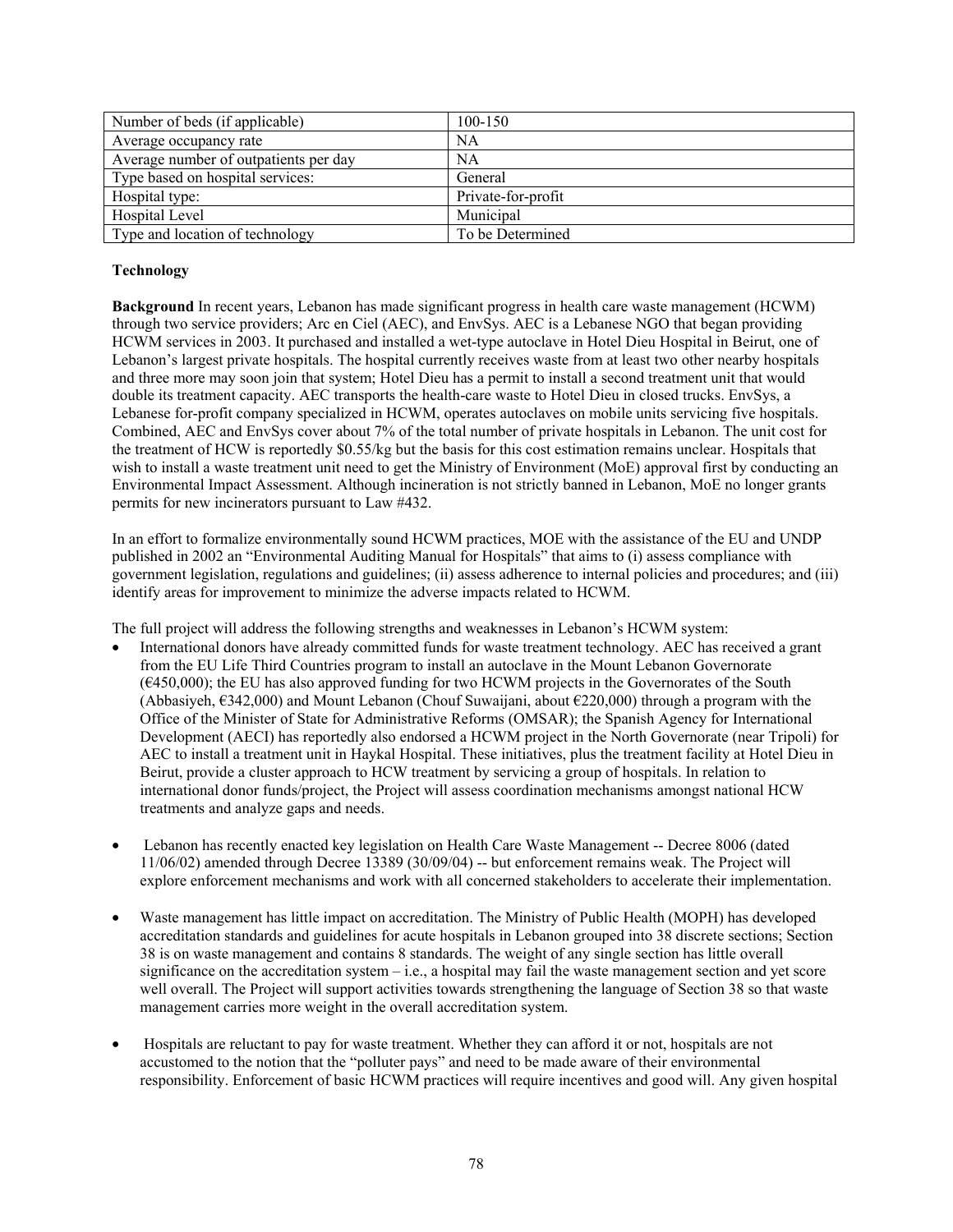| Number of beds (if applicable) | 100-150 |
|---|---|
| Average occupancy rate | NA |
| Average number of outpatients per day | NA |
| Type based on hospital services: | General |
| Hospital type: | Private-for-profit |
| Hospital Level | Municipal |
| Type and location of technology | To be Determined |

**Technology**

**Background** In recent years, Lebanon has made significant progress in health care waste management (HCWM) through two service providers; Arc en Ciel (AEC), and EnvSys. AEC is a Lebanese NGO that began providing HCWM services in 2003. It purchased and installed a wet-type autoclave in Hotel Dieu Hospital in Beirut, one of Lebanon's largest private hospitals. The hospital currently receives waste from at least two other nearby hospitals and three more may soon join that system; Hotel Dieu has a permit to install a second treatment unit that would double its treatment capacity. AEC transports the health-care waste to Hotel Dieu in closed trucks. EnvSys, a Lebanese for-profit company specialized in HCWM, operates autoclaves on mobile units servicing five hospitals. Combined, AEC and EnvSys cover about 7% of the total number of private hospitals in Lebanon. The unit cost for the treatment of HCW is reportedly \$0.55/kg but the basis for this cost estimation remains unclear. Hospitals that wish to install a waste treatment unit need to get the Ministry of Environment (MoE) approval first by conducting an Environmental Impact Assessment. Although incineration is not strictly banned in Lebanon, MoE no longer grants permits for new incinerators pursuant to Law #432.

In an effort to formalize environmentally sound HCWM practices, MOE with the assistance of the EU and UNDP published in 2002 an "Environmental Auditing Manual for Hospitals" that aims to (i) assess compliance with government legislation, regulations and guidelines; (ii) assess adherence to internal policies and procedures; and (iii) identify areas for improvement to minimize the adverse impacts related to HCWM.

The full project will address the following strengths and weaknesses in Lebanon's HCWM system:

- International donors have already committed funds for waste treatment technology. AEC has received a grant from the EU Life Third Countries program to install an autoclave in the Mount Lebanon Governorate (€450,000); the EU has also approved funding for two HCWM projects in the Governorates of the South (Abbasiyeh, €342,000) and Mount Lebanon (Chouf Suwaijani, about €220,000) through a program with the Office of the Minister of State for Administrative Reforms (OMSAR); the Spanish Agency for International Development (AECI) has reportedly also endorsed a HCWM project in the North Governorate (near Tripoli) for AEC to install a treatment unit in Haykal Hospital. These initiatives, plus the treatment facility at Hotel Dieu in Beirut, provide a cluster approach to HCW treatment by servicing a group of hospitals. In relation to international donor funds/project, the Project will assess coordination mechanisms amongst national HCW treatments and analyze gaps and needs.

- Lebanon has recently enacted key legislation on Health Care Waste Management -- Decree 8006 (dated 11/06/02) amended through Decree 13389 (30/09/04) -- but enforcement remains weak. The Project will explore enforcement mechanisms and work with all concerned stakeholders to accelerate their implementation.

- Waste management has little impact on accreditation. The Ministry of Public Health (MOPH) has developed accreditation standards and guidelines for acute hospitals in Lebanon grouped into 38 discrete sections; Section 38 is on waste management and contains 8 standards. The weight of any single section has little overall significance on the accreditation system – i.e., a hospital may fail the waste management section and yet score well overall. The Project will support activities towards strengthening the language of Section 38 so that waste management carries more weight in the overall accreditation system.

- Hospitals are reluctant to pay for waste treatment. Whether they can afford it or not, hospitals are not accustomed to the notion that the "polluter pays" and need to be made aware of their environmental responsibility. Enforcement of basic HCWM practices will require incentives and good will. Any given hospital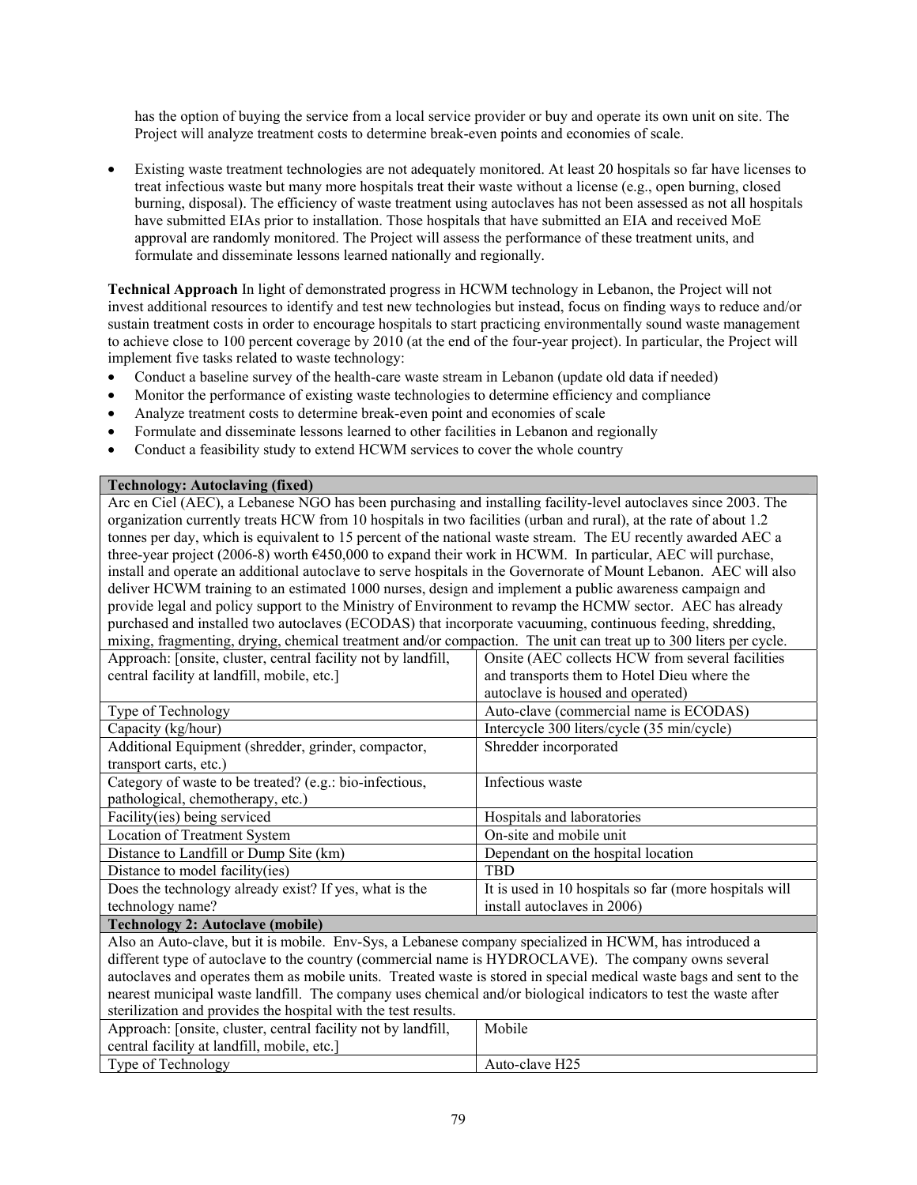has the option of buying the service from a local service provider or buy and operate its own unit on site. The Project will analyze treatment costs to determine break-even points and economies of scale.

- Existing waste treatment technologies are not adequately monitored. At least 20 hospitals so far have licenses to treat infectious waste but many more hospitals treat their waste without a license (e.g., open burning, closed burning, disposal). The efficiency of waste treatment using autoclaves has not been assessed as not all hospitals have submitted EIAs prior to installation. Those hospitals that have submitted an EIA and received MoE approval are randomly monitored. The Project will assess the performance of these treatment units, and formulate and disseminate lessons learned nationally and regionally.

**Technical Approach** In light of demonstrated progress in HCWM technology in Lebanon, the Project will not invest additional resources to identify and test new technologies but instead, focus on finding ways to reduce and/or sustain treatment costs in order to encourage hospitals to start practicing environmentally sound waste management to achieve close to 100 percent coverage by 2010 (at the end of the four-year project). In particular, the Project will implement five tasks related to waste technology:

- Conduct a baseline survey of the health-care waste stream in Lebanon (update old data if needed)
- Monitor the performance of existing waste technologies to determine efficiency and compliance
- Analyze treatment costs to determine break-even point and economies of scale
- Formulate and disseminate lessons learned to other facilities in Lebanon and regionally
- Conduct a feasibility study to extend HCWM services to cover the whole country

| **Technology: Autoclaving (fixed)** | |
|---|---|
| Arc en Ciel (AEC), a Lebanese NGO has been purchasing and installing facility-level autoclaves since 2003. The organization currently treats HCW from 10 hospitals in two facilities (urban and rural), at the rate of about 1.2 tonnes per day, which is equivalent to 15 percent of the national waste stream. The EU recently awarded AEC a three-year project (2006-8) worth €450,000 to expand their work in HCWM. In particular, AEC will purchase, install and operate an additional autoclave to serve hospitals in the Governorate of Mount Lebanon. AEC will also deliver HCWM training to an estimated 1000 nurses, design and implement a public awareness campaign and provide legal and policy support to the Ministry of Environment to revamp the HCMW sector. AEC has already purchased and installed two autoclaves (ECODAS) that incorporate vacuuming, continuous feeding, shredding, mixing, fragmenting, drying, chemical treatment and/or compaction. The unit can treat up to 300 liters per cycle. | |
| Approach: [onsite, cluster, central facility not by landfill, central facility at landfill, mobile, etc.] | Onsite (AEC collects HCW from several facilities and transports them to Hotel Dieu where the autoclave is housed and operated) |
| Type of Technology | Auto-clave (commercial name is ECODAS) |
| Capacity (kg/hour) | Intercycle 300 liters/cycle (35 min/cycle) |
| Additional Equipment (shredder, grinder, compactor, transport carts, etc.) | Shredder incorporated |
| Category of waste to be treated? (e.g.: bio-infectious, pathological, chemotherapy, etc.) | Infectious waste |
| Facility(ies) being serviced | Hospitals and laboratories |
| Location of Treatment System | On-site and mobile unit |
| Distance to Landfill or Dump Site (km) | Dependant on the hospital location |
| Distance to model facility(ies) | TBD |
| Does the technology already exist? If yes, what is the technology name? | It is used in 10 hospitals so far (more hospitals will install autoclaves in 2006) |
| **Technology 2: Autoclave (mobile)** | |
| Also an Auto-clave, but it is mobile. Env-Sys, a Lebanese company specialized in HCWM, has introduced a different type of autoclave to the country (commercial name is HYDROCLAVE). The company owns several autoclaves and operates them as mobile units. Treated waste is stored in special medical waste bags and sent to the nearest municipal waste landfill. The company uses chemical and/or biological indicators to test the waste after sterilization and provides the hospital with the test results. | |
| Approach: [onsite, cluster, central facility not by landfill, central facility at landfill, mobile, etc.] | Mobile |
| Type of Technology | Auto-clave H25 |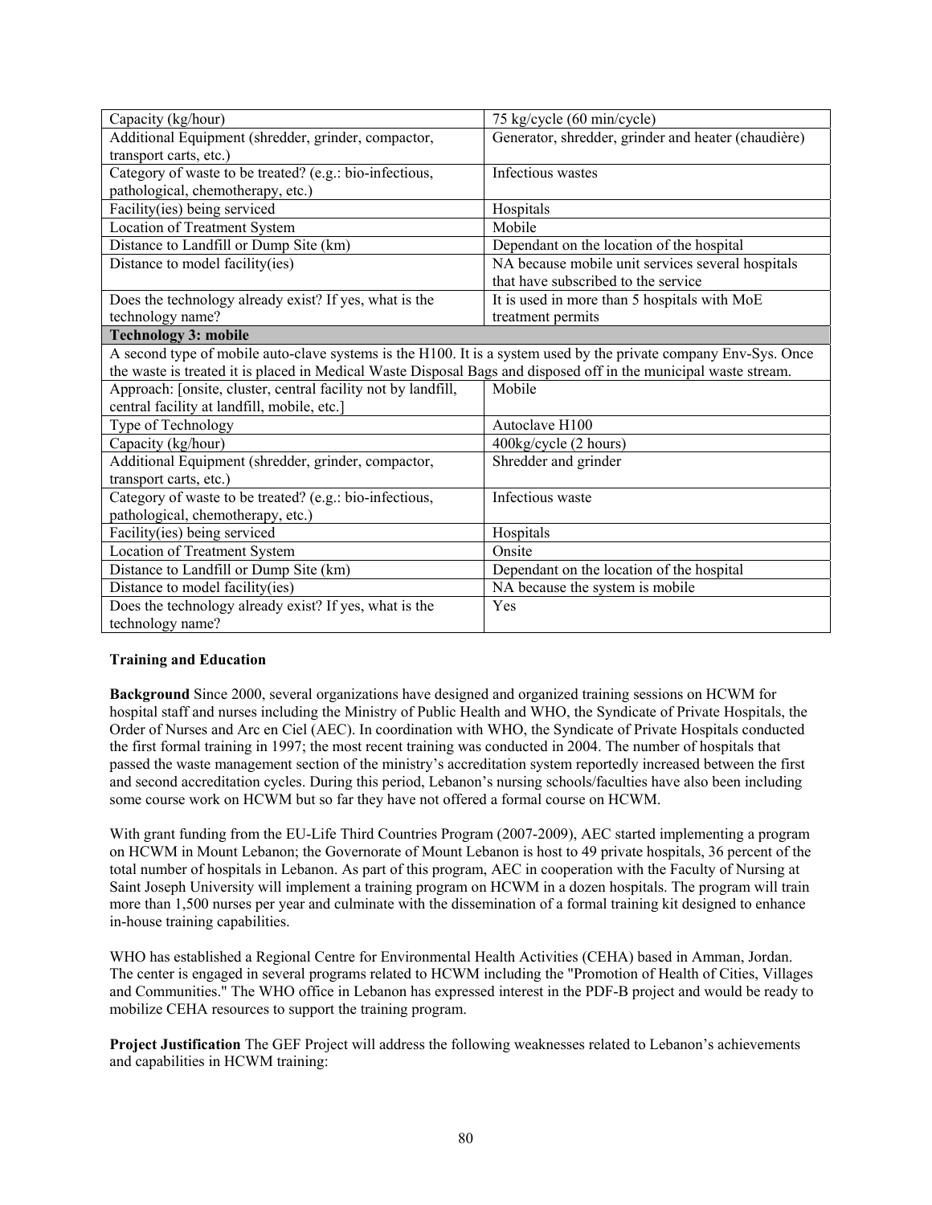| Capacity (kg/hour) | 75 kg/cycle (60 min/cycle) |
|---|---|
| Additional Equipment (shredder, grinder, compactor, transport carts, etc.) | Generator, shredder, grinder and heater (chaudière) |
| Category of waste to be treated? (e.g.: bio-infectious, pathological, chemotherapy, etc.) | Infectious wastes |
| Facility(ies) being serviced | Hospitals |
| Location of Treatment System | Mobile |
| Distance to Landfill or Dump Site (km) | Dependant on the location of the hospital |
| Distance to model facility(ies) | NA because mobile unit services several hospitals that have subscribed to the service |
| Does the technology already exist? If yes, what is the technology name? | It is used in more than 5 hospitals with MoE treatment permits |
| **Technology 3: mobile** | |
| A second type of mobile auto-clave systems is the H100. It is a system used by the private company Env-Sys. Once the waste is treated it is placed in Medical Waste Disposal Bags and disposed off in the municipal waste stream. | |
| Approach: [onsite, cluster, central facility not by landfill, central facility at landfill, mobile, etc.] | Mobile |
| Type of Technology | Autoclave H100 |
| Capacity (kg/hour) | 400kg/cycle (2 hours) |
| Additional Equipment (shredder, grinder, compactor, transport carts, etc.) | Shredder and grinder |
| Category of waste to be treated? (e.g.: bio-infectious, pathological, chemotherapy, etc.) | Infectious waste |
| Facility(ies) being serviced | Hospitals |
| Location of Treatment System | Onsite |
| Distance to Landfill or Dump Site (km) | Dependant on the location of the hospital |
| Distance to model facility(ies) | NA because the system is mobile |
| Does the technology already exist? If yes, what is the technology name? | Yes |

**Training and Education**

**Background** Since 2000, several organizations have designed and organized training sessions on HCWM for hospital staff and nurses including the Ministry of Public Health and WHO, the Syndicate of Private Hospitals, the Order of Nurses and Arc en Ciel (AEC). In coordination with WHO, the Syndicate of Private Hospitals conducted the first formal training in 1997; the most recent training was conducted in 2004. The number of hospitals that passed the waste management section of the ministry's accreditation system reportedly increased between the first and second accreditation cycles. During this period, Lebanon's nursing schools/faculties have also been including some course work on HCWM but so far they have not offered a formal course on HCWM.

With grant funding from the EU-Life Third Countries Program (2007-2009), AEC started implementing a program on HCWM in Mount Lebanon; the Governorate of Mount Lebanon is host to 49 private hospitals, 36 percent of the total number of hospitals in Lebanon. As part of this program, AEC in cooperation with the Faculty of Nursing at Saint Joseph University will implement a training program on HCWM in a dozen hospitals. The program will train more than 1,500 nurses per year and culminate with the dissemination of a formal training kit designed to enhance in-house training capabilities.

WHO has established a Regional Centre for Environmental Health Activities (CEHA) based in Amman, Jordan. The center is engaged in several programs related to HCWM including the "Promotion of Health of Cities, Villages and Communities." The WHO office in Lebanon has expressed interest in the PDF-B project and would be ready to mobilize CEHA resources to support the training program.

**Project Justification** The GEF Project will address the following weaknesses related to Lebanon's achievements and capabilities in HCWM training: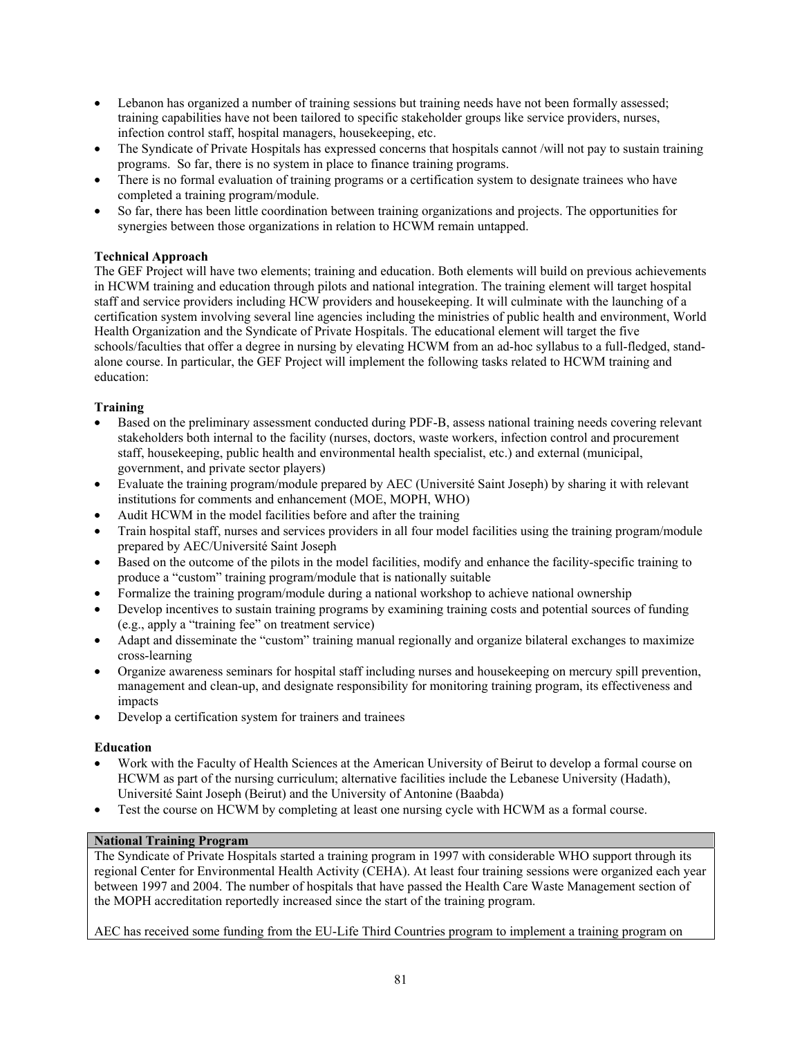- Lebanon has organized a number of training sessions but training needs have not been formally assessed; training capabilities have not been tailored to specific stakeholder groups like service providers, nurses, infection control staff, hospital managers, housekeeping, etc.
- The Syndicate of Private Hospitals has expressed concerns that hospitals cannot /will not pay to sustain training programs. So far, there is no system in place to finance training programs.
- There is no formal evaluation of training programs or a certification system to designate trainees who have completed a training program/module.
- So far, there has been little coordination between training organizations and projects. The opportunities for synergies between those organizations in relation to HCWM remain untapped.

**Technical Approach**

The GEF Project will have two elements; training and education. Both elements will build on previous achievements in HCWM training and education through pilots and national integration. The training element will target hospital staff and service providers including HCW providers and housekeeping. It will culminate with the launching of a certification system involving several line agencies including the ministries of public health and environment, World Health Organization and the Syndicate of Private Hospitals. The educational element will target the five schools/faculties that offer a degree in nursing by elevating HCWM from an ad-hoc syllabus to a full-fledged, stand-alone course. In particular, the GEF Project will implement the following tasks related to HCWM training and education:

**Training**

- Based on the preliminary assessment conducted during PDF-B, assess national training needs covering relevant stakeholders both internal to the facility (nurses, doctors, waste workers, infection control and procurement staff, housekeeping, public health and environmental health specialist, etc.) and external (municipal, government, and private sector players)
- Evaluate the training program/module prepared by AEC (Université Saint Joseph) by sharing it with relevant institutions for comments and enhancement (MOE, MOPH, WHO)
- Audit HCWM in the model facilities before and after the training
- Train hospital staff, nurses and services providers in all four model facilities using the training program/module prepared by AEC/Université Saint Joseph
- Based on the outcome of the pilots in the model facilities, modify and enhance the facility-specific training to produce a "custom" training program/module that is nationally suitable
- Formalize the training program/module during a national workshop to achieve national ownership
- Develop incentives to sustain training programs by examining training costs and potential sources of funding (e.g., apply a "training fee" on treatment service)
- Adapt and disseminate the "custom" training manual regionally and organize bilateral exchanges to maximize cross-learning
- Organize awareness seminars for hospital staff including nurses and housekeeping on mercury spill prevention, management and clean-up, and designate responsibility for monitoring training program, its effectiveness and impacts
- Develop a certification system for trainers and trainees

**Education**

- Work with the Faculty of Health Sciences at the American University of Beirut to develop a formal course on HCWM as part of the nursing curriculum; alternative facilities include the Lebanese University (Hadath), Université Saint Joseph (Beirut) and the University of Antonine (Baabda)
- Test the course on HCWM by completing at least one nursing cycle with HCWM as a formal course.

| **National Training Program** |
|---|
| The Syndicate of Private Hospitals started a training program in 1997 with considerable WHO support through its regional Center for Environmental Health Activity (CEHA). At least four training sessions were organized each year between 1997 and 2004. The number of hospitals that have passed the Health Care Waste Management section of the MOPH accreditation reportedly increased since the start of the training program.<br><br>AEC has received some funding from the EU-Life Third Countries program to implement a training program on |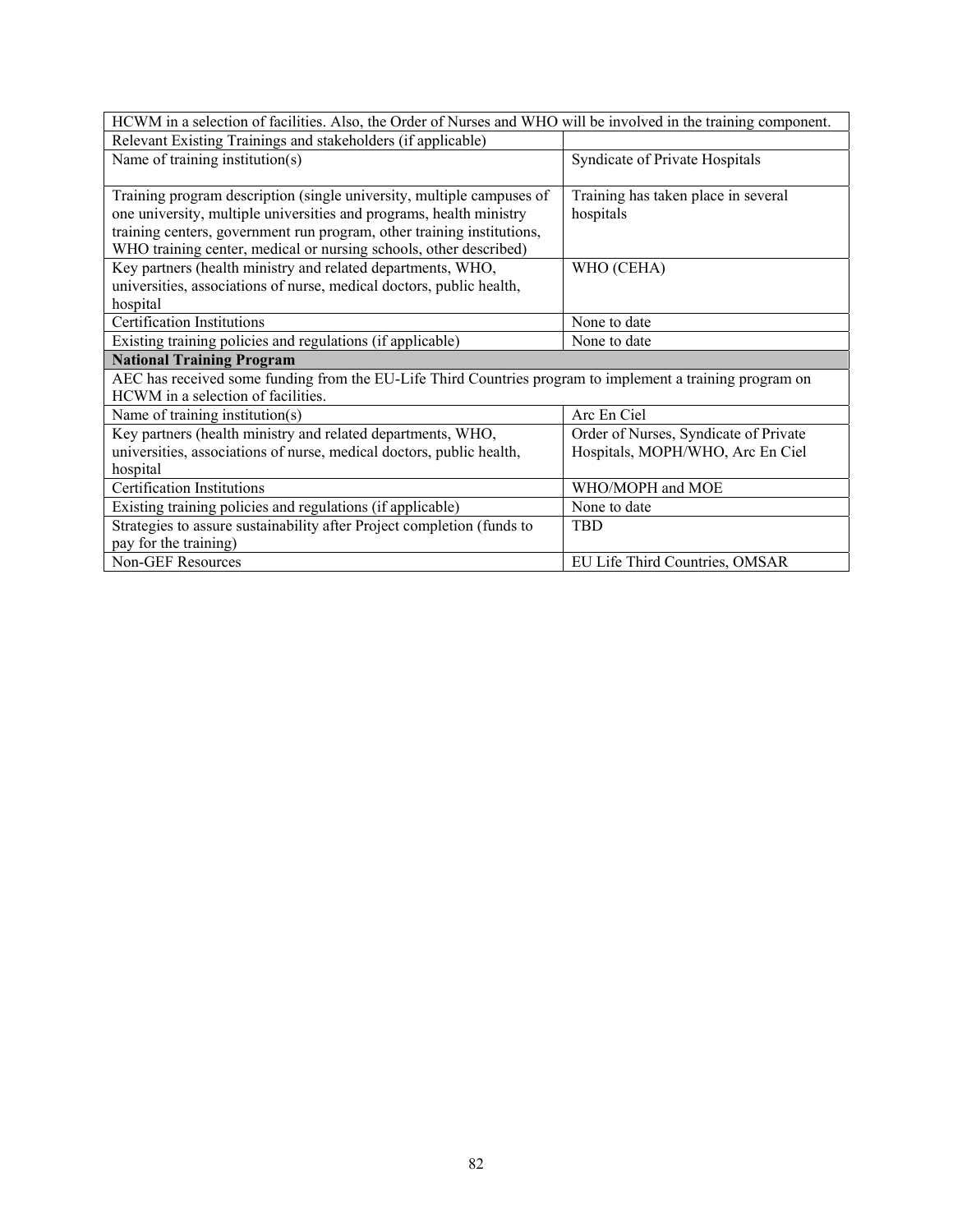| HCWM in a selection of facilities. Also, the Order of Nurses and WHO will be involved in the training component. | |
|---|---|
| Relevant Existing Trainings and stakeholders (if applicable) | |
| Name of training institution(s) | Syndicate of Private Hospitals |
| Training program description (single university, multiple campuses of one university, multiple universities and programs, health ministry training centers, government run program, other training institutions, WHO training center, medical or nursing schools, other described) | Training has taken place in several hospitals |
| Key partners (health ministry and related departments, WHO, universities, associations of nurse, medical doctors, public health, hospital | WHO (CEHA) |
| Certification Institutions | None to date |
| Existing training policies and regulations (if applicable) | None to date |
| **National Training Program** | |
| AEC has received some funding from the EU-Life Third Countries program to implement a training program on HCWM in a selection of facilities. | |
| Name of training institution(s) | Arc En Ciel |
| Key partners (health ministry and related departments, WHO, universities, associations of nurse, medical doctors, public health, hospital | Order of Nurses, Syndicate of Private Hospitals, MOPH/WHO, Arc En Ciel |
| Certification Institutions | WHO/MOPH and MOE |
| Existing training policies and regulations (if applicable) | None to date |
| Strategies to assure sustainability after Project completion (funds to pay for the training) | TBD |
| Non-GEF Resources | EU Life Third Countries, OMSAR |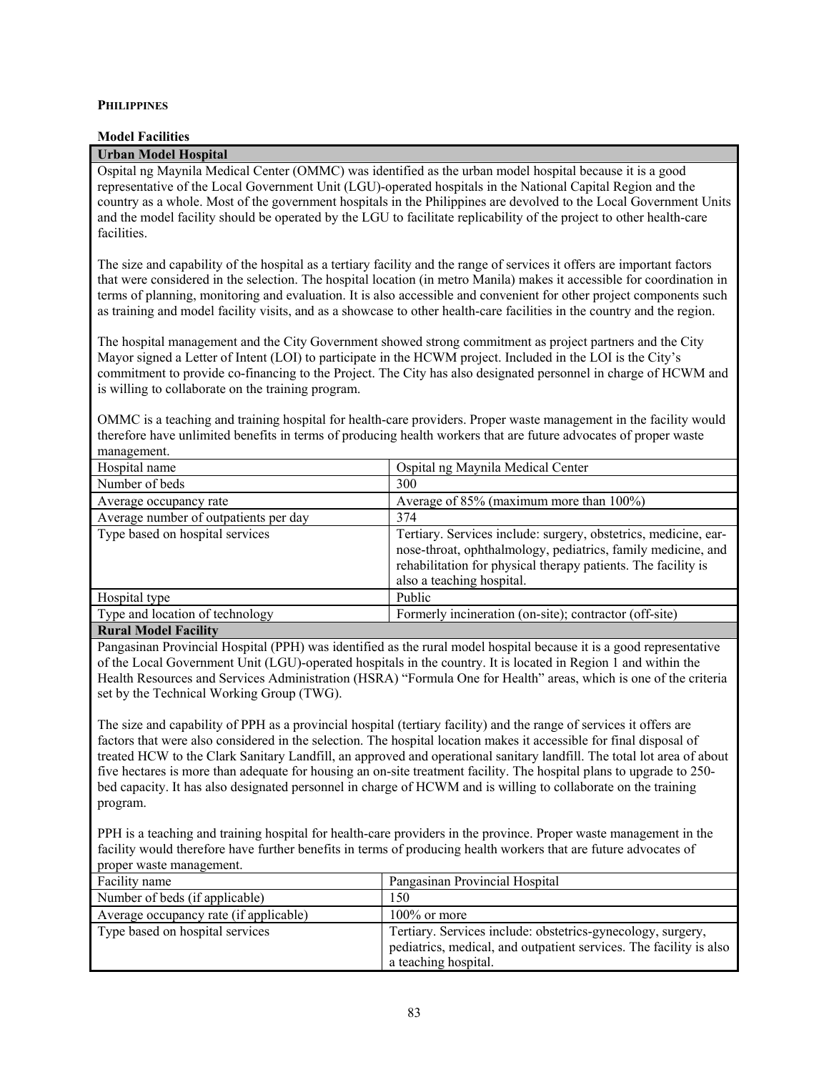**PHILIPPINES**

**Model Facilities**

**Urban Model Hospital**

Ospital ng Maynila Medical Center (OMMC) was identified as the urban model hospital because it is a good representative of the Local Government Unit (LGU)-operated hospitals in the National Capital Region and the country as a whole. Most of the government hospitals in the Philippines are devolved to the Local Government Units and the model facility should be operated by the LGU to facilitate replicability of the project to other health-care facilities.

The size and capability of the hospital as a tertiary facility and the range of services it offers are important factors that were considered in the selection. The hospital location (in metro Manila) makes it accessible for coordination in terms of planning, monitoring and evaluation. It is also accessible and convenient for other project components such as training and model facility visits, and as a showcase to other health-care facilities in the country and the region.

The hospital management and the City Government showed strong commitment as project partners and the City Mayor signed a Letter of Intent (LOI) to participate in the HCWM project. Included in the LOI is the City's commitment to provide co-financing to the Project. The City has also designated personnel in charge of HCWM and is willing to collaborate on the training program.

OMMC is a teaching and training hospital for health-care providers. Proper waste management in the facility would therefore have unlimited benefits in terms of producing health workers that are future advocates of proper waste management.

| Hospital name | Ospital ng Maynila Medical Center |
|---|---|
| Number of beds | 300 |
| Average occupancy rate | Average of 85% (maximum more than 100%) |
| Average number of outpatients per day | 374 |
| Type based on hospital services | Tertiary. Services include: surgery, obstetrics, medicine, ear-nose-throat, ophthalmology, pediatrics, family medicine, and rehabilitation for physical therapy patients. The facility is also a teaching hospital. |
| Hospital type | Public |
| Type and location of technology | Formerly incineration (on-site); contractor (off-site) |

**Rural Model Facility**

Pangasinan Provincial Hospital (PPH) was identified as the rural model hospital because it is a good representative of the Local Government Unit (LGU)-operated hospitals in the country. It is located in Region 1 and within the Health Resources and Services Administration (HSRA) "Formula One for Health" areas, which is one of the criteria set by the Technical Working Group (TWG).

The size and capability of PPH as a provincial hospital (tertiary facility) and the range of services it offers are factors that were also considered in the selection. The hospital location makes it accessible for final disposal of treated HCW to the Clark Sanitary Landfill, an approved and operational sanitary landfill. The total lot area of about five hectares is more than adequate for housing an on-site treatment facility. The hospital plans to upgrade to 250-bed capacity. It has also designated personnel in charge of HCWM and is willing to collaborate on the training program.

PPH is a teaching and training hospital for health-care providers in the province. Proper waste management in the facility would therefore have further benefits in terms of producing health workers that are future advocates of proper waste management.

| Facility name | Pangasinan Provincial Hospital |
|---|---|
| Number of beds (if applicable) | 150 |
| Average occupancy rate (if applicable) | 100% or more |
| Type based on hospital services | Tertiary. Services include: obstetrics-gynecology, surgery, pediatrics, medical, and outpatient services. The facility is also a teaching hospital. |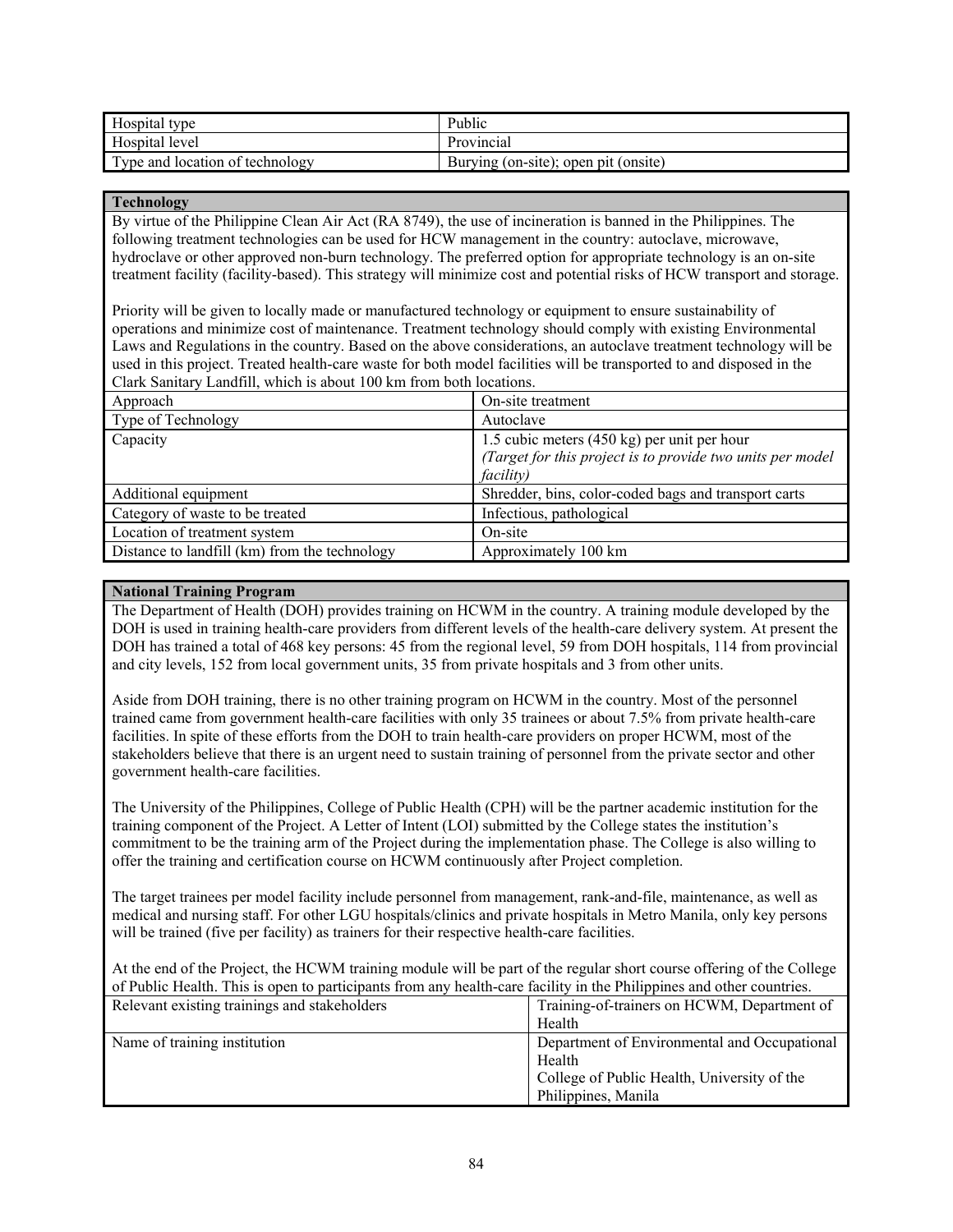| Hospital type | Public |
|---|---|
| Hospital level | Provincial |
| Type and location of technology | Burying (on-site); open pit (onsite) |

**Technology**

By virtue of the Philippine Clean Air Act (RA 8749), the use of incineration is banned in the Philippines. The following treatment technologies can be used for HCW management in the country: autoclave, microwave, hydroclave or other approved non-burn technology. The preferred option for appropriate technology is an on-site treatment facility (facility-based). This strategy will minimize cost and potential risks of HCW transport and storage.

Priority will be given to locally made or manufactured technology or equipment to ensure sustainability of operations and minimize cost of maintenance. Treatment technology should comply with existing Environmental Laws and Regulations in the country. Based on the above considerations, an autoclave treatment technology will be used in this project. Treated health-care waste for both model facilities will be transported to and disposed in the Clark Sanitary Landfill, which is about 100 km from both locations.

| Approach | On-site treatment |
|---|---|
| Type of Technology | Autoclave |
| Capacity | 1.5 cubic meters (450 kg) per unit per hour *(Target for this project is to provide two units per model facility)* |
| Additional equipment | Shredder, bins, color-coded bags and transport carts |
| Category of waste to be treated | Infectious, pathological |
| Location of treatment system | On-site |
| Distance to landfill (km) from the technology | Approximately 100 km |

**National Training Program**

The Department of Health (DOH) provides training on HCWM in the country. A training module developed by the DOH is used in training health-care providers from different levels of the health-care delivery system. At present the DOH has trained a total of 468 key persons: 45 from the regional level, 59 from DOH hospitals, 114 from provincial and city levels, 152 from local government units, 35 from private hospitals and 3 from other units.

Aside from DOH training, there is no other training program on HCWM in the country. Most of the personnel trained came from government health-care facilities with only 35 trainees or about 7.5% from private health-care facilities. In spite of these efforts from the DOH to train health-care providers on proper HCWM, most of the stakeholders believe that there is an urgent need to sustain training of personnel from the private sector and other government health-care facilities.

The University of the Philippines, College of Public Health (CPH) will be the partner academic institution for the training component of the Project. A Letter of Intent (LOI) submitted by the College states the institution's commitment to be the training arm of the Project during the implementation phase. The College is also willing to offer the training and certification course on HCWM continuously after Project completion.

The target trainees per model facility include personnel from management, rank-and-file, maintenance, as well as medical and nursing staff. For other LGU hospitals/clinics and private hospitals in Metro Manila, only key persons will be trained (five per facility) as trainers for their respective health-care facilities.

At the end of the Project, the HCWM training module will be part of the regular short course offering of the College of Public Health. This is open to participants from any health-care facility in the Philippines and other countries.

| Relevant existing trainings and stakeholders | Training-of-trainers on HCWM, Department of Health |
|---|---|
| Name of training institution | Department of Environmental and Occupational Health<br>College of Public Health, University of the Philippines, Manila |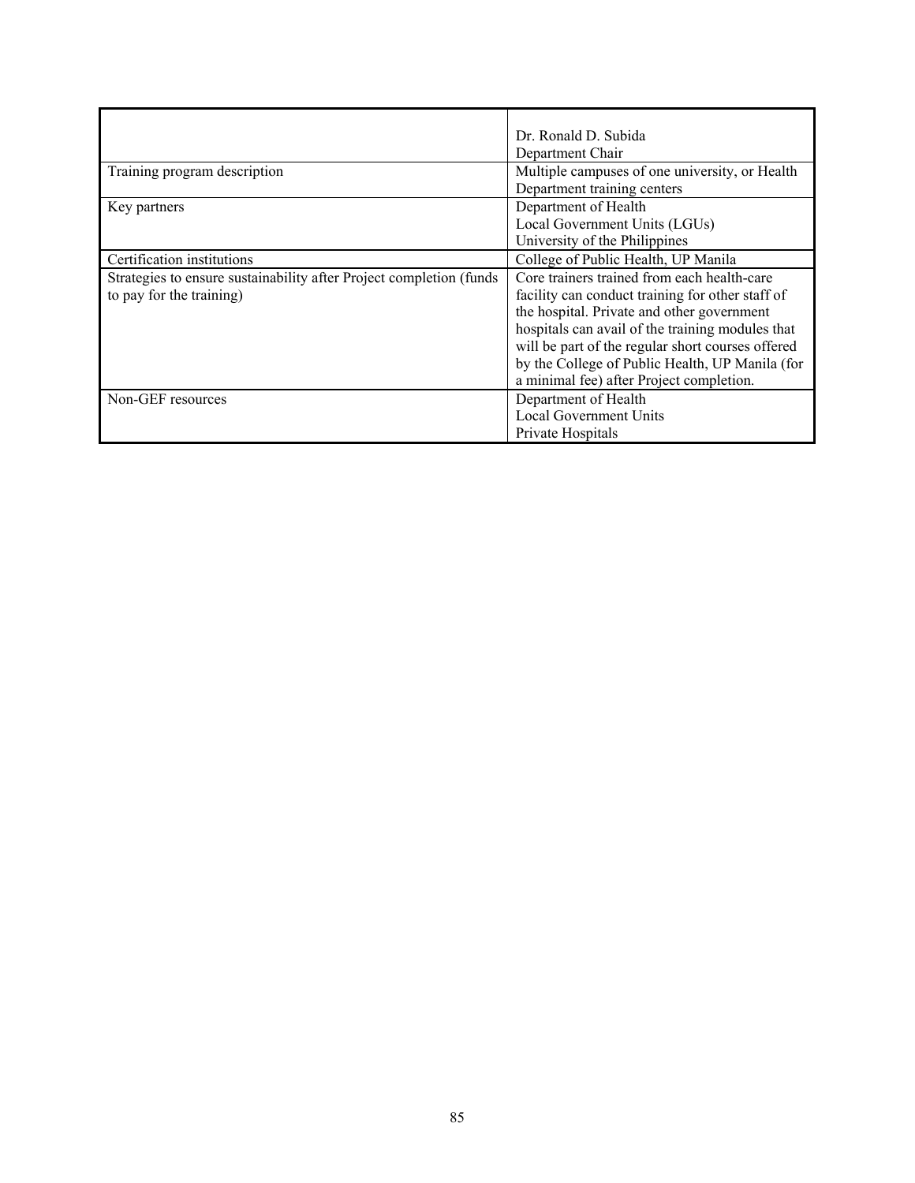| | |
|---|---|
| | Dr. Ronald D. Subida<br>Department Chair |
| Training program description | Multiple campuses of one university, or Health Department training centers |
| Key partners | Department of Health<br>Local Government Units (LGUs)<br>University of the Philippines |
| Certification institutions | College of Public Health, UP Manila |
| Strategies to ensure sustainability after Project completion (funds to pay for the training) | Core trainers trained from each health-care facility can conduct training for other staff of the hospital. Private and other government hospitals can avail of the training modules that will be part of the regular short courses offered by the College of Public Health, UP Manila (for a minimal fee) after Project completion. |
| Non-GEF resources | Department of Health<br>Local Government Units<br>Private Hospitals |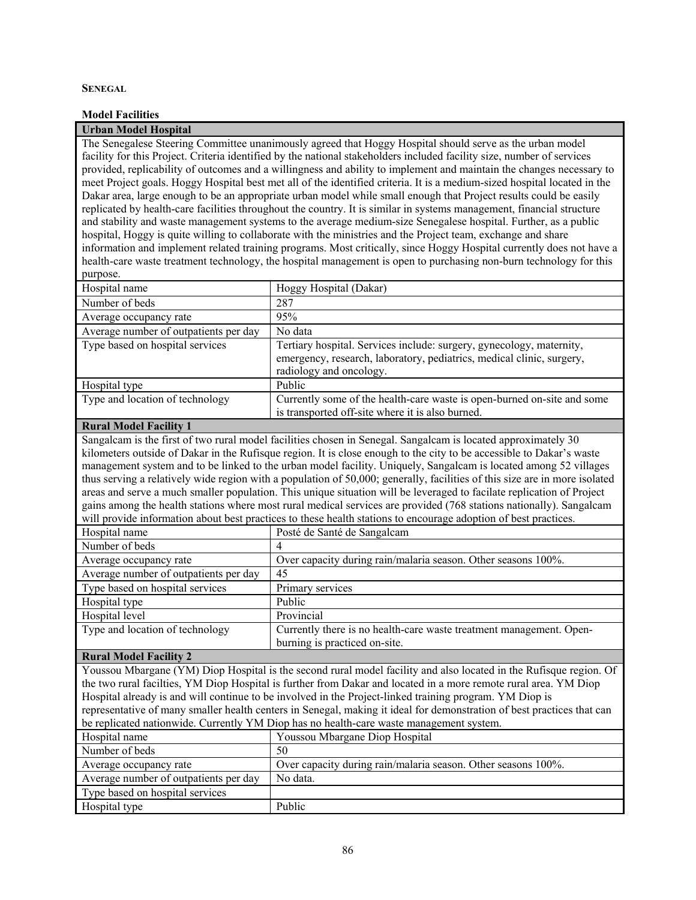**SENEGAL**

**Model Facilities**

| **Urban Model Hospital** | |
|---|---|
| The Senegalese Steering Committee unanimously agreed that Hoggy Hospital should serve as the urban model facility for this Project. Criteria identified by the national stakeholders included facility size, number of services provided, replicability of outcomes and a willingness and ability to implement and maintain the changes necessary to meet Project goals. Hoggy Hospital best met all of the identified criteria. It is a medium-sized hospital located in the Dakar area, large enough to be an appropriate urban model while small enough that Project results could be easily replicated by health-care facilities throughout the country. It is similar in systems management, financial structure and stability and waste management systems to the average medium-size Senegalese hospital. Further, as a public hospital, Hoggy is quite willing to collaborate with the ministries and the Project team, exchange and share information and implement related training programs. Most critically, since Hoggy Hospital currently does not have a health-care waste treatment technology, the hospital management is open to purchasing non-burn technology for this purpose. | |
| Hospital name | Hoggy Hospital (Dakar) |
| Number of beds | 287 |
| Average occupancy rate | 95% |
| Average number of outpatients per day | No data |
| Type based on hospital services | Tertiary hospital. Services include: surgery, gynecology, maternity, emergency, research, laboratory, pediatrics, medical clinic, surgery, radiology and oncology. |
| Hospital type | Public |
| Type and location of technology | Currently some of the health-care waste is open-burned on-site and some is transported off-site where it is also burned. |
| **Rural Model Facility 1** | |
| Sangalcam is the first of two rural model facilities chosen in Senegal. Sangalcam is located approximately 30 kilometers outside of Dakar in the Rufisque region. It is close enough to the city to be accessible to Dakar's waste management system and to be linked to the urban model facility. Uniquely, Sangalcam is located among 52 villages thus serving a relatively wide region with a population of 50,000; generally, facilities of this size are in more isolated areas and serve a much smaller population. This unique situation will be leveraged to facilate replication of Project gains among the health stations where most rural medical services are provided (768 stations nationally). Sangalcam will provide information about best practices to these health stations to encourage adoption of best practices. | |
| Hospital name | Posté de Santé de Sangalcam |
| Number of beds | 4 |
| Average occupancy rate | Over capacity during rain/malaria season. Other seasons 100%. |
| Average number of outpatients per day | 45 |
| Type based on hospital services | Primary services |
| Hospital type | Public |
| Hospital level | Provincial |
| Type and location of technology | Currently there is no health-care waste treatment management. Open-burning is practiced on-site. |
| **Rural Model Facility 2** | |
| Youssou Mbargane (YM) Diop Hospital is the second rural model facility and also located in the Rufisque region. Of the two rural facilties, YM Diop Hospital is further from Dakar and located in a more remote rural area. YM Diop Hospital already is and will continue to be involved in the Project-linked training program. YM Diop is representative of many smaller health centers in Senegal, making it ideal for demonstration of best practices that can be replicated nationwide. Currently YM Diop has no health-care waste management system. | |
| Hospital name | Youssou Mbargane Diop Hospital |
| Number of beds | 50 |
| Average occupancy rate | Over capacity during rain/malaria season. Other seasons 100%. |
| Average number of outpatients per day | No data. |
| Type based on hospital services | |
| Hospital type | Public |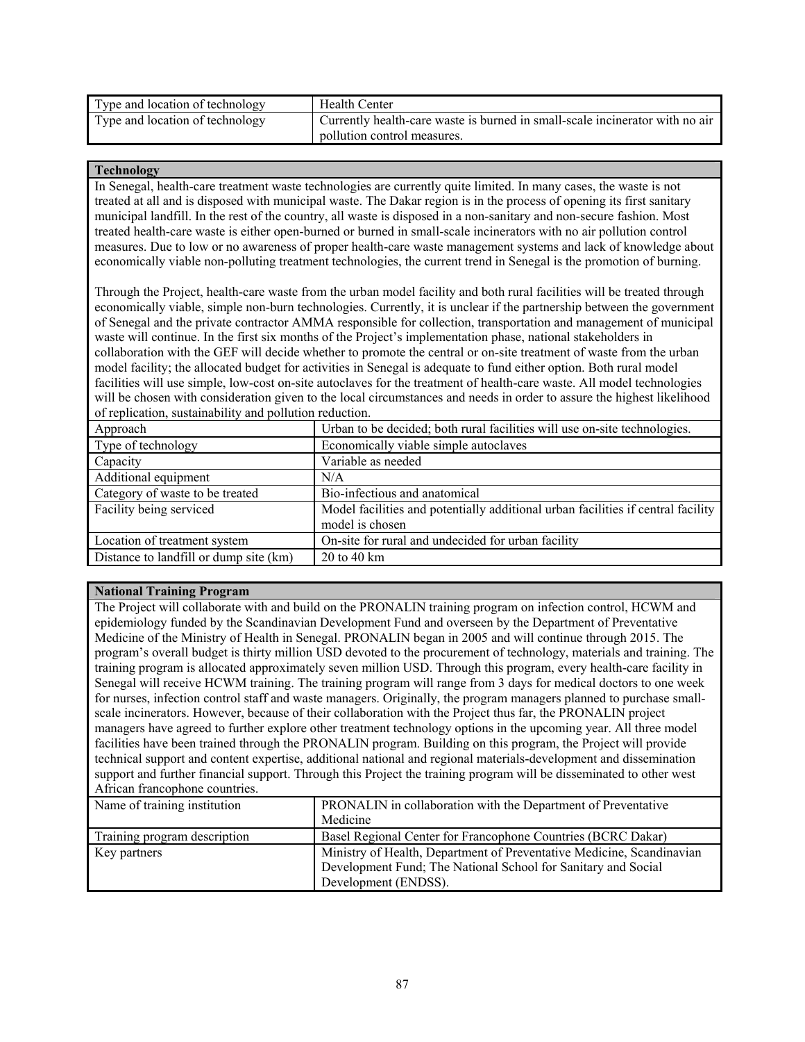| Type and location of technology | Health Center |
|---|---|
| Type and location of technology | Currently health-care waste is burned in small-scale incinerator with no air pollution control measures. |

| **Technology** | |
|---|---|
| In Senegal, health-care treatment waste technologies are currently quite limited. In many cases, the waste is not treated at all and is disposed with municipal waste. The Dakar region is in the process of opening its first sanitary municipal landfill. In the rest of the country, all waste is disposed in a non-sanitary and non-secure fashion. Most treated health-care waste is either open-burned or burned in small-scale incinerators with no air pollution control measures. Due to low or no awareness of proper health-care waste management systems and lack of knowledge about economically viable non-polluting treatment technologies, the current trend in Senegal is the promotion of burning.<br><br>Through the Project, health-care waste from the urban model facility and both rural facilities will be treated through economically viable, simple non-burn technologies. Currently, it is unclear if the partnership between the government of Senegal and the private contractor AMMA responsible for collection, transportation and management of municipal waste will continue. In the first six months of the Project's implementation phase, national stakeholders in collaboration with the GEF will decide whether to promote the central or on-site treatment of waste from the urban model facility; the allocated budget for activities in Senegal is adequate to fund either option. Both rural model facilities will use simple, low-cost on-site autoclaves for the treatment of health-care waste. All model technologies will be chosen with consideration given to the local circumstances and needs in order to assure the highest likelihood of replication, sustainability and pollution reduction. | |
| Approach | Urban to be decided; both rural facilities will use on-site technologies. |
| Type of technology | Economically viable simple autoclaves |
| Capacity | Variable as needed |
| Additional equipment | N/A |
| Category of waste to be treated | Bio-infectious and anatomical |
| Facility being serviced | Model facilities and potentially additional urban facilities if central facility model is chosen |
| Location of treatment system | On-site for rural and undecided for urban facility |
| Distance to landfill or dump site (km) | 20 to 40 km |

| **National Training Program** | |
|---|---|
| The Project will collaborate with and build on the PRONALIN training program on infection control, HCWM and epidemiology funded by the Scandinavian Development Fund and overseen by the Department of Preventative Medicine of the Ministry of Health in Senegal. PRONALIN began in 2005 and will continue through 2015. The program's overall budget is thirty million USD devoted to the procurement of technology, materials and training. The training program is allocated approximately seven million USD. Through this program, every health-care facility in Senegal will receive HCWM training. The training program will range from 3 days for medical doctors to one week for nurses, infection control staff and waste managers. Originally, the program managers planned to purchase small-scale incinerators. However, because of their collaboration with the Project thus far, the PRONALIN project managers have agreed to further explore other treatment technology options in the upcoming year. All three model facilities have been trained through the PRONALIN program. Building on this program, the Project will provide technical support and content expertise, additional national and regional materials-development and dissemination support and further financial support. Through this Project the training program will be disseminated to other west African francophone countries. | |
| Name of training institution | PRONALIN in collaboration with the Department of Preventative Medicine |
| Training program description | Basel Regional Center for Francophone Countries (BCRC Dakar) |
| Key partners | Ministry of Health, Department of Preventative Medicine, Scandinavian Development Fund; The National School for Sanitary and Social Development (ENDSS). |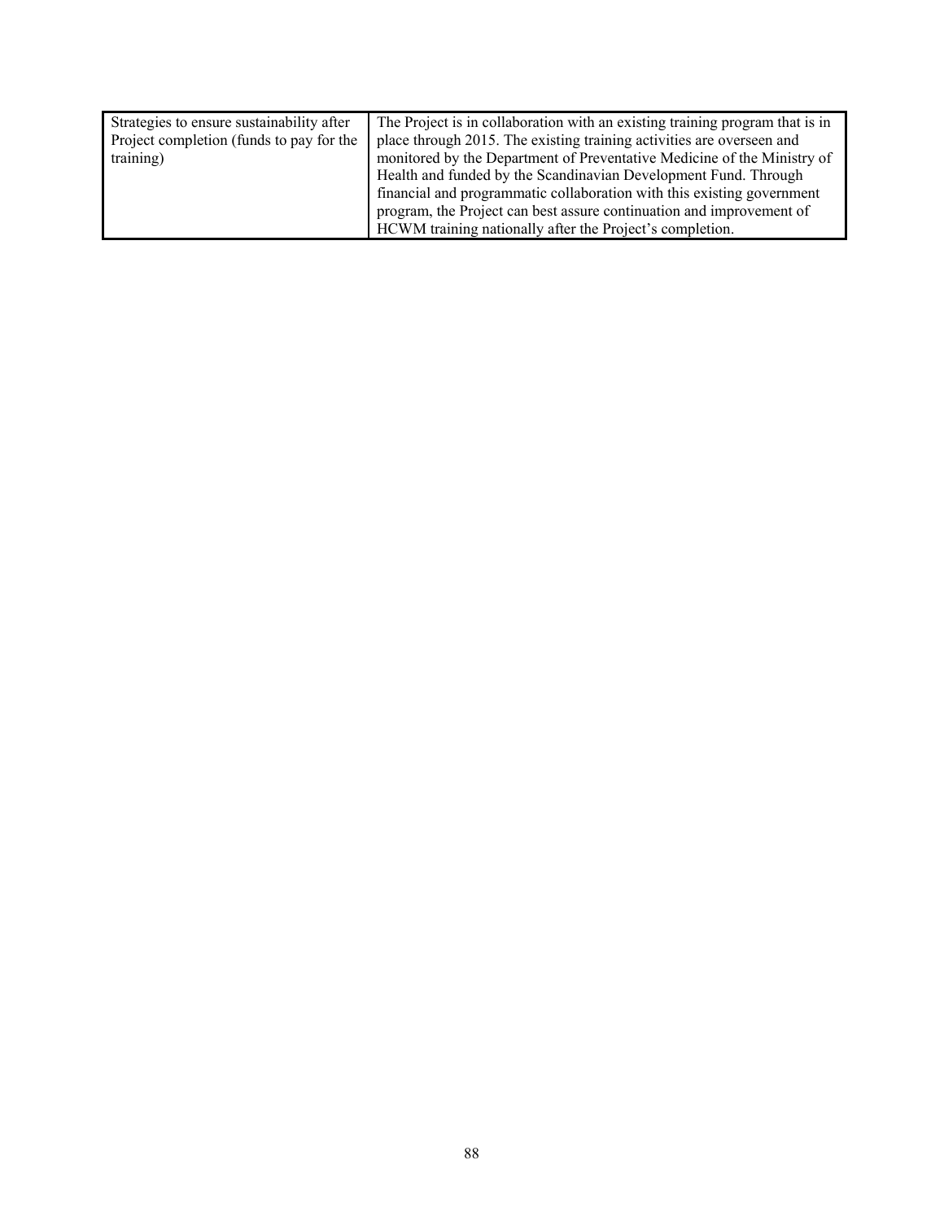| Strategies to ensure sustainability after Project completion (funds to pay for the training) | The Project is in collaboration with an existing training program that is in place through 2015. The existing training activities are overseen and monitored by the Department of Preventative Medicine of the Ministry of Health and funded by the Scandinavian Development Fund. Through financial and programmatic collaboration with this existing government program, the Project can best assure continuation and improvement of HCWM training nationally after the Project's completion. |
|---|---|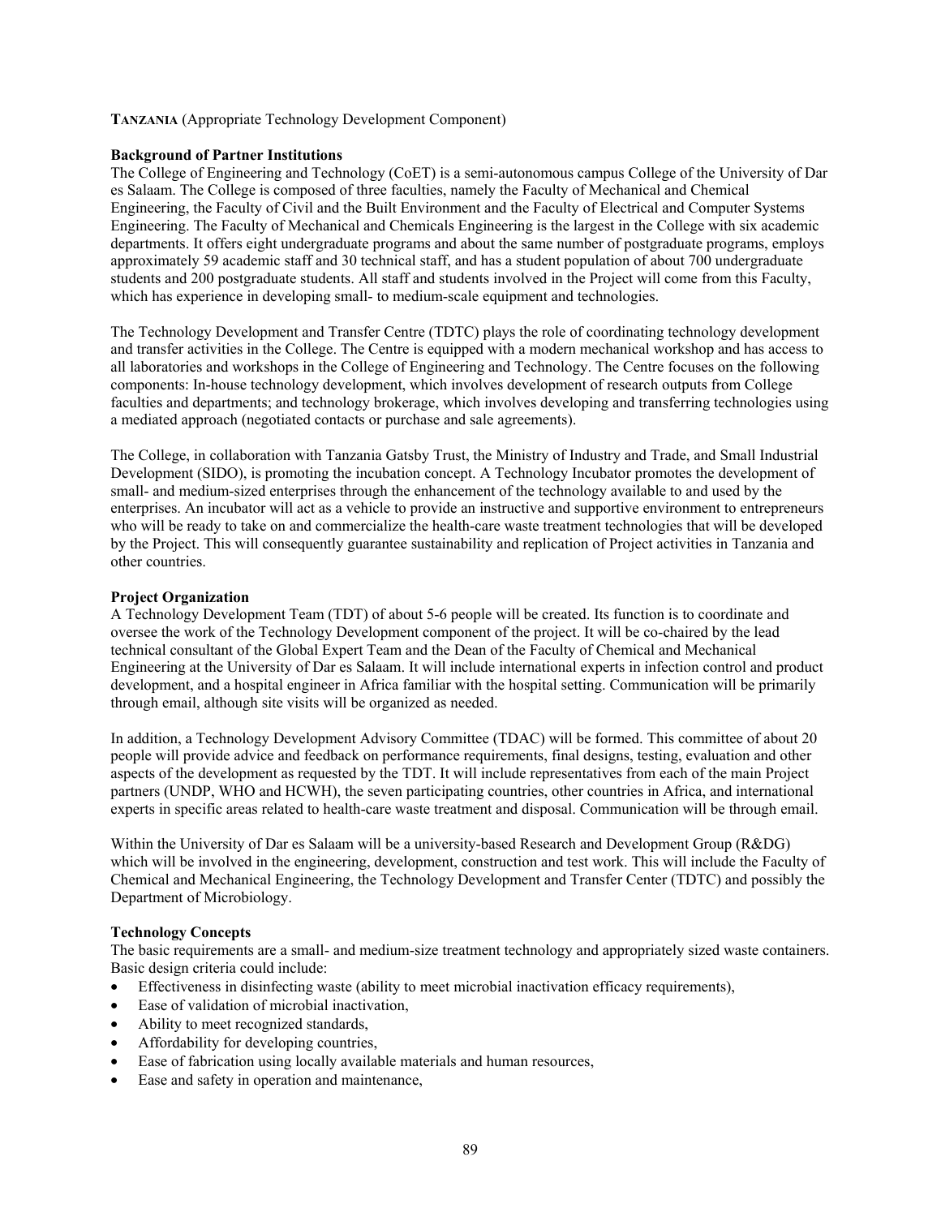**TANZANIA** (Appropriate Technology Development Component)

**Background of Partner Institutions**

The College of Engineering and Technology (CoET) is a semi-autonomous campus College of the University of Dar es Salaam. The College is composed of three faculties, namely the Faculty of Mechanical and Chemical Engineering, the Faculty of Civil and the Built Environment and the Faculty of Electrical and Computer Systems Engineering. The Faculty of Mechanical and Chemicals Engineering is the largest in the College with six academic departments. It offers eight undergraduate programs and about the same number of postgraduate programs, employs approximately 59 academic staff and 30 technical staff, and has a student population of about 700 undergraduate students and 200 postgraduate students. All staff and students involved in the Project will come from this Faculty, which has experience in developing small- to medium-scale equipment and technologies.

The Technology Development and Transfer Centre (TDTC) plays the role of coordinating technology development and transfer activities in the College. The Centre is equipped with a modern mechanical workshop and has access to all laboratories and workshops in the College of Engineering and Technology. The Centre focuses on the following components: In-house technology development, which involves development of research outputs from College faculties and departments; and technology brokerage, which involves developing and transferring technologies using a mediated approach (negotiated contacts or purchase and sale agreements).

The College, in collaboration with Tanzania Gatsby Trust, the Ministry of Industry and Trade, and Small Industrial Development (SIDO), is promoting the incubation concept. A Technology Incubator promotes the development of small- and medium-sized enterprises through the enhancement of the technology available to and used by the enterprises. An incubator will act as a vehicle to provide an instructive and supportive environment to entrepreneurs who will be ready to take on and commercialize the health-care waste treatment technologies that will be developed by the Project. This will consequently guarantee sustainability and replication of Project activities in Tanzania and other countries.

**Project Organization**

A Technology Development Team (TDT) of about 5-6 people will be created. Its function is to coordinate and oversee the work of the Technology Development component of the project. It will be co-chaired by the lead technical consultant of the Global Expert Team and the Dean of the Faculty of Chemical and Mechanical Engineering at the University of Dar es Salaam. It will include international experts in infection control and product development, and a hospital engineer in Africa familiar with the hospital setting. Communication will be primarily through email, although site visits will be organized as needed.

In addition, a Technology Development Advisory Committee (TDAC) will be formed. This committee of about 20 people will provide advice and feedback on performance requirements, final designs, testing, evaluation and other aspects of the development as requested by the TDT. It will include representatives from each of the main Project partners (UNDP, WHO and HCWH), the seven participating countries, other countries in Africa, and international experts in specific areas related to health-care waste treatment and disposal. Communication will be through email.

Within the University of Dar es Salaam will be a university-based Research and Development Group (R&DG) which will be involved in the engineering, development, construction and test work. This will include the Faculty of Chemical and Mechanical Engineering, the Technology Development and Transfer Center (TDTC) and possibly the Department of Microbiology.

**Technology Concepts**

The basic requirements are a small- and medium-size treatment technology and appropriately sized waste containers. Basic design criteria could include:

- Effectiveness in disinfecting waste (ability to meet microbial inactivation efficacy requirements),
- Ease of validation of microbial inactivation,
- Ability to meet recognized standards,
- Affordability for developing countries,
- Ease of fabrication using locally available materials and human resources,
- Ease and safety in operation and maintenance,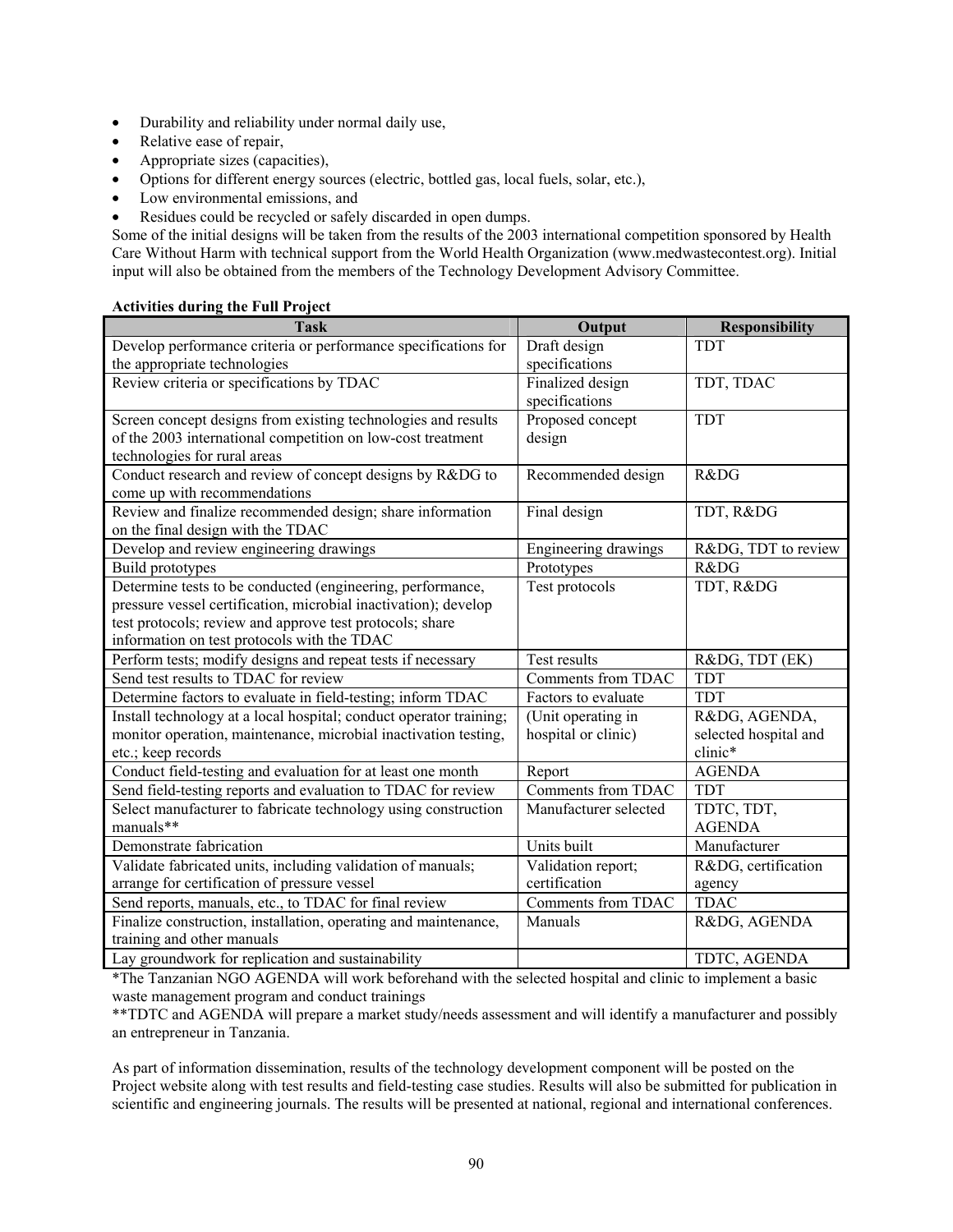- Durability and reliability under normal daily use,
- Relative ease of repair,
- Appropriate sizes (capacities),
- Options for different energy sources (electric, bottled gas, local fuels, solar, etc.),
- Low environmental emissions, and
- Residues could be recycled or safely discarded in open dumps.

Some of the initial designs will be taken from the results of the 2003 international competition sponsored by Health Care Without Harm with technical support from the World Health Organization (www.medwastecontest.org). Initial input will also be obtained from the members of the Technology Development Advisory Committee.

**Activities during the Full Project**

| Task | Output | Responsibility |
|---|---|---|
| Develop performance criteria or performance specifications for the appropriate technologies | Draft design specifications | TDT |
| Review criteria or specifications by TDAC | Finalized design specifications | TDT, TDAC |
| Screen concept designs from existing technologies and results of the 2003 international competition on low-cost treatment technologies for rural areas | Proposed concept design | TDT |
| Conduct research and review of concept designs by R&DG to come up with recommendations | Recommended design | R&DG |
| Review and finalize recommended design; share information on the final design with the TDAC | Final design | TDT, R&DG |
| Develop and review engineering drawings | Engineering drawings | R&DG, TDT to review |
| Build prototypes | Prototypes | R&DG |
| Determine tests to be conducted (engineering, performance, pressure vessel certification, microbial inactivation); develop test protocols; review and approve test protocols; share information on test protocols with the TDAC | Test protocols | TDT, R&DG |
| Perform tests; modify designs and repeat tests if necessary | Test results | R&DG, TDT (EK) |
| Send test results to TDAC for review | Comments from TDAC | TDT |
| Determine factors to evaluate in field-testing; inform TDAC | Factors to evaluate | TDT |
| Install technology at a local hospital; conduct operator training; monitor operation, maintenance, microbial inactivation testing, etc.; keep records | (Unit operating in hospital or clinic) | R&DG, AGENDA, selected hospital and clinic* |
| Conduct field-testing and evaluation for at least one month | Report | AGENDA |
| Send field-testing reports and evaluation to TDAC for review | Comments from TDAC | TDT |
| Select manufacturer to fabricate technology using construction manuals** | Manufacturer selected | TDTC, TDT, AGENDA |
| Demonstrate fabrication | Units built | Manufacturer |
| Validate fabricated units, including validation of manuals; arrange for certification of pressure vessel | Validation report; certification | R&DG, certification agency |
| Send reports, manuals, etc., to TDAC for final review | Comments from TDAC | TDAC |
| Finalize construction, installation, operating and maintenance, training and other manuals | Manuals | R&DG, AGENDA |
| Lay groundwork for replication and sustainability | | TDTC, AGENDA |

*The Tanzanian NGO AGENDA will work beforehand with the selected hospital and clinic to implement a basic waste management program and conduct trainings

**TDTC and AGENDA will prepare a market study/needs assessment and will identify a manufacturer and possibly an entrepreneur in Tanzania.

As part of information dissemination, results of the technology development component will be posted on the Project website along with test results and field-testing case studies. Results will also be submitted for publication in scientific and engineering journals. The results will be presented at national, regional and international conferences.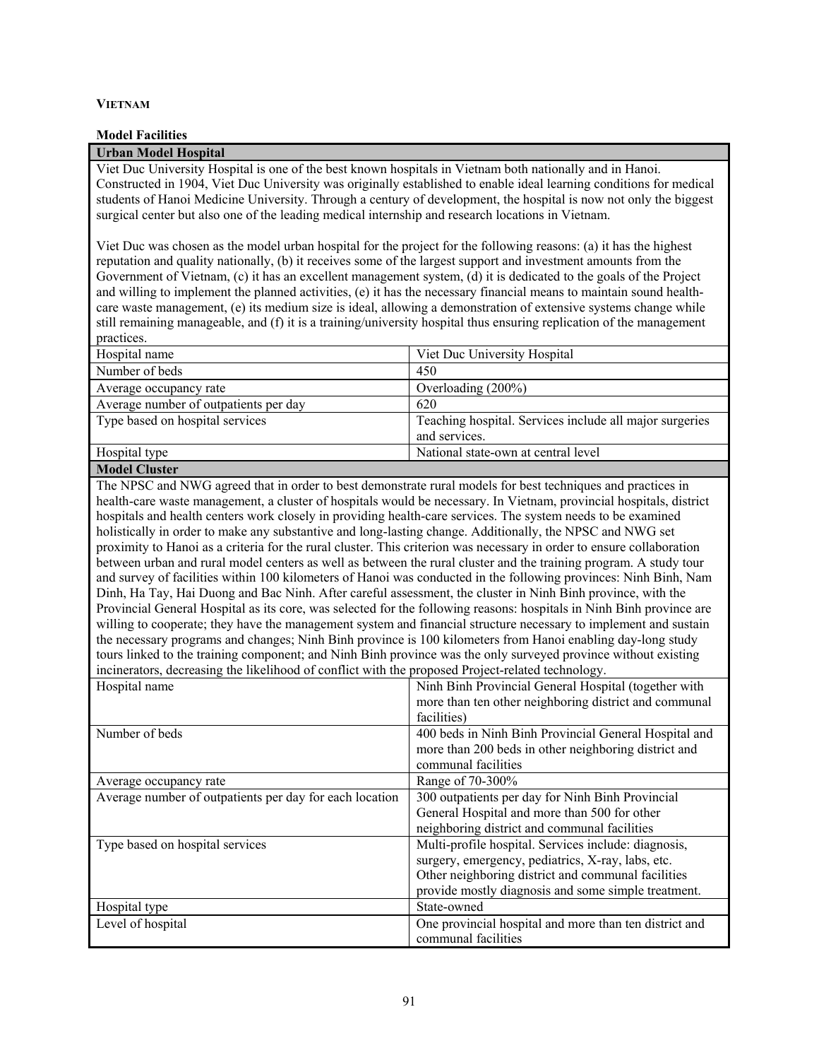**VIETNAM**

**Model Facilities**

**Urban Model Hospital**

Viet Duc University Hospital is one of the best known hospitals in Vietnam both nationally and in Hanoi. Constructed in 1904, Viet Duc University was originally established to enable ideal learning conditions for medical students of Hanoi Medicine University. Through a century of development, the hospital is now not only the biggest surgical center but also one of the leading medical internship and research locations in Vietnam.

Viet Duc was chosen as the model urban hospital for the project for the following reasons: (a) it has the highest reputation and quality nationally, (b) it receives some of the largest support and investment amounts from the Government of Vietnam, (c) it has an excellent management system, (d) it is dedicated to the goals of the Project and willing to implement the planned activities, (e) it has the necessary financial means to maintain sound health-care waste management, (e) its medium size is ideal, allowing a demonstration of extensive systems change while still remaining manageable, and (f) it is a training/university hospital thus ensuring replication of the management practices.

| Hospital name | Viet Duc University Hospital |
|---|---|
| Number of beds | 450 |
| Average occupancy rate | Overloading (200%) |
| Average number of outpatients per day | 620 |
| Type based on hospital services | Teaching hospital. Services include all major surgeries and services. |
| Hospital type | National state-own at central level |

**Model Cluster**

The NPSC and NWG agreed that in order to best demonstrate rural models for best techniques and practices in health-care waste management, a cluster of hospitals would be necessary. In Vietnam, provincial hospitals, district hospitals and health centers work closely in providing health-care services. The system needs to be examined holistically in order to make any substantive and long-lasting change. Additionally, the NPSC and NWG set proximity to Hanoi as a criteria for the rural cluster. This criterion was necessary in order to ensure collaboration between urban and rural model centers as well as between the rural cluster and the training program. A study tour and survey of facilities within 100 kilometers of Hanoi was conducted in the following provinces: Ninh Binh, Nam Dinh, Ha Tay, Hai Duong and Bac Ninh. After careful assessment, the cluster in Ninh Binh province, with the Provincial General Hospital as its core, was selected for the following reasons: hospitals in Ninh Binh province are willing to cooperate; they have the management system and financial structure necessary to implement and sustain the necessary programs and changes; Ninh Binh province is 100 kilometers from Hanoi enabling day-long study tours linked to the training component; and Ninh Binh province was the only surveyed province without existing incinerators, decreasing the likelihood of conflict with the proposed Project-related technology.

| Hospital name | Ninh Binh Provincial General Hospital (together with more than ten other neighboring district and communal facilities) |
|---|---|
| Number of beds | 400 beds in Ninh Binh Provincial General Hospital and more than 200 beds in other neighboring district and communal facilities |
| Average occupancy rate | Range of 70-300% |
| Average number of outpatients per day for each location | 300 outpatients per day for Ninh Binh Provincial General Hospital and more than 500 for other neighboring district and communal facilities |
| Type based on hospital services | Multi-profile hospital. Services include: diagnosis, surgery, emergency, pediatrics, X-ray, labs, etc. Other neighboring district and communal facilities provide mostly diagnosis and some simple treatment. |
| Hospital type | State-owned |
| Level of hospital | One provincial hospital and more than ten district and communal facilities |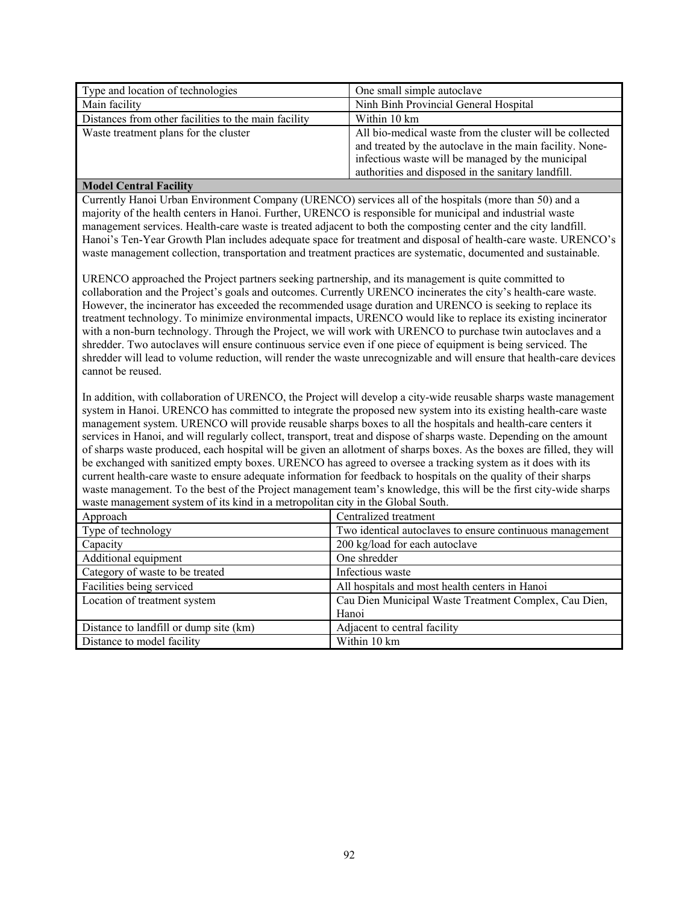| Type and location of technologies | One small simple autoclave |
|---|---|
| Main facility | Ninh Binh Provincial General Hospital |
| Distances from other facilities to the main facility | Within 10 km |
| Waste treatment plans for the cluster | All bio-medical waste from the cluster will be collected and treated by the autoclave in the main facility. None-infectious waste will be managed by the municipal authorities and disposed in the sanitary landfill. |

**Model Central Facility**

Currently Hanoi Urban Environment Company (URENCO) services all of the hospitals (more than 50) and a majority of the health centers in Hanoi. Further, URENCO is responsible for municipal and industrial waste management services. Health-care waste is treated adjacent to both the composting center and the city landfill. Hanoi's Ten-Year Growth Plan includes adequate space for treatment and disposal of health-care waste. URENCO's waste management collection, transportation and treatment practices are systematic, documented and sustainable.

URENCO approached the Project partners seeking partnership, and its management is quite committed to collaboration and the Project's goals and outcomes. Currently URENCO incinerates the city's health-care waste. However, the incinerator has exceeded the recommended usage duration and URENCO is seeking to replace its treatment technology. To minimize environmental impacts, URENCO would like to replace its existing incinerator with a non-burn technology. Through the Project, we will work with URENCO to purchase twin autoclaves and a shredder. Two autoclaves will ensure continuous service even if one piece of equipment is being serviced. The shredder will lead to volume reduction, will render the waste unrecognizable and will ensure that health-care devices cannot be reused.

In addition, with collaboration of URENCO, the Project will develop a city-wide reusable sharps waste management system in Hanoi. URENCO has committed to integrate the proposed new system into its existing health-care waste management system. URENCO will provide reusable sharps boxes to all the hospitals and health-care centers it services in Hanoi, and will regularly collect, transport, treat and dispose of sharps waste. Depending on the amount of sharps waste produced, each hospital will be given an allotment of sharps boxes. As the boxes are filled, they will be exchanged with sanitized empty boxes. URENCO has agreed to oversee a tracking system as it does with its current health-care waste to ensure adequate information for feedback to hospitals on the quality of their sharps waste management. To the best of the Project management team's knowledge, this will be the first city-wide sharps waste management system of its kind in a metropolitan city in the Global South.

| Approach | Centralized treatment |
|---|---|
| Type of technology | Two identical autoclaves to ensure continuous management |
| Capacity | 200 kg/load for each autoclave |
| Additional equipment | One shredder |
| Category of waste to be treated | Infectious waste |
| Facilities being serviced | All hospitals and most health centers in Hanoi |
| Location of treatment system | Cau Dien Municipal Waste Treatment Complex, Cau Dien, Hanoi |
| Distance to landfill or dump site (km) | Adjacent to central facility |
| Distance to model facility | Within 10 km |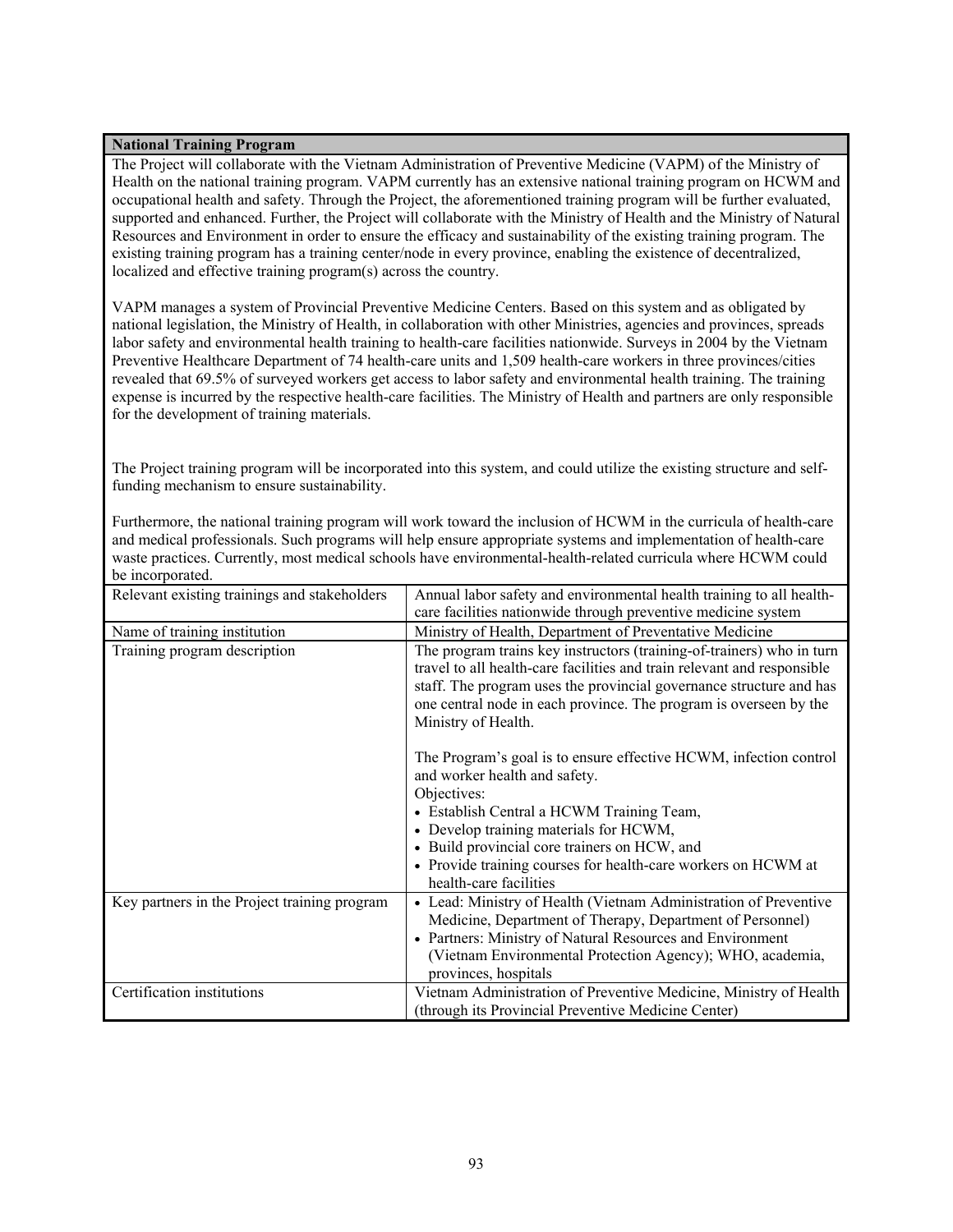**National Training Program**

The Project will collaborate with the Vietnam Administration of Preventive Medicine (VAPM) of the Ministry of Health on the national training program. VAPM currently has an extensive national training program on HCWM and occupational health and safety. Through the Project, the aforementioned training program will be further evaluated, supported and enhanced. Further, the Project will collaborate with the Ministry of Health and the Ministry of Natural Resources and Environment in order to ensure the efficacy and sustainability of the existing training program. The existing training program has a training center/node in every province, enabling the existence of decentralized, localized and effective training program(s) across the country.

VAPM manages a system of Provincial Preventive Medicine Centers. Based on this system and as obligated by national legislation, the Ministry of Health, in collaboration with other Ministries, agencies and provinces, spreads labor safety and environmental health training to health-care facilities nationwide. Surveys in 2004 by the Vietnam Preventive Healthcare Department of 74 health-care units and 1,509 health-care workers in three provinces/cities revealed that 69.5% of surveyed workers get access to labor safety and environmental health training. The training expense is incurred by the respective health-care facilities. The Ministry of Health and partners are only responsible for the development of training materials.

The Project training program will be incorporated into this system, and could utilize the existing structure and self-funding mechanism to ensure sustainability.

Furthermore, the national training program will work toward the inclusion of HCWM in the curricula of health-care and medical professionals. Such programs will help ensure appropriate systems and implementation of health-care waste practices. Currently, most medical schools have environmental-health-related curricula where HCWM could be incorporated.

| | |
|---|---|
| Relevant existing trainings and stakeholders | Annual labor safety and environmental health training to all health-care facilities nationwide through preventive medicine system |
| Name of training institution | Ministry of Health, Department of Preventative Medicine |
| Training program description | The program trains key instructors (training-of-trainers) who in turn travel to all health-care facilities and train relevant and responsible staff. The program uses the provincial governance structure and has one central node in each province. The program is overseen by the Ministry of Health.<br><br>The Program's goal is to ensure effective HCWM, infection control and worker health and safety.<br>Objectives:<br>• Establish Central a HCWM Training Team,<br>• Develop training materials for HCWM,<br>• Build provincial core trainers on HCW, and<br>• Provide training courses for health-care workers on HCWM at health-care facilities |
| Key partners in the Project training program | • Lead: Ministry of Health (Vietnam Administration of Preventive Medicine, Department of Therapy, Department of Personnel)<br>• Partners: Ministry of Natural Resources and Environment (Vietnam Environmental Protection Agency); WHO, academia, provinces, hospitals |
| Certification institutions | Vietnam Administration of Preventive Medicine, Ministry of Health (through its Provincial Preventive Medicine Center) |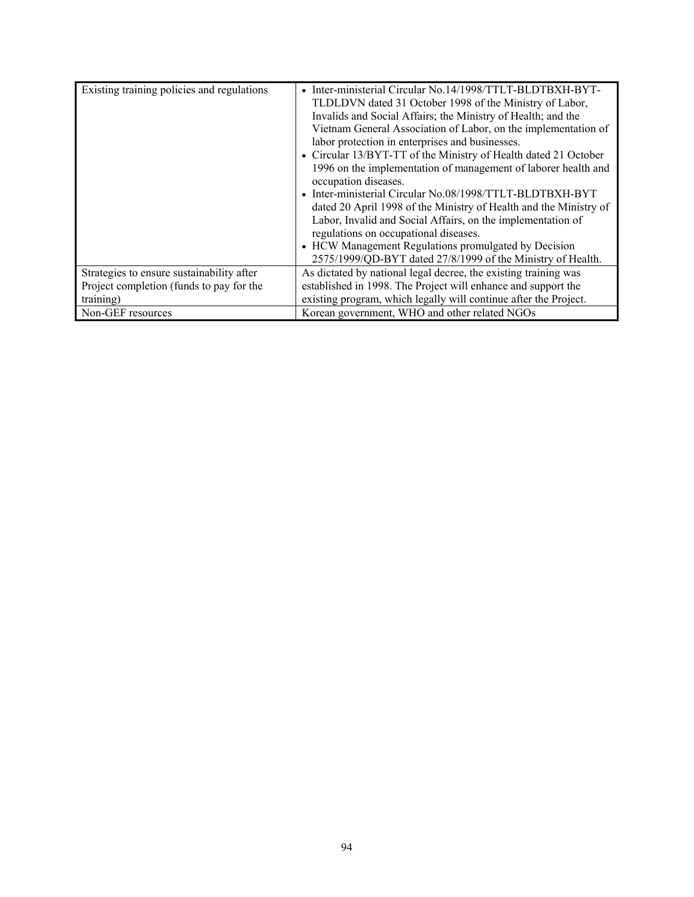| | |
|---|---|
| Existing training policies and regulations | • Inter-ministerial Circular No.14/1998/TTLT-BLDTBXH-BYT-TLDLDVN dated 31 October 1998 of the Ministry of Labor, Invalids and Social Affairs; the Ministry of Health; and the Vietnam General Association of Labor, on the implementation of labor protection in enterprises and businesses.<br>• Circular 13/BYT-TT of the Ministry of Health dated 21 October 1996 on the implementation of management of laborer health and occupation diseases.<br>• Inter-ministerial Circular No.08/1998/TTLT-BLDTBXH-BYT dated 20 April 1998 of the Ministry of Health and the Ministry of Labor, Invalid and Social Affairs, on the implementation of regulations on occupational diseases.<br>• HCW Management Regulations promulgated by Decision 2575/1999/QD-BYT dated 27/8/1999 of the Ministry of Health. |
| Strategies to ensure sustainability after Project completion (funds to pay for the training) | As dictated by national legal decree, the existing training was established in 1998. The Project will enhance and support the existing program, which legally will continue after the Project. |
| Non-GEF resources | Korean government, WHO and other related NGOs |